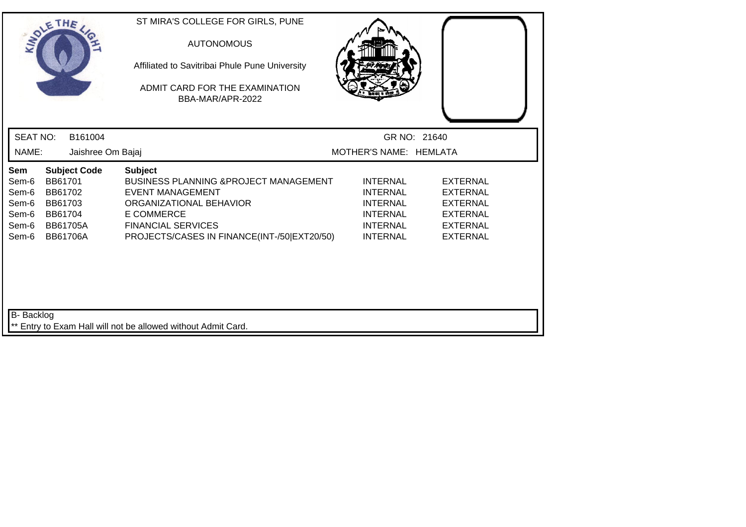ST MIRA'S COLLEGE FOR GIRLS, PUNE

AUTONOMOUS

Affiliated to Savitribai Phule Pune University

ADMIT CARD FOR THE EXAMINATION
BBA-MAR/APR-2022

SEAT NO: B161004 GR NO: 21640

NAME: Jaishree Om Bajaj MOTHER'S NAME: HEMLATA

| Sem | Subject Code | Subject | | |
|---|---|---|---|---|
| Sem-6 | BB61701 | BUSINESS PLANNING &PROJECT MANAGEMENT | INTERNAL | EXTERNAL |
| Sem-6 | BB61702 | EVENT MANAGEMENT | INTERNAL | EXTERNAL |
| Sem-6 | BB61703 | ORGANIZATIONAL BEHAVIOR | INTERNAL | EXTERNAL |
| Sem-6 | BB61704 | E COMMERCE | INTERNAL | EXTERNAL |
| Sem-6 | BB61705A | FINANCIAL SERVICES | INTERNAL | EXTERNAL |
| Sem-6 | BB61706A | PROJECTS/CASES IN FINANCE(INT-/50\|EXT20/50) | INTERNAL | EXTERNAL |

B- Backlog

** Entry to Exam Hall will not be allowed without Admit Card.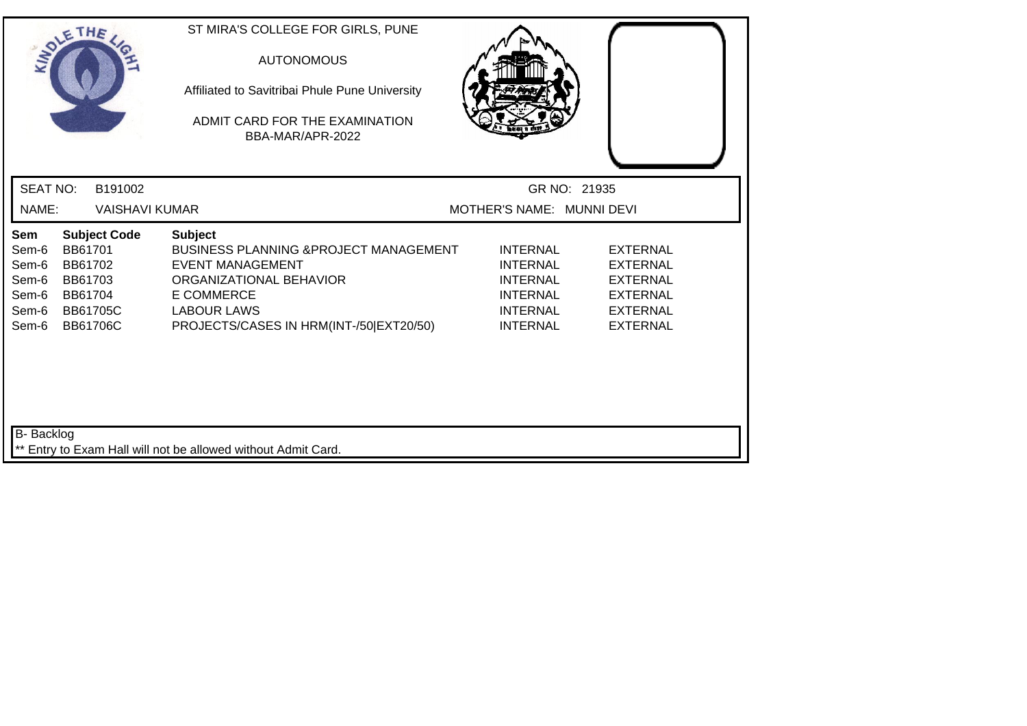ST MIRA'S COLLEGE FOR GIRLS, PUNE

AUTONOMOUS

Affiliated to Savitribai Phule Pune University

ADMIT CARD FOR THE EXAMINATION
BBA-MAR/APR-2022

SEAT NO: B191002 GR NO: 21935

NAME: VAISHAVI KUMAR MOTHER'S NAME: MUNNI DEVI

| Sem | Subject Code | Subject | | |
|---|---|---|---|---|
| Sem-6 | BB61701 | BUSINESS PLANNING &PROJECT MANAGEMENT | INTERNAL | EXTERNAL |
| Sem-6 | BB61702 | EVENT MANAGEMENT | INTERNAL | EXTERNAL |
| Sem-6 | BB61703 | ORGANIZATIONAL BEHAVIOR | INTERNAL | EXTERNAL |
| Sem-6 | BB61704 | E COMMERCE | INTERNAL | EXTERNAL |
| Sem-6 | BB61705C | LABOUR LAWS | INTERNAL | EXTERNAL |
| Sem-6 | BB61706C | PROJECTS/CASES IN HRM(INT-/50\|EXT20/50) | INTERNAL | EXTERNAL |

B- Backlog

** Entry to Exam Hall will not be allowed without Admit Card.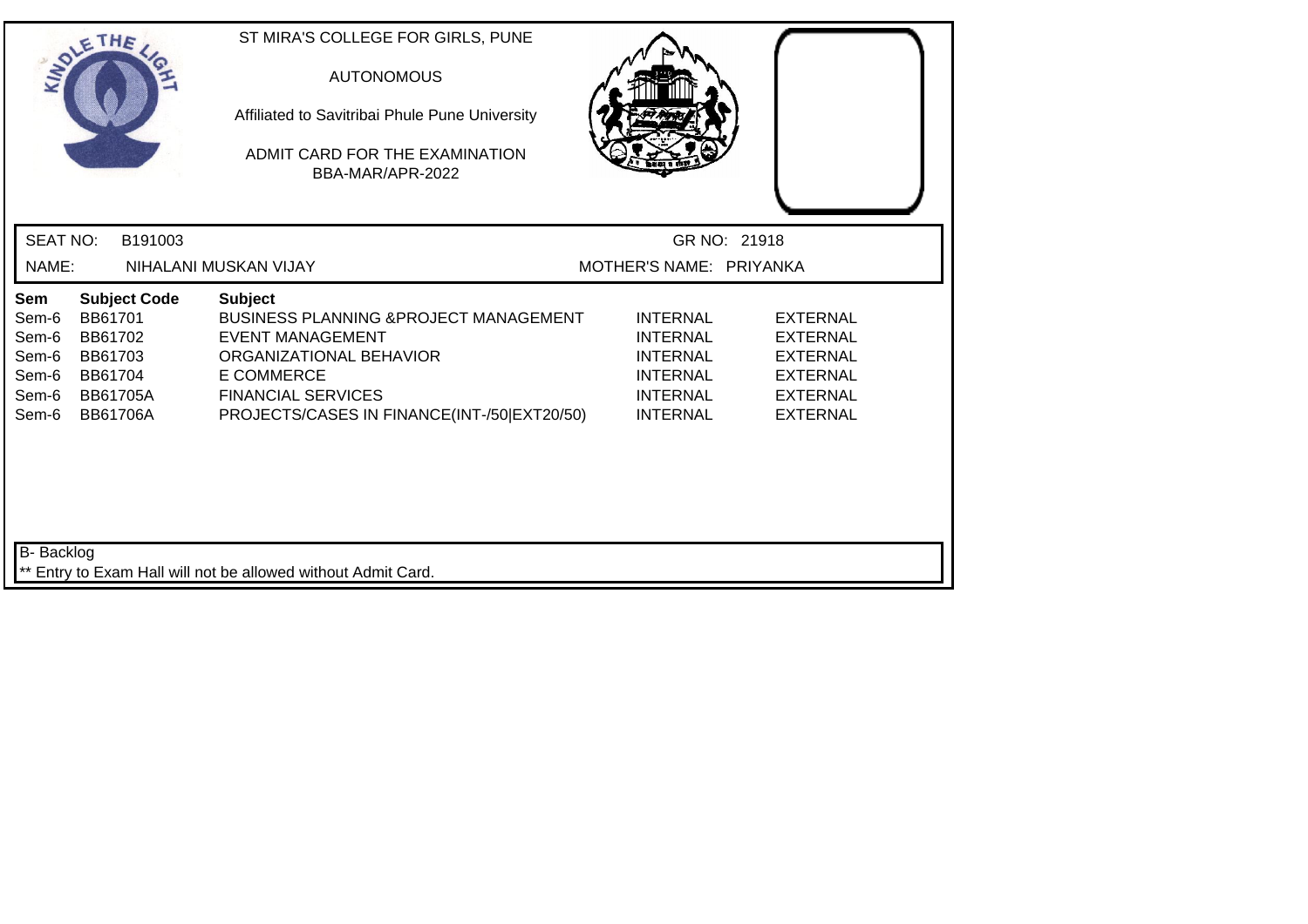ST MIRA'S COLLEGE FOR GIRLS, PUNE

AUTONOMOUS

Affiliated to Savitribai Phule Pune University

ADMIT CARD FOR THE EXAMINATION
BBA-MAR/APR-2022

SEAT NO: B191003 GR NO: 21918

NAME: NIHALANI MUSKAN VIJAY MOTHER'S NAME: PRIYANKA

| Sem | Subject Code | Subject | | |
|---|---|---|---|---|
| Sem-6 | BB61701 | BUSINESS PLANNING &PROJECT MANAGEMENT | INTERNAL | EXTERNAL |
| Sem-6 | BB61702 | EVENT MANAGEMENT | INTERNAL | EXTERNAL |
| Sem-6 | BB61703 | ORGANIZATIONAL BEHAVIOR | INTERNAL | EXTERNAL |
| Sem-6 | BB61704 | E COMMERCE | INTERNAL | EXTERNAL |
| Sem-6 | BB61705A | FINANCIAL SERVICES | INTERNAL | EXTERNAL |
| Sem-6 | BB61706A | PROJECTS/CASES IN FINANCE(INT-/50\|EXT20/50) | INTERNAL | EXTERNAL |

B- Backlog

** Entry to Exam Hall will not be allowed without Admit Card.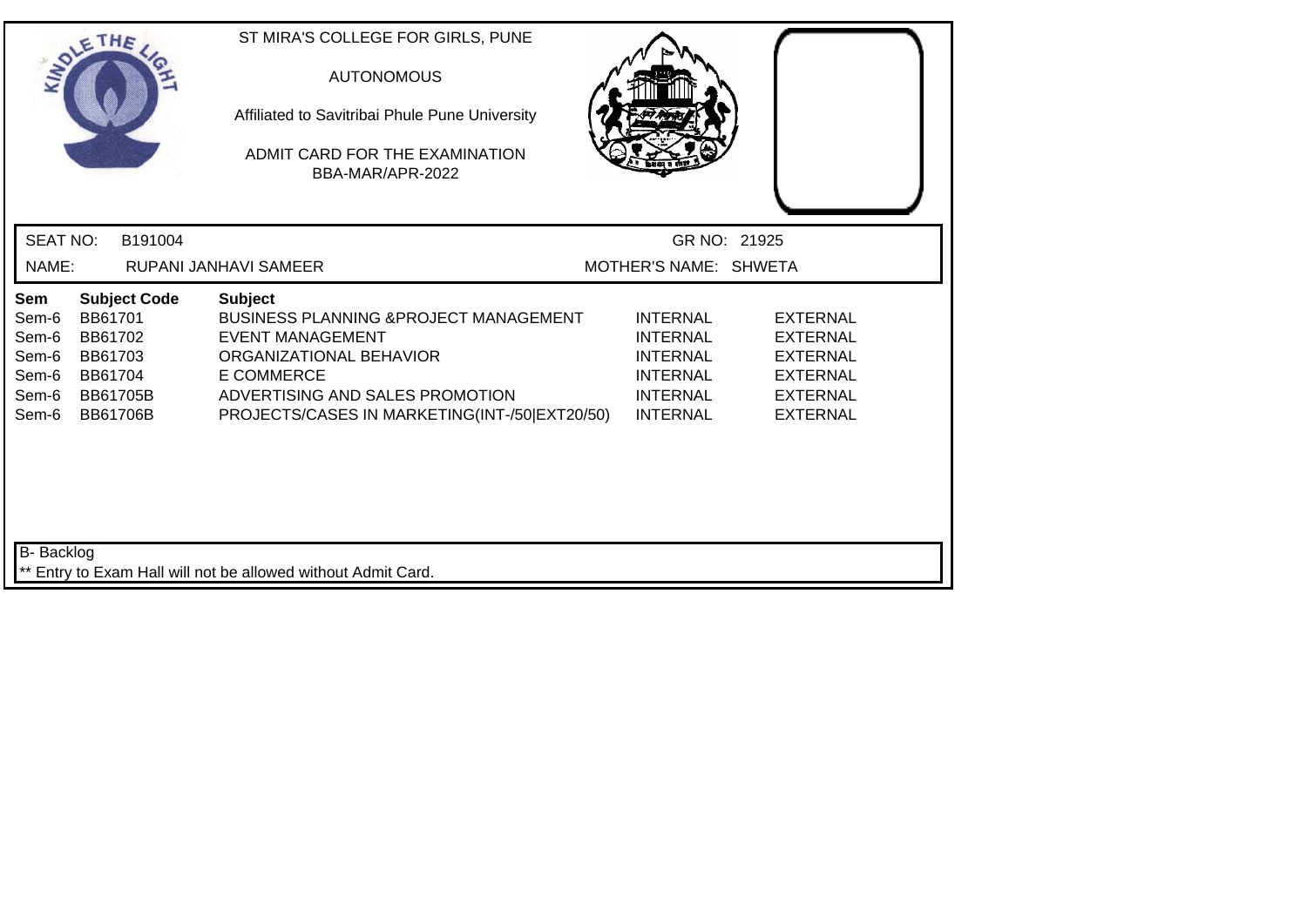ST MIRA'S COLLEGE FOR GIRLS, PUNE

AUTONOMOUS

Affiliated to Savitribai Phule Pune University

ADMIT CARD FOR THE EXAMINATION
BBA-MAR/APR-2022

SEAT NO: B191004 GR NO: 21925

NAME: RUPANI JANHAVI SAMEER MOTHER'S NAME: SHWETA

| Sem | Subject Code | Subject | | |
|---|---|---|---|---|
| Sem-6 | BB61701 | BUSINESS PLANNING &PROJECT MANAGEMENT | INTERNAL | EXTERNAL |
| Sem-6 | BB61702 | EVENT MANAGEMENT | INTERNAL | EXTERNAL |
| Sem-6 | BB61703 | ORGANIZATIONAL BEHAVIOR | INTERNAL | EXTERNAL |
| Sem-6 | BB61704 | E COMMERCE | INTERNAL | EXTERNAL |
| Sem-6 | BB61705B | ADVERTISING AND SALES PROMOTION | INTERNAL | EXTERNAL |
| Sem-6 | BB61706B | PROJECTS/CASES IN MARKETING(INT-/50\|EXT20/50) | INTERNAL | EXTERNAL |

B- Backlog

** Entry to Exam Hall will not be allowed without Admit Card.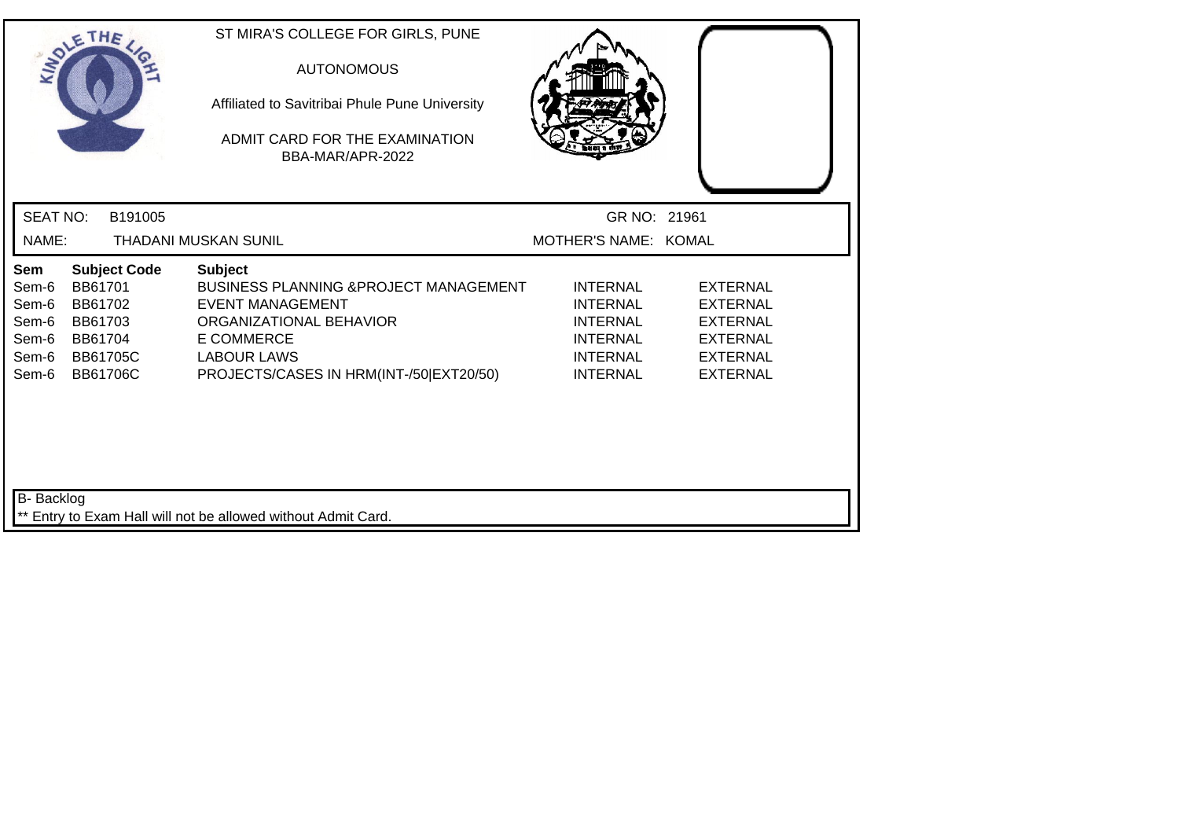ST MIRA'S COLLEGE FOR GIRLS, PUNE

AUTONOMOUS

Affiliated to Savitribai Phule Pune University

ADMIT CARD FOR THE EXAMINATION
BBA-MAR/APR-2022

SEAT NO: B191005 GR NO: 21961

NAME: THADANI MUSKAN SUNIL MOTHER'S NAME: KOMAL

| Sem | Subject Code | Subject | | |
|---|---|---|---|---|
| Sem-6 | BB61701 | BUSINESS PLANNING &PROJECT MANAGEMENT | INTERNAL | EXTERNAL |
| Sem-6 | BB61702 | EVENT MANAGEMENT | INTERNAL | EXTERNAL |
| Sem-6 | BB61703 | ORGANIZATIONAL BEHAVIOR | INTERNAL | EXTERNAL |
| Sem-6 | BB61704 | E COMMERCE | INTERNAL | EXTERNAL |
| Sem-6 | BB61705C | LABOUR LAWS | INTERNAL | EXTERNAL |
| Sem-6 | BB61706C | PROJECTS/CASES IN HRM(INT-/50\|EXT20/50) | INTERNAL | EXTERNAL |

B- Backlog

** Entry to Exam Hall will not be allowed without Admit Card.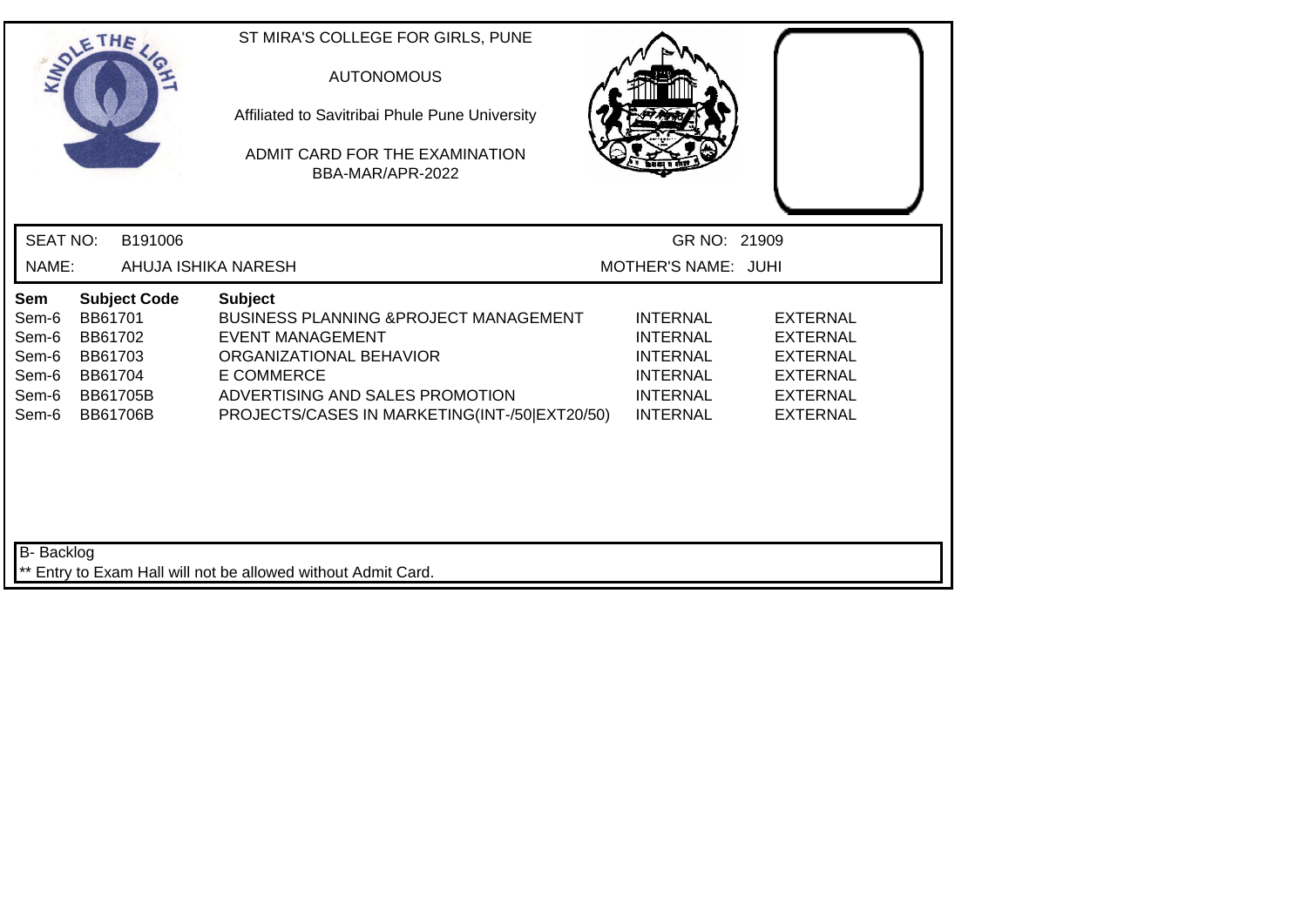ST MIRA'S COLLEGE FOR GIRLS, PUNE

AUTONOMOUS

Affiliated to Savitribai Phule Pune University

ADMIT CARD FOR THE EXAMINATION
BBA-MAR/APR-2022

SEAT NO: B191006 GR NO: 21909

NAME: AHUJA ISHIKA NARESH MOTHER'S NAME: JUHI

| Sem | Subject Code | Subject | | |
|---|---|---|---|---|
| Sem-6 | BB61701 | BUSINESS PLANNING &PROJECT MANAGEMENT | INTERNAL | EXTERNAL |
| Sem-6 | BB61702 | EVENT MANAGEMENT | INTERNAL | EXTERNAL |
| Sem-6 | BB61703 | ORGANIZATIONAL BEHAVIOR | INTERNAL | EXTERNAL |
| Sem-6 | BB61704 | E COMMERCE | INTERNAL | EXTERNAL |
| Sem-6 | BB61705B | ADVERTISING AND SALES PROMOTION | INTERNAL | EXTERNAL |
| Sem-6 | BB61706B | PROJECTS/CASES IN MARKETING(INT-/50\|EXT20/50) | INTERNAL | EXTERNAL |

B- Backlog

** Entry to Exam Hall will not be allowed without Admit Card.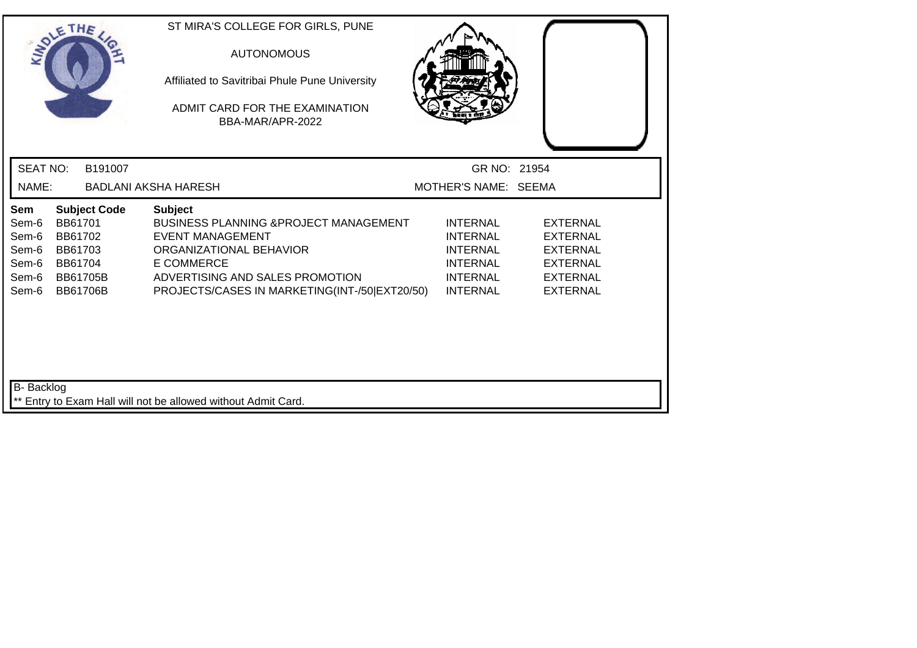ST MIRA'S COLLEGE FOR GIRLS, PUNE

AUTONOMOUS

Affiliated to Savitribai Phule Pune University

ADMIT CARD FOR THE EXAMINATION
BBA-MAR/APR-2022

SEAT NO: B191007 GR NO: 21954

NAME: BADLANI AKSHA HARESH MOTHER'S NAME: SEEMA

| Sem | Subject Code | Subject | | |
|---|---|---|---|---|
| Sem-6 | BB61701 | BUSINESS PLANNING &PROJECT MANAGEMENT | INTERNAL | EXTERNAL |
| Sem-6 | BB61702 | EVENT MANAGEMENT | INTERNAL | EXTERNAL |
| Sem-6 | BB61703 | ORGANIZATIONAL BEHAVIOR | INTERNAL | EXTERNAL |
| Sem-6 | BB61704 | E COMMERCE | INTERNAL | EXTERNAL |
| Sem-6 | BB61705B | ADVERTISING AND SALES PROMOTION | INTERNAL | EXTERNAL |
| Sem-6 | BB61706B | PROJECTS/CASES IN MARKETING(INT-/50\|EXT20/50) | INTERNAL | EXTERNAL |

B- Backlog

** Entry to Exam Hall will not be allowed without Admit Card.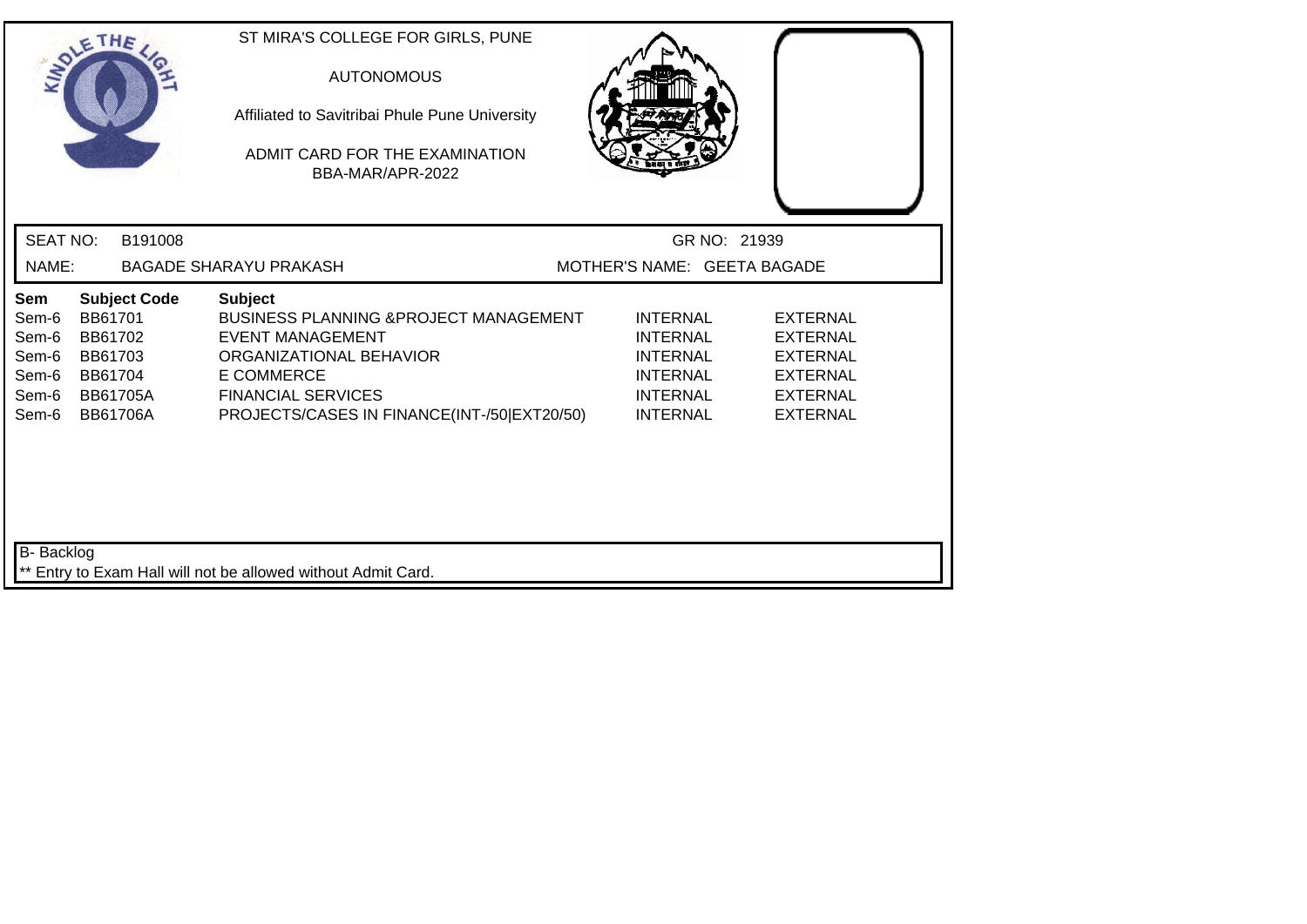ST MIRA'S COLLEGE FOR GIRLS, PUNE

AUTONOMOUS

Affiliated to Savitribai Phule Pune University

ADMIT CARD FOR THE EXAMINATION
BBA-MAR/APR-2022

SEAT NO: B191008 GR NO: 21939

NAME: BAGADE SHARAYU PRAKASH MOTHER'S NAME: GEETA BAGADE

| Sem | Subject Code | Subject | | |
|---|---|---|---|---|
| Sem-6 | BB61701 | BUSINESS PLANNING &PROJECT MANAGEMENT | INTERNAL | EXTERNAL |
| Sem-6 | BB61702 | EVENT MANAGEMENT | INTERNAL | EXTERNAL |
| Sem-6 | BB61703 | ORGANIZATIONAL BEHAVIOR | INTERNAL | EXTERNAL |
| Sem-6 | BB61704 | E COMMERCE | INTERNAL | EXTERNAL |
| Sem-6 | BB61705A | FINANCIAL SERVICES | INTERNAL | EXTERNAL |
| Sem-6 | BB61706A | PROJECTS/CASES IN FINANCE(INT-/50\|EXT20/50) | INTERNAL | EXTERNAL |

B- Backlog

** Entry to Exam Hall will not be allowed without Admit Card.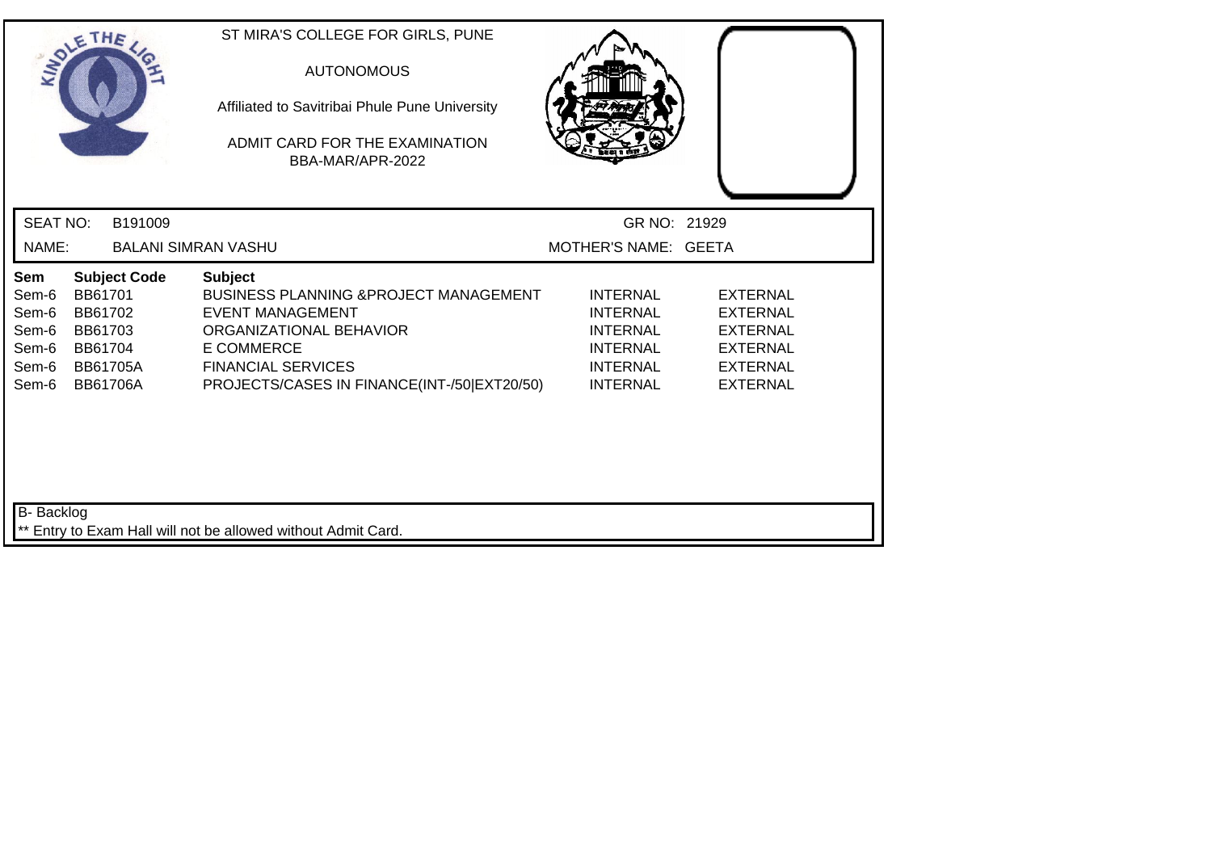ST MIRA'S COLLEGE FOR GIRLS, PUNE

AUTONOMOUS

Affiliated to Savitribai Phule Pune University

ADMIT CARD FOR THE EXAMINATION
BBA-MAR/APR-2022

SEAT NO: B191009 GR NO: 21929

NAME: BALANI SIMRAN VASHU MOTHER'S NAME: GEETA

| Sem | Subject Code | Subject | | |
|---|---|---|---|---|
| Sem-6 | BB61701 | BUSINESS PLANNING &PROJECT MANAGEMENT | INTERNAL | EXTERNAL |
| Sem-6 | BB61702 | EVENT MANAGEMENT | INTERNAL | EXTERNAL |
| Sem-6 | BB61703 | ORGANIZATIONAL BEHAVIOR | INTERNAL | EXTERNAL |
| Sem-6 | BB61704 | E COMMERCE | INTERNAL | EXTERNAL |
| Sem-6 | BB61705A | FINANCIAL SERVICES | INTERNAL | EXTERNAL |
| Sem-6 | BB61706A | PROJECTS/CASES IN FINANCE(INT-/50\|EXT20/50) | INTERNAL | EXTERNAL |

B- Backlog

** Entry to Exam Hall will not be allowed without Admit Card.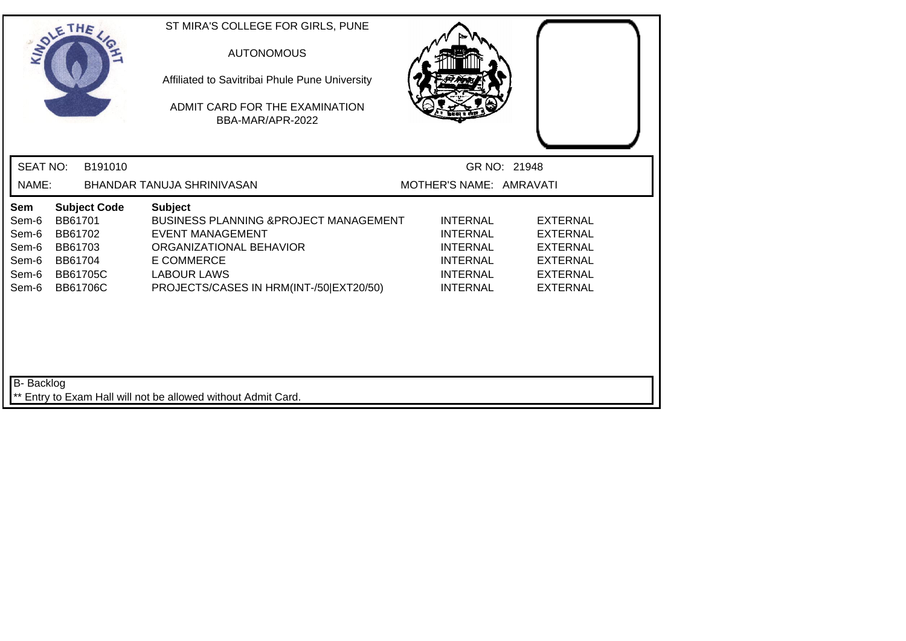ST MIRA'S COLLEGE FOR GIRLS, PUNE

AUTONOMOUS

Affiliated to Savitribai Phule Pune University

ADMIT CARD FOR THE EXAMINATION
BBA-MAR/APR-2022

SEAT NO: B191010 GR NO: 21948

NAME: BHANDAR TANUJA SHRINIVASAN MOTHER'S NAME: AMRAVATI

| Sem | Subject Code | Subject | | |
|---|---|---|---|---|
| Sem-6 | BB61701 | BUSINESS PLANNING &PROJECT MANAGEMENT | INTERNAL | EXTERNAL |
| Sem-6 | BB61702 | EVENT MANAGEMENT | INTERNAL | EXTERNAL |
| Sem-6 | BB61703 | ORGANIZATIONAL BEHAVIOR | INTERNAL | EXTERNAL |
| Sem-6 | BB61704 | E COMMERCE | INTERNAL | EXTERNAL |
| Sem-6 | BB61705C | LABOUR LAWS | INTERNAL | EXTERNAL |
| Sem-6 | BB61706C | PROJECTS/CASES IN HRM(INT-/50\|EXT20/50) | INTERNAL | EXTERNAL |

B- Backlog

** Entry to Exam Hall will not be allowed without Admit Card.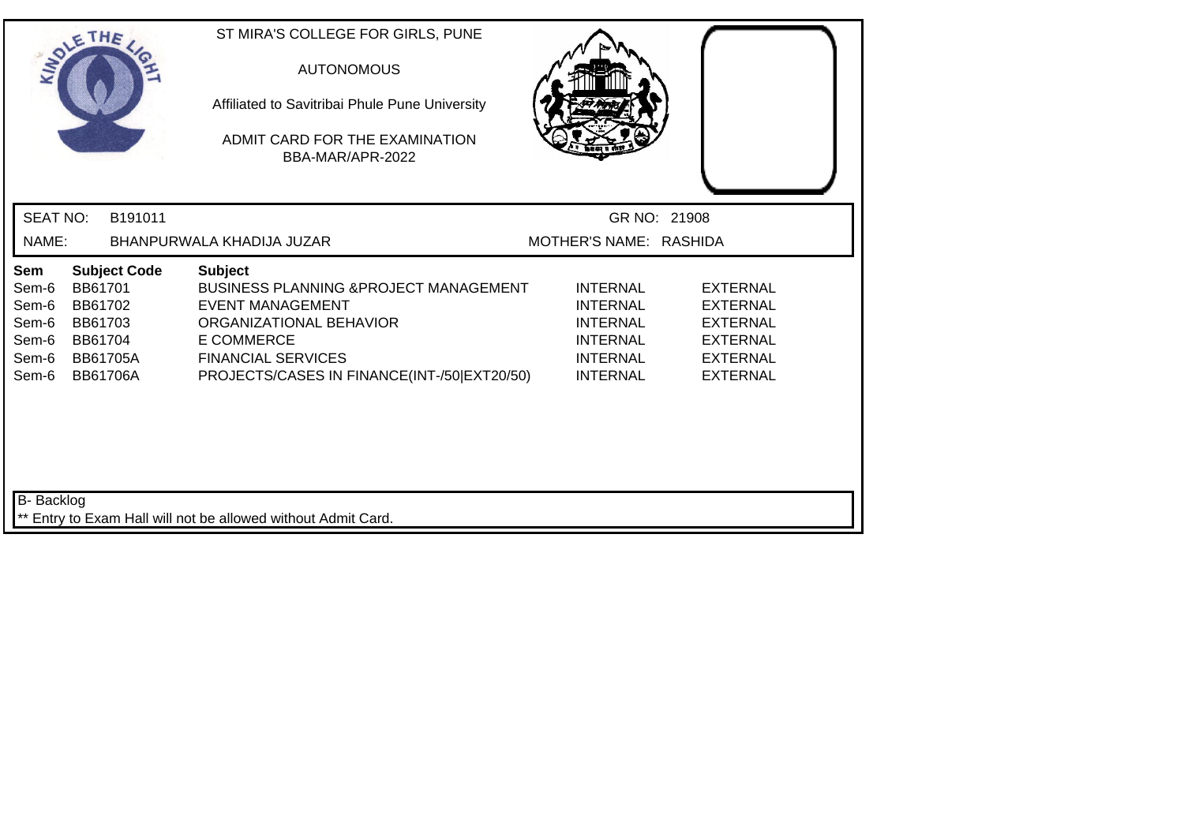ST MIRA'S COLLEGE FOR GIRLS, PUNE

AUTONOMOUS

Affiliated to Savitribai Phule Pune University

ADMIT CARD FOR THE EXAMINATION
BBA-MAR/APR-2022

SEAT NO: B191011 | GR NO: 21908

NAME: BHANPURWALA KHADIJA JUZAR | MOTHER'S NAME: RASHIDA

| Sem | Subject Code | Subject | | |
|---|---|---|---|---|
| Sem-6 | BB61701 | BUSINESS PLANNING &PROJECT MANAGEMENT | INTERNAL | EXTERNAL |
| Sem-6 | BB61702 | EVENT MANAGEMENT | INTERNAL | EXTERNAL |
| Sem-6 | BB61703 | ORGANIZATIONAL BEHAVIOR | INTERNAL | EXTERNAL |
| Sem-6 | BB61704 | E COMMERCE | INTERNAL | EXTERNAL |
| Sem-6 | BB61705A | FINANCIAL SERVICES | INTERNAL | EXTERNAL |
| Sem-6 | BB61706A | PROJECTS/CASES IN FINANCE(INT-/50\|EXT20/50) | INTERNAL | EXTERNAL |

B- Backlog

** Entry to Exam Hall will not be allowed without Admit Card.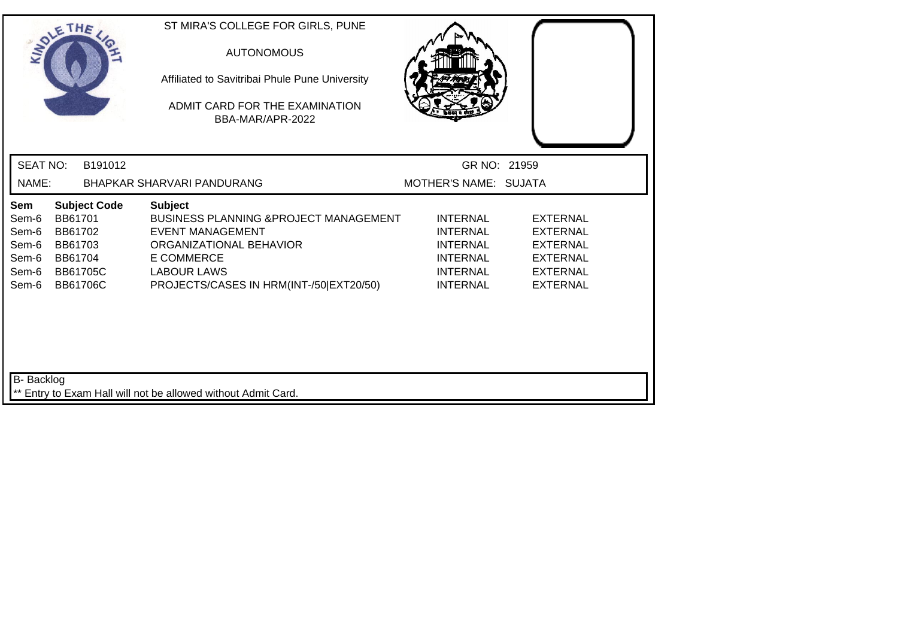ST MIRA'S COLLEGE FOR GIRLS, PUNE

AUTONOMOUS

Affiliated to Savitribai Phule Pune University

ADMIT CARD FOR THE EXAMINATION
BBA-MAR/APR-2022

SEAT NO: B191012 GR NO: 21959

NAME: BHAPKAR SHARVARI PANDURANG MOTHER'S NAME: SUJATA

| Sem | Subject Code | Subject | | |
|---|---|---|---|---|
| Sem-6 | BB61701 | BUSINESS PLANNING &PROJECT MANAGEMENT | INTERNAL | EXTERNAL |
| Sem-6 | BB61702 | EVENT MANAGEMENT | INTERNAL | EXTERNAL |
| Sem-6 | BB61703 | ORGANIZATIONAL BEHAVIOR | INTERNAL | EXTERNAL |
| Sem-6 | BB61704 | E COMMERCE | INTERNAL | EXTERNAL |
| Sem-6 | BB61705C | LABOUR LAWS | INTERNAL | EXTERNAL |
| Sem-6 | BB61706C | PROJECTS/CASES IN HRM(INT-/50\|EXT20/50) | INTERNAL | EXTERNAL |

B- Backlog

** Entry to Exam Hall will not be allowed without Admit Card.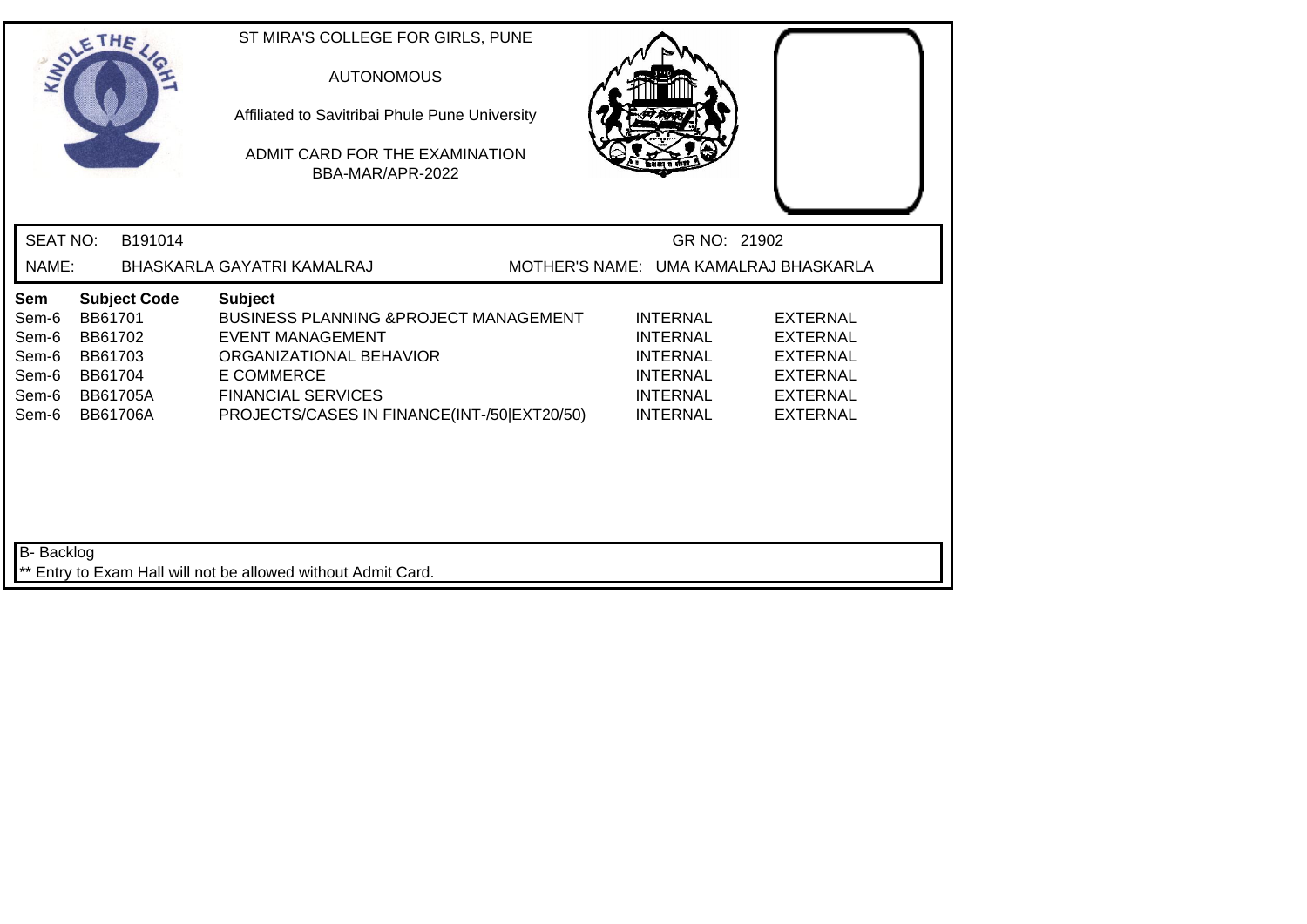ST MIRA'S COLLEGE FOR GIRLS, PUNE

AUTONOMOUS

Affiliated to Savitribai Phule Pune University

ADMIT CARD FOR THE EXAMINATION
BBA-MAR/APR-2022

SEAT NO: B191014 GR NO: 21902

NAME: BHASKARLA GAYATRI KAMALRAJ MOTHER'S NAME: UMA KAMALRAJ BHASKARLA

| Sem | Subject Code | Subject | | |
|---|---|---|---|---|
| Sem-6 | BB61701 | BUSINESS PLANNING &PROJECT MANAGEMENT | INTERNAL | EXTERNAL |
| Sem-6 | BB61702 | EVENT MANAGEMENT | INTERNAL | EXTERNAL |
| Sem-6 | BB61703 | ORGANIZATIONAL BEHAVIOR | INTERNAL | EXTERNAL |
| Sem-6 | BB61704 | E COMMERCE | INTERNAL | EXTERNAL |
| Sem-6 | BB61705A | FINANCIAL SERVICES | INTERNAL | EXTERNAL |
| Sem-6 | BB61706A | PROJECTS/CASES IN FINANCE(INT-/50\|EXT20/50) | INTERNAL | EXTERNAL |

B- Backlog

** Entry to Exam Hall will not be allowed without Admit Card.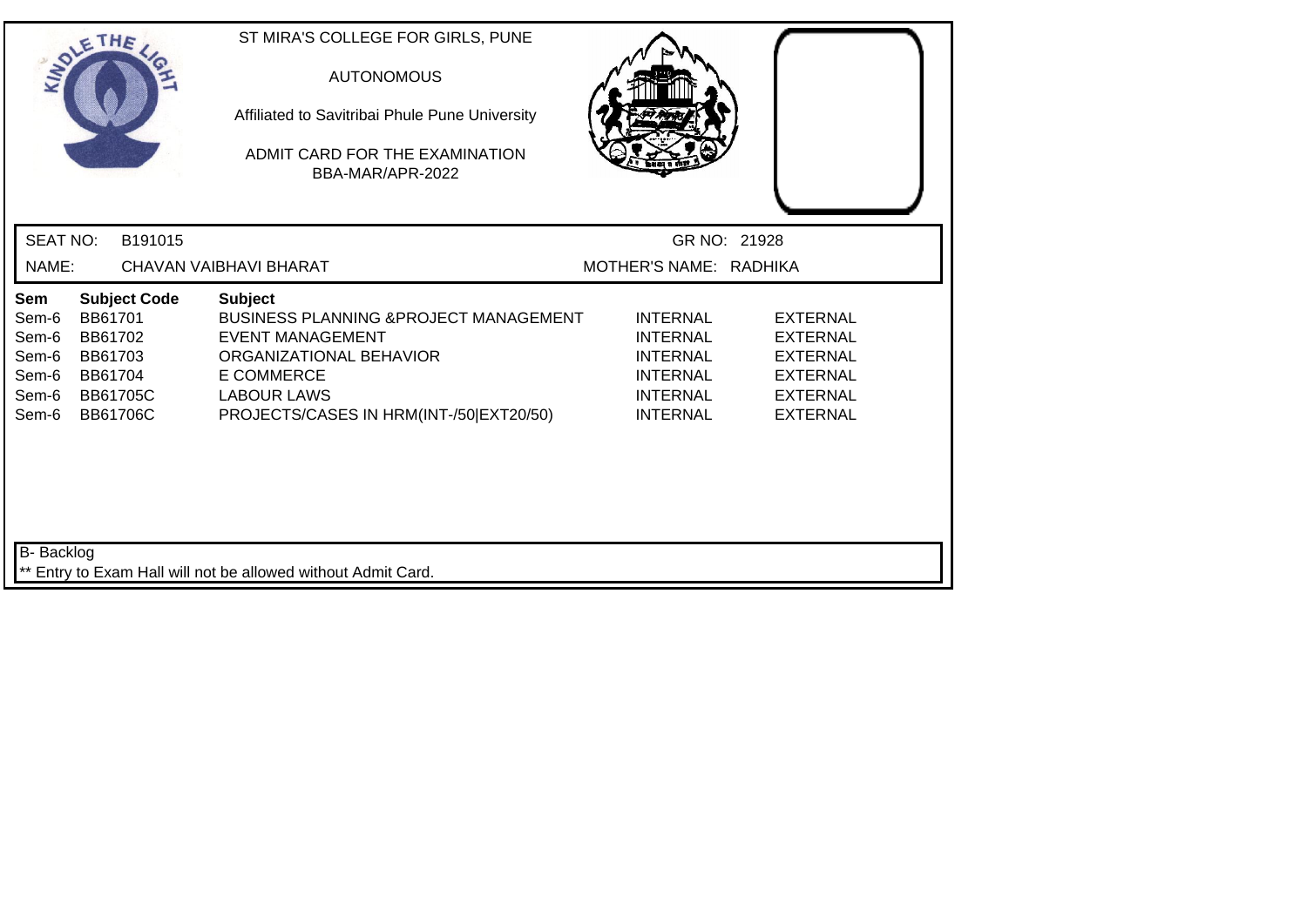ST MIRA'S COLLEGE FOR GIRLS, PUNE

AUTONOMOUS

Affiliated to Savitribai Phule Pune University

ADMIT CARD FOR THE EXAMINATION

BBA-MAR/APR-2022

SEAT NO: B191015 GR NO: 21928

NAME: CHAVAN VAIBHAVI BHARAT MOTHER'S NAME: RADHIKA

| Sem | Subject Code | Subject | | |
|---|---|---|---|---|
| Sem-6 | BB61701 | BUSINESS PLANNING &PROJECT MANAGEMENT | INTERNAL | EXTERNAL |
| Sem-6 | BB61702 | EVENT MANAGEMENT | INTERNAL | EXTERNAL |
| Sem-6 | BB61703 | ORGANIZATIONAL BEHAVIOR | INTERNAL | EXTERNAL |
| Sem-6 | BB61704 | E COMMERCE | INTERNAL | EXTERNAL |
| Sem-6 | BB61705C | LABOUR LAWS | INTERNAL | EXTERNAL |
| Sem-6 | BB61706C | PROJECTS/CASES IN HRM(INT-/50\|EXT20/50) | INTERNAL | EXTERNAL |

B- Backlog

** Entry to Exam Hall will not be allowed without Admit Card.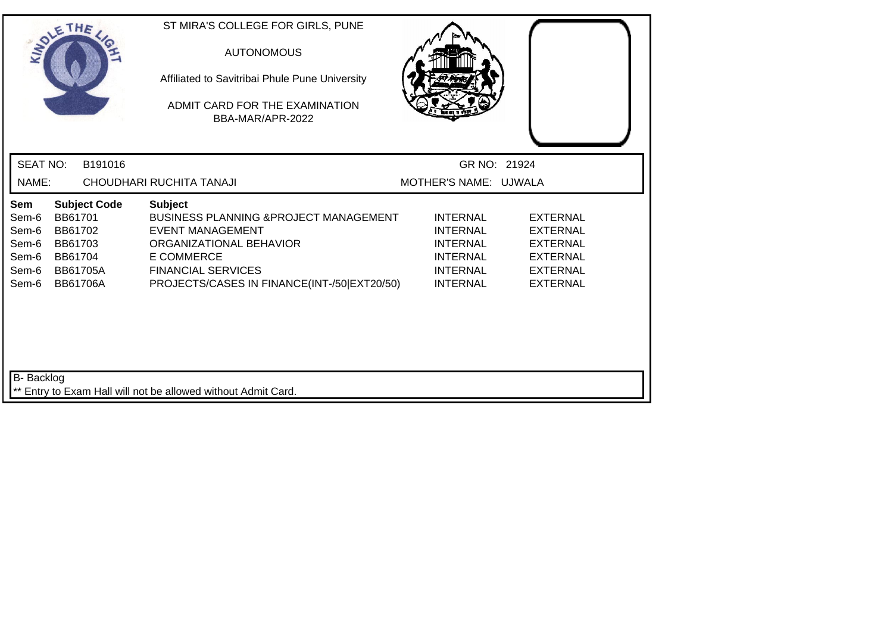ST MIRA'S COLLEGE FOR GIRLS, PUNE

AUTONOMOUS

Affiliated to Savitribai Phule Pune University

ADMIT CARD FOR THE EXAMINATION
BBA-MAR/APR-2022

SEAT NO: B191016 GR NO: 21924

NAME: CHOUDHARI RUCHITA TANAJI MOTHER'S NAME: UJWALA

| Sem | Subject Code | Subject | | |
|---|---|---|---|---|
| Sem-6 | BB61701 | BUSINESS PLANNING &PROJECT MANAGEMENT | INTERNAL | EXTERNAL |
| Sem-6 | BB61702 | EVENT MANAGEMENT | INTERNAL | EXTERNAL |
| Sem-6 | BB61703 | ORGANIZATIONAL BEHAVIOR | INTERNAL | EXTERNAL |
| Sem-6 | BB61704 | E COMMERCE | INTERNAL | EXTERNAL |
| Sem-6 | BB61705A | FINANCIAL SERVICES | INTERNAL | EXTERNAL |
| Sem-6 | BB61706A | PROJECTS/CASES IN FINANCE(INT-/50\|EXT20/50) | INTERNAL | EXTERNAL |

B- Backlog

** Entry to Exam Hall will not be allowed without Admit Card.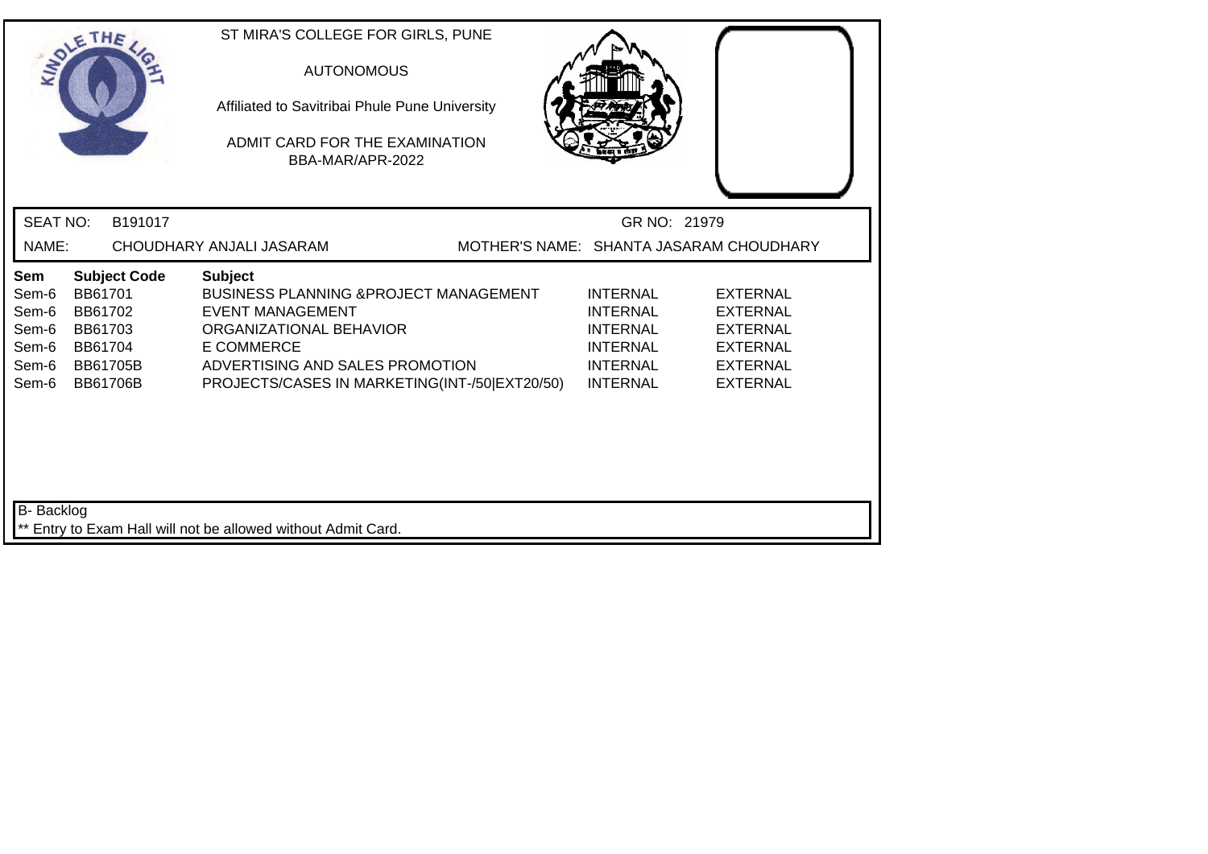ST MIRA'S COLLEGE FOR GIRLS, PUNE

AUTONOMOUS

Affiliated to Savitribai Phule Pune University

ADMIT CARD FOR THE EXAMINATION
BBA-MAR/APR-2022

SEAT NO: B191017 GR NO: 21979

NAME: CHOUDHARY ANJALI JASARAM MOTHER'S NAME: SHANTA JASARAM CHOUDHARY

| Sem | Subject Code | Subject | | |
|---|---|---|---|---|
| Sem-6 | BB61701 | BUSINESS PLANNING &PROJECT MANAGEMENT | INTERNAL | EXTERNAL |
| Sem-6 | BB61702 | EVENT MANAGEMENT | INTERNAL | EXTERNAL |
| Sem-6 | BB61703 | ORGANIZATIONAL BEHAVIOR | INTERNAL | EXTERNAL |
| Sem-6 | BB61704 | E COMMERCE | INTERNAL | EXTERNAL |
| Sem-6 | BB61705B | ADVERTISING AND SALES PROMOTION | INTERNAL | EXTERNAL |
| Sem-6 | BB61706B | PROJECTS/CASES IN MARKETING(INT-/50\|EXT20/50) | INTERNAL | EXTERNAL |

B- Backlog

** Entry to Exam Hall will not be allowed without Admit Card.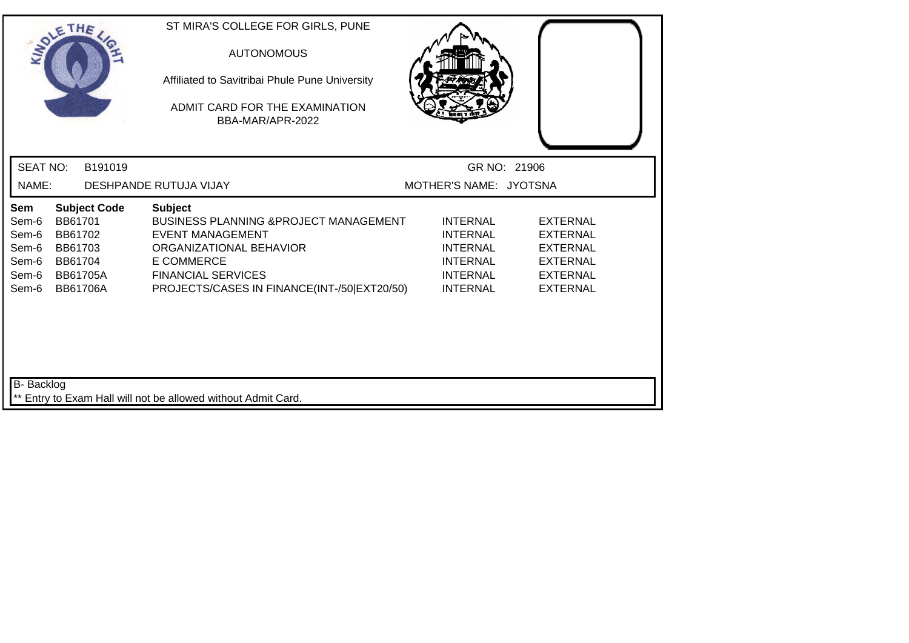ST MIRA'S COLLEGE FOR GIRLS, PUNE

AUTONOMOUS

Affiliated to Savitribai Phule Pune University

ADMIT CARD FOR THE EXAMINATION
BBA-MAR/APR-2022

SEAT NO: B191019 GR NO: 21906

NAME: DESHPANDE RUTUJA VIJAY MOTHER'S NAME: JYOTSNA

| Sem | Subject Code | Subject | | |
|---|---|---|---|---|
| Sem-6 | BB61701 | BUSINESS PLANNING &PROJECT MANAGEMENT | INTERNAL | EXTERNAL |
| Sem-6 | BB61702 | EVENT MANAGEMENT | INTERNAL | EXTERNAL |
| Sem-6 | BB61703 | ORGANIZATIONAL BEHAVIOR | INTERNAL | EXTERNAL |
| Sem-6 | BB61704 | E COMMERCE | INTERNAL | EXTERNAL |
| Sem-6 | BB61705A | FINANCIAL SERVICES | INTERNAL | EXTERNAL |
| Sem-6 | BB61706A | PROJECTS/CASES IN FINANCE(INT-/50\|EXT20/50) | INTERNAL | EXTERNAL |

B- Backlog

** Entry to Exam Hall will not be allowed without Admit Card.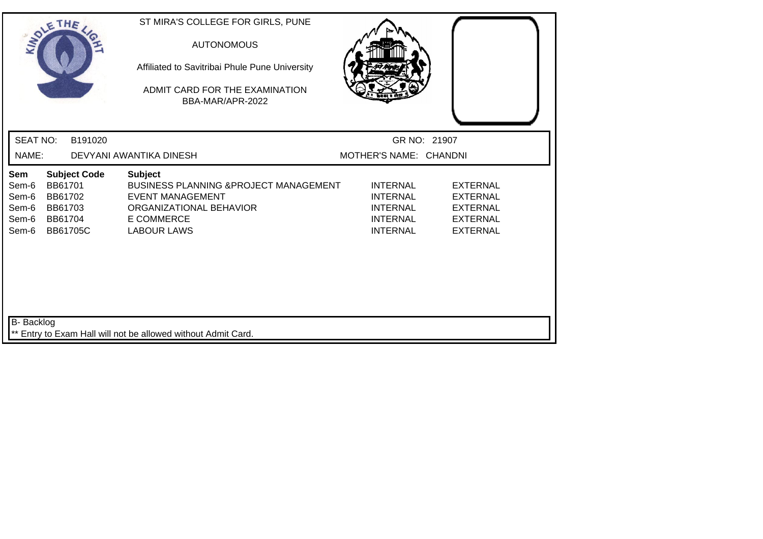ST MIRA'S COLLEGE FOR GIRLS, PUNE

AUTONOMOUS

Affiliated to Savitribai Phule Pune University

ADMIT CARD FOR THE EXAMINATION
BBA-MAR/APR-2022

SEAT NO: B191020 GR NO: 21907

NAME: DEVYANI AWANTIKA DINESH MOTHER'S NAME: CHANDNI

| Sem | Subject Code | Subject | | |
|---|---|---|---|---|
| Sem-6 | BB61701 | BUSINESS PLANNING &PROJECT MANAGEMENT | INTERNAL | EXTERNAL |
| Sem-6 | BB61702 | EVENT MANAGEMENT | INTERNAL | EXTERNAL |
| Sem-6 | BB61703 | ORGANIZATIONAL BEHAVIOR | INTERNAL | EXTERNAL |
| Sem-6 | BB61704 | E COMMERCE | INTERNAL | EXTERNAL |
| Sem-6 | BB61705C | LABOUR LAWS | INTERNAL | EXTERNAL |

B- Backlog

** Entry to Exam Hall will not be allowed without Admit Card.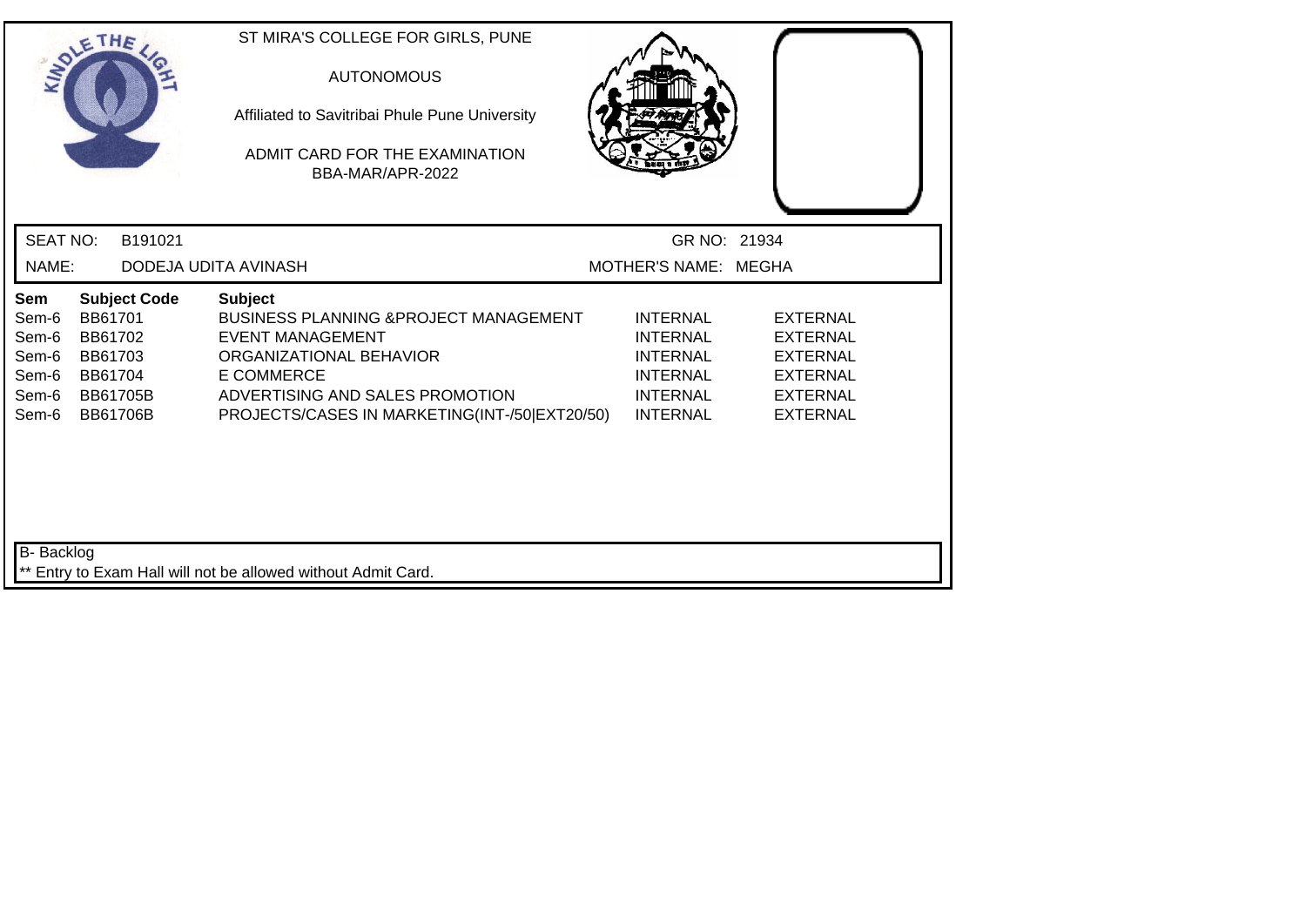ST MIRA'S COLLEGE FOR GIRLS, PUNE

AUTONOMOUS

Affiliated to Savitribai Phule Pune University

ADMIT CARD FOR THE EXAMINATION
BBA-MAR/APR-2022

SEAT NO: B191021 GR NO: 21934

NAME: DODEJA UDITA AVINASH MOTHER'S NAME: MEGHA

| Sem | Subject Code | Subject | | |
|---|---|---|---|---|
| Sem-6 | BB61701 | BUSINESS PLANNING &PROJECT MANAGEMENT | INTERNAL | EXTERNAL |
| Sem-6 | BB61702 | EVENT MANAGEMENT | INTERNAL | EXTERNAL |
| Sem-6 | BB61703 | ORGANIZATIONAL BEHAVIOR | INTERNAL | EXTERNAL |
| Sem-6 | BB61704 | E COMMERCE | INTERNAL | EXTERNAL |
| Sem-6 | BB61705B | ADVERTISING AND SALES PROMOTION | INTERNAL | EXTERNAL |
| Sem-6 | BB61706B | PROJECTS/CASES IN MARKETING(INT-/50\|EXT20/50) | INTERNAL | EXTERNAL |

B- Backlog

** Entry to Exam Hall will not be allowed without Admit Card.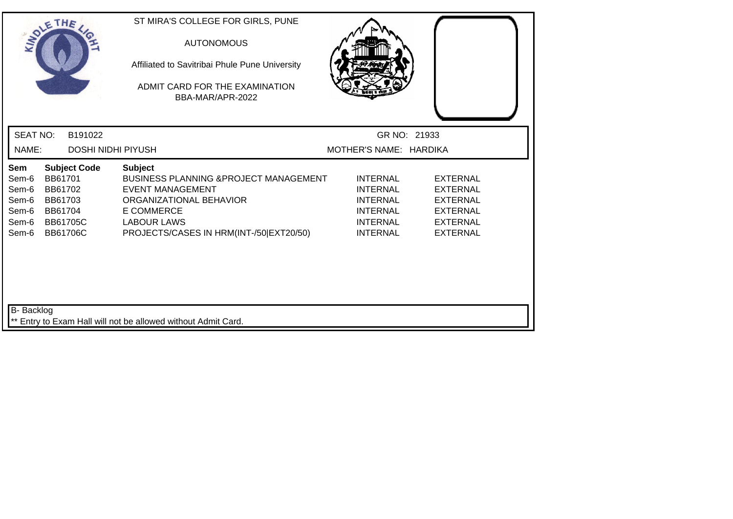ST MIRA'S COLLEGE FOR GIRLS, PUNE

AUTONOMOUS

Affiliated to Savitribai Phule Pune University

ADMIT CARD FOR THE EXAMINATION
BBA-MAR/APR-2022

SEAT NO: B191022 | GR NO: 21933

NAME: DOSHI NIDHI PIYUSH | MOTHER'S NAME: HARDIKA

| Sem | Subject Code | Subject | | |
|---|---|---|---|---|
| Sem-6 | BB61701 | BUSINESS PLANNING &PROJECT MANAGEMENT | INTERNAL | EXTERNAL |
| Sem-6 | BB61702 | EVENT MANAGEMENT | INTERNAL | EXTERNAL |
| Sem-6 | BB61703 | ORGANIZATIONAL BEHAVIOR | INTERNAL | EXTERNAL |
| Sem-6 | BB61704 | E COMMERCE | INTERNAL | EXTERNAL |
| Sem-6 | BB61705C | LABOUR LAWS | INTERNAL | EXTERNAL |
| Sem-6 | BB61706C | PROJECTS/CASES IN HRM(INT-/50\|EXT20/50) | INTERNAL | EXTERNAL |

B- Backlog

** Entry to Exam Hall will not be allowed without Admit Card.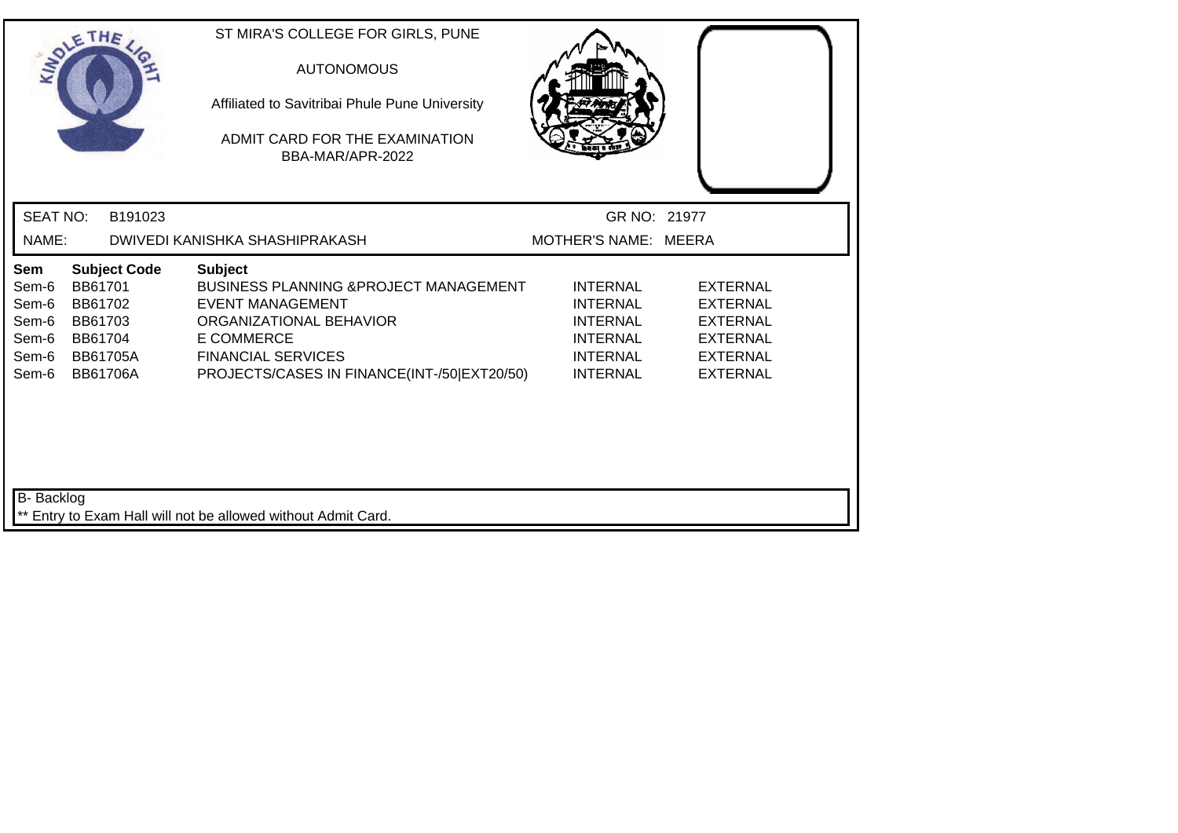ST MIRA'S COLLEGE FOR GIRLS, PUNE

AUTONOMOUS

Affiliated to Savitribai Phule Pune University

ADMIT CARD FOR THE EXAMINATION
BBA-MAR/APR-2022

SEAT NO: B191023 GR NO: 21977

NAME: DWIVEDI KANISHKA SHASHIPRAKASH MOTHER'S NAME: MEERA

| Sem | Subject Code | Subject | | |
|---|---|---|---|---|
| Sem-6 | BB61701 | BUSINESS PLANNING &PROJECT MANAGEMENT | INTERNAL | EXTERNAL |
| Sem-6 | BB61702 | EVENT MANAGEMENT | INTERNAL | EXTERNAL |
| Sem-6 | BB61703 | ORGANIZATIONAL BEHAVIOR | INTERNAL | EXTERNAL |
| Sem-6 | BB61704 | E COMMERCE | INTERNAL | EXTERNAL |
| Sem-6 | BB61705A | FINANCIAL SERVICES | INTERNAL | EXTERNAL |
| Sem-6 | BB61706A | PROJECTS/CASES IN FINANCE(INT-/50\|EXT20/50) | INTERNAL | EXTERNAL |

B- Backlog

** Entry to Exam Hall will not be allowed without Admit Card.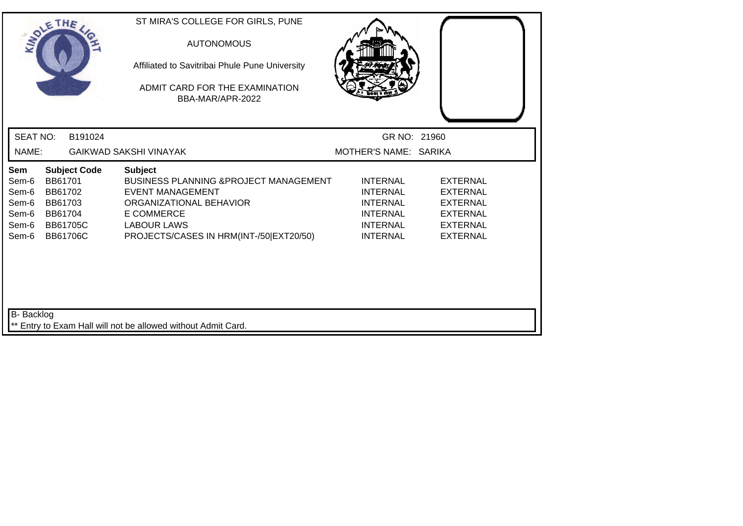ST MIRA'S COLLEGE FOR GIRLS, PUNE

AUTONOMOUS

Affiliated to Savitribai Phule Pune University

ADMIT CARD FOR THE EXAMINATION
BBA-MAR/APR-2022

SEAT NO: B191024 GR NO: 21960

NAME: GAIKWAD SAKSHI VINAYAK MOTHER'S NAME: SARIKA

| Sem | Subject Code | Subject | | |
|---|---|---|---|---|
| Sem-6 | BB61701 | BUSINESS PLANNING &PROJECT MANAGEMENT | INTERNAL | EXTERNAL |
| Sem-6 | BB61702 | EVENT MANAGEMENT | INTERNAL | EXTERNAL |
| Sem-6 | BB61703 | ORGANIZATIONAL BEHAVIOR | INTERNAL | EXTERNAL |
| Sem-6 | BB61704 | E COMMERCE | INTERNAL | EXTERNAL |
| Sem-6 | BB61705C | LABOUR LAWS | INTERNAL | EXTERNAL |
| Sem-6 | BB61706C | PROJECTS/CASES IN HRM(INT-/50\|EXT20/50) | INTERNAL | EXTERNAL |

B- Backlog

** Entry to Exam Hall will not be allowed without Admit Card.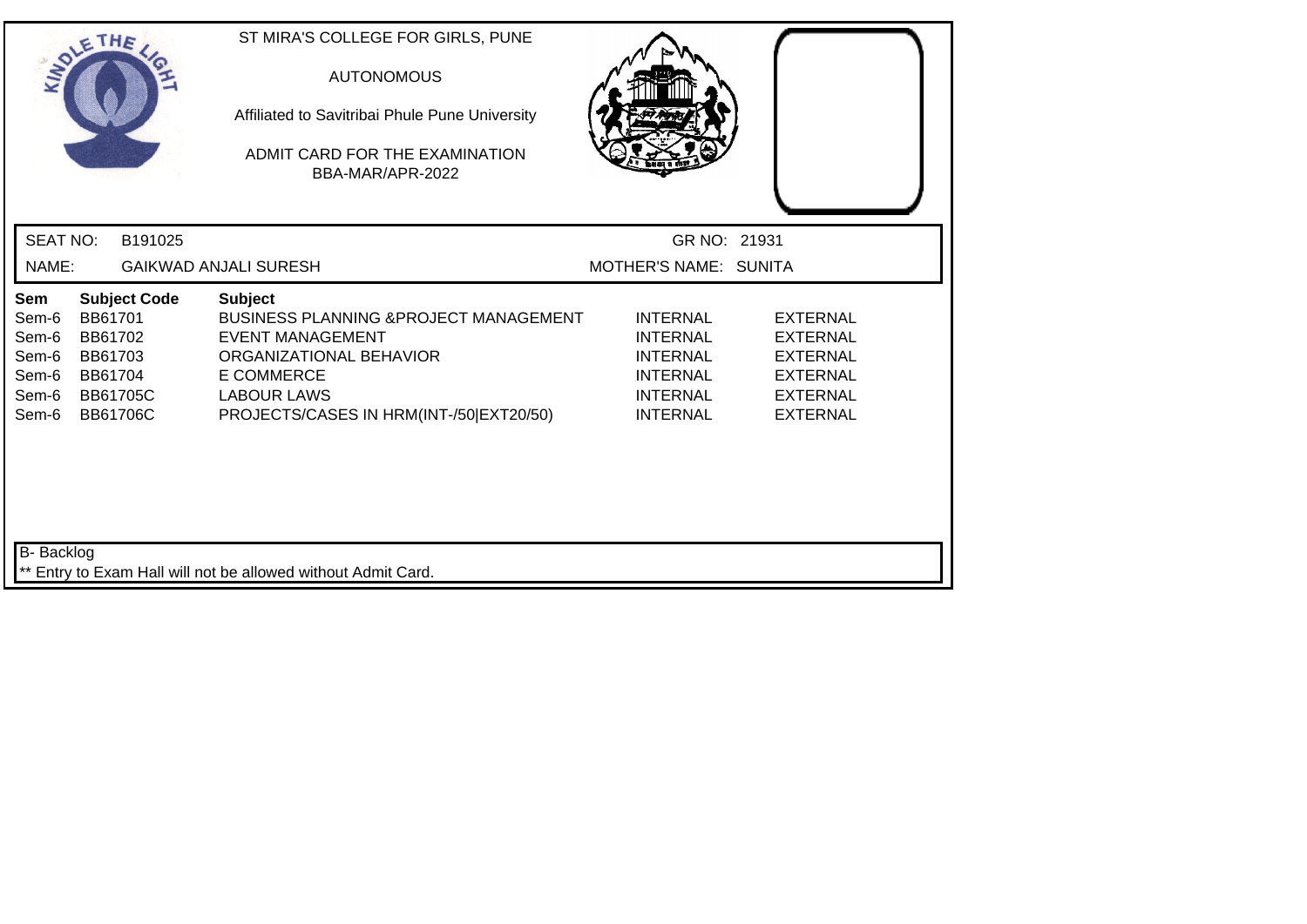ST MIRA'S COLLEGE FOR GIRLS, PUNE

AUTONOMOUS

Affiliated to Savitribai Phule Pune University

ADMIT CARD FOR THE EXAMINATION
BBA-MAR/APR-2022

SEAT NO: B191025 | GR NO: 21931

NAME: GAIKWAD ANJALI SURESH | MOTHER'S NAME: SUNITA

| Sem | Subject Code | Subject | | |
|---|---|---|---|---|
| Sem-6 | BB61701 | BUSINESS PLANNING &PROJECT MANAGEMENT | INTERNAL | EXTERNAL |
| Sem-6 | BB61702 | EVENT MANAGEMENT | INTERNAL | EXTERNAL |
| Sem-6 | BB61703 | ORGANIZATIONAL BEHAVIOR | INTERNAL | EXTERNAL |
| Sem-6 | BB61704 | E COMMERCE | INTERNAL | EXTERNAL |
| Sem-6 | BB61705C | LABOUR LAWS | INTERNAL | EXTERNAL |
| Sem-6 | BB61706C | PROJECTS/CASES IN HRM(INT-/50\|EXT20/50) | INTERNAL | EXTERNAL |

B- Backlog

** Entry to Exam Hall will not be allowed without Admit Card.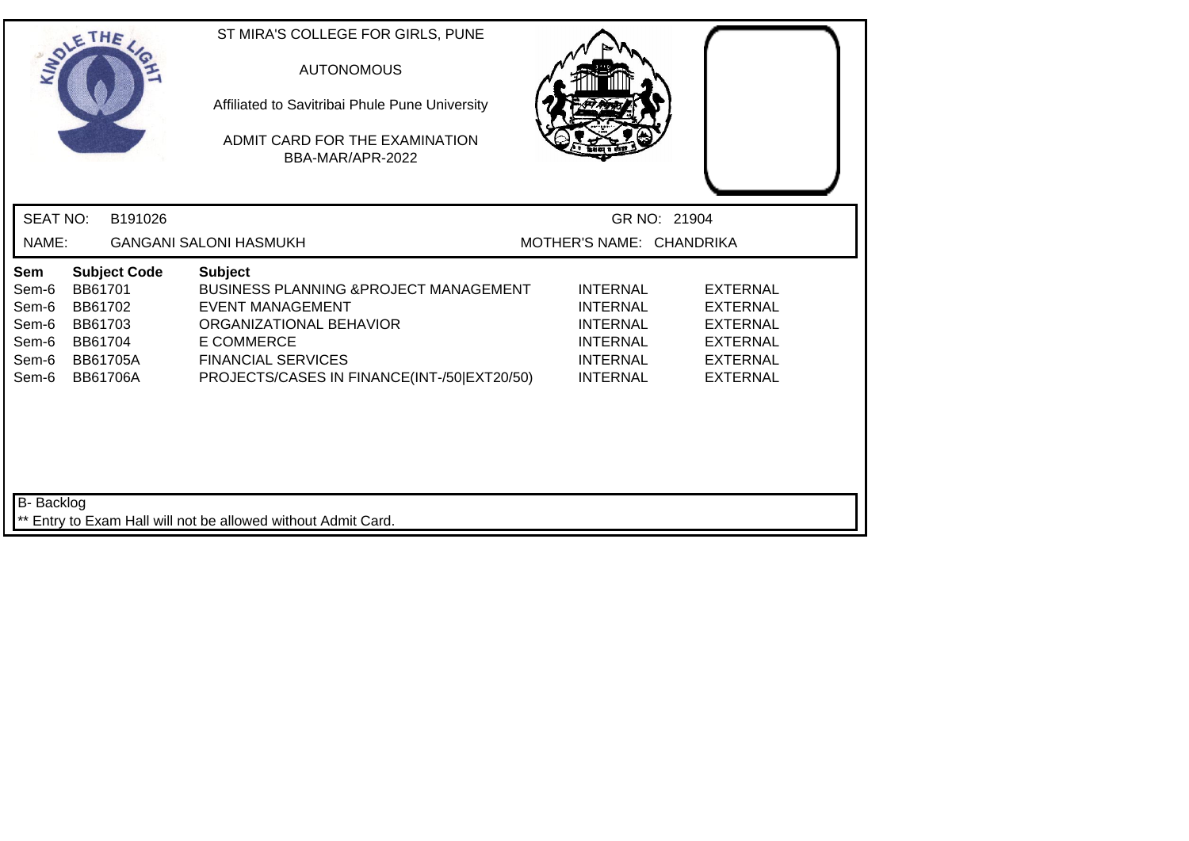ST MIRA'S COLLEGE FOR GIRLS, PUNE

AUTONOMOUS

Affiliated to Savitribai Phule Pune University

ADMIT CARD FOR THE EXAMINATION
BBA-MAR/APR-2022

SEAT NO: B191026 GR NO: 21904

NAME: GANGANI SALONI HASMUKH MOTHER'S NAME: CHANDRIKA

| Sem | Subject Code | Subject | | |
|---|---|---|---|---|
| Sem-6 | BB61701 | BUSINESS PLANNING &PROJECT MANAGEMENT | INTERNAL | EXTERNAL |
| Sem-6 | BB61702 | EVENT MANAGEMENT | INTERNAL | EXTERNAL |
| Sem-6 | BB61703 | ORGANIZATIONAL BEHAVIOR | INTERNAL | EXTERNAL |
| Sem-6 | BB61704 | E COMMERCE | INTERNAL | EXTERNAL |
| Sem-6 | BB61705A | FINANCIAL SERVICES | INTERNAL | EXTERNAL |
| Sem-6 | BB61706A | PROJECTS/CASES IN FINANCE(INT-/50\|EXT20/50) | INTERNAL | EXTERNAL |

B- Backlog

** Entry to Exam Hall will not be allowed without Admit Card.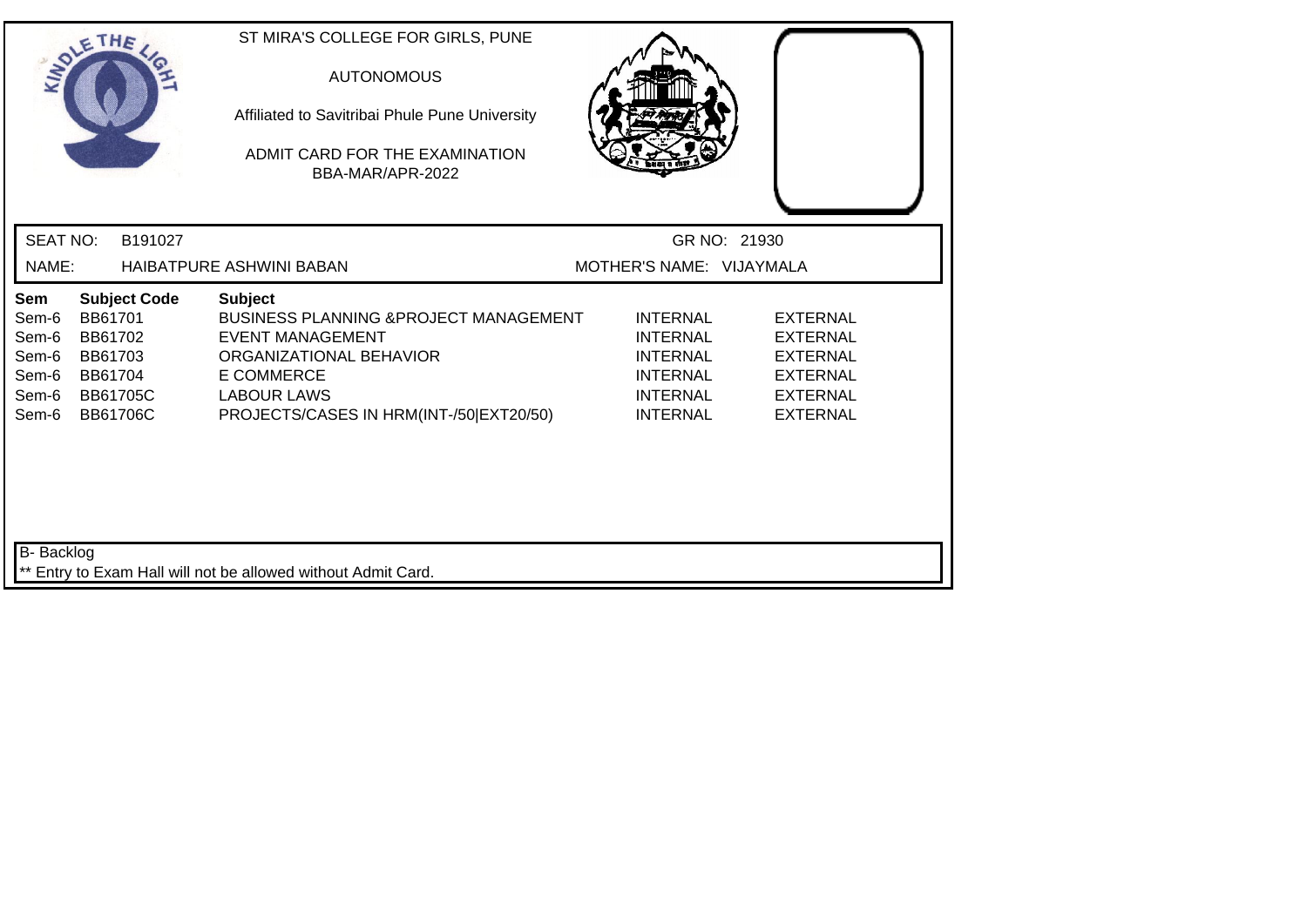ST MIRA'S COLLEGE FOR GIRLS, PUNE

AUTONOMOUS

Affiliated to Savitribai Phule Pune University

ADMIT CARD FOR THE EXAMINATION
BBA-MAR/APR-2022

SEAT NO: B191027 GR NO: 21930

NAME: HAIBATPURE ASHWINI BABAN MOTHER'S NAME: VIJAYMALA

| Sem | Subject Code | Subject | | |
|---|---|---|---|---|
| Sem-6 | BB61701 | BUSINESS PLANNING &PROJECT MANAGEMENT | INTERNAL | EXTERNAL |
| Sem-6 | BB61702 | EVENT MANAGEMENT | INTERNAL | EXTERNAL |
| Sem-6 | BB61703 | ORGANIZATIONAL BEHAVIOR | INTERNAL | EXTERNAL |
| Sem-6 | BB61704 | E COMMERCE | INTERNAL | EXTERNAL |
| Sem-6 | BB61705C | LABOUR LAWS | INTERNAL | EXTERNAL |
| Sem-6 | BB61706C | PROJECTS/CASES IN HRM(INT-/50\|EXT20/50) | INTERNAL | EXTERNAL |

B- Backlog

** Entry to Exam Hall will not be allowed without Admit Card.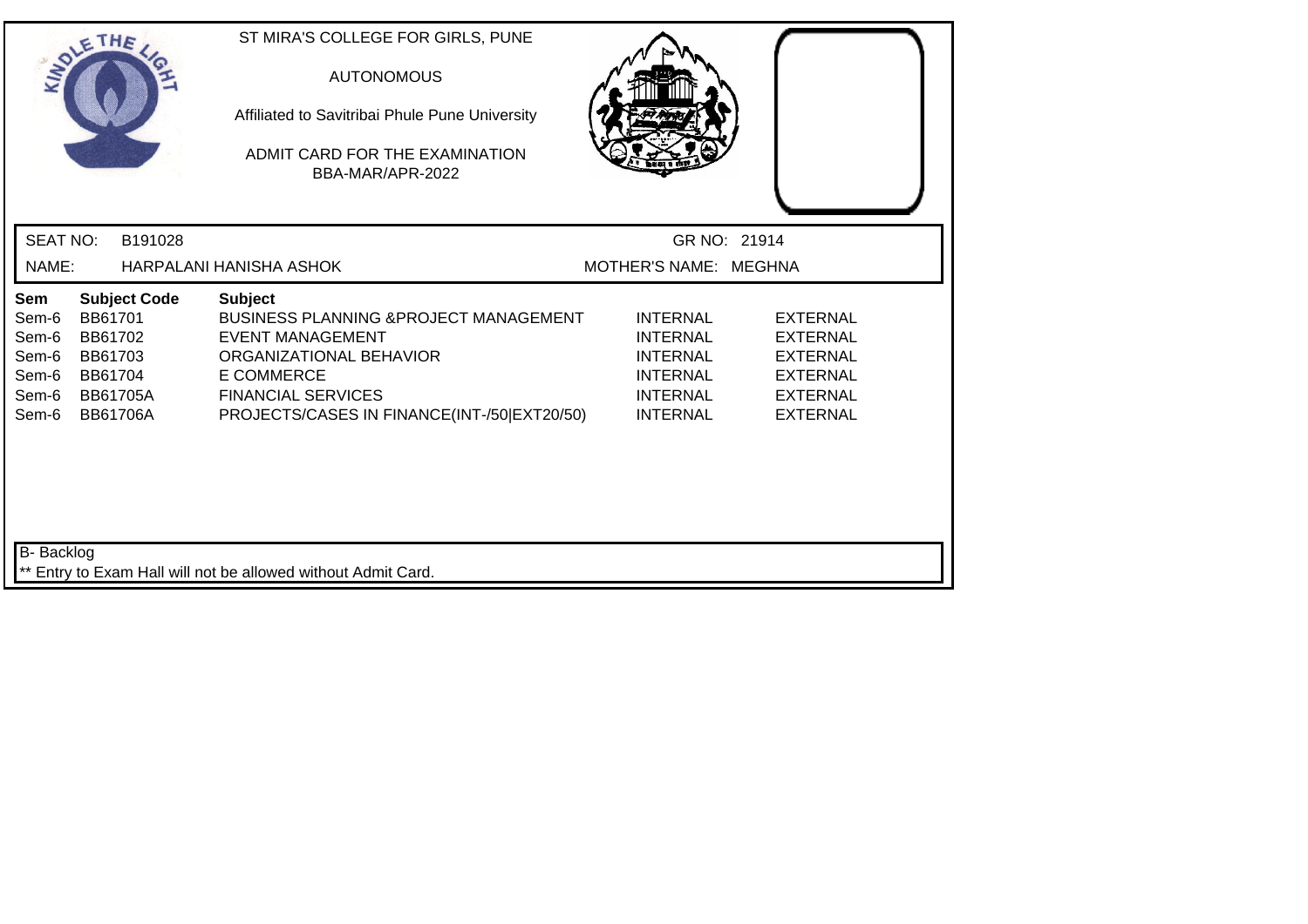ST MIRA'S COLLEGE FOR GIRLS, PUNE

AUTONOMOUS

Affiliated to Savitribai Phule Pune University

ADMIT CARD FOR THE EXAMINATION
BBA-MAR/APR-2022

SEAT NO: B191028 GR NO: 21914

NAME: HARPALANI HANISHA ASHOK MOTHER'S NAME: MEGHNA

| Sem | Subject Code | Subject | | |
|---|---|---|---|---|
| Sem-6 | BB61701 | BUSINESS PLANNING &PROJECT MANAGEMENT | INTERNAL | EXTERNAL |
| Sem-6 | BB61702 | EVENT MANAGEMENT | INTERNAL | EXTERNAL |
| Sem-6 | BB61703 | ORGANIZATIONAL BEHAVIOR | INTERNAL | EXTERNAL |
| Sem-6 | BB61704 | E COMMERCE | INTERNAL | EXTERNAL |
| Sem-6 | BB61705A | FINANCIAL SERVICES | INTERNAL | EXTERNAL |
| Sem-6 | BB61706A | PROJECTS/CASES IN FINANCE(INT-/50\|EXT20/50) | INTERNAL | EXTERNAL |

B- Backlog

** Entry to Exam Hall will not be allowed without Admit Card.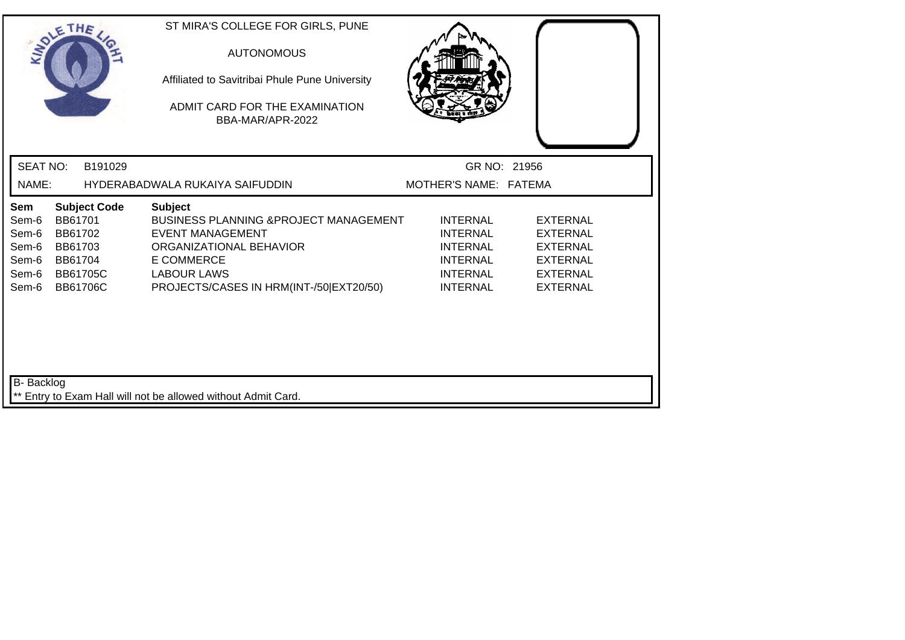ST MIRA'S COLLEGE FOR GIRLS, PUNE

AUTONOMOUS

Affiliated to Savitribai Phule Pune University

ADMIT CARD FOR THE EXAMINATION
BBA-MAR/APR-2022

SEAT NO: B191029 GR NO: 21956

NAME: HYDERABADWALA RUKAIYA SAIFUDDIN MOTHER'S NAME: FATEMA

| Sem | Subject Code | Subject | | |
|---|---|---|---|---|
| Sem-6 | BB61701 | BUSINESS PLANNING &PROJECT MANAGEMENT | INTERNAL | EXTERNAL |
| Sem-6 | BB61702 | EVENT MANAGEMENT | INTERNAL | EXTERNAL |
| Sem-6 | BB61703 | ORGANIZATIONAL BEHAVIOR | INTERNAL | EXTERNAL |
| Sem-6 | BB61704 | E COMMERCE | INTERNAL | EXTERNAL |
| Sem-6 | BB61705C | LABOUR LAWS | INTERNAL | EXTERNAL |
| Sem-6 | BB61706C | PROJECTS/CASES IN HRM(INT-/50\|EXT20/50) | INTERNAL | EXTERNAL |

B- Backlog

** Entry to Exam Hall will not be allowed without Admit Card.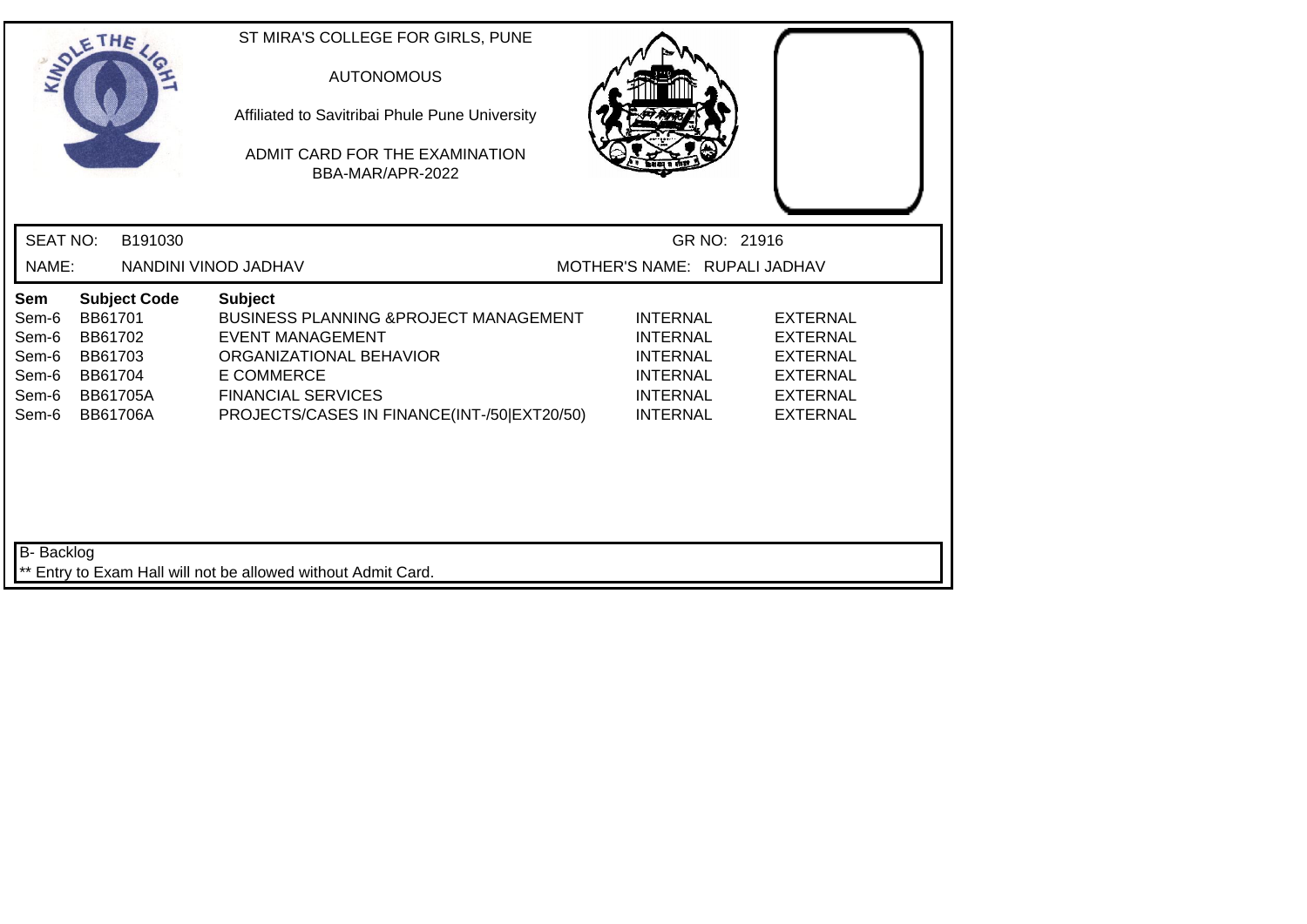ST MIRA'S COLLEGE FOR GIRLS, PUNE

AUTONOMOUS

Affiliated to Savitribai Phule Pune University

ADMIT CARD FOR THE EXAMINATION
BBA-MAR/APR-2022

SEAT NO: B191030 GR NO: 21916

NAME: NANDINI VINOD JADHAV MOTHER'S NAME: RUPALI JADHAV

| Sem | Subject Code | Subject | | |
|---|---|---|---|---|
| Sem-6 | BB61701 | BUSINESS PLANNING &PROJECT MANAGEMENT | INTERNAL | EXTERNAL |
| Sem-6 | BB61702 | EVENT MANAGEMENT | INTERNAL | EXTERNAL |
| Sem-6 | BB61703 | ORGANIZATIONAL BEHAVIOR | INTERNAL | EXTERNAL |
| Sem-6 | BB61704 | E COMMERCE | INTERNAL | EXTERNAL |
| Sem-6 | BB61705A | FINANCIAL SERVICES | INTERNAL | EXTERNAL |
| Sem-6 | BB61706A | PROJECTS/CASES IN FINANCE(INT-/50\|EXT20/50) | INTERNAL | EXTERNAL |

B- Backlog

** Entry to Exam Hall will not be allowed without Admit Card.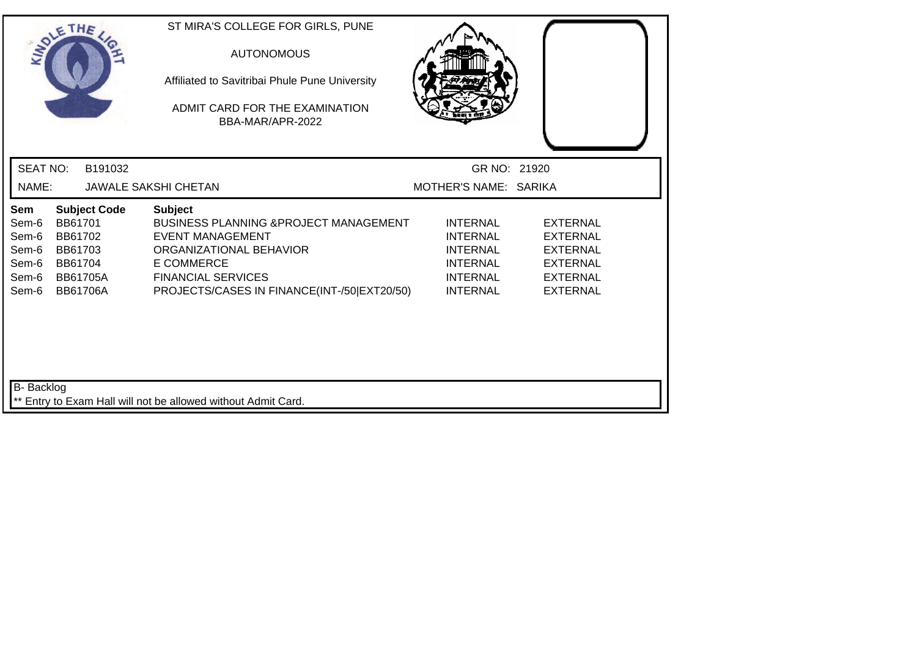ST MIRA'S COLLEGE FOR GIRLS, PUNE

AUTONOMOUS

Affiliated to Savitribai Phule Pune University

ADMIT CARD FOR THE EXAMINATION
BBA-MAR/APR-2022

SEAT NO: B191032 GR NO: 21920

NAME: JAWALE SAKSHI CHETAN MOTHER'S NAME: SARIKA

| Sem | Subject Code | Subject | | |
|---|---|---|---|---|
| Sem-6 | BB61701 | BUSINESS PLANNING &PROJECT MANAGEMENT | INTERNAL | EXTERNAL |
| Sem-6 | BB61702 | EVENT MANAGEMENT | INTERNAL | EXTERNAL |
| Sem-6 | BB61703 | ORGANIZATIONAL BEHAVIOR | INTERNAL | EXTERNAL |
| Sem-6 | BB61704 | E COMMERCE | INTERNAL | EXTERNAL |
| Sem-6 | BB61705A | FINANCIAL SERVICES | INTERNAL | EXTERNAL |
| Sem-6 | BB61706A | PROJECTS/CASES IN FINANCE(INT-/50\|EXT20/50) | INTERNAL | EXTERNAL |

B- Backlog

** Entry to Exam Hall will not be allowed without Admit Card.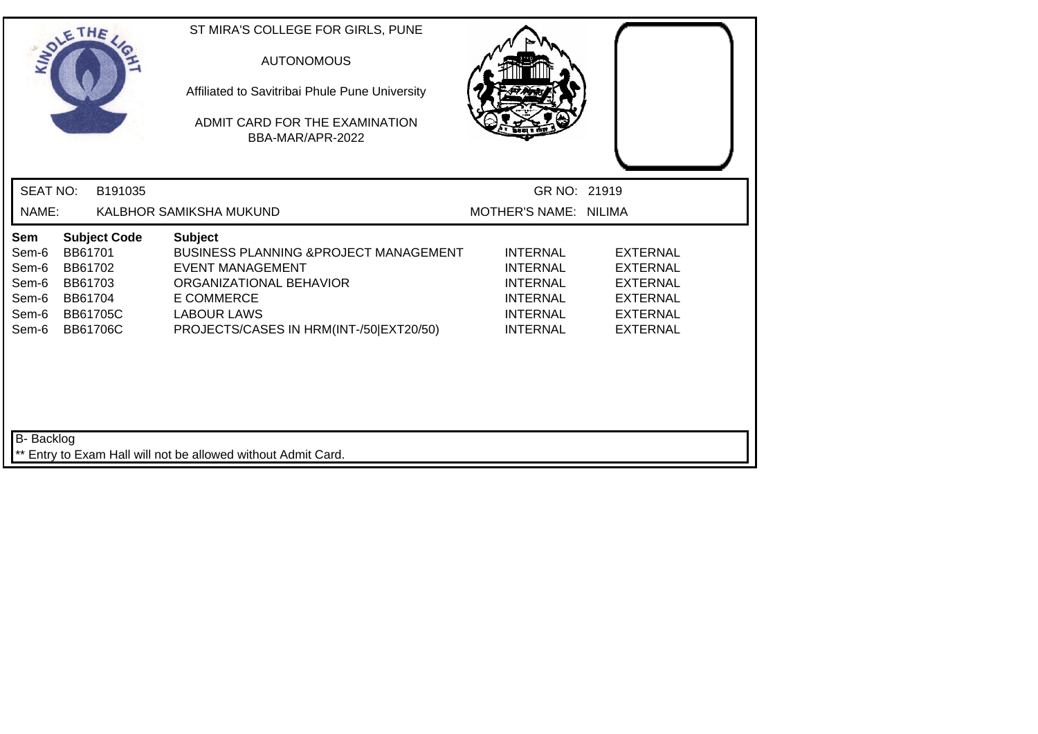ST MIRA'S COLLEGE FOR GIRLS, PUNE

AUTONOMOUS

Affiliated to Savitribai Phule Pune University

ADMIT CARD FOR THE EXAMINATION
BBA-MAR/APR-2022

SEAT NO: B191035 GR NO: 21919

NAME: KALBHOR SAMIKSHA MUKUND MOTHER'S NAME: NILIMA

| Sem | Subject Code | Subject | | |
|---|---|---|---|---|
| Sem-6 | BB61701 | BUSINESS PLANNING &PROJECT MANAGEMENT | INTERNAL | EXTERNAL |
| Sem-6 | BB61702 | EVENT MANAGEMENT | INTERNAL | EXTERNAL |
| Sem-6 | BB61703 | ORGANIZATIONAL BEHAVIOR | INTERNAL | EXTERNAL |
| Sem-6 | BB61704 | E COMMERCE | INTERNAL | EXTERNAL |
| Sem-6 | BB61705C | LABOUR LAWS | INTERNAL | EXTERNAL |
| Sem-6 | BB61706C | PROJECTS/CASES IN HRM(INT-/50|EXT20/50) | INTERNAL | EXTERNAL |

B- Backlog

** Entry to Exam Hall will not be allowed without Admit Card.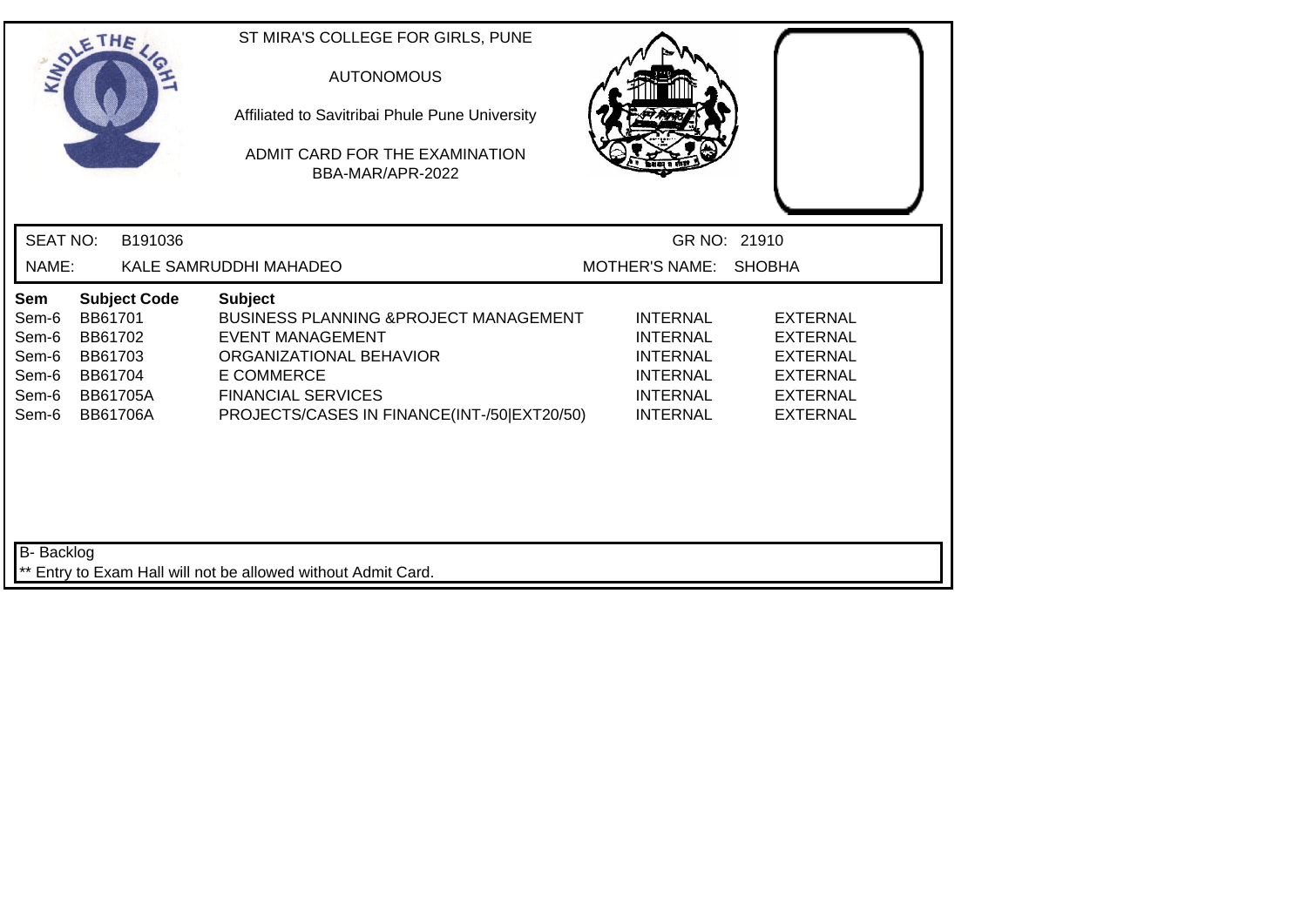ST MIRA'S COLLEGE FOR GIRLS, PUNE

AUTONOMOUS

Affiliated to Savitribai Phule Pune University

ADMIT CARD FOR THE EXAMINATION

BBA-MAR/APR-2022

SEAT NO: B191036 GR NO: 21910

NAME: KALE SAMRUDDHI MAHADEO MOTHER'S NAME: SHOBHA

| Sem | Subject Code | Subject | | |
|---|---|---|---|---|
| Sem-6 | BB61701 | BUSINESS PLANNING &PROJECT MANAGEMENT | INTERNAL | EXTERNAL |
| Sem-6 | BB61702 | EVENT MANAGEMENT | INTERNAL | EXTERNAL |
| Sem-6 | BB61703 | ORGANIZATIONAL BEHAVIOR | INTERNAL | EXTERNAL |
| Sem-6 | BB61704 | E COMMERCE | INTERNAL | EXTERNAL |
| Sem-6 | BB61705A | FINANCIAL SERVICES | INTERNAL | EXTERNAL |
| Sem-6 | BB61706A | PROJECTS/CASES IN FINANCE(INT-/50\|EXT20/50) | INTERNAL | EXTERNAL |

B- Backlog

** Entry to Exam Hall will not be allowed without Admit Card.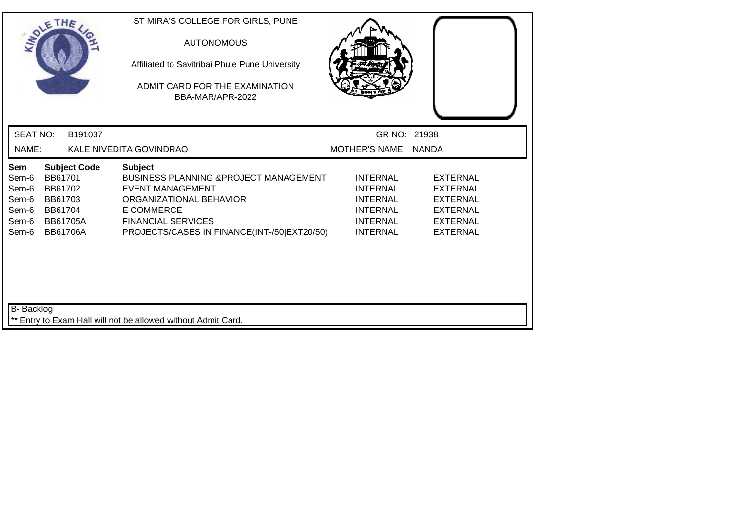ST MIRA'S COLLEGE FOR GIRLS, PUNE

AUTONOMOUS

Affiliated to Savitribai Phule Pune University

ADMIT CARD FOR THE EXAMINATION

BBA-MAR/APR-2022

SEAT NO: B191037 GR NO: 21938

NAME: KALE NIVEDITA GOVINDRAO MOTHER'S NAME: NANDA

| Sem | Subject Code | Subject | | |
|---|---|---|---|---|
| Sem-6 | BB61701 | BUSINESS PLANNING &PROJECT MANAGEMENT | INTERNAL | EXTERNAL |
| Sem-6 | BB61702 | EVENT MANAGEMENT | INTERNAL | EXTERNAL |
| Sem-6 | BB61703 | ORGANIZATIONAL BEHAVIOR | INTERNAL | EXTERNAL |
| Sem-6 | BB61704 | E COMMERCE | INTERNAL | EXTERNAL |
| Sem-6 | BB61705A | FINANCIAL SERVICES | INTERNAL | EXTERNAL |
| Sem-6 | BB61706A | PROJECTS/CASES IN FINANCE(INT-/50\|EXT20/50) | INTERNAL | EXTERNAL |

B- Backlog

** Entry to Exam Hall will not be allowed without Admit Card.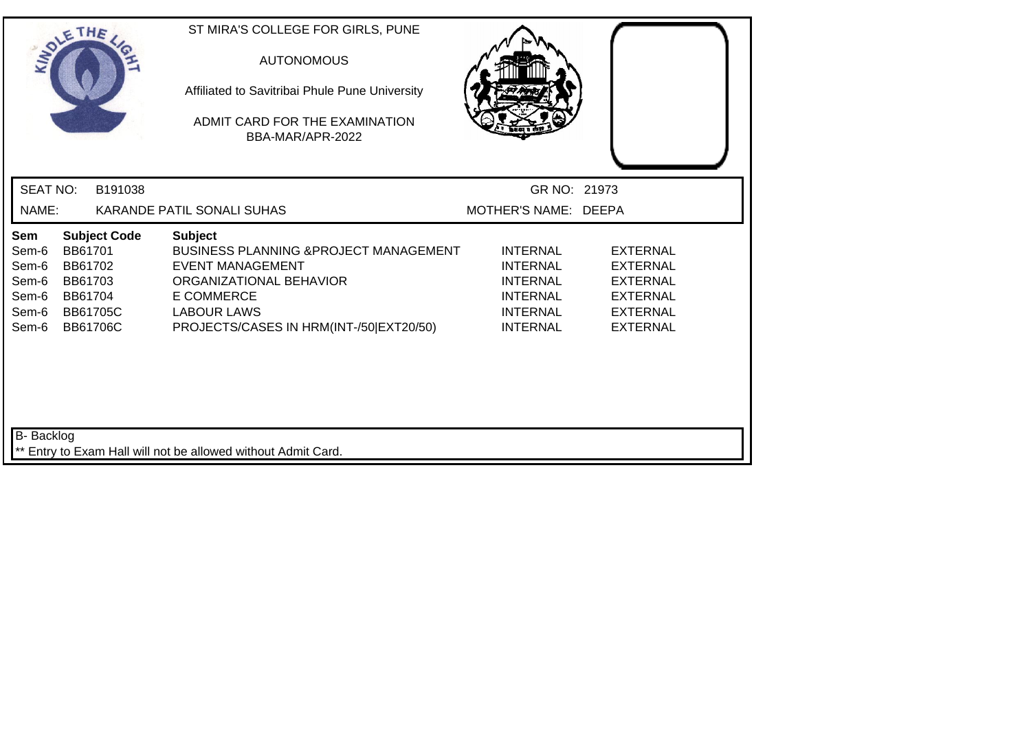ST MIRA'S COLLEGE FOR GIRLS, PUNE

AUTONOMOUS

Affiliated to Savitribai Phule Pune University

ADMIT CARD FOR THE EXAMINATION
BBA-MAR/APR-2022

SEAT NO: B191038 GR NO: 21973

NAME: KARANDE PATIL SONALI SUHAS MOTHER'S NAME: DEEPA

| Sem | Subject Code | Subject | | |
|---|---|---|---|---|
| Sem-6 | BB61701 | BUSINESS PLANNING &PROJECT MANAGEMENT | INTERNAL | EXTERNAL |
| Sem-6 | BB61702 | EVENT MANAGEMENT | INTERNAL | EXTERNAL |
| Sem-6 | BB61703 | ORGANIZATIONAL BEHAVIOR | INTERNAL | EXTERNAL |
| Sem-6 | BB61704 | E COMMERCE | INTERNAL | EXTERNAL |
| Sem-6 | BB61705C | LABOUR LAWS | INTERNAL | EXTERNAL |
| Sem-6 | BB61706C | PROJECTS/CASES IN HRM(INT-/50\|EXT20/50) | INTERNAL | EXTERNAL |

B- Backlog

** Entry to Exam Hall will not be allowed without Admit Card.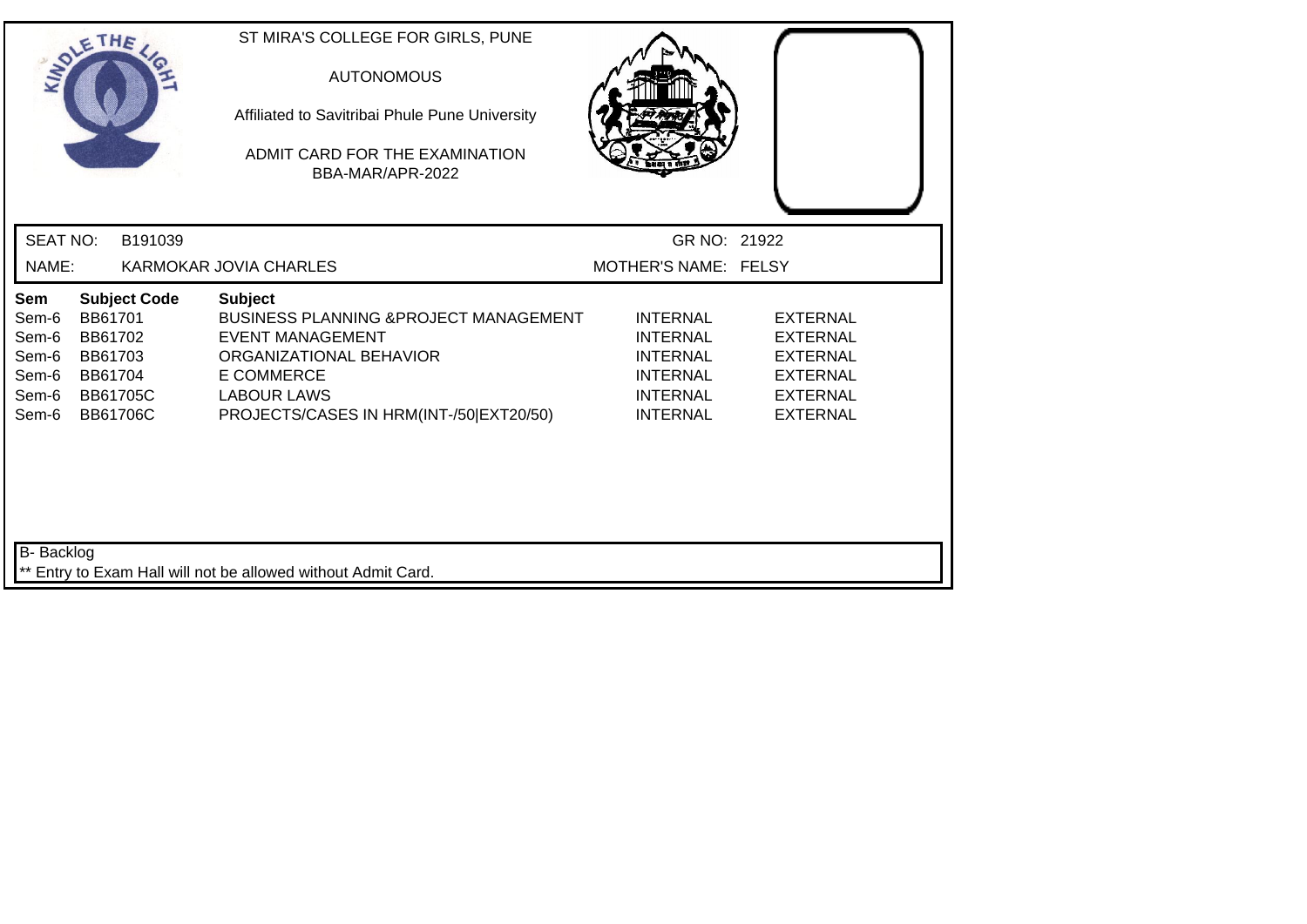ST MIRA'S COLLEGE FOR GIRLS, PUNE

AUTONOMOUS

Affiliated to Savitribai Phule Pune University

ADMIT CARD FOR THE EXAMINATION
BBA-MAR/APR-2022

SEAT NO: B191039 | GR NO: 21922

NAME: KARMOKAR JOVIA CHARLES | MOTHER'S NAME: FELSY

| Sem | Subject Code | Subject | | |
|---|---|---|---|---|
| Sem-6 | BB61701 | BUSINESS PLANNING &PROJECT MANAGEMENT | INTERNAL | EXTERNAL |
| Sem-6 | BB61702 | EVENT MANAGEMENT | INTERNAL | EXTERNAL |
| Sem-6 | BB61703 | ORGANIZATIONAL BEHAVIOR | INTERNAL | EXTERNAL |
| Sem-6 | BB61704 | E COMMERCE | INTERNAL | EXTERNAL |
| Sem-6 | BB61705C | LABOUR LAWS | INTERNAL | EXTERNAL |
| Sem-6 | BB61706C | PROJECTS/CASES IN HRM(INT-/50\|EXT20/50) | INTERNAL | EXTERNAL |

B- Backlog

** Entry to Exam Hall will not be allowed without Admit Card.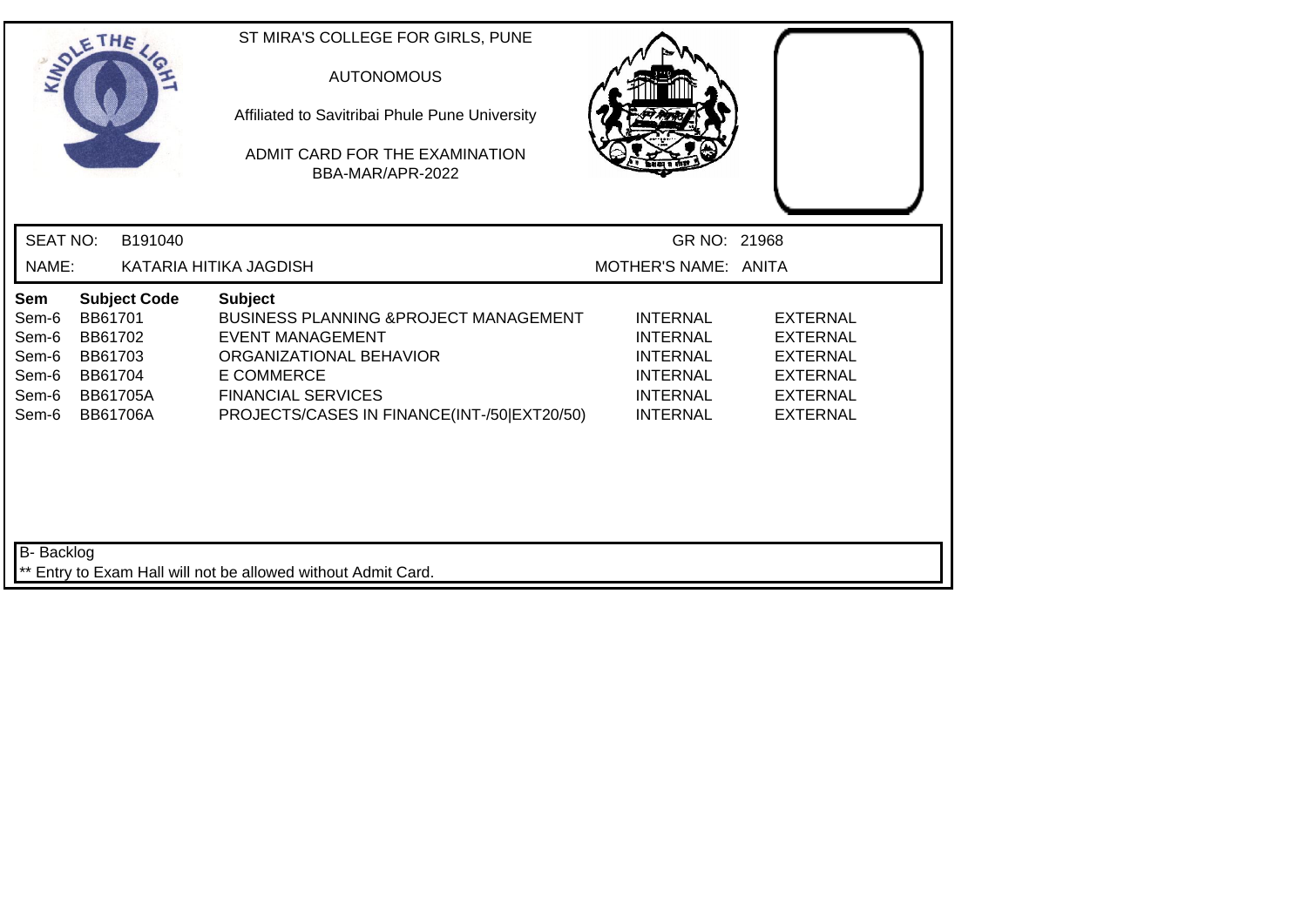ST MIRA'S COLLEGE FOR GIRLS, PUNE

AUTONOMOUS

Affiliated to Savitribai Phule Pune University

ADMIT CARD FOR THE EXAMINATION
BBA-MAR/APR-2022

SEAT NO: B191040 GR NO: 21968

NAME: KATARIA HITIKA JAGDISH MOTHER'S NAME: ANITA

| Sem | Subject Code | Subject | | |
|---|---|---|---|---|
| Sem-6 | BB61701 | BUSINESS PLANNING &PROJECT MANAGEMENT | INTERNAL | EXTERNAL |
| Sem-6 | BB61702 | EVENT MANAGEMENT | INTERNAL | EXTERNAL |
| Sem-6 | BB61703 | ORGANIZATIONAL BEHAVIOR | INTERNAL | EXTERNAL |
| Sem-6 | BB61704 | E COMMERCE | INTERNAL | EXTERNAL |
| Sem-6 | BB61705A | FINANCIAL SERVICES | INTERNAL | EXTERNAL |
| Sem-6 | BB61706A | PROJECTS/CASES IN FINANCE(INT-/50\|EXT20/50) | INTERNAL | EXTERNAL |

B- Backlog

** Entry to Exam Hall will not be allowed without Admit Card.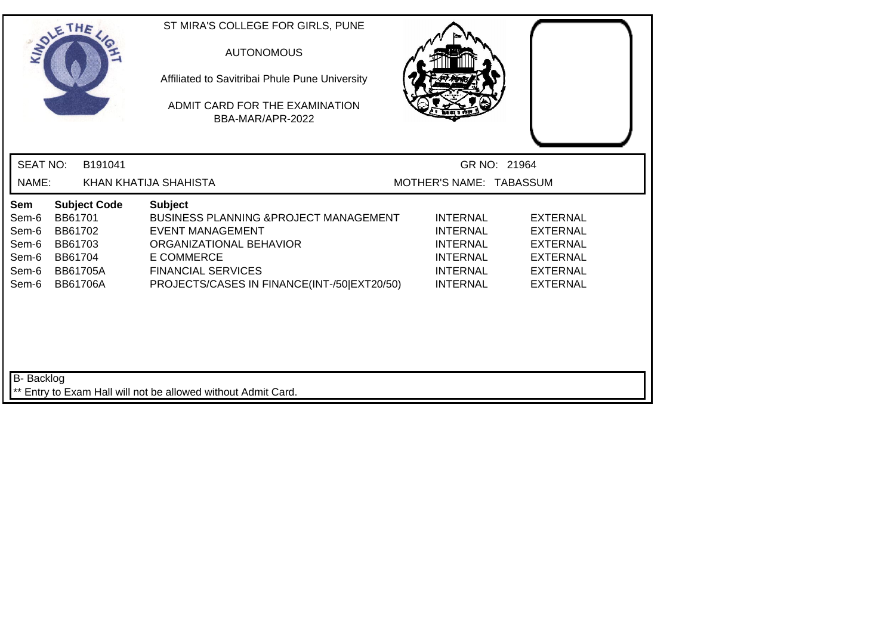ST MIRA'S COLLEGE FOR GIRLS, PUNE

AUTONOMOUS

Affiliated to Savitribai Phule Pune University

ADMIT CARD FOR THE EXAMINATION

BBA-MAR/APR-2022

SEAT NO: B191041 GR NO: 21964

NAME: KHAN KHATIJA SHAHISTA MOTHER'S NAME: TABASSUM

| Sem | Subject Code | Subject | | |
|---|---|---|---|---|
| Sem-6 | BB61701 | BUSINESS PLANNING &PROJECT MANAGEMENT | INTERNAL | EXTERNAL |
| Sem-6 | BB61702 | EVENT MANAGEMENT | INTERNAL | EXTERNAL |
| Sem-6 | BB61703 | ORGANIZATIONAL BEHAVIOR | INTERNAL | EXTERNAL |
| Sem-6 | BB61704 | E COMMERCE | INTERNAL | EXTERNAL |
| Sem-6 | BB61705A | FINANCIAL SERVICES | INTERNAL | EXTERNAL |
| Sem-6 | BB61706A | PROJECTS/CASES IN FINANCE(INT-/50\|EXT20/50) | INTERNAL | EXTERNAL |

B- Backlog

** Entry to Exam Hall will not be allowed without Admit Card.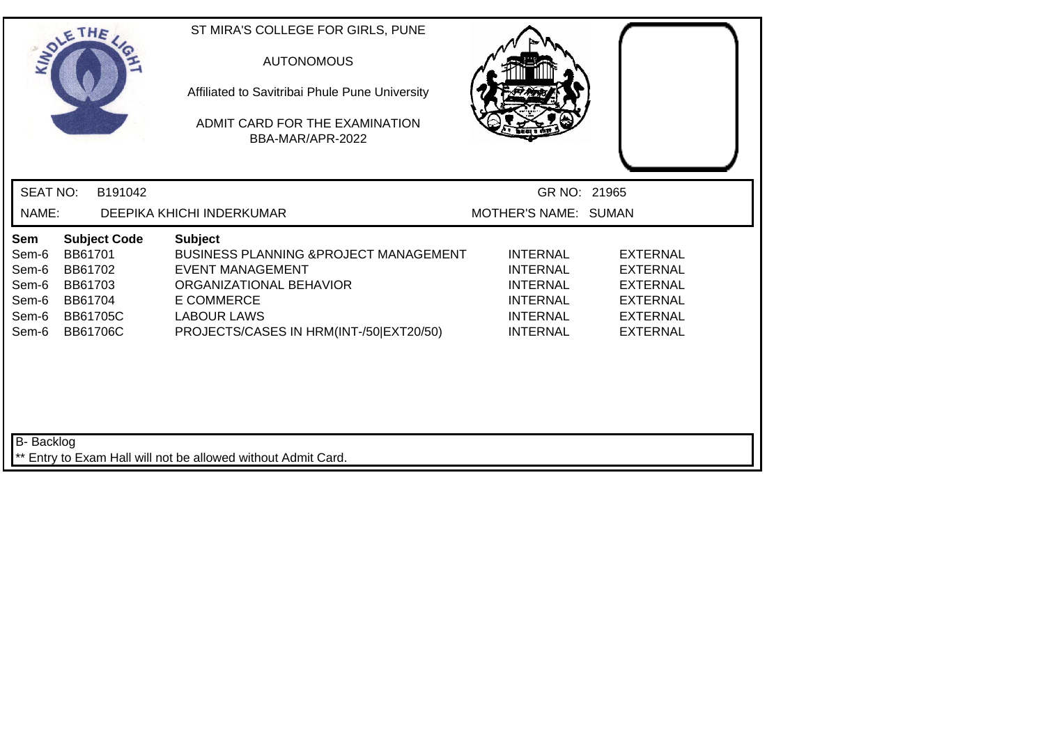ST MIRA'S COLLEGE FOR GIRLS, PUNE

AUTONOMOUS

Affiliated to Savitribai Phule Pune University

ADMIT CARD FOR THE EXAMINATION

BBA-MAR/APR-2022

SEAT NO: B191042 GR NO: 21965

NAME: DEEPIKA KHICHI INDERKUMAR MOTHER'S NAME: SUMAN

| Sem | Subject Code | Subject | | |
|---|---|---|---|---|
| Sem-6 | BB61701 | BUSINESS PLANNING &PROJECT MANAGEMENT | INTERNAL | EXTERNAL |
| Sem-6 | BB61702 | EVENT MANAGEMENT | INTERNAL | EXTERNAL |
| Sem-6 | BB61703 | ORGANIZATIONAL BEHAVIOR | INTERNAL | EXTERNAL |
| Sem-6 | BB61704 | E COMMERCE | INTERNAL | EXTERNAL |
| Sem-6 | BB61705C | LABOUR LAWS | INTERNAL | EXTERNAL |
| Sem-6 | BB61706C | PROJECTS/CASES IN HRM(INT-/50\|EXT20/50) | INTERNAL | EXTERNAL |

B- Backlog

** Entry to Exam Hall will not be allowed without Admit Card.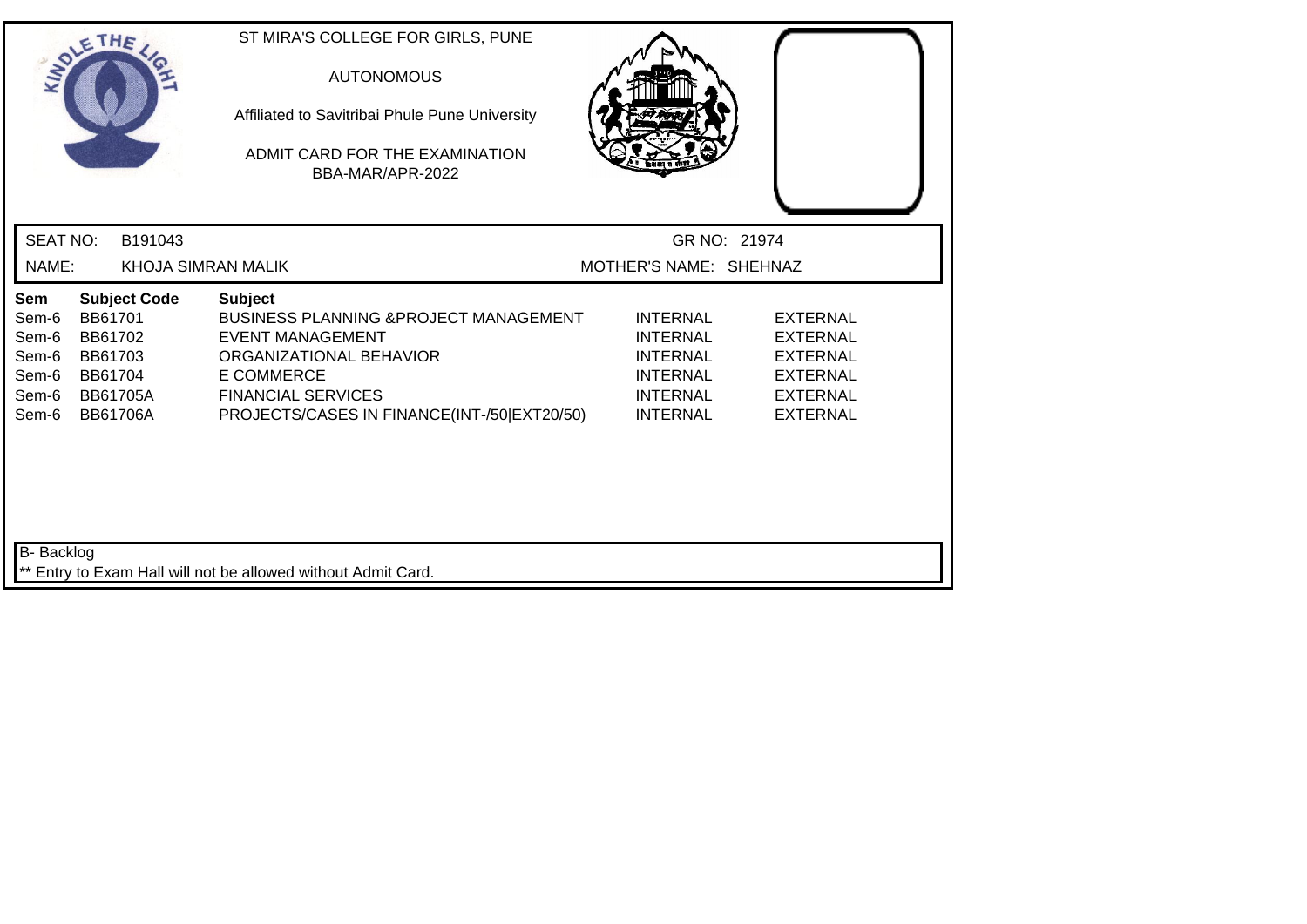ST MIRA'S COLLEGE FOR GIRLS, PUNE

AUTONOMOUS

Affiliated to Savitribai Phule Pune University

ADMIT CARD FOR THE EXAMINATION
BBA-MAR/APR-2022

SEAT NO: B191043 GR NO: 21974

NAME: KHOJA SIMRAN MALIK MOTHER'S NAME: SHEHNAZ

| Sem | Subject Code | Subject | | |
|---|---|---|---|---|
| Sem-6 | BB61701 | BUSINESS PLANNING &PROJECT MANAGEMENT | INTERNAL | EXTERNAL |
| Sem-6 | BB61702 | EVENT MANAGEMENT | INTERNAL | EXTERNAL |
| Sem-6 | BB61703 | ORGANIZATIONAL BEHAVIOR | INTERNAL | EXTERNAL |
| Sem-6 | BB61704 | E COMMERCE | INTERNAL | EXTERNAL |
| Sem-6 | BB61705A | FINANCIAL SERVICES | INTERNAL | EXTERNAL |
| Sem-6 | BB61706A | PROJECTS/CASES IN FINANCE(INT-/50\|EXT20/50) | INTERNAL | EXTERNAL |

B- Backlog

** Entry to Exam Hall will not be allowed without Admit Card.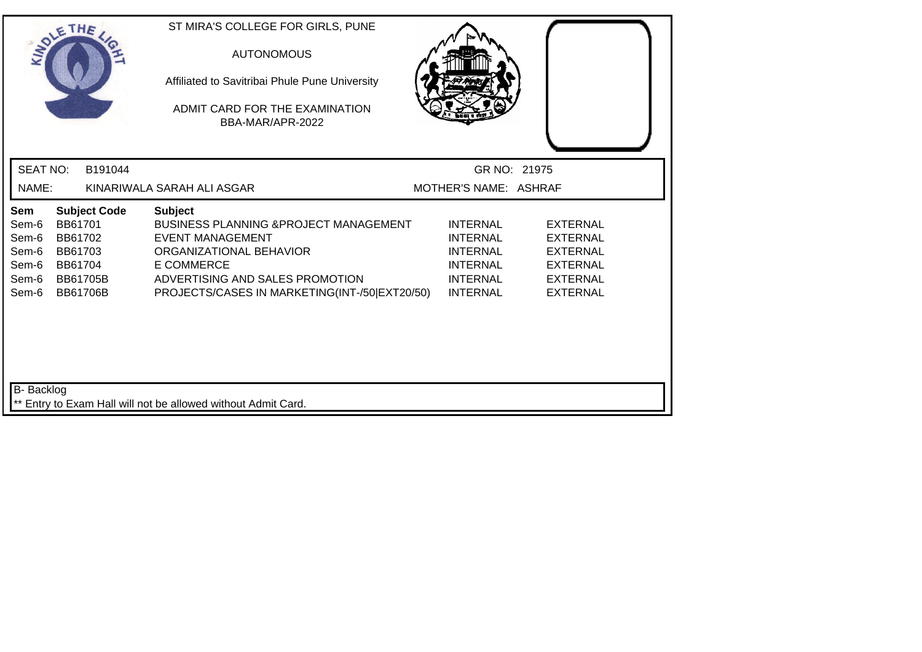ST MIRA'S COLLEGE FOR GIRLS, PUNE

AUTONOMOUS

Affiliated to Savitribai Phule Pune University

ADMIT CARD FOR THE EXAMINATION
BBA-MAR/APR-2022

SEAT NO: B191044 | GR NO: 21975

NAME: KINARIWALA SARAH ALI ASGAR | MOTHER'S NAME: ASHRAF

| Sem | Subject Code | Subject | | |
|---|---|---|---|---|
| Sem-6 | BB61701 | BUSINESS PLANNING &PROJECT MANAGEMENT | INTERNAL | EXTERNAL |
| Sem-6 | BB61702 | EVENT MANAGEMENT | INTERNAL | EXTERNAL |
| Sem-6 | BB61703 | ORGANIZATIONAL BEHAVIOR | INTERNAL | EXTERNAL |
| Sem-6 | BB61704 | E COMMERCE | INTERNAL | EXTERNAL |
| Sem-6 | BB61705B | ADVERTISING AND SALES PROMOTION | INTERNAL | EXTERNAL |
| Sem-6 | BB61706B | PROJECTS/CASES IN MARKETING(INT-/50\|EXT20/50) | INTERNAL | EXTERNAL |

B- Backlog

** Entry to Exam Hall will not be allowed without Admit Card.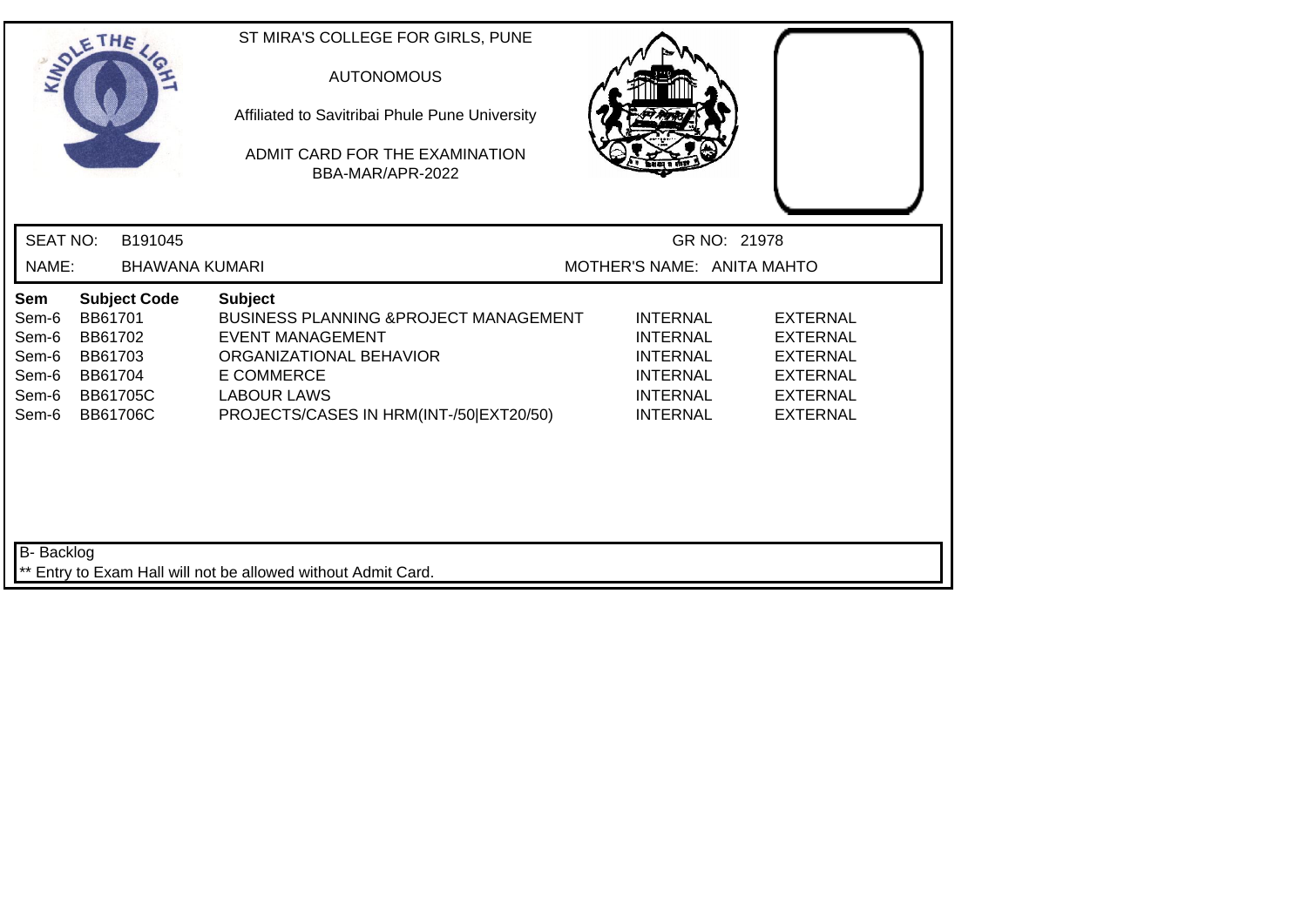ST MIRA'S COLLEGE FOR GIRLS, PUNE

AUTONOMOUS

Affiliated to Savitribai Phule Pune University

ADMIT CARD FOR THE EXAMINATION
BBA-MAR/APR-2022

SEAT NO: B191045 GR NO: 21978

NAME: BHAWANA KUMARI MOTHER'S NAME: ANITA MAHTO

| Sem | Subject Code | Subject | | |
|---|---|---|---|---|
| Sem-6 | BB61701 | BUSINESS PLANNING &PROJECT MANAGEMENT | INTERNAL | EXTERNAL |
| Sem-6 | BB61702 | EVENT MANAGEMENT | INTERNAL | EXTERNAL |
| Sem-6 | BB61703 | ORGANIZATIONAL BEHAVIOR | INTERNAL | EXTERNAL |
| Sem-6 | BB61704 | E COMMERCE | INTERNAL | EXTERNAL |
| Sem-6 | BB61705C | LABOUR LAWS | INTERNAL | EXTERNAL |
| Sem-6 | BB61706C | PROJECTS/CASES IN HRM(INT-/50\|EXT20/50) | INTERNAL | EXTERNAL |

B- Backlog

** Entry to Exam Hall will not be allowed without Admit Card.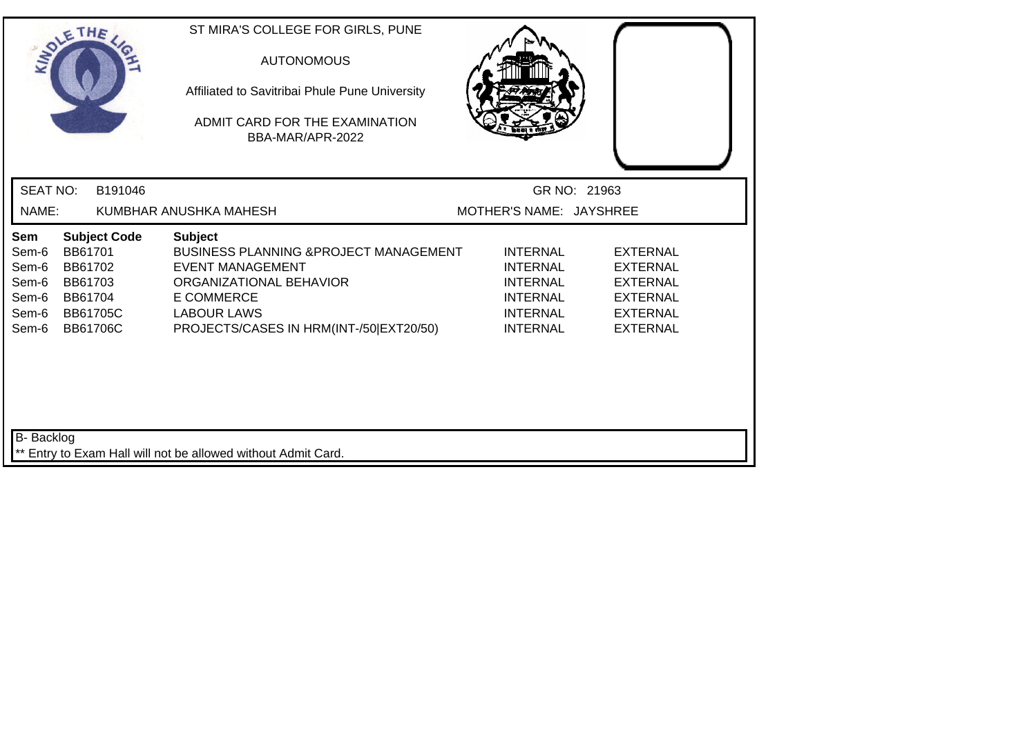ST MIRA'S COLLEGE FOR GIRLS, PUNE

AUTONOMOUS

Affiliated to Savitribai Phule Pune University

ADMIT CARD FOR THE EXAMINATION
BBA-MAR/APR-2022

SEAT NO: B191046 GR NO: 21963

NAME: KUMBHAR ANUSHKA MAHESH MOTHER'S NAME: JAYSHREE

| Sem | Subject Code | Subject | | |
|---|---|---|---|---|
| Sem-6 | BB61701 | BUSINESS PLANNING &PROJECT MANAGEMENT | INTERNAL | EXTERNAL |
| Sem-6 | BB61702 | EVENT MANAGEMENT | INTERNAL | EXTERNAL |
| Sem-6 | BB61703 | ORGANIZATIONAL BEHAVIOR | INTERNAL | EXTERNAL |
| Sem-6 | BB61704 | E COMMERCE | INTERNAL | EXTERNAL |
| Sem-6 | BB61705C | LABOUR LAWS | INTERNAL | EXTERNAL |
| Sem-6 | BB61706C | PROJECTS/CASES IN HRM(INT-/50\|EXT20/50) | INTERNAL | EXTERNAL |

B- Backlog

** Entry to Exam Hall will not be allowed without Admit Card.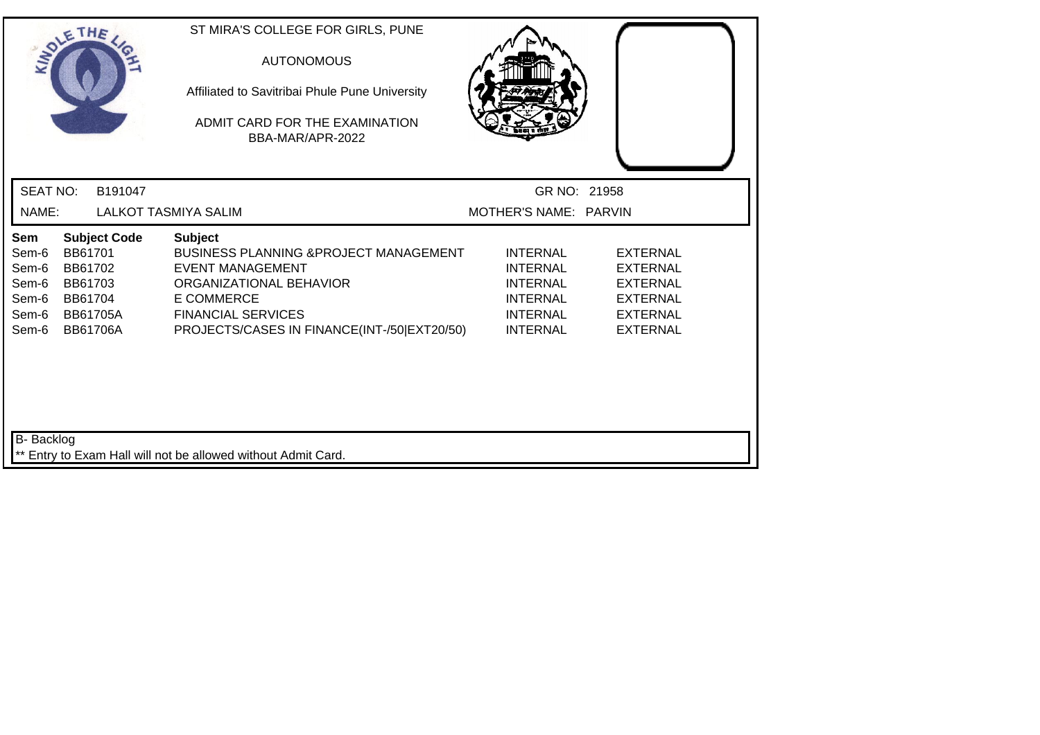ST MIRA'S COLLEGE FOR GIRLS, PUNE

AUTONOMOUS

Affiliated to Savitribai Phule Pune University

ADMIT CARD FOR THE EXAMINATION

BBA-MAR/APR-2022

SEAT NO: B191047 GR NO: 21958

NAME: LALKOT TASMIYA SALIM MOTHER'S NAME: PARVIN

| Sem | Subject Code | Subject | | |
|---|---|---|---|---|
| Sem-6 | BB61701 | BUSINESS PLANNING &PROJECT MANAGEMENT | INTERNAL | EXTERNAL |
| Sem-6 | BB61702 | EVENT MANAGEMENT | INTERNAL | EXTERNAL |
| Sem-6 | BB61703 | ORGANIZATIONAL BEHAVIOR | INTERNAL | EXTERNAL |
| Sem-6 | BB61704 | E COMMERCE | INTERNAL | EXTERNAL |
| Sem-6 | BB61705A | FINANCIAL SERVICES | INTERNAL | EXTERNAL |
| Sem-6 | BB61706A | PROJECTS/CASES IN FINANCE(INT-/50\|EXT20/50) | INTERNAL | EXTERNAL |

B- Backlog

** Entry to Exam Hall will not be allowed without Admit Card.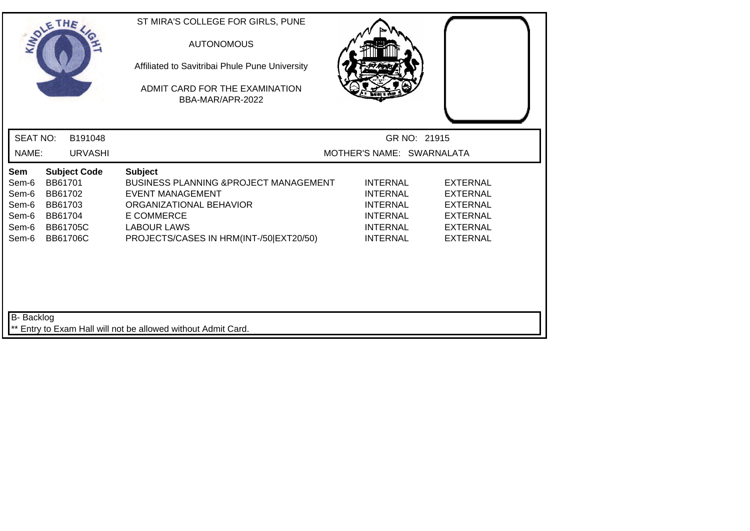ST MIRA'S COLLEGE FOR GIRLS, PUNE

AUTONOMOUS

Affiliated to Savitribai Phule Pune University

ADMIT CARD FOR THE EXAMINATION
BBA-MAR/APR-2022

SEAT NO: B191048 GR NO: 21915

NAME: URVASHI MOTHER'S NAME: SWARNALATA

| Sem | Subject Code | Subject | | |
|---|---|---|---|---|
| Sem-6 | BB61701 | BUSINESS PLANNING &PROJECT MANAGEMENT | INTERNAL | EXTERNAL |
| Sem-6 | BB61702 | EVENT MANAGEMENT | INTERNAL | EXTERNAL |
| Sem-6 | BB61703 | ORGANIZATIONAL BEHAVIOR | INTERNAL | EXTERNAL |
| Sem-6 | BB61704 | E COMMERCE | INTERNAL | EXTERNAL |
| Sem-6 | BB61705C | LABOUR LAWS | INTERNAL | EXTERNAL |
| Sem-6 | BB61706C | PROJECTS/CASES IN HRM(INT-/50\|EXT20/50) | INTERNAL | EXTERNAL |

B- Backlog

** Entry to Exam Hall will not be allowed without Admit Card.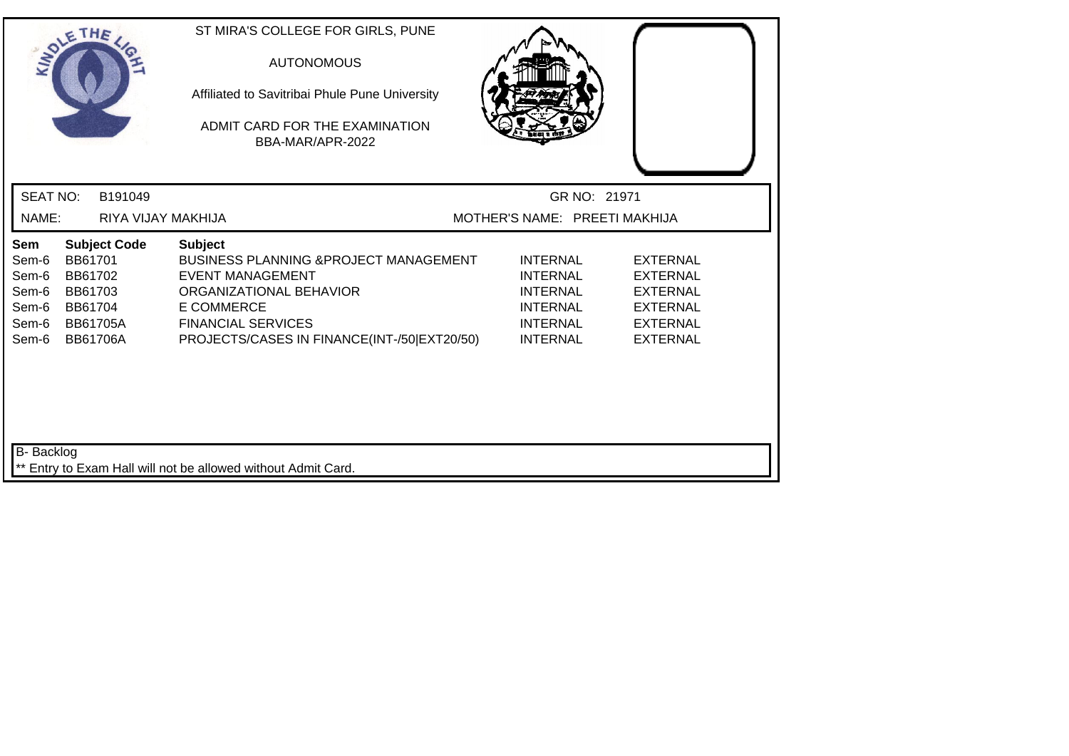ST MIRA'S COLLEGE FOR GIRLS, PUNE

AUTONOMOUS

Affiliated to Savitribai Phule Pune University

ADMIT CARD FOR THE EXAMINATION
BBA-MAR/APR-2022

SEAT NO: B191049 GR NO: 21971

NAME: RIYA VIJAY MAKHIJA MOTHER'S NAME: PREETI MAKHIJA

| Sem | Subject Code | Subject | | |
|---|---|---|---|---|
| Sem-6 | BB61701 | BUSINESS PLANNING &PROJECT MANAGEMENT | INTERNAL | EXTERNAL |
| Sem-6 | BB61702 | EVENT MANAGEMENT | INTERNAL | EXTERNAL |
| Sem-6 | BB61703 | ORGANIZATIONAL BEHAVIOR | INTERNAL | EXTERNAL |
| Sem-6 | BB61704 | E COMMERCE | INTERNAL | EXTERNAL |
| Sem-6 | BB61705A | FINANCIAL SERVICES | INTERNAL | EXTERNAL |
| Sem-6 | BB61706A | PROJECTS/CASES IN FINANCE(INT-/50\|EXT20/50) | INTERNAL | EXTERNAL |

B- Backlog

** Entry to Exam Hall will not be allowed without Admit Card.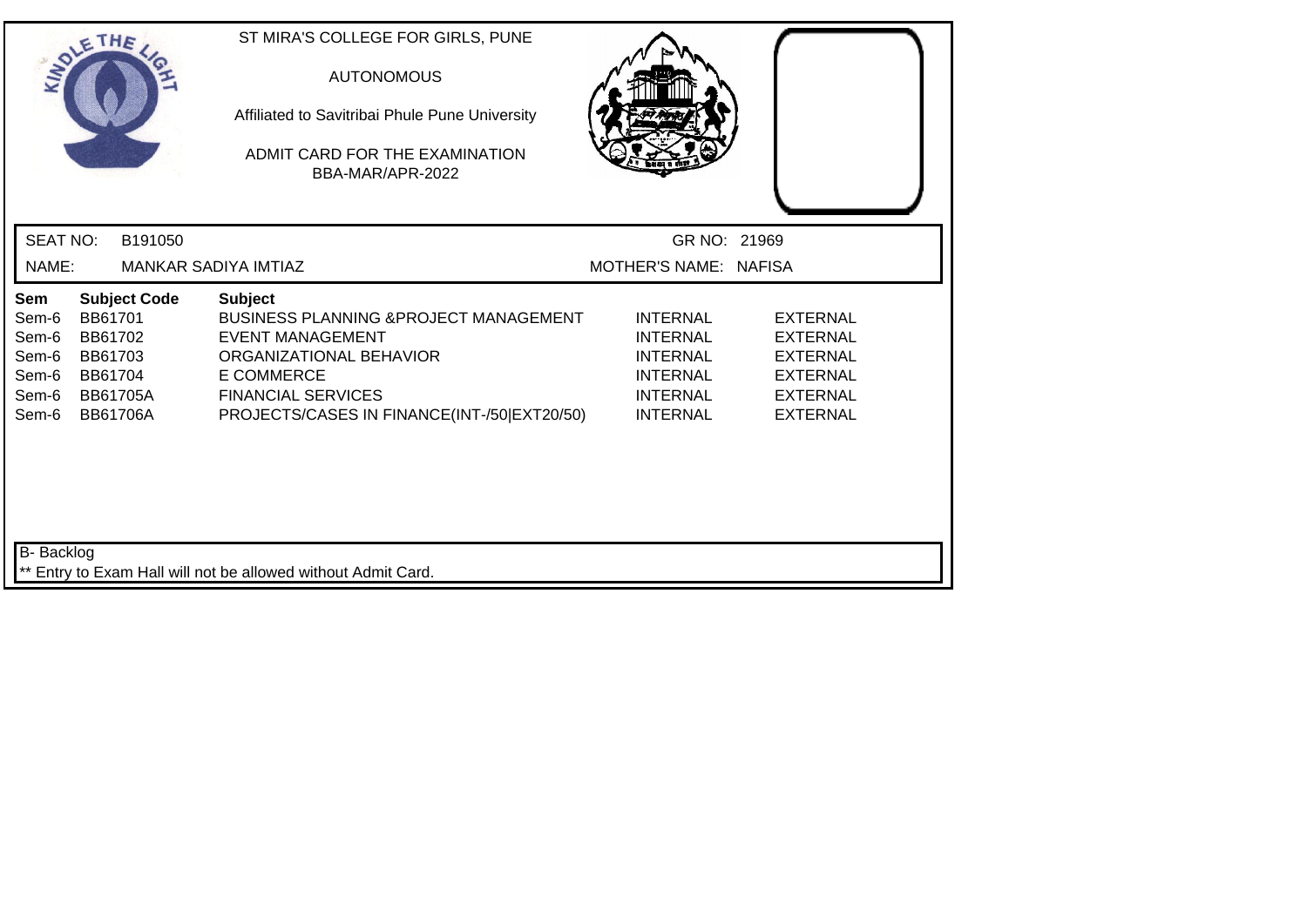ST MIRA'S COLLEGE FOR GIRLS, PUNE

AUTONOMOUS

Affiliated to Savitribai Phule Pune University

ADMIT CARD FOR THE EXAMINATION

BBA-MAR/APR-2022

SEAT NO: B191050 GR NO: 21969

NAME: MANKAR SADIYA IMTIAZ MOTHER'S NAME: NAFISA

| Sem | Subject Code | Subject | | |
|---|---|---|---|---|
| Sem-6 | BB61701 | BUSINESS PLANNING &PROJECT MANAGEMENT | INTERNAL | EXTERNAL |
| Sem-6 | BB61702 | EVENT MANAGEMENT | INTERNAL | EXTERNAL |
| Sem-6 | BB61703 | ORGANIZATIONAL BEHAVIOR | INTERNAL | EXTERNAL |
| Sem-6 | BB61704 | E COMMERCE | INTERNAL | EXTERNAL |
| Sem-6 | BB61705A | FINANCIAL SERVICES | INTERNAL | EXTERNAL |
| Sem-6 | BB61706A | PROJECTS/CASES IN FINANCE(INT-/50\|EXT20/50) | INTERNAL | EXTERNAL |

B- Backlog

** Entry to Exam Hall will not be allowed without Admit Card.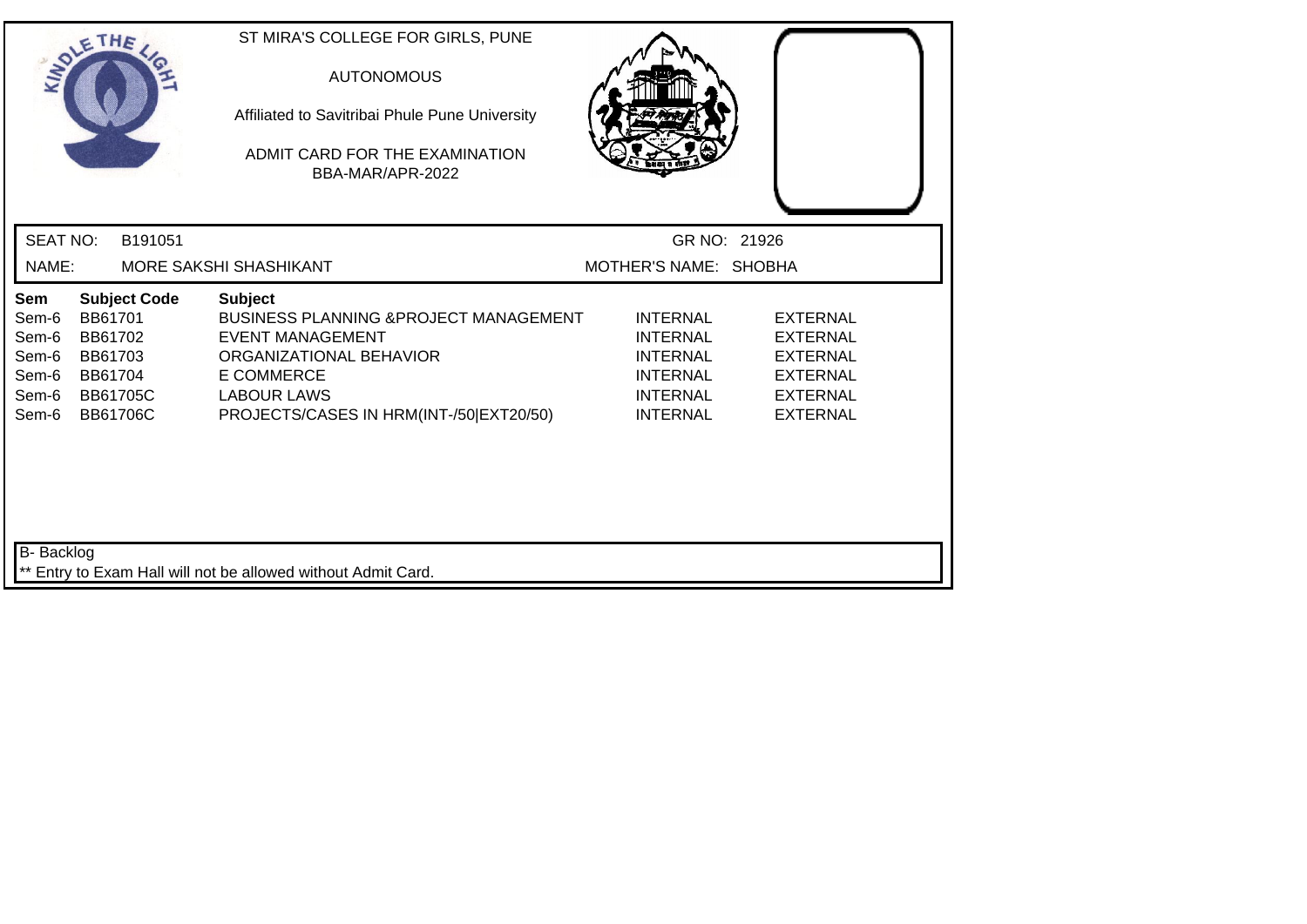ST MIRA'S COLLEGE FOR GIRLS, PUNE

AUTONOMOUS

Affiliated to Savitribai Phule Pune University

ADMIT CARD FOR THE EXAMINATION
BBA-MAR/APR-2022

SEAT NO: B191051 GR NO: 21926

NAME: MORE SAKSHI SHASHIKANT MOTHER'S NAME: SHOBHA

| Sem | Subject Code | Subject | | |
|---|---|---|---|---|
| Sem-6 | BB61701 | BUSINESS PLANNING &PROJECT MANAGEMENT | INTERNAL | EXTERNAL |
| Sem-6 | BB61702 | EVENT MANAGEMENT | INTERNAL | EXTERNAL |
| Sem-6 | BB61703 | ORGANIZATIONAL BEHAVIOR | INTERNAL | EXTERNAL |
| Sem-6 | BB61704 | E COMMERCE | INTERNAL | EXTERNAL |
| Sem-6 | BB61705C | LABOUR LAWS | INTERNAL | EXTERNAL |
| Sem-6 | BB61706C | PROJECTS/CASES IN HRM(INT-/50\|EXT20/50) | INTERNAL | EXTERNAL |

B- Backlog

** Entry to Exam Hall will not be allowed without Admit Card.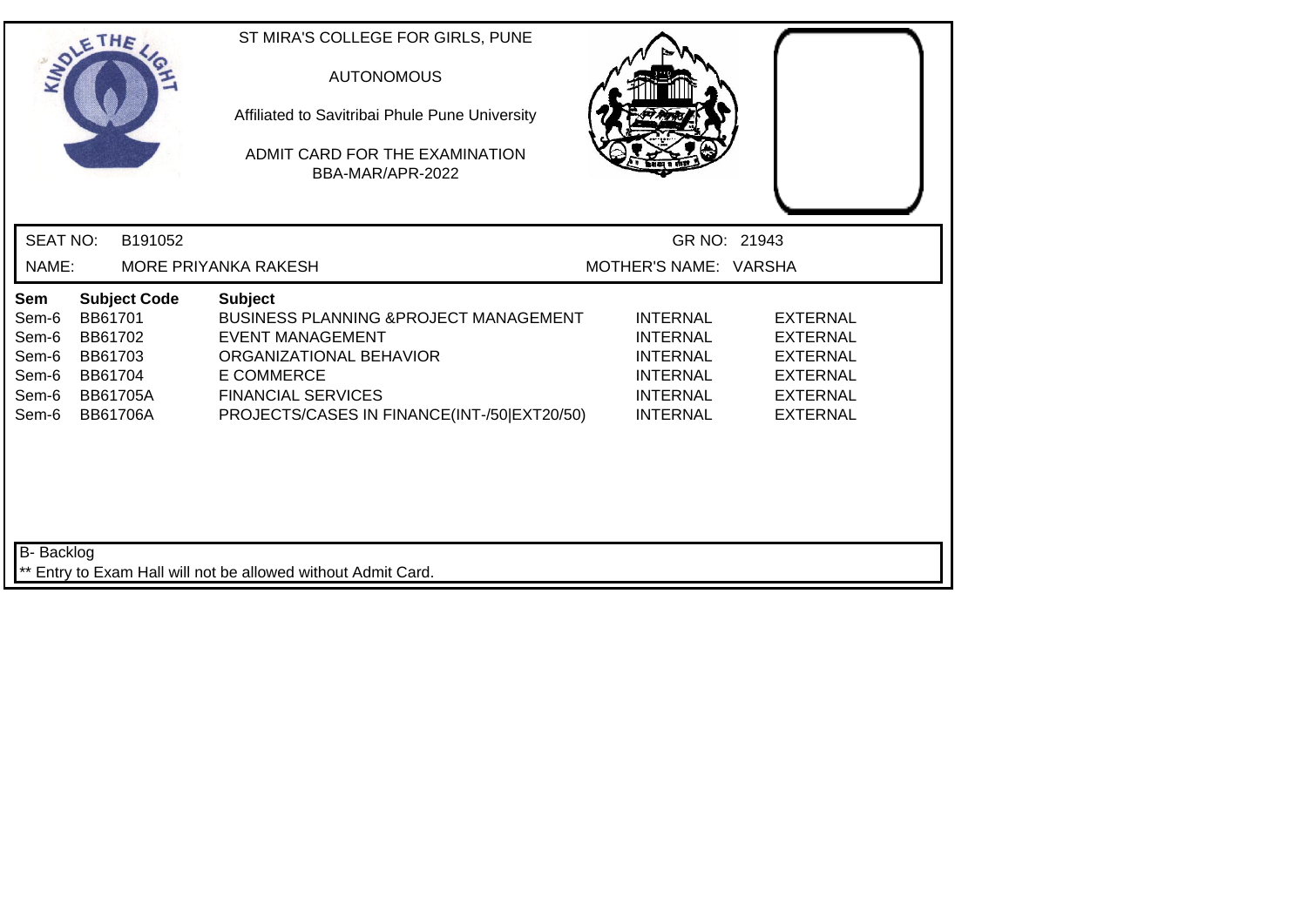ST MIRA'S COLLEGE FOR GIRLS, PUNE

AUTONOMOUS

Affiliated to Savitribai Phule Pune University

ADMIT CARD FOR THE EXAMINATION

BBA-MAR/APR-2022

SEAT NO: B191052 GR NO: 21943

NAME: MORE PRIYANKA RAKESH MOTHER'S NAME: VARSHA

| Sem | Subject Code | Subject | | |
|---|---|---|---|---|
| Sem-6 | BB61701 | BUSINESS PLANNING &PROJECT MANAGEMENT | INTERNAL | EXTERNAL |
| Sem-6 | BB61702 | EVENT MANAGEMENT | INTERNAL | EXTERNAL |
| Sem-6 | BB61703 | ORGANIZATIONAL BEHAVIOR | INTERNAL | EXTERNAL |
| Sem-6 | BB61704 | E COMMERCE | INTERNAL | EXTERNAL |
| Sem-6 | BB61705A | FINANCIAL SERVICES | INTERNAL | EXTERNAL |
| Sem-6 | BB61706A | PROJECTS/CASES IN FINANCE(INT-/50\|EXT20/50) | INTERNAL | EXTERNAL |

B- Backlog

** Entry to Exam Hall will not be allowed without Admit Card.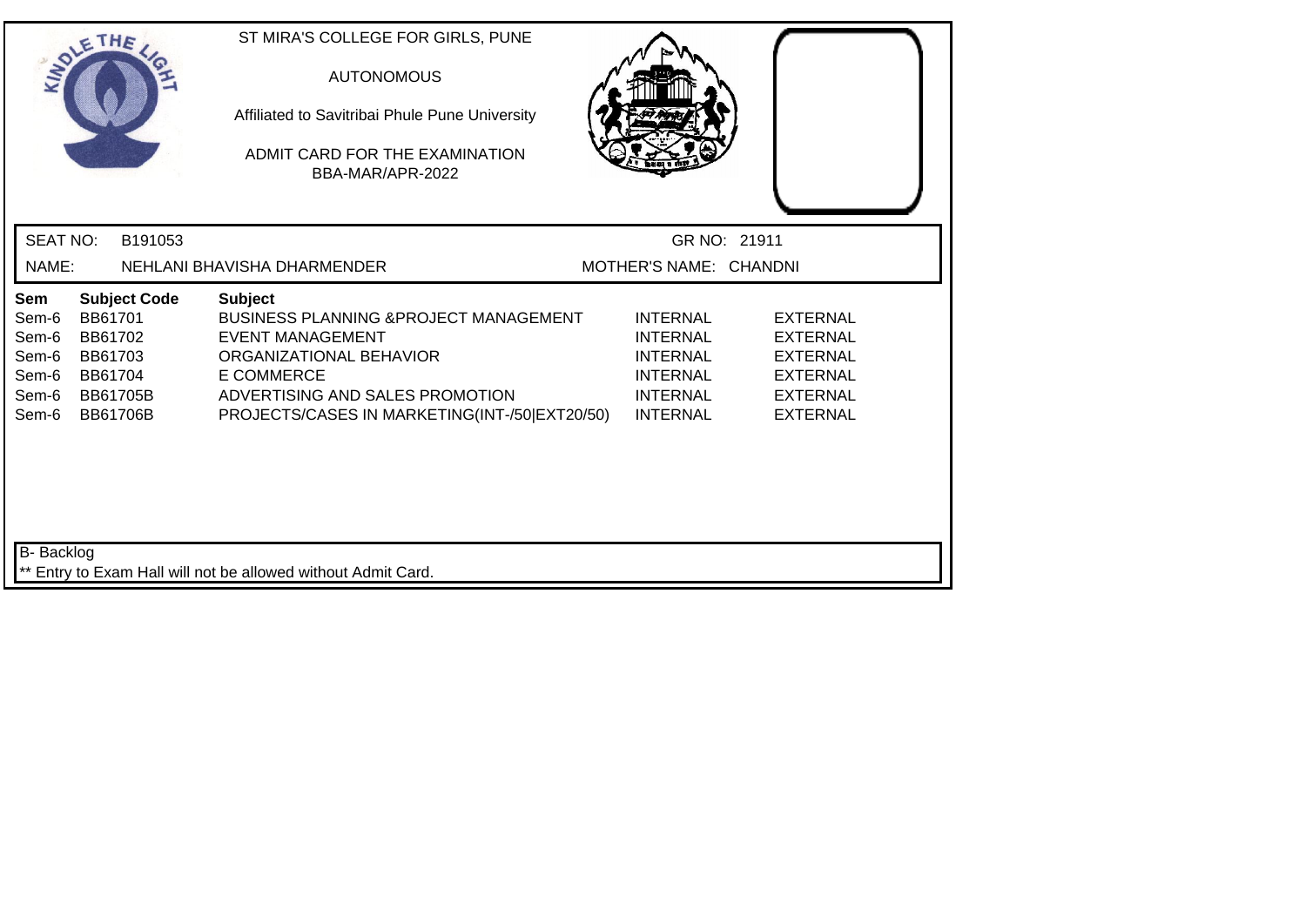ST MIRA'S COLLEGE FOR GIRLS, PUNE

AUTONOMOUS

Affiliated to Savitribai Phule Pune University

ADMIT CARD FOR THE EXAMINATION
BBA-MAR/APR-2022

SEAT NO: B191053 GR NO: 21911

NAME: NEHLANI BHAVISHA DHARMENDER MOTHER'S NAME: CHANDNI

| Sem | Subject Code | Subject | | |
|---|---|---|---|---|
| Sem-6 | BB61701 | BUSINESS PLANNING &PROJECT MANAGEMENT | INTERNAL | EXTERNAL |
| Sem-6 | BB61702 | EVENT MANAGEMENT | INTERNAL | EXTERNAL |
| Sem-6 | BB61703 | ORGANIZATIONAL BEHAVIOR | INTERNAL | EXTERNAL |
| Sem-6 | BB61704 | E COMMERCE | INTERNAL | EXTERNAL |
| Sem-6 | BB61705B | ADVERTISING AND SALES PROMOTION | INTERNAL | EXTERNAL |
| Sem-6 | BB61706B | PROJECTS/CASES IN MARKETING(INT-/50\|EXT20/50) | INTERNAL | EXTERNAL |

B- Backlog

** Entry to Exam Hall will not be allowed without Admit Card.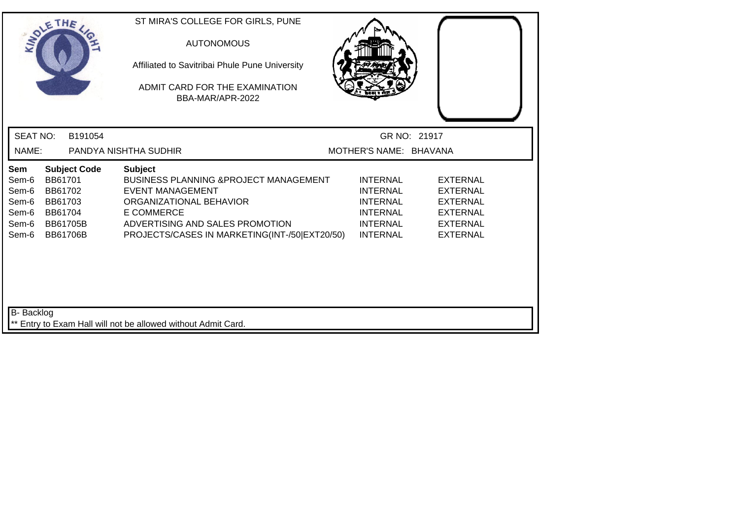ST MIRA'S COLLEGE FOR GIRLS, PUNE

AUTONOMOUS

Affiliated to Savitribai Phule Pune University

ADMIT CARD FOR THE EXAMINATION
BBA-MAR/APR-2022

SEAT NO: B191054 GR NO: 21917

NAME: PANDYA NISHTHA SUDHIR MOTHER'S NAME: BHAVANA

| Sem | Subject Code | Subject | | |
|---|---|---|---|---|
| Sem-6 | BB61701 | BUSINESS PLANNING &PROJECT MANAGEMENT | INTERNAL | EXTERNAL |
| Sem-6 | BB61702 | EVENT MANAGEMENT | INTERNAL | EXTERNAL |
| Sem-6 | BB61703 | ORGANIZATIONAL BEHAVIOR | INTERNAL | EXTERNAL |
| Sem-6 | BB61704 | E COMMERCE | INTERNAL | EXTERNAL |
| Sem-6 | BB61705B | ADVERTISING AND SALES PROMOTION | INTERNAL | EXTERNAL |
| Sem-6 | BB61706B | PROJECTS/CASES IN MARKETING(INT-/50\|EXT20/50) | INTERNAL | EXTERNAL |

B- Backlog

** Entry to Exam Hall will not be allowed without Admit Card.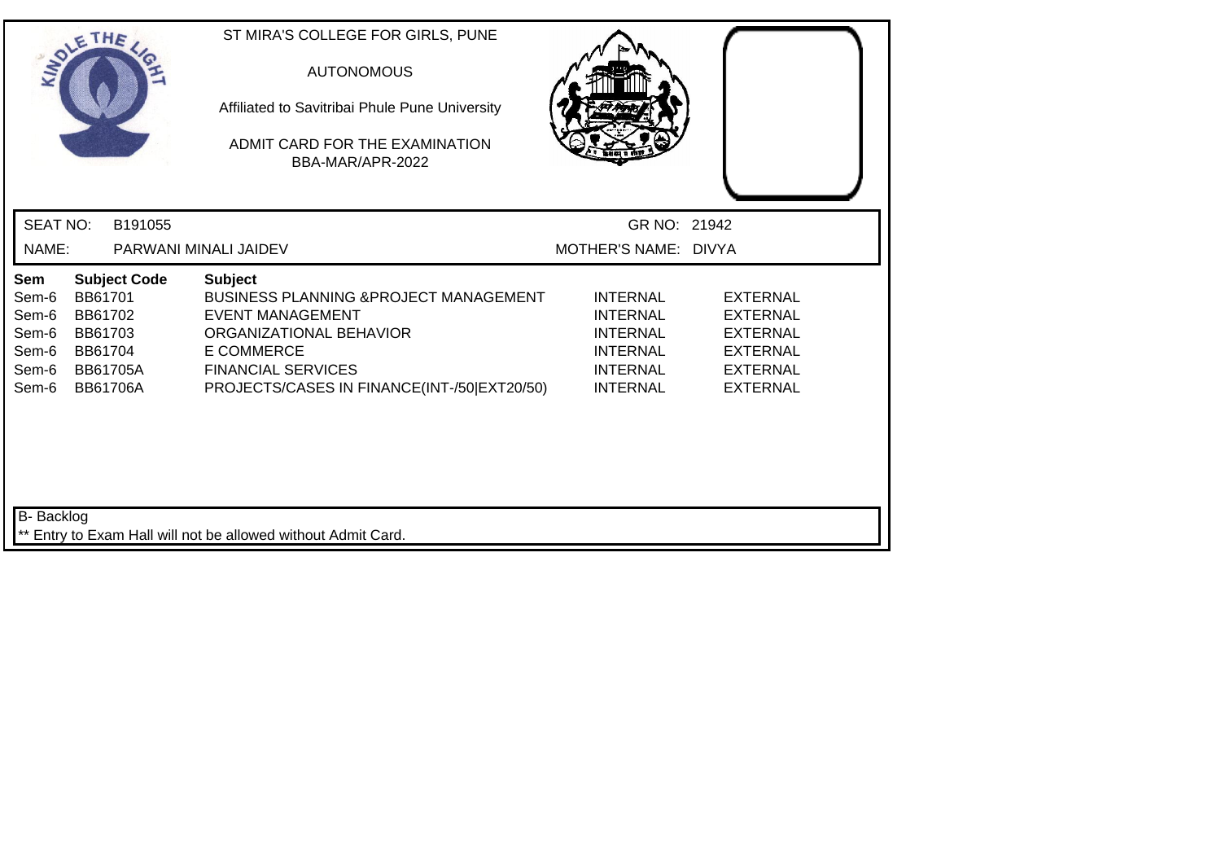ST MIRA'S COLLEGE FOR GIRLS, PUNE

AUTONOMOUS

Affiliated to Savitribai Phule Pune University

ADMIT CARD FOR THE EXAMINATION
BBA-MAR/APR-2022

SEAT NO: B191055 | GR NO: 21942

NAME: PARWANI MINALI JAIDEV | MOTHER'S NAME: DIVYA

| Sem | Subject Code | Subject | | |
|---|---|---|---|---|
| Sem-6 | BB61701 | BUSINESS PLANNING &PROJECT MANAGEMENT | INTERNAL | EXTERNAL |
| Sem-6 | BB61702 | EVENT MANAGEMENT | INTERNAL | EXTERNAL |
| Sem-6 | BB61703 | ORGANIZATIONAL BEHAVIOR | INTERNAL | EXTERNAL |
| Sem-6 | BB61704 | E COMMERCE | INTERNAL | EXTERNAL |
| Sem-6 | BB61705A | FINANCIAL SERVICES | INTERNAL | EXTERNAL |
| Sem-6 | BB61706A | PROJECTS/CASES IN FINANCE(INT-/50\|EXT20/50) | INTERNAL | EXTERNAL |

B- Backlog

** Entry to Exam Hall will not be allowed without Admit Card.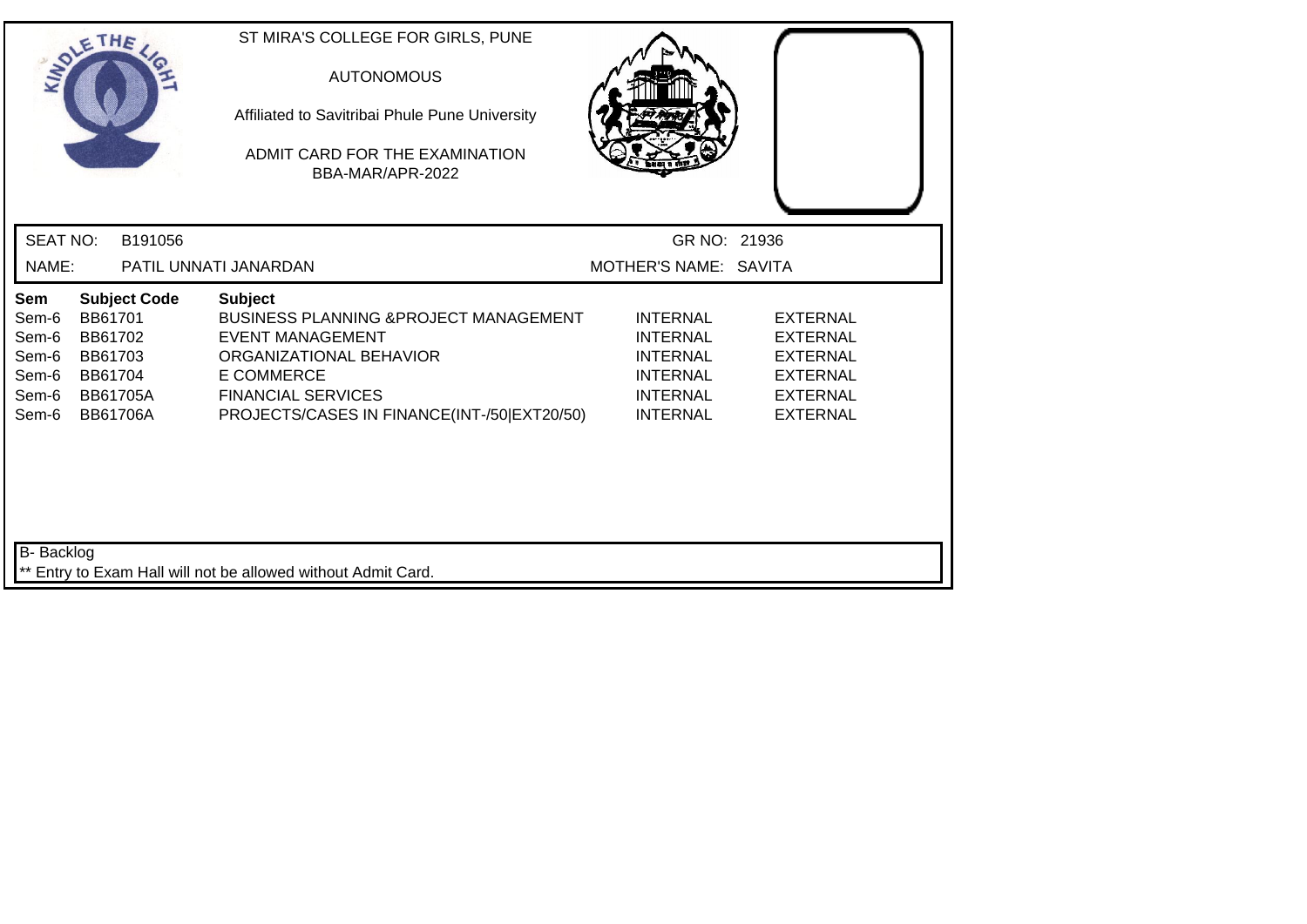ST MIRA'S COLLEGE FOR GIRLS, PUNE

AUTONOMOUS

Affiliated to Savitribai Phule Pune University

ADMIT CARD FOR THE EXAMINATION
BBA-MAR/APR-2022

SEAT NO: B191056 GR NO: 21936

NAME: PATIL UNNATI JANARDAN MOTHER'S NAME: SAVITA

| Sem | Subject Code | Subject | | |
|---|---|---|---|---|
| Sem-6 | BB61701 | BUSINESS PLANNING &PROJECT MANAGEMENT | INTERNAL | EXTERNAL |
| Sem-6 | BB61702 | EVENT MANAGEMENT | INTERNAL | EXTERNAL |
| Sem-6 | BB61703 | ORGANIZATIONAL BEHAVIOR | INTERNAL | EXTERNAL |
| Sem-6 | BB61704 | E COMMERCE | INTERNAL | EXTERNAL |
| Sem-6 | BB61705A | FINANCIAL SERVICES | INTERNAL | EXTERNAL |
| Sem-6 | BB61706A | PROJECTS/CASES IN FINANCE(INT-/50\|EXT20/50) | INTERNAL | EXTERNAL |

B- Backlog

** Entry to Exam Hall will not be allowed without Admit Card.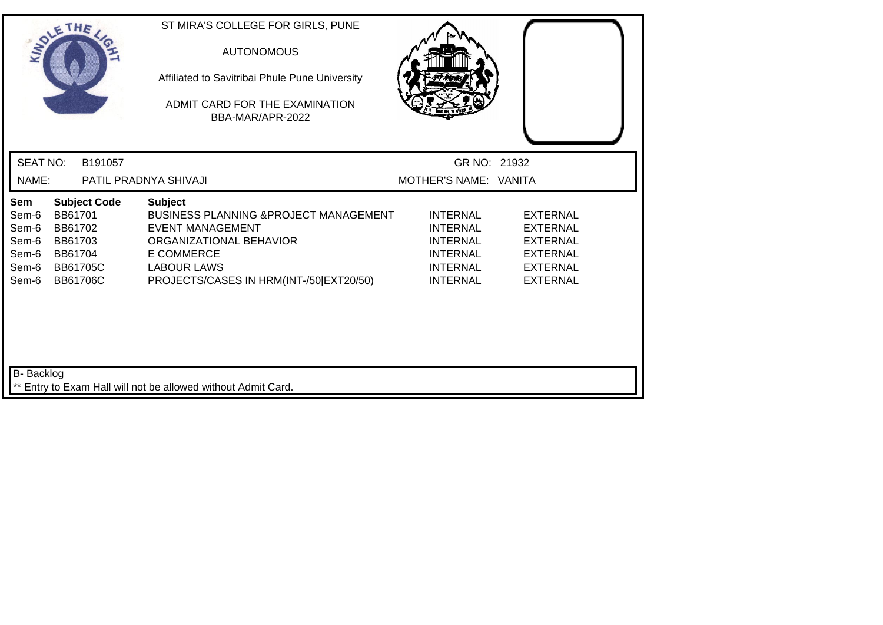ST MIRA'S COLLEGE FOR GIRLS, PUNE

AUTONOMOUS

Affiliated to Savitribai Phule Pune University

ADMIT CARD FOR THE EXAMINATION
BBA-MAR/APR-2022

SEAT NO: B191057 GR NO: 21932

NAME: PATIL PRADNYA SHIVAJI MOTHER'S NAME: VANITA

| Sem | Subject Code | Subject | | |
|---|---|---|---|---|
| Sem-6 | BB61701 | BUSINESS PLANNING &PROJECT MANAGEMENT | INTERNAL | EXTERNAL |
| Sem-6 | BB61702 | EVENT MANAGEMENT | INTERNAL | EXTERNAL |
| Sem-6 | BB61703 | ORGANIZATIONAL BEHAVIOR | INTERNAL | EXTERNAL |
| Sem-6 | BB61704 | E COMMERCE | INTERNAL | EXTERNAL |
| Sem-6 | BB61705C | LABOUR LAWS | INTERNAL | EXTERNAL |
| Sem-6 | BB61706C | PROJECTS/CASES IN HRM(INT-/50\|EXT20/50) | INTERNAL | EXTERNAL |

B- Backlog

** Entry to Exam Hall will not be allowed without Admit Card.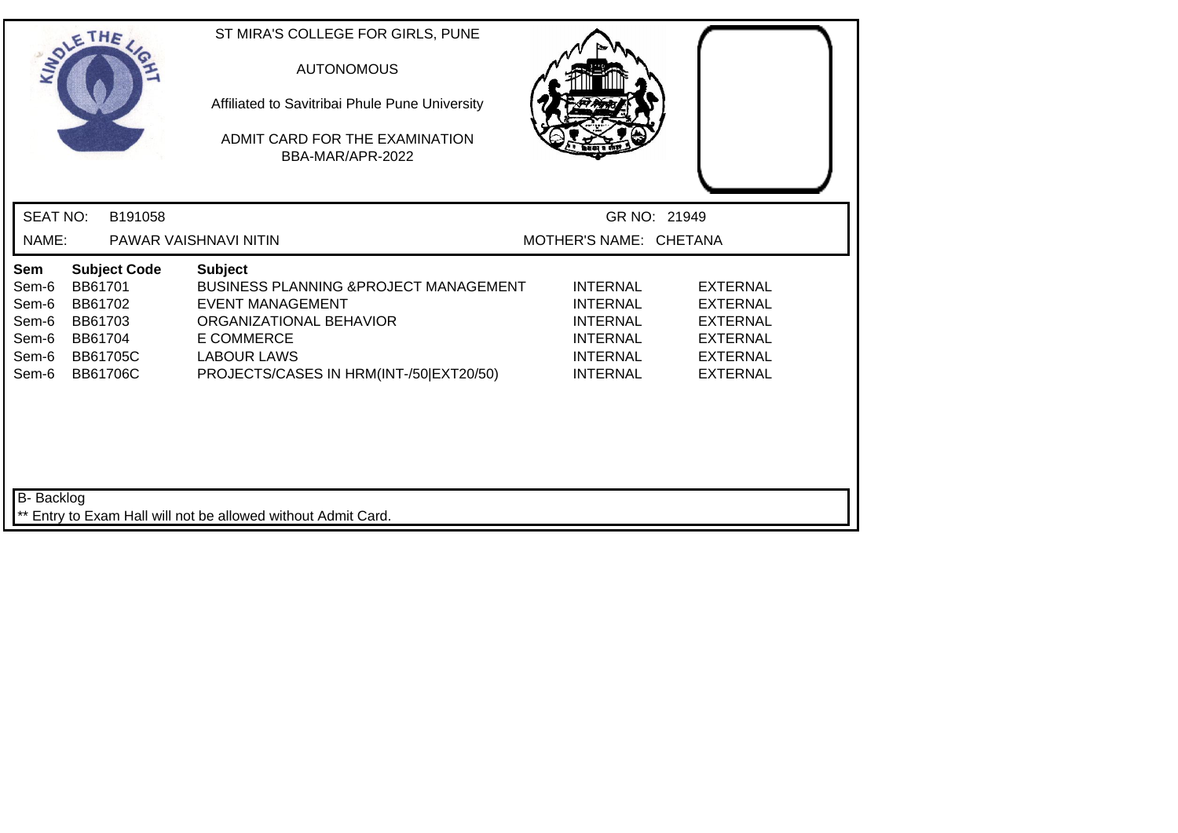ST MIRA'S COLLEGE FOR GIRLS, PUNE

AUTONOMOUS

Affiliated to Savitribai Phule Pune University

ADMIT CARD FOR THE EXAMINATION
BBA-MAR/APR-2022

SEAT NO: B191058 GR NO: 21949

NAME: PAWAR VAISHNAVI NITIN MOTHER'S NAME: CHETANA

| Sem | Subject Code | Subject | | |
|---|---|---|---|---|
| Sem-6 | BB61701 | BUSINESS PLANNING &PROJECT MANAGEMENT | INTERNAL | EXTERNAL |
| Sem-6 | BB61702 | EVENT MANAGEMENT | INTERNAL | EXTERNAL |
| Sem-6 | BB61703 | ORGANIZATIONAL BEHAVIOR | INTERNAL | EXTERNAL |
| Sem-6 | BB61704 | E COMMERCE | INTERNAL | EXTERNAL |
| Sem-6 | BB61705C | LABOUR LAWS | INTERNAL | EXTERNAL |
| Sem-6 | BB61706C | PROJECTS/CASES IN HRM(INT-/50\|EXT20/50) | INTERNAL | EXTERNAL |

B- Backlog

** Entry to Exam Hall will not be allowed without Admit Card.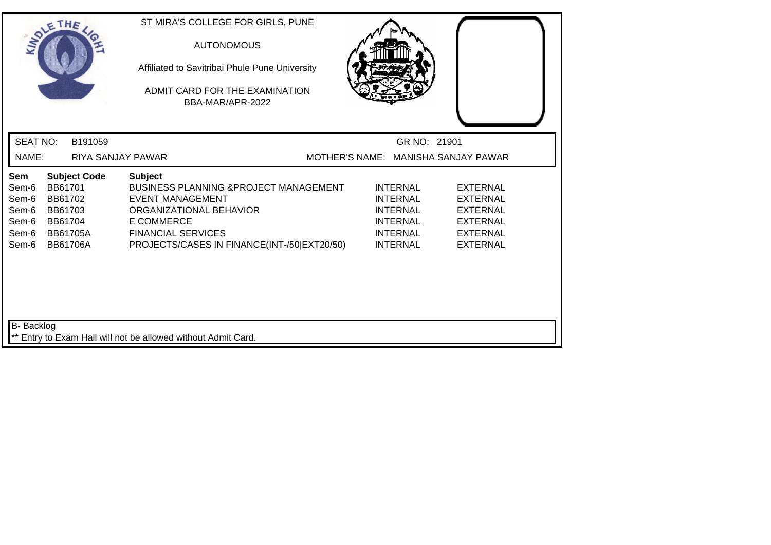ST MIRA'S COLLEGE FOR GIRLS, PUNE

AUTONOMOUS

Affiliated to Savitribai Phule Pune University

ADMIT CARD FOR THE EXAMINATION
BBA-MAR/APR-2022

SEAT NO: B191059 GR NO: 21901

NAME: RIYA SANJAY PAWAR MOTHER'S NAME: MANISHA SANJAY PAWAR

| Sem | Subject Code | Subject | | |
|---|---|---|---|---|
| Sem-6 | BB61701 | BUSINESS PLANNING &PROJECT MANAGEMENT | INTERNAL | EXTERNAL |
| Sem-6 | BB61702 | EVENT MANAGEMENT | INTERNAL | EXTERNAL |
| Sem-6 | BB61703 | ORGANIZATIONAL BEHAVIOR | INTERNAL | EXTERNAL |
| Sem-6 | BB61704 | E COMMERCE | INTERNAL | EXTERNAL |
| Sem-6 | BB61705A | FINANCIAL SERVICES | INTERNAL | EXTERNAL |
| Sem-6 | BB61706A | PROJECTS/CASES IN FINANCE(INT-/50\|EXT20/50) | INTERNAL | EXTERNAL |

B- Backlog

** Entry to Exam Hall will not be allowed without Admit Card.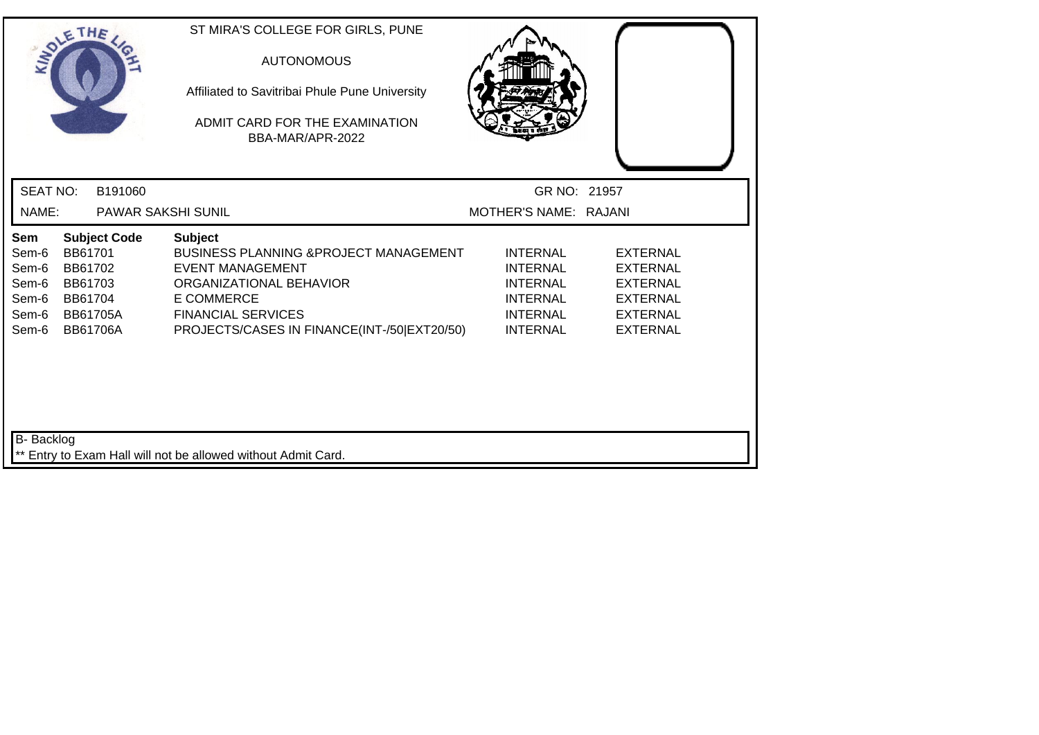ST MIRA'S COLLEGE FOR GIRLS, PUNE

AUTONOMOUS

Affiliated to Savitribai Phule Pune University

ADMIT CARD FOR THE EXAMINATION

BBA-MAR/APR-2022

SEAT NO: B191060

GR NO: 21957

NAME: PAWAR SAKSHI SUNIL

MOTHER'S NAME: RAJANI

| Sem | Subject Code | Subject | | |
|---|---|---|---|---|
| Sem-6 | BB61701 | BUSINESS PLANNING &PROJECT MANAGEMENT | INTERNAL | EXTERNAL |
| Sem-6 | BB61702 | EVENT MANAGEMENT | INTERNAL | EXTERNAL |
| Sem-6 | BB61703 | ORGANIZATIONAL BEHAVIOR | INTERNAL | EXTERNAL |
| Sem-6 | BB61704 | E COMMERCE | INTERNAL | EXTERNAL |
| Sem-6 | BB61705A | FINANCIAL SERVICES | INTERNAL | EXTERNAL |
| Sem-6 | BB61706A | PROJECTS/CASES IN FINANCE(INT-/50\|EXT20/50) | INTERNAL | EXTERNAL |

B- Backlog

** Entry to Exam Hall will not be allowed without Admit Card.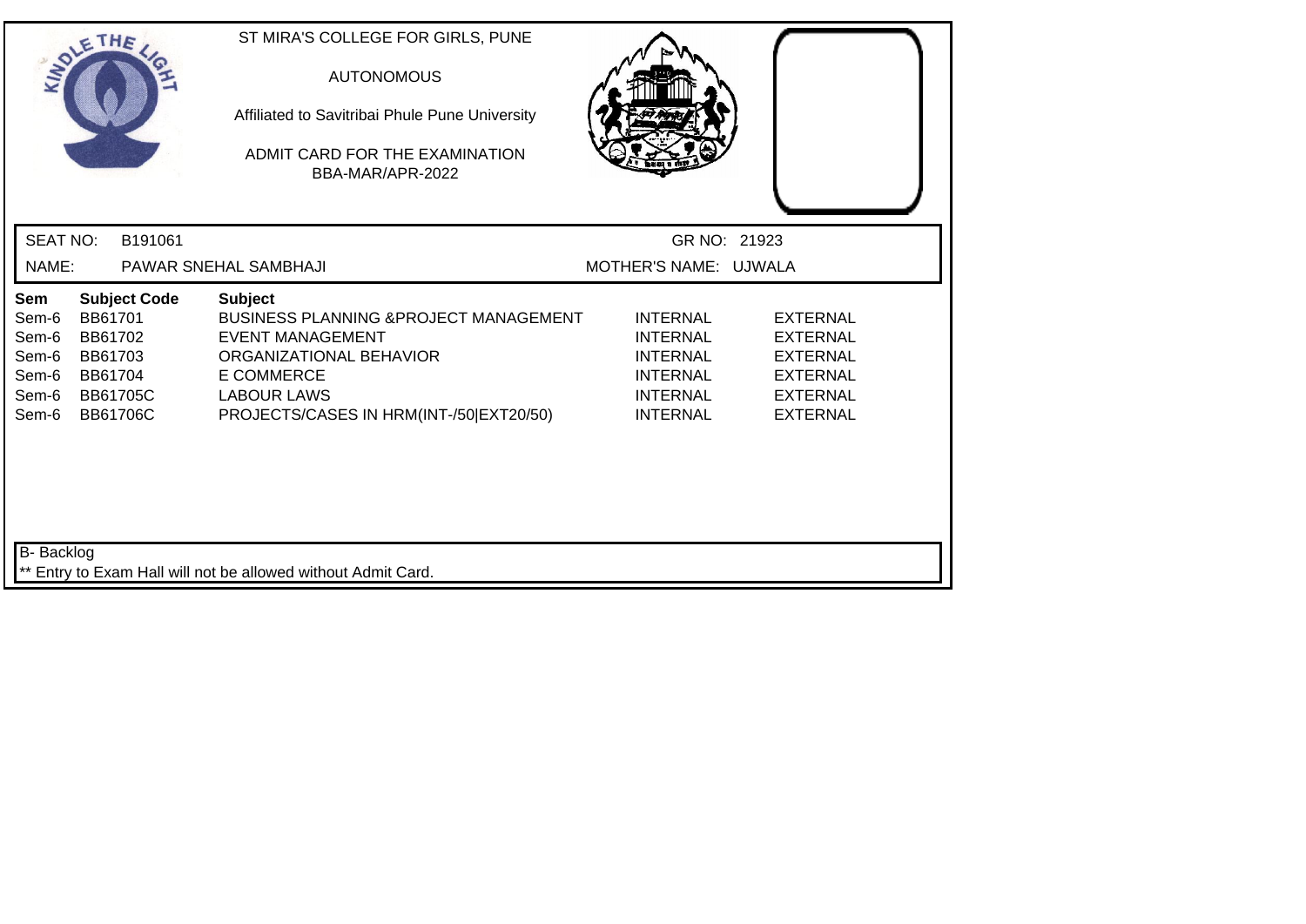ST MIRA'S COLLEGE FOR GIRLS, PUNE

AUTONOMOUS

Affiliated to Savitribai Phule Pune University

ADMIT CARD FOR THE EXAMINATION
BBA-MAR/APR-2022

SEAT NO: B191061 GR NO: 21923

NAME: PAWAR SNEHAL SAMBHAJI MOTHER'S NAME: UJWALA

| Sem | Subject Code | Subject | | |
|---|---|---|---|---|
| Sem-6 | BB61701 | BUSINESS PLANNING &PROJECT MANAGEMENT | INTERNAL | EXTERNAL |
| Sem-6 | BB61702 | EVENT MANAGEMENT | INTERNAL | EXTERNAL |
| Sem-6 | BB61703 | ORGANIZATIONAL BEHAVIOR | INTERNAL | EXTERNAL |
| Sem-6 | BB61704 | E COMMERCE | INTERNAL | EXTERNAL |
| Sem-6 | BB61705C | LABOUR LAWS | INTERNAL | EXTERNAL |
| Sem-6 | BB61706C | PROJECTS/CASES IN HRM(INT-/50\|EXT20/50) | INTERNAL | EXTERNAL |

B- Backlog

** Entry to Exam Hall will not be allowed without Admit Card.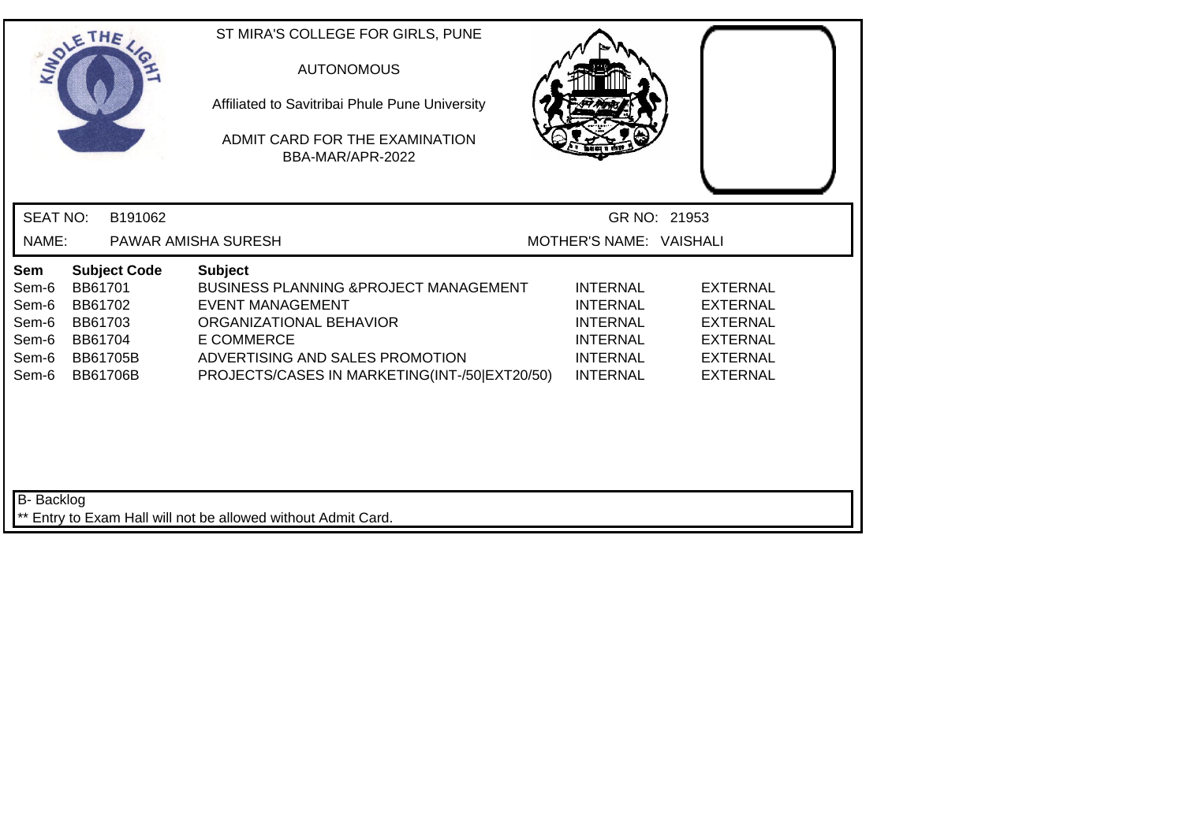ST MIRA'S COLLEGE FOR GIRLS, PUNE

AUTONOMOUS

Affiliated to Savitribai Phule Pune University

ADMIT CARD FOR THE EXAMINATION
BBA-MAR/APR-2022

SEAT NO: B191062 GR NO: 21953

NAME: PAWAR AMISHA SURESH MOTHER'S NAME: VAISHALI

| Sem | Subject Code | Subject | | |
|---|---|---|---|---|
| Sem-6 | BB61701 | BUSINESS PLANNING &PROJECT MANAGEMENT | INTERNAL | EXTERNAL |
| Sem-6 | BB61702 | EVENT MANAGEMENT | INTERNAL | EXTERNAL |
| Sem-6 | BB61703 | ORGANIZATIONAL BEHAVIOR | INTERNAL | EXTERNAL |
| Sem-6 | BB61704 | E COMMERCE | INTERNAL | EXTERNAL |
| Sem-6 | BB61705B | ADVERTISING AND SALES PROMOTION | INTERNAL | EXTERNAL |
| Sem-6 | BB61706B | PROJECTS/CASES IN MARKETING(INT-/50\|EXT20/50) | INTERNAL | EXTERNAL |

B- Backlog

** Entry to Exam Hall will not be allowed without Admit Card.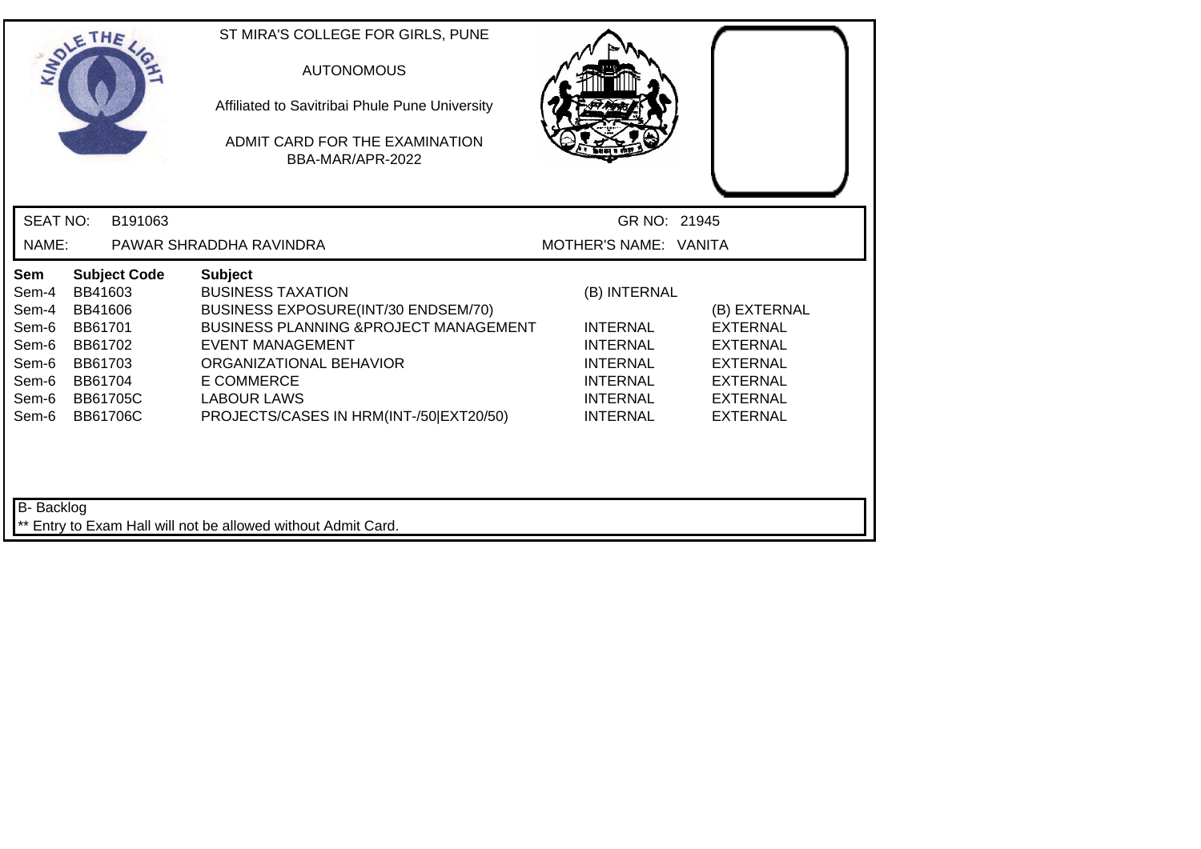ST MIRA'S COLLEGE FOR GIRLS, PUNE

AUTONOMOUS

Affiliated to Savitribai Phule Pune University

ADMIT CARD FOR THE EXAMINATION
BBA-MAR/APR-2022

SEAT NO: B191063 | GR NO: 21945

NAME: PAWAR SHRADDHA RAVINDRA | MOTHER'S NAME: VANITA

| Sem | Subject Code | Subject | | |
|---|---|---|---|---|
| Sem-4 | BB41603 | BUSINESS TAXATION | (B) INTERNAL | |
| Sem-4 | BB41606 | BUSINESS EXPOSURE(INT/30 ENDSEM/70) | | (B) EXTERNAL |
| Sem-6 | BB61701 | BUSINESS PLANNING &PROJECT MANAGEMENT | INTERNAL | EXTERNAL |
| Sem-6 | BB61702 | EVENT MANAGEMENT | INTERNAL | EXTERNAL |
| Sem-6 | BB61703 | ORGANIZATIONAL BEHAVIOR | INTERNAL | EXTERNAL |
| Sem-6 | BB61704 | E COMMERCE | INTERNAL | EXTERNAL |
| Sem-6 | BB61705C | LABOUR LAWS | INTERNAL | EXTERNAL |
| Sem-6 | BB61706C | PROJECTS/CASES IN HRM(INT-/50\|EXT20/50) | INTERNAL | EXTERNAL |

B- Backlog

** Entry to Exam Hall will not be allowed without Admit Card.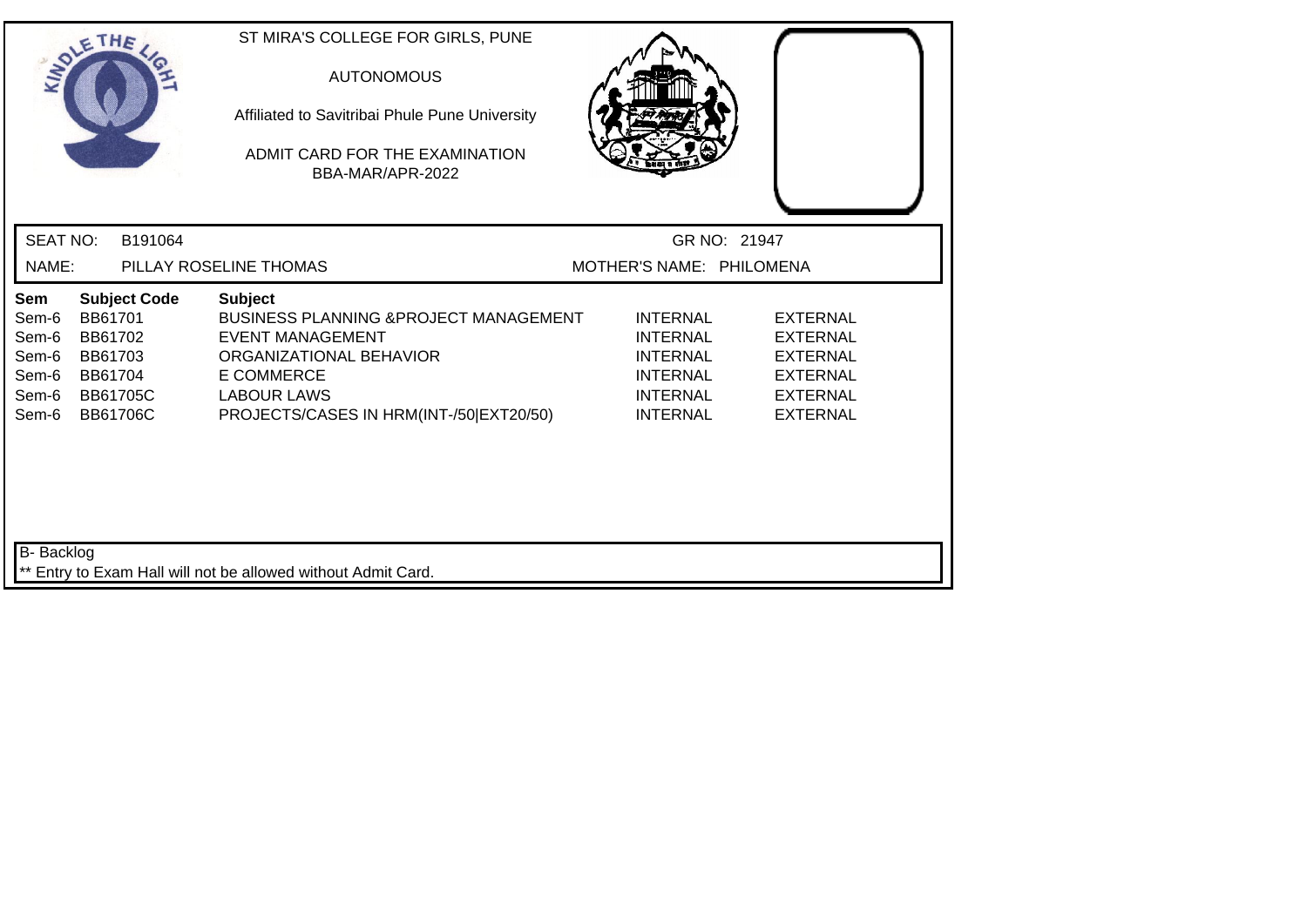ST MIRA'S COLLEGE FOR GIRLS, PUNE

AUTONOMOUS

Affiliated to Savitribai Phule Pune University

ADMIT CARD FOR THE EXAMINATION
BBA-MAR/APR-2022

SEAT NO: B191064 GR NO: 21947

NAME: PILLAY ROSELINE THOMAS MOTHER'S NAME: PHILOMENA

| Sem | Subject Code | Subject | | |
|---|---|---|---|---|
| Sem-6 | BB61701 | BUSINESS PLANNING &PROJECT MANAGEMENT | INTERNAL | EXTERNAL |
| Sem-6 | BB61702 | EVENT MANAGEMENT | INTERNAL | EXTERNAL |
| Sem-6 | BB61703 | ORGANIZATIONAL BEHAVIOR | INTERNAL | EXTERNAL |
| Sem-6 | BB61704 | E COMMERCE | INTERNAL | EXTERNAL |
| Sem-6 | BB61705C | LABOUR LAWS | INTERNAL | EXTERNAL |
| Sem-6 | BB61706C | PROJECTS/CASES IN HRM(INT-/50\|EXT20/50) | INTERNAL | EXTERNAL |

B- Backlog

** Entry to Exam Hall will not be allowed without Admit Card.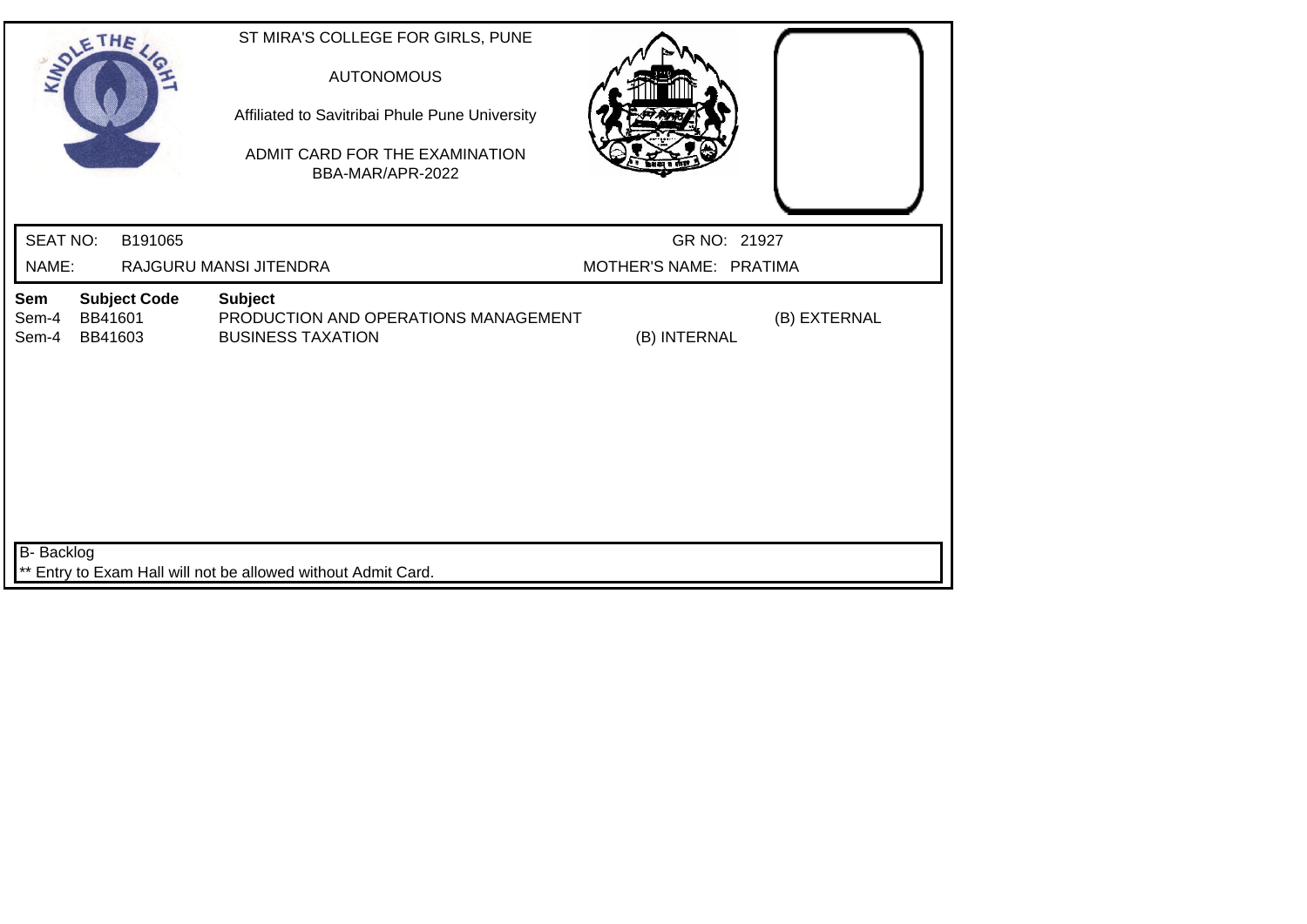ST MIRA'S COLLEGE FOR GIRLS, PUNE

AUTONOMOUS

Affiliated to Savitribai Phule Pune University

ADMIT CARD FOR THE EXAMINATION
BBA-MAR/APR-2022

SEAT NO: B191065 GR NO: 21927

NAME: RAJGURU MANSI JITENDRA MOTHER'S NAME: PRATIMA

| Sem | Subject Code | Subject | | |
|---|---|---|---|---|
| Sem-4 | BB41601 | PRODUCTION AND OPERATIONS MANAGEMENT | | (B) EXTERNAL |
| Sem-4 | BB41603 | BUSINESS TAXATION | (B) INTERNAL | |

B- Backlog

** Entry to Exam Hall will not be allowed without Admit Card.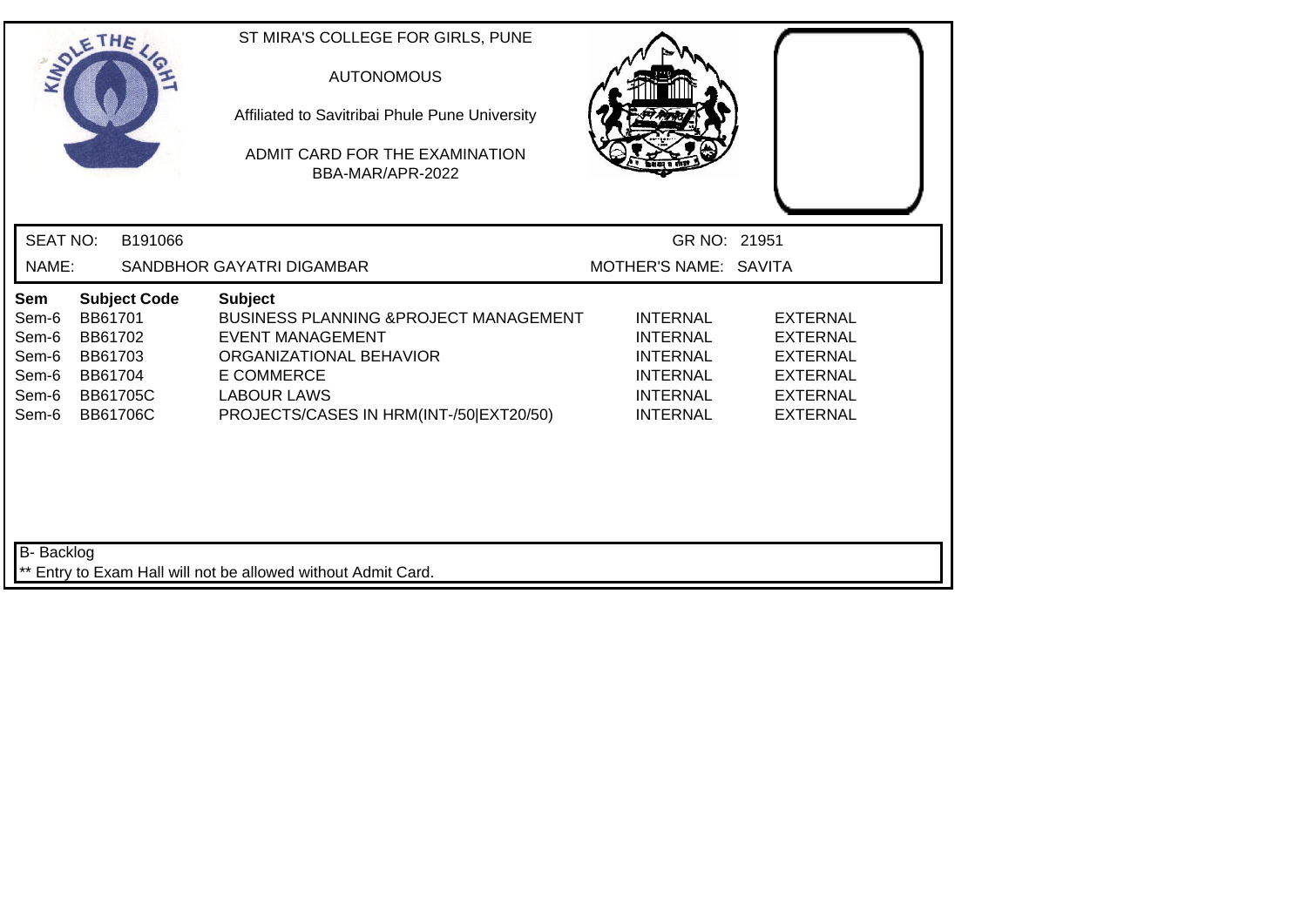ST MIRA'S COLLEGE FOR GIRLS, PUNE

AUTONOMOUS

Affiliated to Savitribai Phule Pune University

ADMIT CARD FOR THE EXAMINATION
BBA-MAR/APR-2022

SEAT NO: B191066 GR NO: 21951

NAME: SANDBHOR GAYATRI DIGAMBAR MOTHER'S NAME: SAVITA

| Sem | Subject Code | Subject | | |
|---|---|---|---|---|
| Sem-6 | BB61701 | BUSINESS PLANNING &PROJECT MANAGEMENT | INTERNAL | EXTERNAL |
| Sem-6 | BB61702 | EVENT MANAGEMENT | INTERNAL | EXTERNAL |
| Sem-6 | BB61703 | ORGANIZATIONAL BEHAVIOR | INTERNAL | EXTERNAL |
| Sem-6 | BB61704 | E COMMERCE | INTERNAL | EXTERNAL |
| Sem-6 | BB61705C | LABOUR LAWS | INTERNAL | EXTERNAL |
| Sem-6 | BB61706C | PROJECTS/CASES IN HRM(INT-/50\|EXT20/50) | INTERNAL | EXTERNAL |

B- Backlog

** Entry to Exam Hall will not be allowed without Admit Card.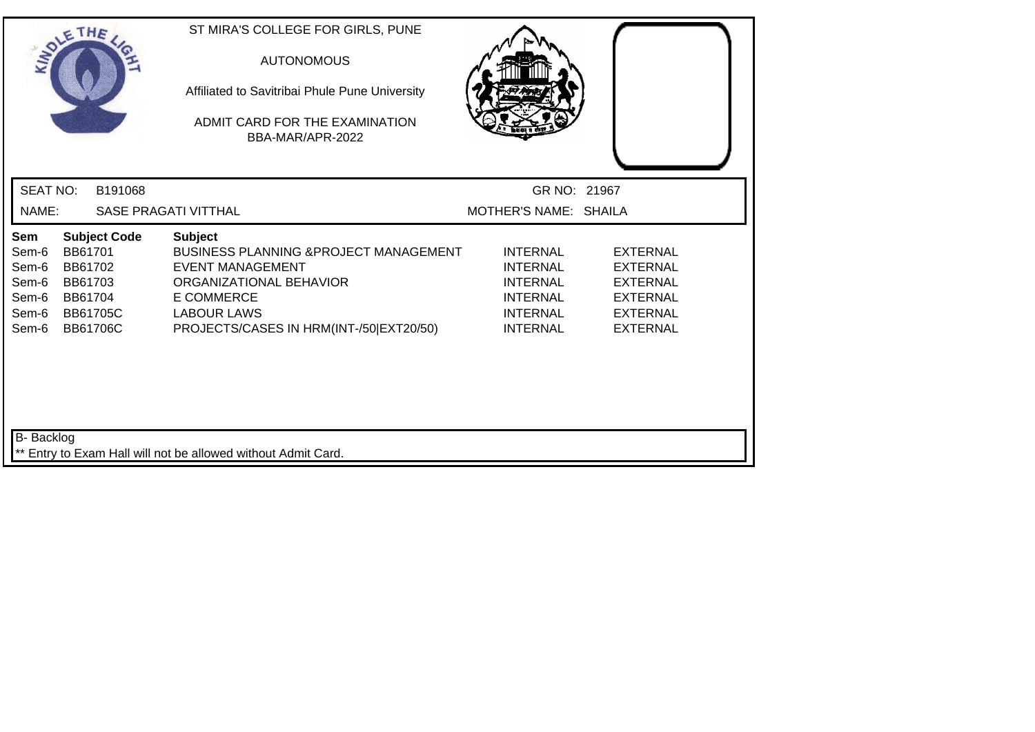ST MIRA'S COLLEGE FOR GIRLS, PUNE

AUTONOMOUS

Affiliated to Savitribai Phule Pune University

ADMIT CARD FOR THE EXAMINATION
BBA-MAR/APR-2022

SEAT NO: B191068 GR NO: 21967

NAME: SASE PRAGATI VITTHAL MOTHER'S NAME: SHAILA

| Sem | Subject Code | Subject | | |
|---|---|---|---|---|
| Sem-6 | BB61701 | BUSINESS PLANNING &PROJECT MANAGEMENT | INTERNAL | EXTERNAL |
| Sem-6 | BB61702 | EVENT MANAGEMENT | INTERNAL | EXTERNAL |
| Sem-6 | BB61703 | ORGANIZATIONAL BEHAVIOR | INTERNAL | EXTERNAL |
| Sem-6 | BB61704 | E COMMERCE | INTERNAL | EXTERNAL |
| Sem-6 | BB61705C | LABOUR LAWS | INTERNAL | EXTERNAL |
| Sem-6 | BB61706C | PROJECTS/CASES IN HRM(INT-/50\|EXT20/50) | INTERNAL | EXTERNAL |

B- Backlog

** Entry to Exam Hall will not be allowed without Admit Card.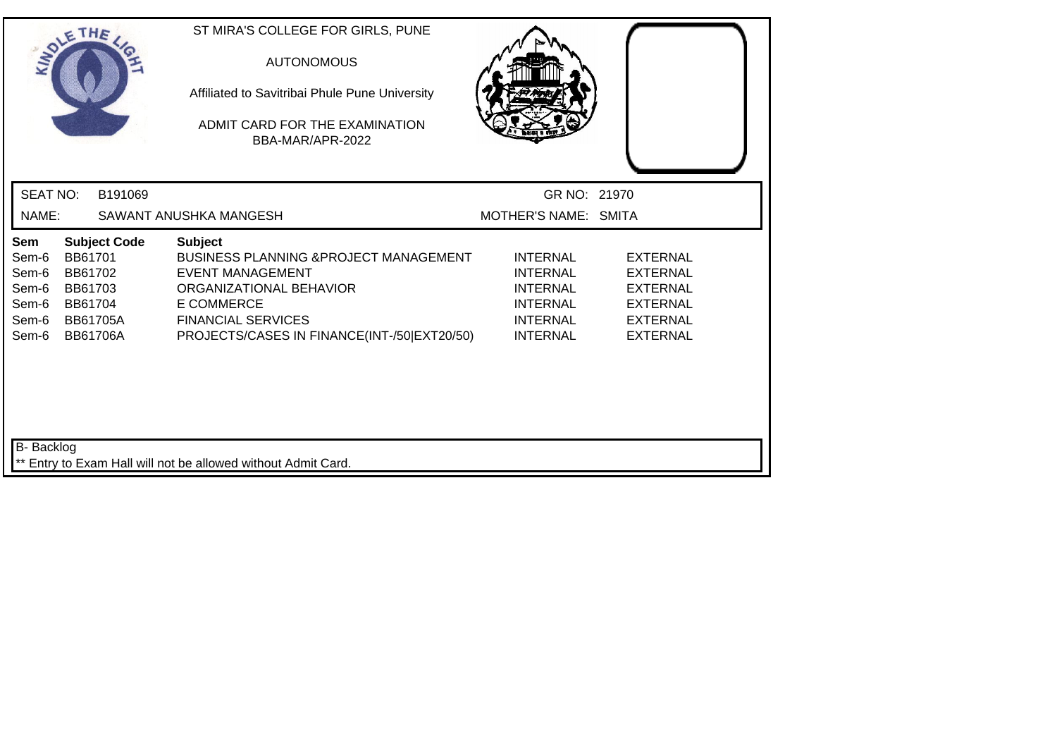ST MIRA'S COLLEGE FOR GIRLS, PUNE

AUTONOMOUS

Affiliated to Savitribai Phule Pune University

ADMIT CARD FOR THE EXAMINATION
BBA-MAR/APR-2022

SEAT NO: B191069 GR NO: 21970

NAME: SAWANT ANUSHKA MANGESH MOTHER'S NAME: SMITA

| Sem | Subject Code | Subject | | |
|---|---|---|---|---|
| Sem-6 | BB61701 | BUSINESS PLANNING &PROJECT MANAGEMENT | INTERNAL | EXTERNAL |
| Sem-6 | BB61702 | EVENT MANAGEMENT | INTERNAL | EXTERNAL |
| Sem-6 | BB61703 | ORGANIZATIONAL BEHAVIOR | INTERNAL | EXTERNAL |
| Sem-6 | BB61704 | E COMMERCE | INTERNAL | EXTERNAL |
| Sem-6 | BB61705A | FINANCIAL SERVICES | INTERNAL | EXTERNAL |
| Sem-6 | BB61706A | PROJECTS/CASES IN FINANCE(INT-/50\|EXT20/50) | INTERNAL | EXTERNAL |

B- Backlog

** Entry to Exam Hall will not be allowed without Admit Card.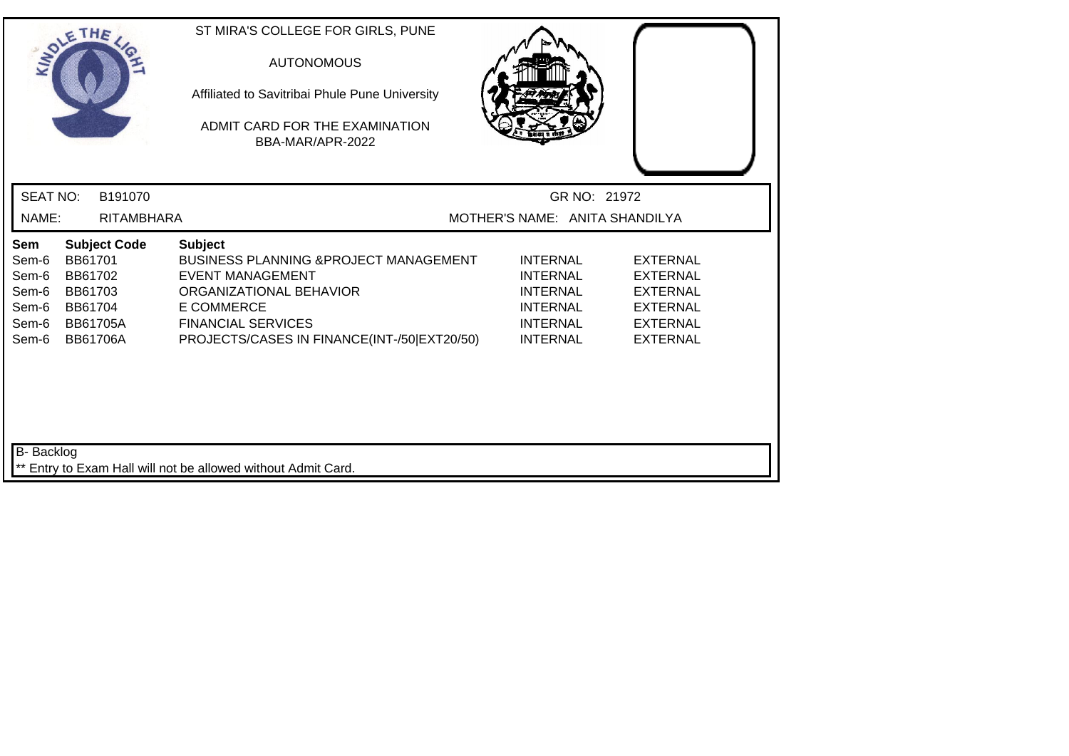ST MIRA'S COLLEGE FOR GIRLS, PUNE

AUTONOMOUS

Affiliated to Savitribai Phule Pune University

ADMIT CARD FOR THE EXAMINATION
BBA-MAR/APR-2022

SEAT NO: B191070 GR NO: 21972

NAME: RITAMBHARA MOTHER'S NAME: ANITA SHANDILYA

| Sem | Subject Code | Subject | | |
|---|---|---|---|---|
| Sem-6 | BB61701 | BUSINESS PLANNING &PROJECT MANAGEMENT | INTERNAL | EXTERNAL |
| Sem-6 | BB61702 | EVENT MANAGEMENT | INTERNAL | EXTERNAL |
| Sem-6 | BB61703 | ORGANIZATIONAL BEHAVIOR | INTERNAL | EXTERNAL |
| Sem-6 | BB61704 | E COMMERCE | INTERNAL | EXTERNAL |
| Sem-6 | BB61705A | FINANCIAL SERVICES | INTERNAL | EXTERNAL |
| Sem-6 | BB61706A | PROJECTS/CASES IN FINANCE(INT-/50\|EXT20/50) | INTERNAL | EXTERNAL |

B- Backlog

** Entry to Exam Hall will not be allowed without Admit Card.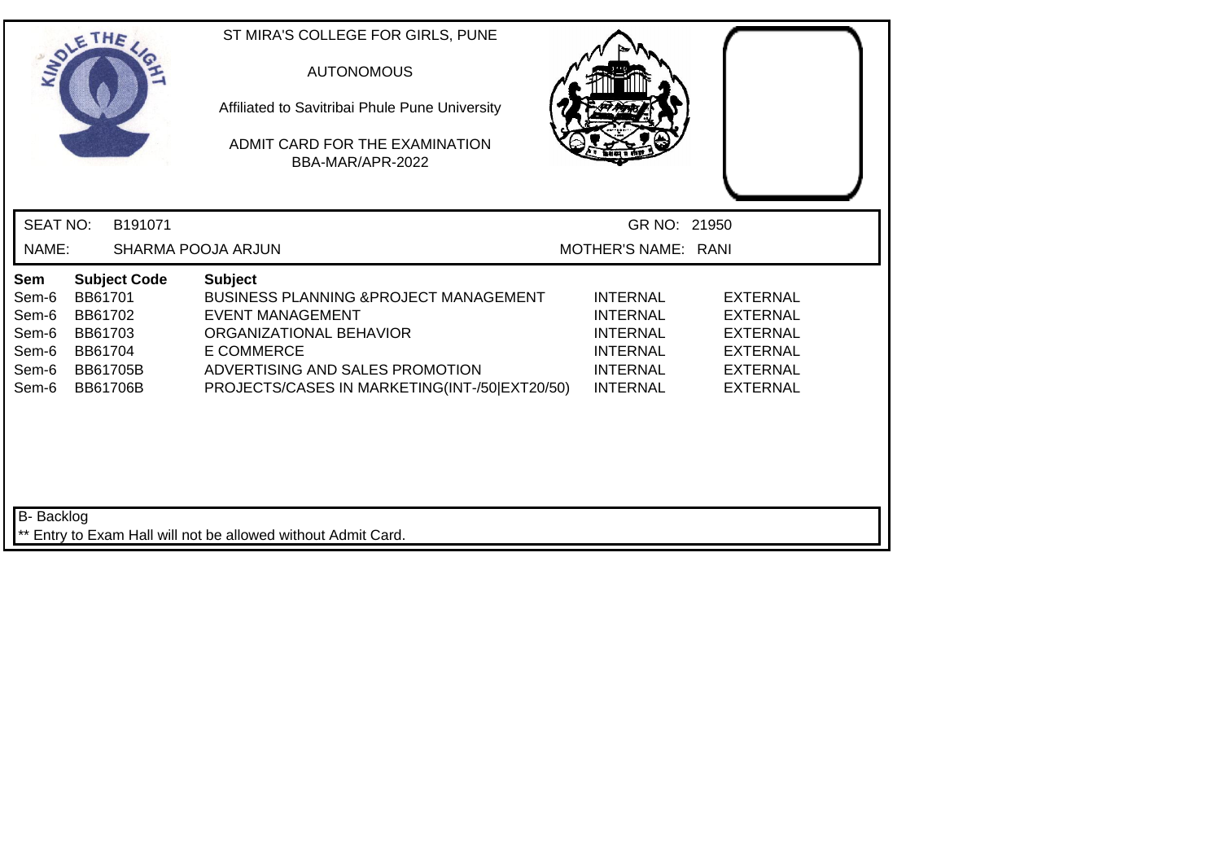ST MIRA'S COLLEGE FOR GIRLS, PUNE

AUTONOMOUS

Affiliated to Savitribai Phule Pune University

ADMIT CARD FOR THE EXAMINATION

BBA-MAR/APR-2022

SEAT NO: B191071 GR NO: 21950

NAME: SHARMA POOJA ARJUN MOTHER'S NAME: RANI

| Sem | Subject Code | Subject | | |
|---|---|---|---|---|
| Sem-6 | BB61701 | BUSINESS PLANNING &PROJECT MANAGEMENT | INTERNAL | EXTERNAL |
| Sem-6 | BB61702 | EVENT MANAGEMENT | INTERNAL | EXTERNAL |
| Sem-6 | BB61703 | ORGANIZATIONAL BEHAVIOR | INTERNAL | EXTERNAL |
| Sem-6 | BB61704 | E COMMERCE | INTERNAL | EXTERNAL |
| Sem-6 | BB61705B | ADVERTISING AND SALES PROMOTION | INTERNAL | EXTERNAL |
| Sem-6 | BB61706B | PROJECTS/CASES IN MARKETING(INT-/50\|EXT20/50) | INTERNAL | EXTERNAL |

B- Backlog

** Entry to Exam Hall will not be allowed without Admit Card.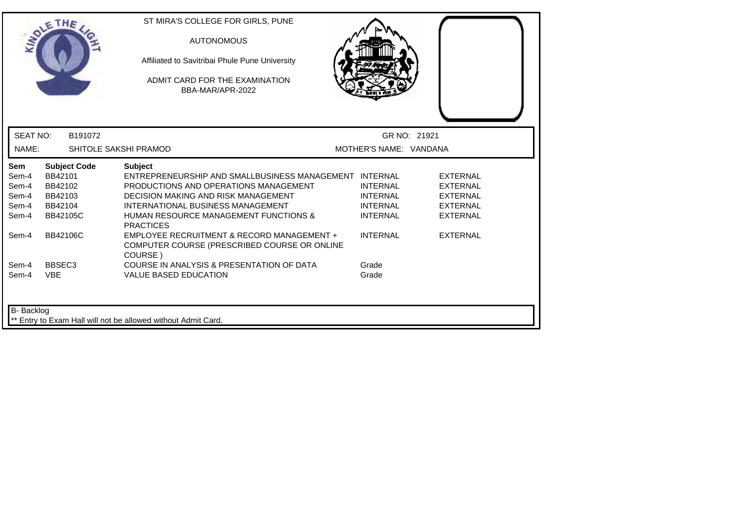ST MIRA'S COLLEGE FOR GIRLS, PUNE

AUTONOMOUS

Affiliated to Savitribai Phule Pune University

ADMIT CARD FOR THE EXAMINATION
BBA-MAR/APR-2022

SEAT NO: B191072 GR NO: 21921

NAME: SHITOLE SAKSHI PRAMOD MOTHER'S NAME: VANDANA

| Sem | Subject Code | Subject | | |
|---|---|---|---|---|
| Sem-4 | BB42101 | ENTREPRENEURSHIP AND SMALLBUSINESS MANAGEMENT | INTERNAL | EXTERNAL |
| Sem-4 | BB42102 | PRODUCTIONS AND OPERATIONS MANAGEMENT | INTERNAL | EXTERNAL |
| Sem-4 | BB42103 | DECISION MAKING AND RISK MANAGEMENT | INTERNAL | EXTERNAL |
| Sem-4 | BB42104 | INTERNATIONAL BUSINESS MANAGEMENT | INTERNAL | EXTERNAL |
| Sem-4 | BB42105C | HUMAN RESOURCE MANAGEMENT FUNCTIONS & PRACTICES | INTERNAL | EXTERNAL |
| Sem-4 | BB42106C | EMPLOYEE RECRUITMENT & RECORD MANAGEMENT + COMPUTER COURSE (PRESCRIBED COURSE OR ONLINE COURSE ) | INTERNAL | EXTERNAL |
| Sem-4 | BBSEC3 | COURSE IN ANALYSIS & PRESENTATION OF DATA | Grade | |
| Sem-4 | VBE | VALUE BASED EDUCATION | Grade | |

B- Backlog

** Entry to Exam Hall will not be allowed without Admit Card.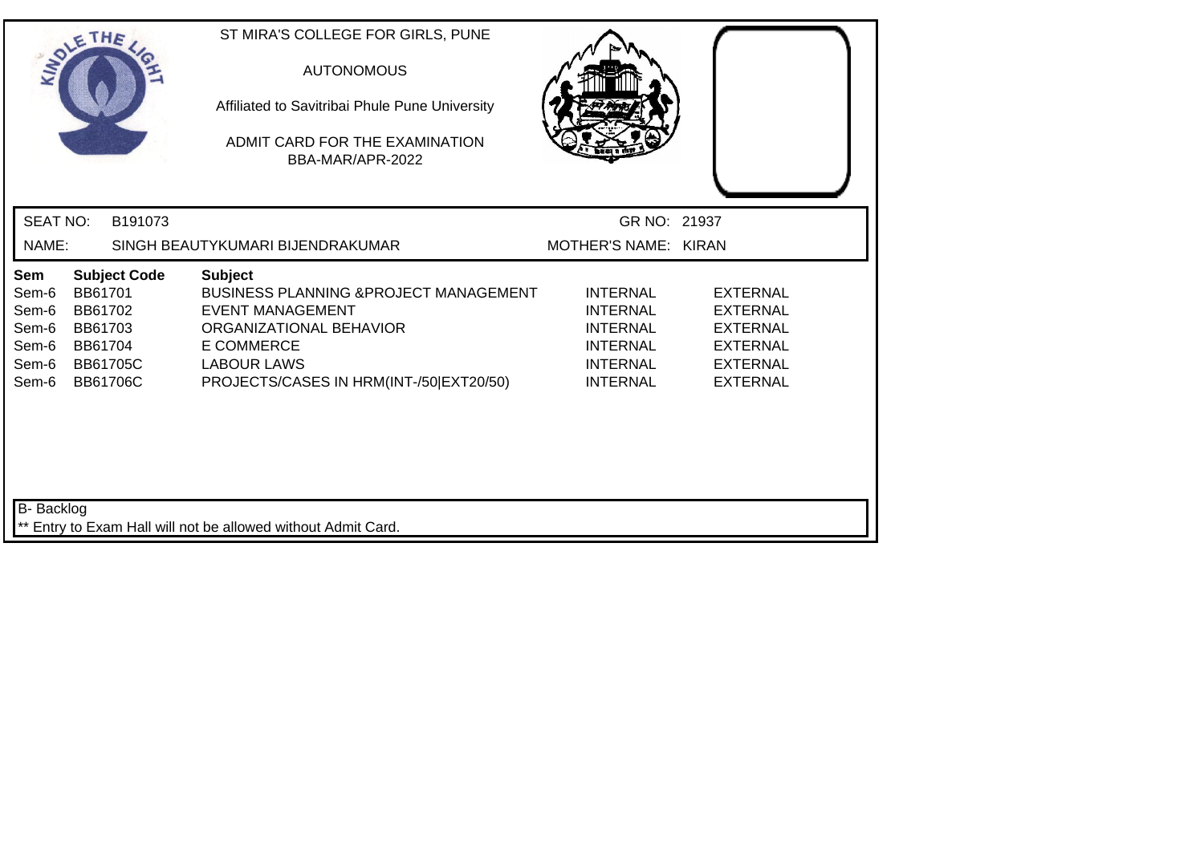ST MIRA'S COLLEGE FOR GIRLS, PUNE

AUTONOMOUS

Affiliated to Savitribai Phule Pune University

ADMIT CARD FOR THE EXAMINATION

BBA-MAR/APR-2022

SEAT NO: B191073 GR NO: 21937

NAME: SINGH BEAUTYKUMARI BIJENDRAKUMAR MOTHER'S NAME: KIRAN

| Sem | Subject Code | Subject | | |
|---|---|---|---|---|
| Sem-6 | BB61701 | BUSINESS PLANNING &PROJECT MANAGEMENT | INTERNAL | EXTERNAL |
| Sem-6 | BB61702 | EVENT MANAGEMENT | INTERNAL | EXTERNAL |
| Sem-6 | BB61703 | ORGANIZATIONAL BEHAVIOR | INTERNAL | EXTERNAL |
| Sem-6 | BB61704 | E COMMERCE | INTERNAL | EXTERNAL |
| Sem-6 | BB61705C | LABOUR LAWS | INTERNAL | EXTERNAL |
| Sem-6 | BB61706C | PROJECTS/CASES IN HRM(INT-/50\|EXT20/50) | INTERNAL | EXTERNAL |

B- Backlog

** Entry to Exam Hall will not be allowed without Admit Card.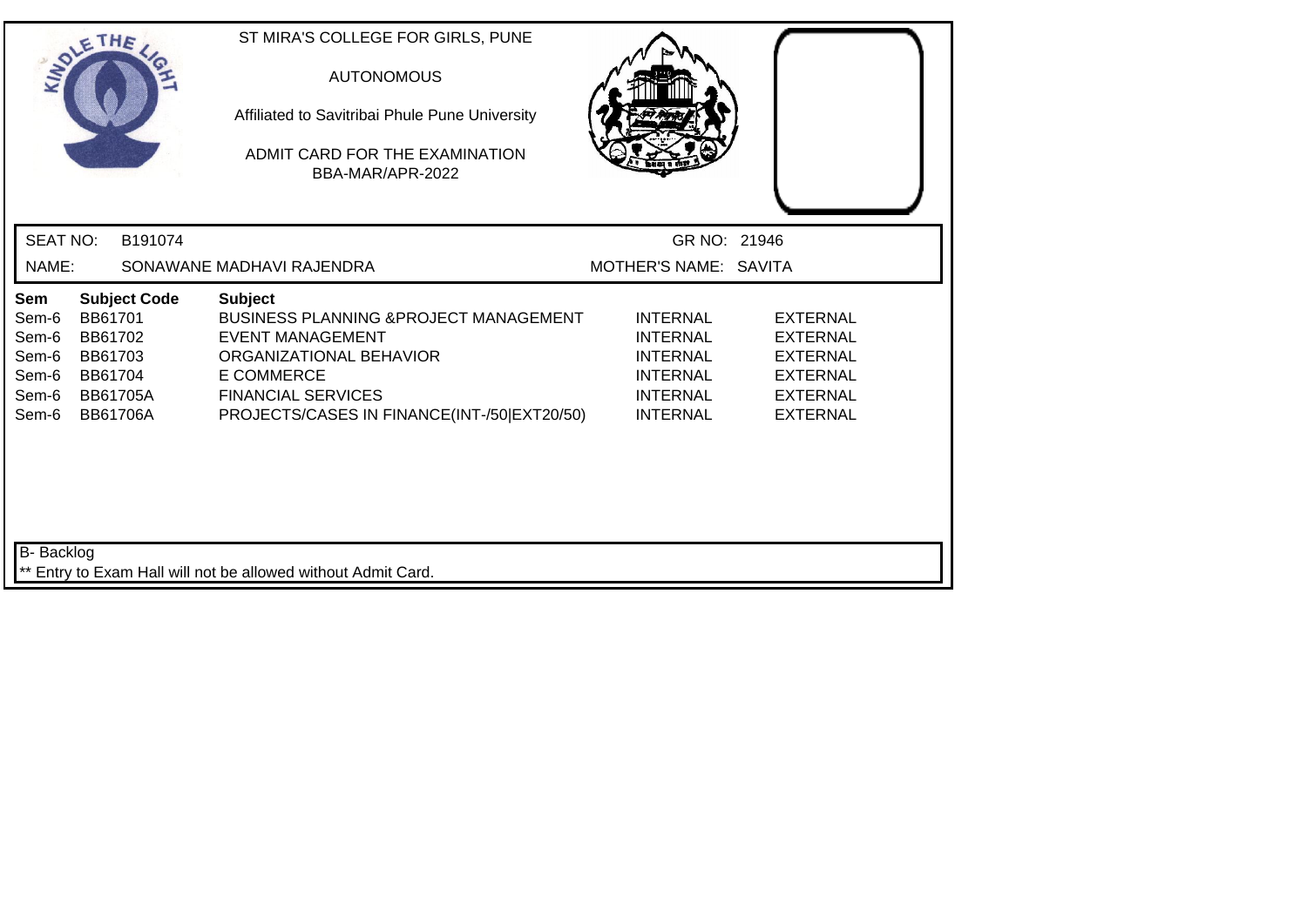ST MIRA'S COLLEGE FOR GIRLS, PUNE

AUTONOMOUS

Affiliated to Savitribai Phule Pune University

ADMIT CARD FOR THE EXAMINATION
BBA-MAR/APR-2022

SEAT NO: B191074 GR NO: 21946

NAME: SONAWANE MADHAVI RAJENDRA MOTHER'S NAME: SAVITA

| Sem | Subject Code | Subject | | |
|---|---|---|---|---|
| Sem-6 | BB61701 | BUSINESS PLANNING &PROJECT MANAGEMENT | INTERNAL | EXTERNAL |
| Sem-6 | BB61702 | EVENT MANAGEMENT | INTERNAL | EXTERNAL |
| Sem-6 | BB61703 | ORGANIZATIONAL BEHAVIOR | INTERNAL | EXTERNAL |
| Sem-6 | BB61704 | E COMMERCE | INTERNAL | EXTERNAL |
| Sem-6 | BB61705A | FINANCIAL SERVICES | INTERNAL | EXTERNAL |
| Sem-6 | BB61706A | PROJECTS/CASES IN FINANCE(INT-/50\|EXT20/50) | INTERNAL | EXTERNAL |

B- Backlog

** Entry to Exam Hall will not be allowed without Admit Card.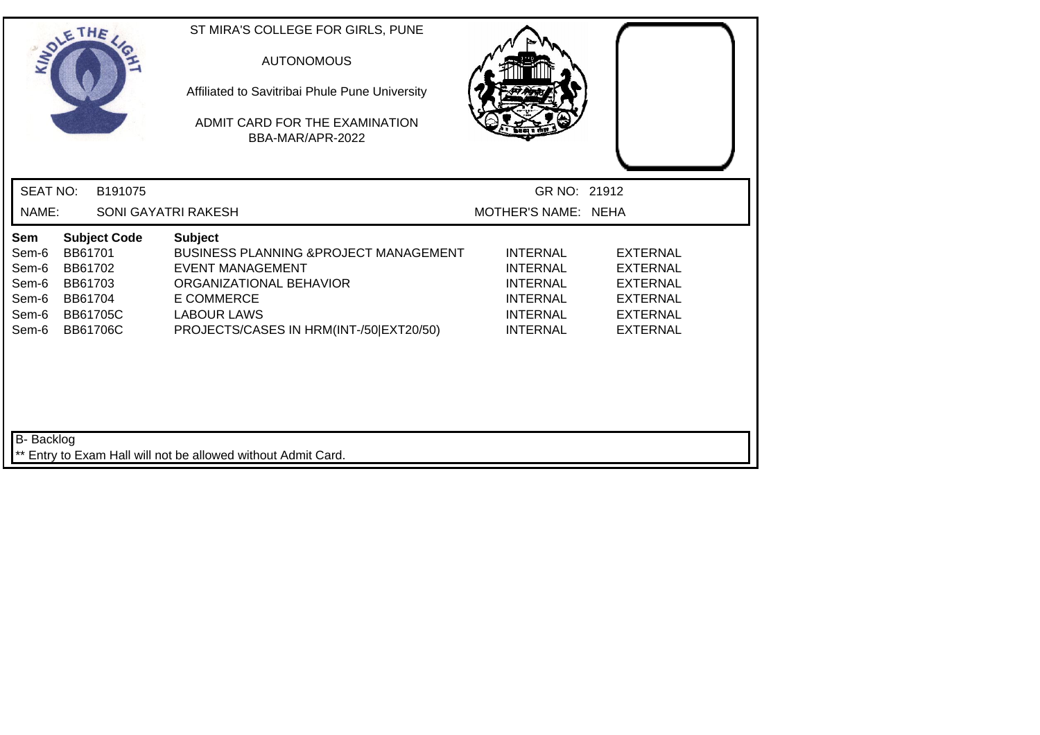ST MIRA'S COLLEGE FOR GIRLS, PUNE

AUTONOMOUS

Affiliated to Savitribai Phule Pune University

ADMIT CARD FOR THE EXAMINATION
BBA-MAR/APR-2022

SEAT NO: B191075 | GR NO: 21912

NAME: SONI GAYATRI RAKESH | MOTHER'S NAME: NEHA

| Sem | Subject Code | Subject | | |
|---|---|---|---|---|
| Sem-6 | BB61701 | BUSINESS PLANNING &PROJECT MANAGEMENT | INTERNAL | EXTERNAL |
| Sem-6 | BB61702 | EVENT MANAGEMENT | INTERNAL | EXTERNAL |
| Sem-6 | BB61703 | ORGANIZATIONAL BEHAVIOR | INTERNAL | EXTERNAL |
| Sem-6 | BB61704 | E COMMERCE | INTERNAL | EXTERNAL |
| Sem-6 | BB61705C | LABOUR LAWS | INTERNAL | EXTERNAL |
| Sem-6 | BB61706C | PROJECTS/CASES IN HRM(INT-/50\|EXT20/50) | INTERNAL | EXTERNAL |

B- Backlog

** Entry to Exam Hall will not be allowed without Admit Card.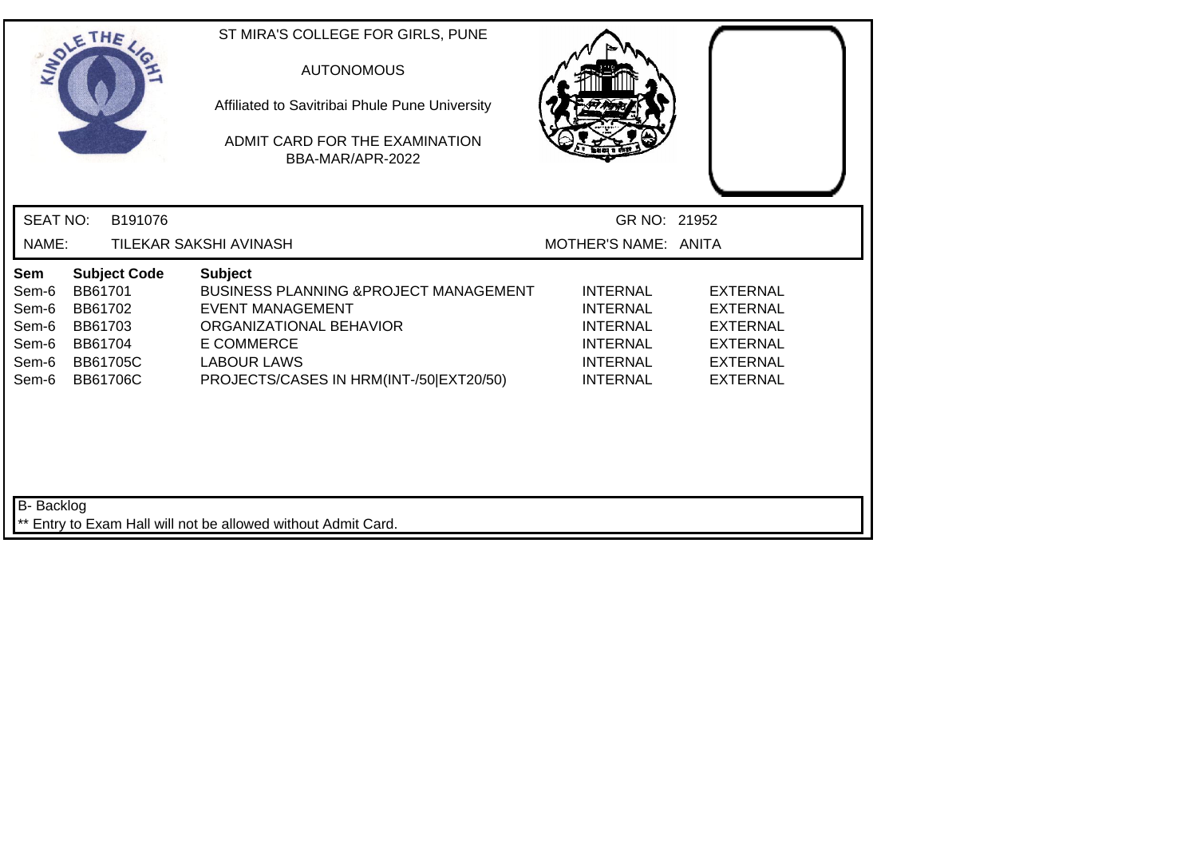ST MIRA'S COLLEGE FOR GIRLS, PUNE

AUTONOMOUS

Affiliated to Savitribai Phule Pune University

ADMIT CARD FOR THE EXAMINATION
BBA-MAR/APR-2022

SEAT NO: B191076 GR NO: 21952

NAME: TILEKAR SAKSHI AVINASH MOTHER'S NAME: ANITA

| Sem | Subject Code | Subject | | |
|---|---|---|---|---|
| Sem-6 | BB61701 | BUSINESS PLANNING &PROJECT MANAGEMENT | INTERNAL | EXTERNAL |
| Sem-6 | BB61702 | EVENT MANAGEMENT | INTERNAL | EXTERNAL |
| Sem-6 | BB61703 | ORGANIZATIONAL BEHAVIOR | INTERNAL | EXTERNAL |
| Sem-6 | BB61704 | E COMMERCE | INTERNAL | EXTERNAL |
| Sem-6 | BB61705C | LABOUR LAWS | INTERNAL | EXTERNAL |
| Sem-6 | BB61706C | PROJECTS/CASES IN HRM(INT-/50\|EXT20/50) | INTERNAL | EXTERNAL |

B- Backlog

** Entry to Exam Hall will not be allowed without Admit Card.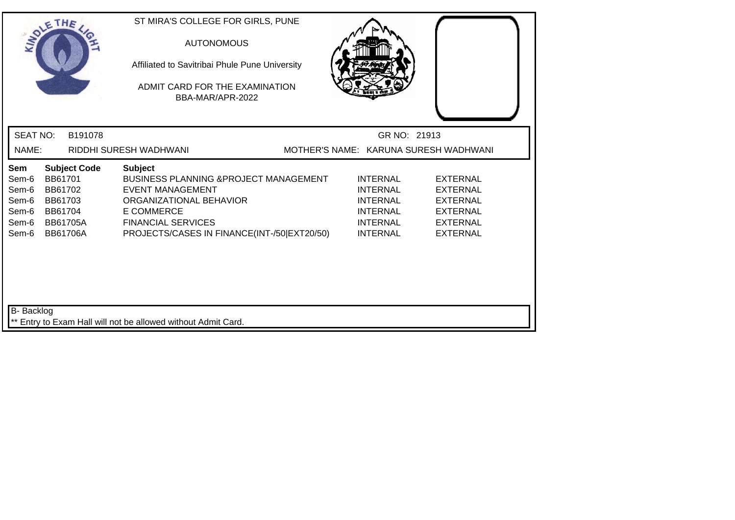ST MIRA'S COLLEGE FOR GIRLS, PUNE

AUTONOMOUS

Affiliated to Savitribai Phule Pune University

ADMIT CARD FOR THE EXAMINATION
BBA-MAR/APR-2022

SEAT NO: B191078 GR NO: 21913

NAME: RIDDHI SURESH WADHWANI MOTHER'S NAME: KARUNA SURESH WADHWANI

| Sem | Subject Code | Subject | | |
|---|---|---|---|---|
| Sem-6 | BB61701 | BUSINESS PLANNING &PROJECT MANAGEMENT | INTERNAL | EXTERNAL |
| Sem-6 | BB61702 | EVENT MANAGEMENT | INTERNAL | EXTERNAL |
| Sem-6 | BB61703 | ORGANIZATIONAL BEHAVIOR | INTERNAL | EXTERNAL |
| Sem-6 | BB61704 | E COMMERCE | INTERNAL | EXTERNAL |
| Sem-6 | BB61705A | FINANCIAL SERVICES | INTERNAL | EXTERNAL |
| Sem-6 | BB61706A | PROJECTS/CASES IN FINANCE(INT-/50\|EXT20/50) | INTERNAL | EXTERNAL |

B- Backlog

** Entry to Exam Hall will not be allowed without Admit Card.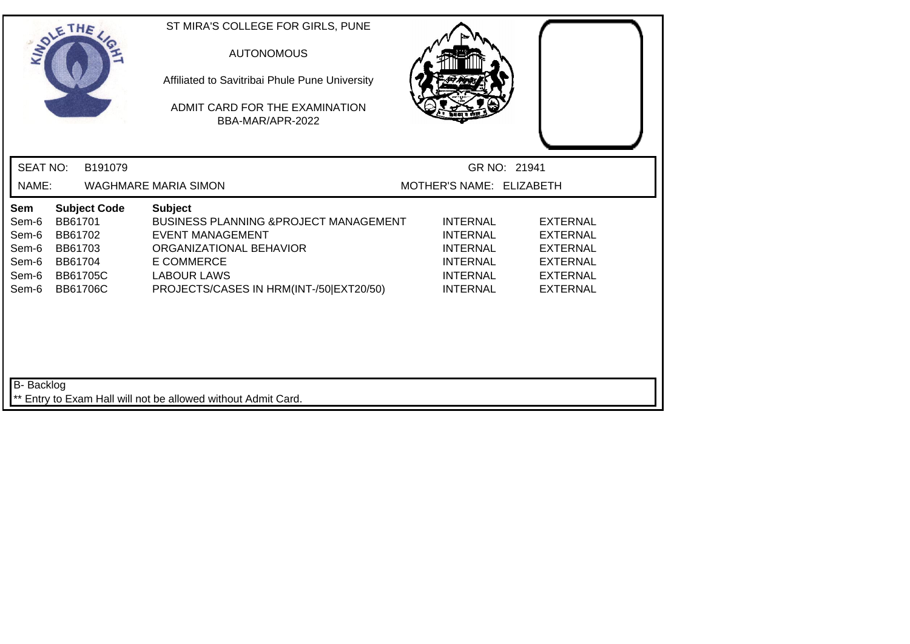ST MIRA'S COLLEGE FOR GIRLS, PUNE

AUTONOMOUS

Affiliated to Savitribai Phule Pune University

ADMIT CARD FOR THE EXAMINATION
BBA-MAR/APR-2022

SEAT NO: B191079 GR NO: 21941

NAME: WAGHMARE MARIA SIMON MOTHER'S NAME: ELIZABETH

| Sem | Subject Code | Subject | | |
|---|---|---|---|---|
| Sem-6 | BB61701 | BUSINESS PLANNING &PROJECT MANAGEMENT | INTERNAL | EXTERNAL |
| Sem-6 | BB61702 | EVENT MANAGEMENT | INTERNAL | EXTERNAL |
| Sem-6 | BB61703 | ORGANIZATIONAL BEHAVIOR | INTERNAL | EXTERNAL |
| Sem-6 | BB61704 | E COMMERCE | INTERNAL | EXTERNAL |
| Sem-6 | BB61705C | LABOUR LAWS | INTERNAL | EXTERNAL |
| Sem-6 | BB61706C | PROJECTS/CASES IN HRM(INT-/50\|EXT20/50) | INTERNAL | EXTERNAL |

B- Backlog

** Entry to Exam Hall will not be allowed without Admit Card.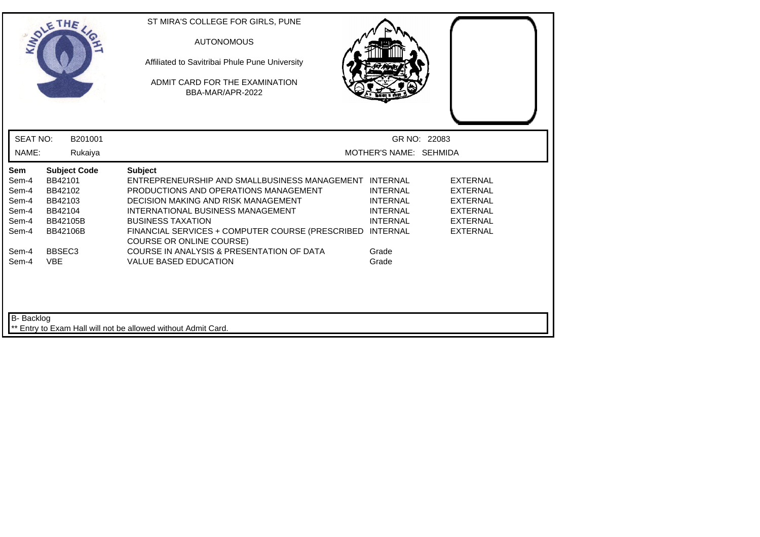ST MIRA'S COLLEGE FOR GIRLS, PUNE

AUTONOMOUS

Affiliated to Savitribai Phule Pune University

ADMIT CARD FOR THE EXAMINATION
BBA-MAR/APR-2022

SEAT NO: B201001 GR NO: 22083

NAME: Rukaiya MOTHER'S NAME: SEHMIDA

| Sem | Subject Code | Subject | | |
|---|---|---|---|---|
| Sem-4 | BB42101 | ENTREPRENEURSHIP AND SMALLBUSINESS MANAGEMENT | INTERNAL | EXTERNAL |
| Sem-4 | BB42102 | PRODUCTIONS AND OPERATIONS MANAGEMENT | INTERNAL | EXTERNAL |
| Sem-4 | BB42103 | DECISION MAKING AND RISK MANAGEMENT | INTERNAL | EXTERNAL |
| Sem-4 | BB42104 | INTERNATIONAL BUSINESS MANAGEMENT | INTERNAL | EXTERNAL |
| Sem-4 | BB42105B | BUSINESS TAXATION | INTERNAL | EXTERNAL |
| Sem-4 | BB42106B | FINANCIAL SERVICES + COMPUTER COURSE (PRESCRIBED COURSE OR ONLINE COURSE) | INTERNAL | EXTERNAL |
| Sem-4 | BBSEC3 | COURSE IN ANALYSIS & PRESENTATION OF DATA | Grade | |
| Sem-4 | VBE | VALUE BASED EDUCATION | Grade | |

B- Backlog

** Entry to Exam Hall will not be allowed without Admit Card.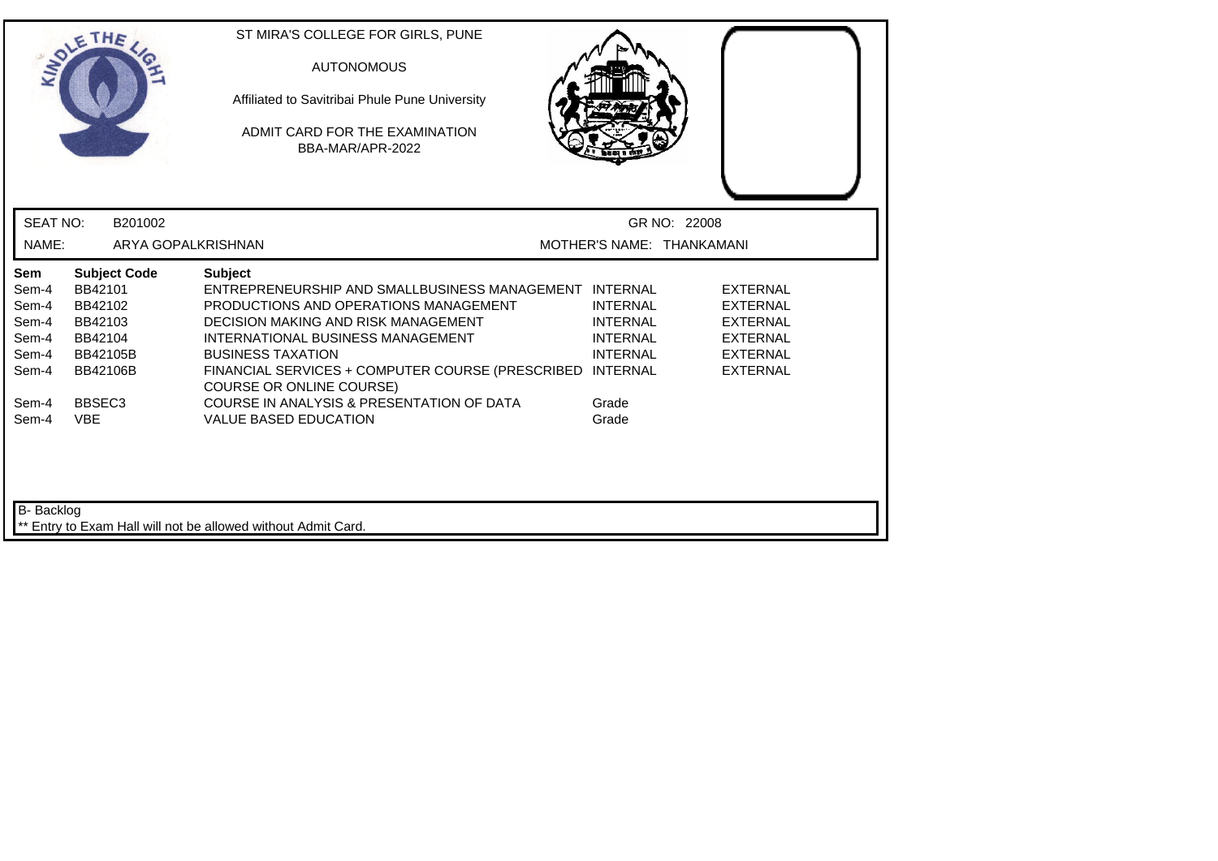ST MIRA'S COLLEGE FOR GIRLS, PUNE

AUTONOMOUS

Affiliated to Savitribai Phule Pune University

ADMIT CARD FOR THE EXAMINATION

BBA-MAR/APR-2022

SEAT NO: B201002 GR NO: 22008

NAME: ARYA GOPALKRISHNAN MOTHER'S NAME: THANKAMANI

| Sem | Subject Code | Subject | | |
|---|---|---|---|---|
| Sem-4 | BB42101 | ENTREPRENEURSHIP AND SMALLBUSINESS MANAGEMENT | INTERNAL | EXTERNAL |
| Sem-4 | BB42102 | PRODUCTIONS AND OPERATIONS MANAGEMENT | INTERNAL | EXTERNAL |
| Sem-4 | BB42103 | DECISION MAKING AND RISK MANAGEMENT | INTERNAL | EXTERNAL |
| Sem-4 | BB42104 | INTERNATIONAL BUSINESS MANAGEMENT | INTERNAL | EXTERNAL |
| Sem-4 | BB42105B | BUSINESS TAXATION | INTERNAL | EXTERNAL |
| Sem-4 | BB42106B | FINANCIAL SERVICES + COMPUTER COURSE (PRESCRIBED COURSE OR ONLINE COURSE) | INTERNAL | EXTERNAL |
| Sem-4 | BBSEC3 | COURSE IN ANALYSIS & PRESENTATION OF DATA | Grade | |
| Sem-4 | VBE | VALUE BASED EDUCATION | Grade | |

B- Backlog

** Entry to Exam Hall will not be allowed without Admit Card.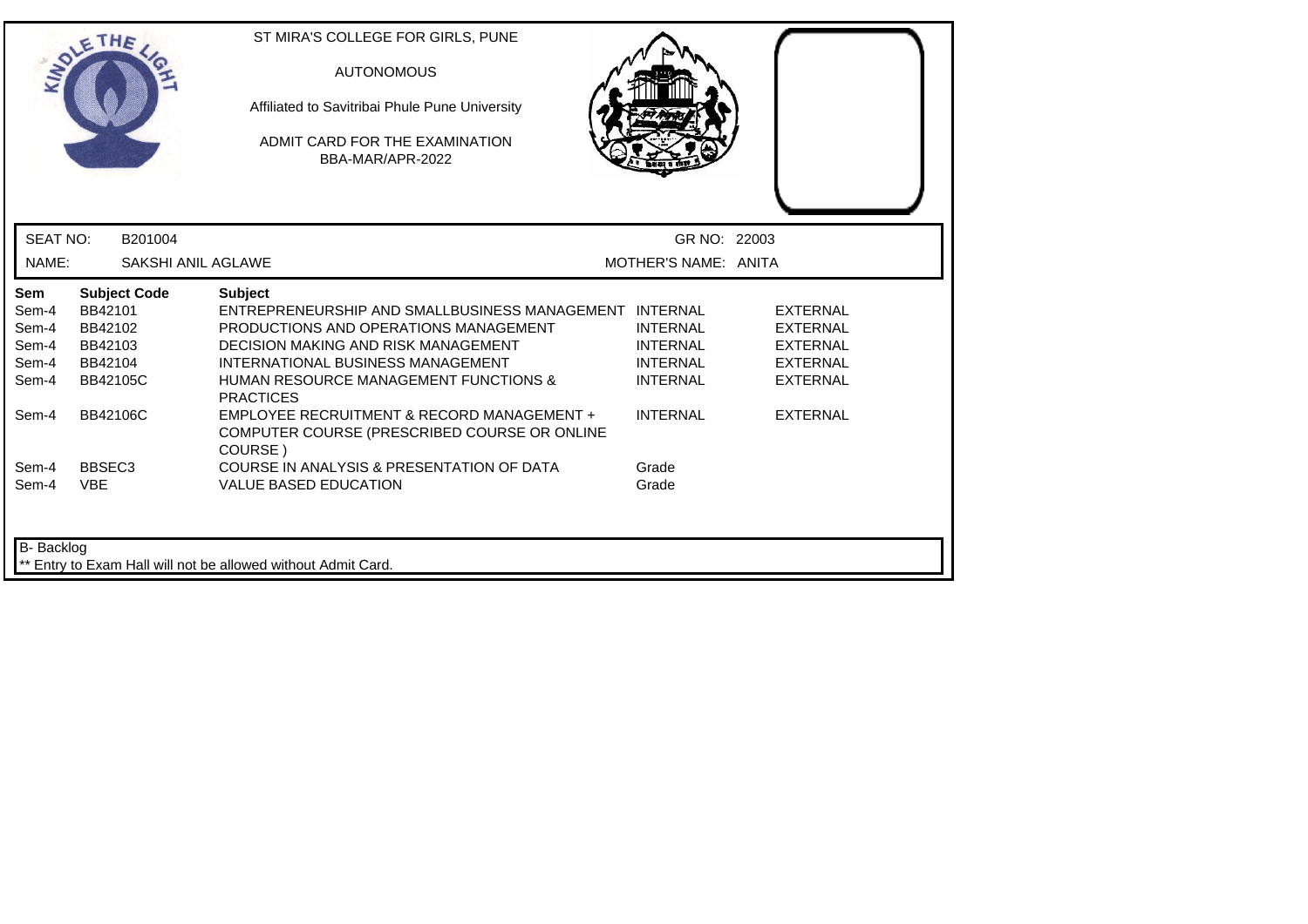ST MIRA'S COLLEGE FOR GIRLS, PUNE

AUTONOMOUS

Affiliated to Savitribai Phule Pune University

ADMIT CARD FOR THE EXAMINATION
BBA-MAR/APR-2022

SEAT NO: B201004 GR NO: 22003

NAME: SAKSHI ANIL AGLAWE MOTHER'S NAME: ANITA

| Sem | Subject Code | Subject | | |
|---|---|---|---|---|
| Sem-4 | BB42101 | ENTREPRENEURSHIP AND SMALLBUSINESS MANAGEMENT | INTERNAL | EXTERNAL |
| Sem-4 | BB42102 | PRODUCTIONS AND OPERATIONS MANAGEMENT | INTERNAL | EXTERNAL |
| Sem-4 | BB42103 | DECISION MAKING AND RISK MANAGEMENT | INTERNAL | EXTERNAL |
| Sem-4 | BB42104 | INTERNATIONAL BUSINESS MANAGEMENT | INTERNAL | EXTERNAL |
| Sem-4 | BB42105C | HUMAN RESOURCE MANAGEMENT FUNCTIONS & PRACTICES | INTERNAL | EXTERNAL |
| Sem-4 | BB42106C | EMPLOYEE RECRUITMENT & RECORD MANAGEMENT + COMPUTER COURSE (PRESCRIBED COURSE OR ONLINE COURSE ) | INTERNAL | EXTERNAL |
| Sem-4 | BBSEC3 | COURSE IN ANALYSIS & PRESENTATION OF DATA | Grade | |
| Sem-4 | VBE | VALUE BASED EDUCATION | Grade | |

B- Backlog

** Entry to Exam Hall will not be allowed without Admit Card.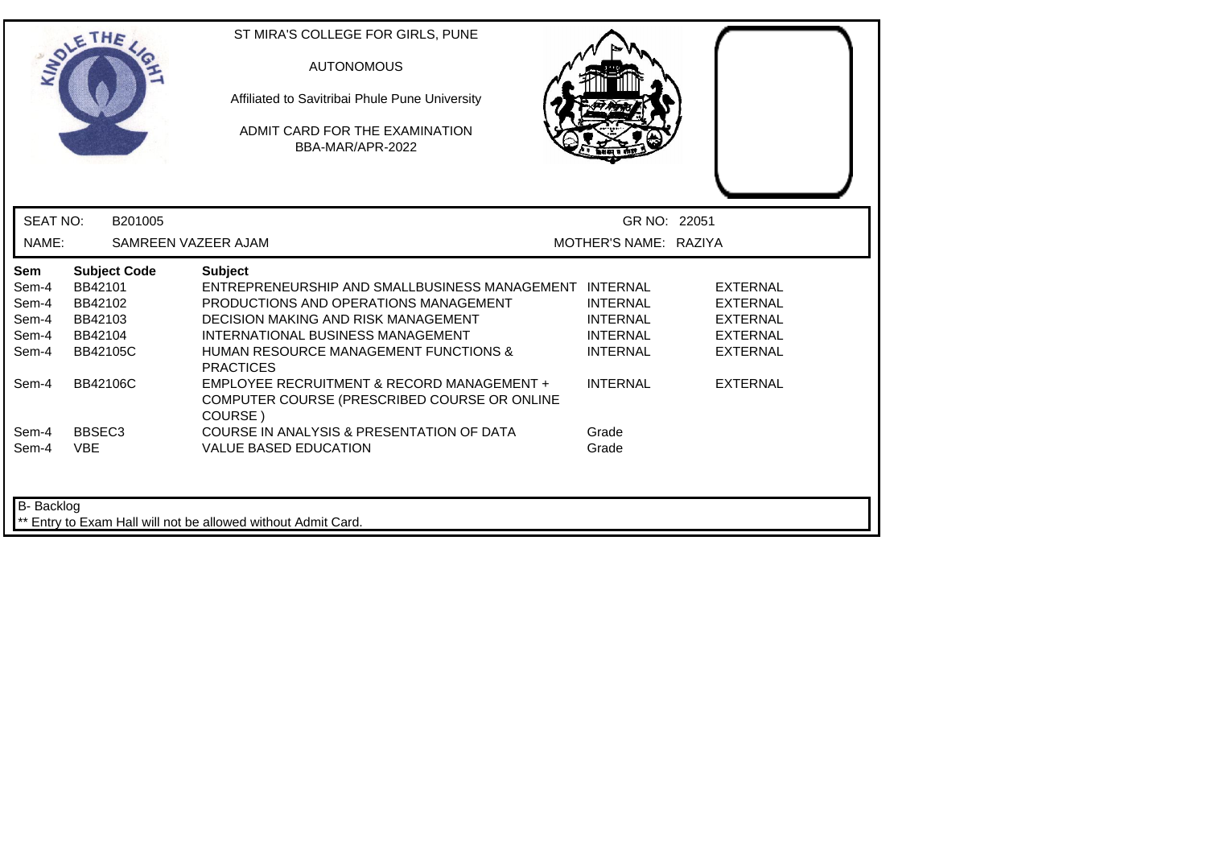ST MIRA'S COLLEGE FOR GIRLS, PUNE

AUTONOMOUS

Affiliated to Savitribai Phule Pune University

ADMIT CARD FOR THE EXAMINATION
BBA-MAR/APR-2022

| | | | |
|---|---|---|---|
| SEAT NO: | B201005 | GR NO: | 22051 |
| NAME: | SAMREEN VAZEER AJAM | MOTHER'S NAME: | RAZIYA |

| Sem | Subject Code | Subject | | |
|---|---|---|---|---|
| Sem-4 | BB42101 | ENTREPRENEURSHIP AND SMALLBUSINESS MANAGEMENT | INTERNAL | EXTERNAL |
| Sem-4 | BB42102 | PRODUCTIONS AND OPERATIONS MANAGEMENT | INTERNAL | EXTERNAL |
| Sem-4 | BB42103 | DECISION MAKING AND RISK MANAGEMENT | INTERNAL | EXTERNAL |
| Sem-4 | BB42104 | INTERNATIONAL BUSINESS MANAGEMENT | INTERNAL | EXTERNAL |
| Sem-4 | BB42105C | HUMAN RESOURCE MANAGEMENT FUNCTIONS & PRACTICES | INTERNAL | EXTERNAL |
| Sem-4 | BB42106C | EMPLOYEE RECRUITMENT & RECORD MANAGEMENT + COMPUTER COURSE (PRESCRIBED COURSE OR ONLINE COURSE ) | INTERNAL | EXTERNAL |
| Sem-4 | BBSEC3 | COURSE IN ANALYSIS & PRESENTATION OF DATA | Grade | |
| Sem-4 | VBE | VALUE BASED EDUCATION | Grade | |

B- Backlog

** Entry to Exam Hall will not be allowed without Admit Card.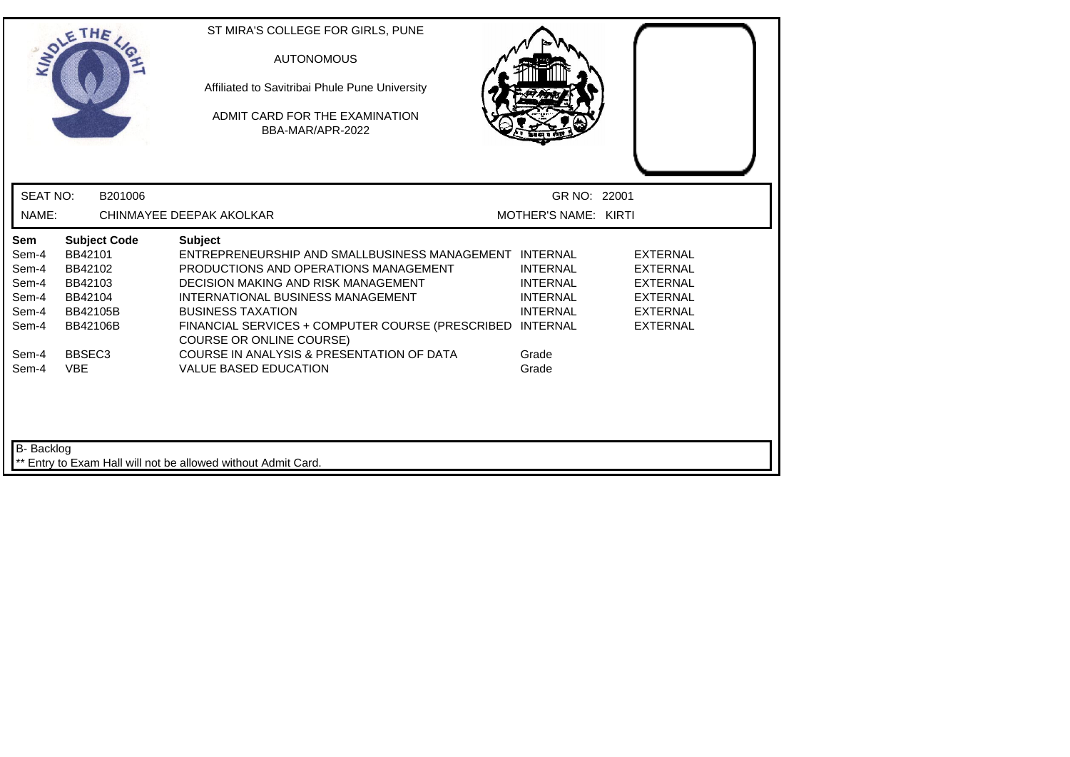ST MIRA'S COLLEGE FOR GIRLS, PUNE

AUTONOMOUS

Affiliated to Savitribai Phule Pune University

ADMIT CARD FOR THE EXAMINATION
BBA-MAR/APR-2022

SEAT NO: B201006 GR NO: 22001

NAME: CHINMAYEE DEEPAK AKOLKAR MOTHER'S NAME: KIRTI

| Sem | Subject Code | Subject | | |
|---|---|---|---|---|
| Sem-4 | BB42101 | ENTREPRENEURSHIP AND SMALLBUSINESS MANAGEMENT | INTERNAL | EXTERNAL |
| Sem-4 | BB42102 | PRODUCTIONS AND OPERATIONS MANAGEMENT | INTERNAL | EXTERNAL |
| Sem-4 | BB42103 | DECISION MAKING AND RISK MANAGEMENT | INTERNAL | EXTERNAL |
| Sem-4 | BB42104 | INTERNATIONAL BUSINESS MANAGEMENT | INTERNAL | EXTERNAL |
| Sem-4 | BB42105B | BUSINESS TAXATION | INTERNAL | EXTERNAL |
| Sem-4 | BB42106B | FINANCIAL SERVICES + COMPUTER COURSE (PRESCRIBED COURSE OR ONLINE COURSE) | INTERNAL | EXTERNAL |
| Sem-4 | BBSEC3 | COURSE IN ANALYSIS & PRESENTATION OF DATA | Grade | |
| Sem-4 | VBE | VALUE BASED EDUCATION | Grade | |

B- Backlog

** Entry to Exam Hall will not be allowed without Admit Card.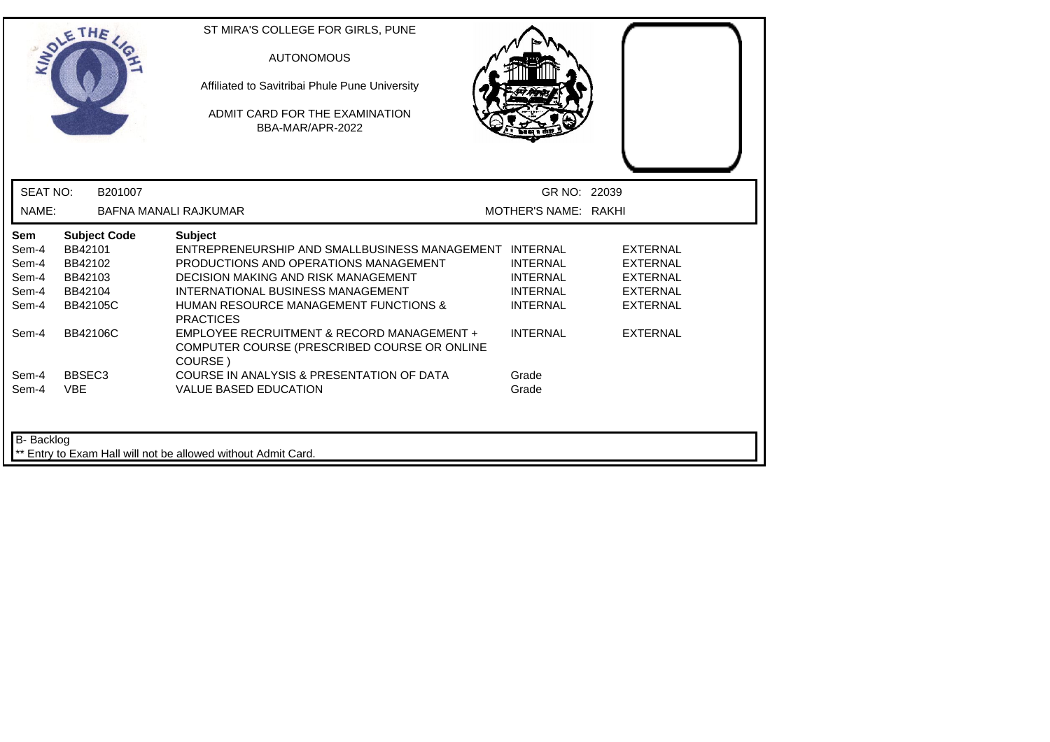ST MIRA'S COLLEGE FOR GIRLS, PUNE

AUTONOMOUS

Affiliated to Savitribai Phule Pune University

ADMIT CARD FOR THE EXAMINATION
BBA-MAR/APR-2022

| SEAT NO: | B201007 | GR NO: | 22039 |
|---|---|---|---|
| NAME: | BAFNA MANALI RAJKUMAR | MOTHER'S NAME: | RAKHI |

| Sem | Subject Code | Subject | | |
|---|---|---|---|---|
| Sem-4 | BB42101 | ENTREPRENEURSHIP AND SMALLBUSINESS MANAGEMENT | INTERNAL | EXTERNAL |
| Sem-4 | BB42102 | PRODUCTIONS AND OPERATIONS MANAGEMENT | INTERNAL | EXTERNAL |
| Sem-4 | BB42103 | DECISION MAKING AND RISK MANAGEMENT | INTERNAL | EXTERNAL |
| Sem-4 | BB42104 | INTERNATIONAL BUSINESS MANAGEMENT | INTERNAL | EXTERNAL |
| Sem-4 | BB42105C | HUMAN RESOURCE MANAGEMENT FUNCTIONS & PRACTICES | INTERNAL | EXTERNAL |
| Sem-4 | BB42106C | EMPLOYEE RECRUITMENT & RECORD MANAGEMENT + COMPUTER COURSE (PRESCRIBED COURSE OR ONLINE COURSE ) | INTERNAL | EXTERNAL |
| Sem-4 | BBSEC3 | COURSE IN ANALYSIS & PRESENTATION OF DATA | Grade | |
| Sem-4 | VBE | VALUE BASED EDUCATION | Grade | |

B- Backlog

** Entry to Exam Hall will not be allowed without Admit Card.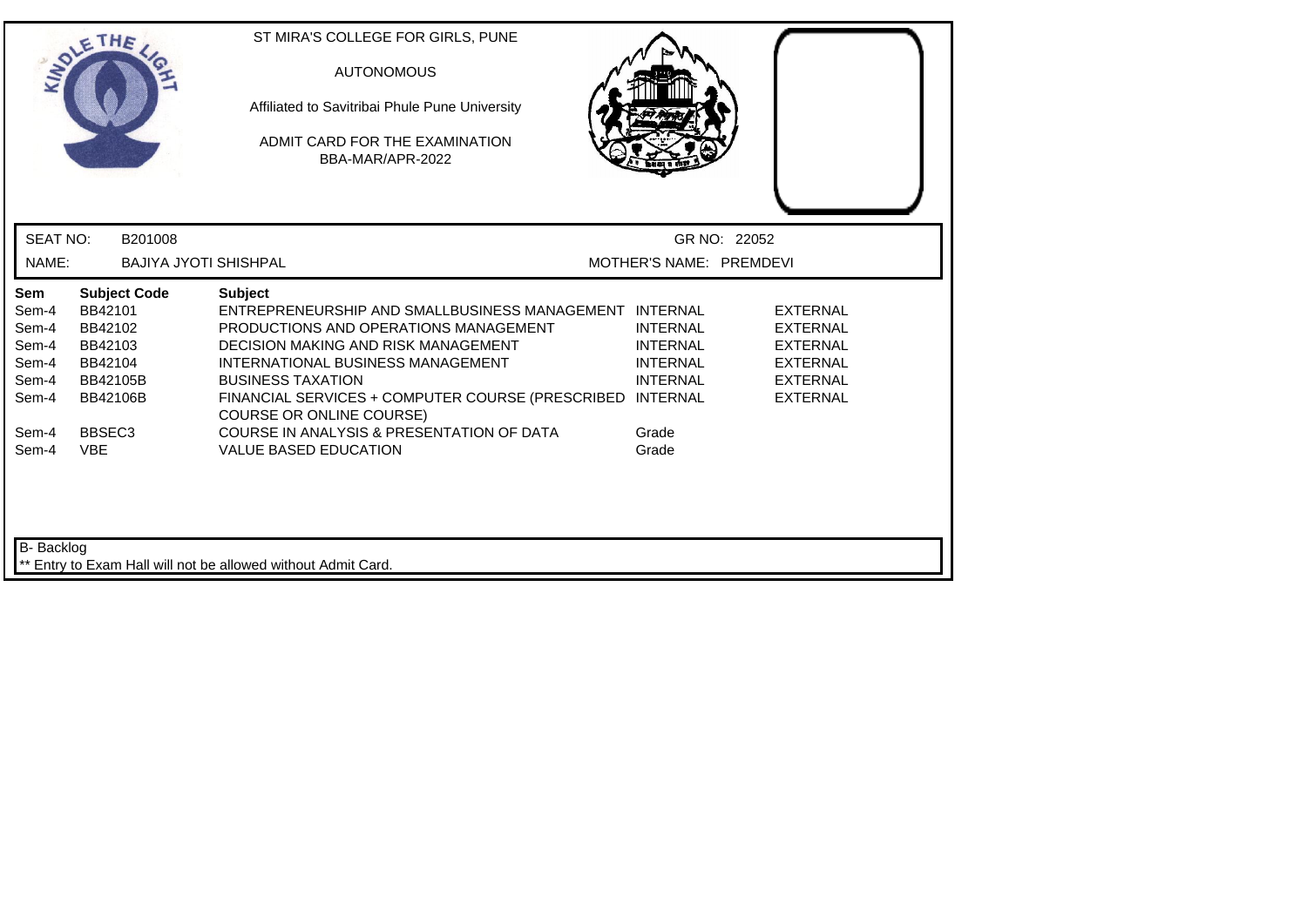ST MIRA'S COLLEGE FOR GIRLS, PUNE

AUTONOMOUS

Affiliated to Savitribai Phule Pune University

ADMIT CARD FOR THE EXAMINATION
BBA-MAR/APR-2022

SEAT NO: B201008 GR NO: 22052

NAME: BAJIYA JYOTI SHISHPAL MOTHER'S NAME: PREMDEVI

| Sem | Subject Code | Subject | | |
|---|---|---|---|---|
| Sem-4 | BB42101 | ENTREPRENEURSHIP AND SMALLBUSINESS MANAGEMENT | INTERNAL | EXTERNAL |
| Sem-4 | BB42102 | PRODUCTIONS AND OPERATIONS MANAGEMENT | INTERNAL | EXTERNAL |
| Sem-4 | BB42103 | DECISION MAKING AND RISK MANAGEMENT | INTERNAL | EXTERNAL |
| Sem-4 | BB42104 | INTERNATIONAL BUSINESS MANAGEMENT | INTERNAL | EXTERNAL |
| Sem-4 | BB42105B | BUSINESS TAXATION | INTERNAL | EXTERNAL |
| Sem-4 | BB42106B | FINANCIAL SERVICES + COMPUTER COURSE (PRESCRIBED COURSE OR ONLINE COURSE) | INTERNAL | EXTERNAL |
| Sem-4 | BBSEC3 | COURSE IN ANALYSIS & PRESENTATION OF DATA | Grade | |
| Sem-4 | VBE | VALUE BASED EDUCATION | Grade | |

B- Backlog

** Entry to Exam Hall will not be allowed without Admit Card.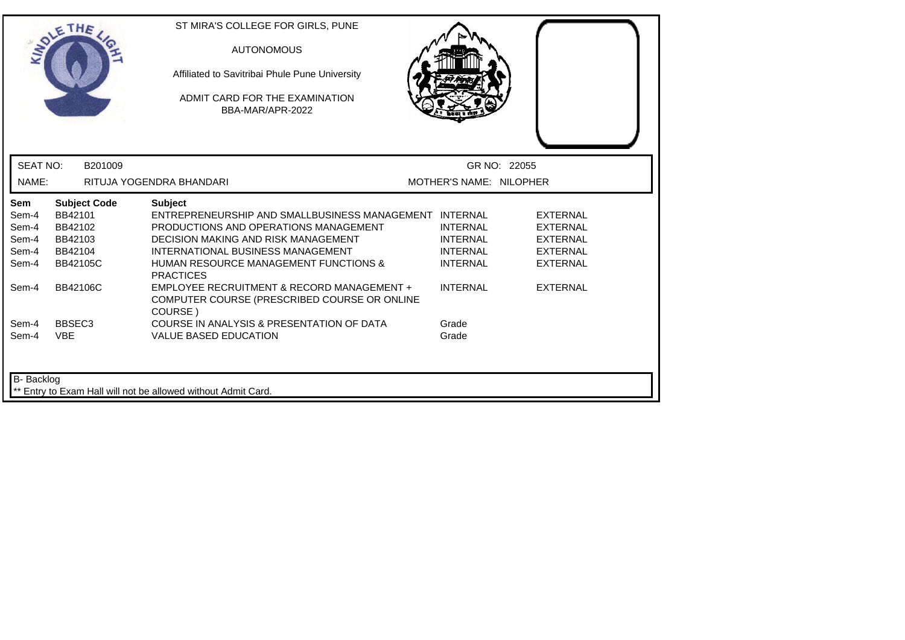ST MIRA'S COLLEGE FOR GIRLS, PUNE

AUTONOMOUS

Affiliated to Savitribai Phule Pune University

ADMIT CARD FOR THE EXAMINATION
BBA-MAR/APR-2022

SEAT NO: B201009 GR NO: 22055

NAME: RITUJA YOGENDRA BHANDARI MOTHER'S NAME: NILOPHER

| Sem | Subject Code | Subject | | |
|---|---|---|---|---|
| Sem-4 | BB42101 | ENTREPRENEURSHIP AND SMALLBUSINESS MANAGEMENT | INTERNAL | EXTERNAL |
| Sem-4 | BB42102 | PRODUCTIONS AND OPERATIONS MANAGEMENT | INTERNAL | EXTERNAL |
| Sem-4 | BB42103 | DECISION MAKING AND RISK MANAGEMENT | INTERNAL | EXTERNAL |
| Sem-4 | BB42104 | INTERNATIONAL BUSINESS MANAGEMENT | INTERNAL | EXTERNAL |
| Sem-4 | BB42105C | HUMAN RESOURCE MANAGEMENT FUNCTIONS & PRACTICES | INTERNAL | EXTERNAL |
| Sem-4 | BB42106C | EMPLOYEE RECRUITMENT & RECORD MANAGEMENT + COMPUTER COURSE (PRESCRIBED COURSE OR ONLINE COURSE ) | INTERNAL | EXTERNAL |
| Sem-4 | BBSEC3 | COURSE IN ANALYSIS & PRESENTATION OF DATA | Grade | |
| Sem-4 | VBE | VALUE BASED EDUCATION | Grade | |

B- Backlog

** Entry to Exam Hall will not be allowed without Admit Card.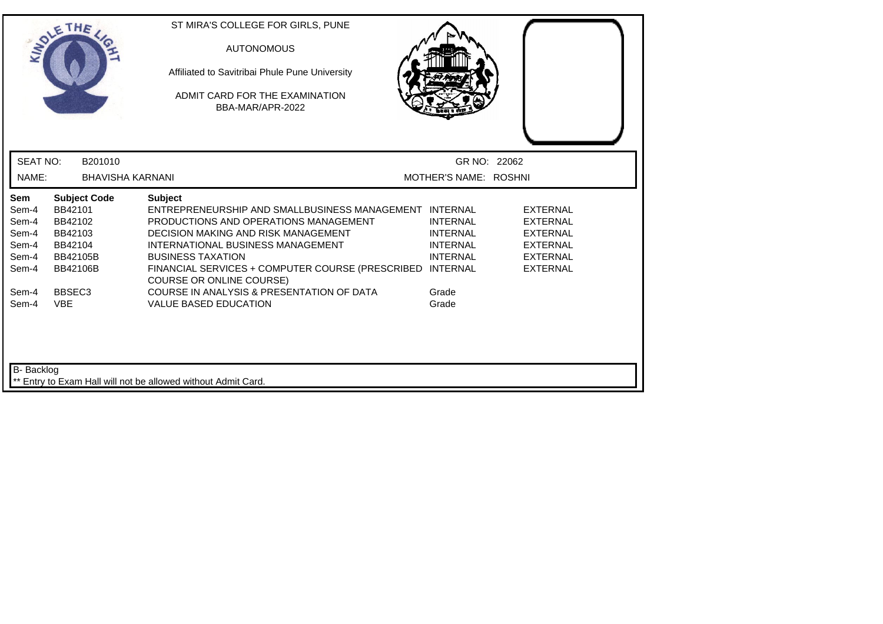ST MIRA'S COLLEGE FOR GIRLS, PUNE

AUTONOMOUS

Affiliated to Savitribai Phule Pune University

ADMIT CARD FOR THE EXAMINATION
BBA-MAR/APR-2022

SEAT NO: B201010 GR NO: 22062

NAME: BHAVISHA KARNANI MOTHER'S NAME: ROSHNI

| Sem | Subject Code | Subject | | |
|---|---|---|---|---|
| Sem-4 | BB42101 | ENTREPRENEURSHIP AND SMALLBUSINESS MANAGEMENT | INTERNAL | EXTERNAL |
| Sem-4 | BB42102 | PRODUCTIONS AND OPERATIONS MANAGEMENT | INTERNAL | EXTERNAL |
| Sem-4 | BB42103 | DECISION MAKING AND RISK MANAGEMENT | INTERNAL | EXTERNAL |
| Sem-4 | BB42104 | INTERNATIONAL BUSINESS MANAGEMENT | INTERNAL | EXTERNAL |
| Sem-4 | BB42105B | BUSINESS TAXATION | INTERNAL | EXTERNAL |
| Sem-4 | BB42106B | FINANCIAL SERVICES + COMPUTER COURSE (PRESCRIBED COURSE OR ONLINE COURSE) | INTERNAL | EXTERNAL |
| Sem-4 | BBSEC3 | COURSE IN ANALYSIS & PRESENTATION OF DATA | Grade | |
| Sem-4 | VBE | VALUE BASED EDUCATION | Grade | |

B- Backlog

** Entry to Exam Hall will not be allowed without Admit Card.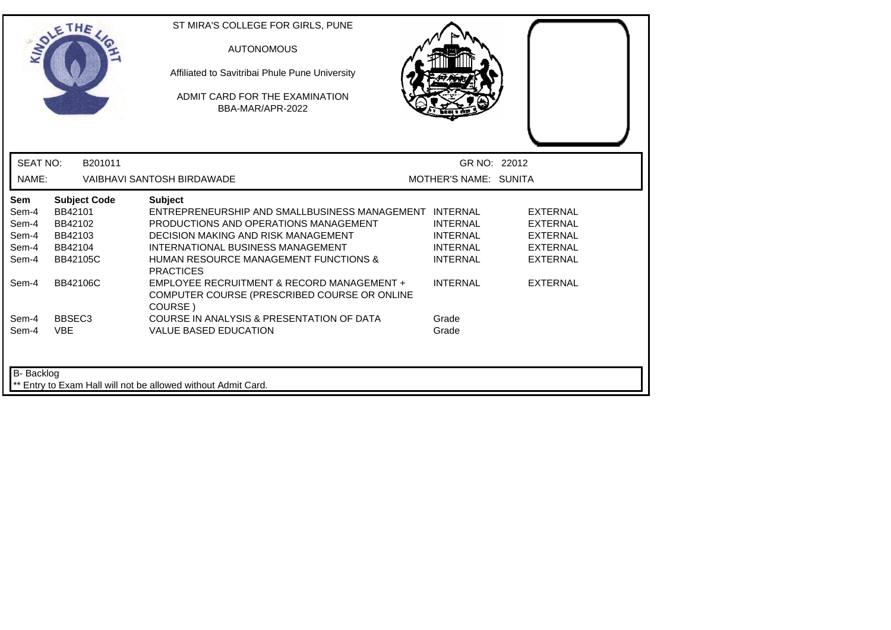ST MIRA'S COLLEGE FOR GIRLS, PUNE

AUTONOMOUS

Affiliated to Savitribai Phule Pune University

ADMIT CARD FOR THE EXAMINATION
BBA-MAR/APR-2022

SEAT NO: B201011 GR NO: 22012

NAME: VAIBHAVI SANTOSH BIRDAWADE MOTHER'S NAME: SUNITA

| Sem | Subject Code | Subject | | |
|---|---|---|---|---|
| Sem-4 | BB42101 | ENTREPRENEURSHIP AND SMALLBUSINESS MANAGEMENT | INTERNAL | EXTERNAL |
| Sem-4 | BB42102 | PRODUCTIONS AND OPERATIONS MANAGEMENT | INTERNAL | EXTERNAL |
| Sem-4 | BB42103 | DECISION MAKING AND RISK MANAGEMENT | INTERNAL | EXTERNAL |
| Sem-4 | BB42104 | INTERNATIONAL BUSINESS MANAGEMENT | INTERNAL | EXTERNAL |
| Sem-4 | BB42105C | HUMAN RESOURCE MANAGEMENT FUNCTIONS & PRACTICES | INTERNAL | EXTERNAL |
| Sem-4 | BB42106C | EMPLOYEE RECRUITMENT & RECORD MANAGEMENT + COMPUTER COURSE (PRESCRIBED COURSE OR ONLINE COURSE ) | INTERNAL | EXTERNAL |
| Sem-4 | BBSEC3 | COURSE IN ANALYSIS & PRESENTATION OF DATA | Grade | |
| Sem-4 | VBE | VALUE BASED EDUCATION | Grade | |

B- Backlog

** Entry to Exam Hall will not be allowed without Admit Card.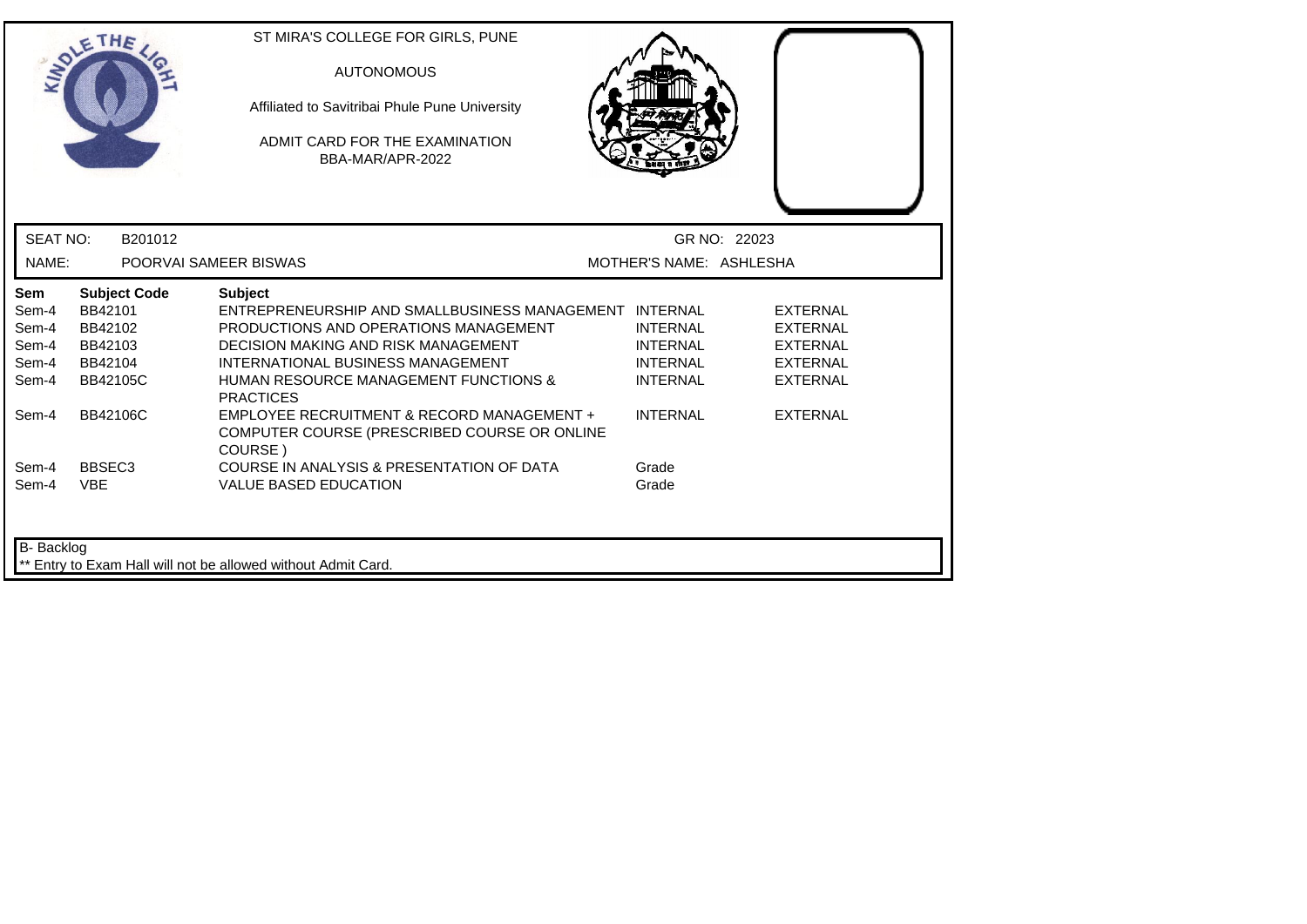ST MIRA'S COLLEGE FOR GIRLS, PUNE

AUTONOMOUS

Affiliated to Savitribai Phule Pune University

ADMIT CARD FOR THE EXAMINATION
BBA-MAR/APR-2022

SEAT NO: B201012 GR NO: 22023

NAME: POORVAI SAMEER BISWAS MOTHER'S NAME: ASHLESHA

| Sem | Subject Code | Subject | | |
|---|---|---|---|---|
| Sem-4 | BB42101 | ENTREPRENEURSHIP AND SMALLBUSINESS MANAGEMENT | INTERNAL | EXTERNAL |
| Sem-4 | BB42102 | PRODUCTIONS AND OPERATIONS MANAGEMENT | INTERNAL | EXTERNAL |
| Sem-4 | BB42103 | DECISION MAKING AND RISK MANAGEMENT | INTERNAL | EXTERNAL |
| Sem-4 | BB42104 | INTERNATIONAL BUSINESS MANAGEMENT | INTERNAL | EXTERNAL |
| Sem-4 | BB42105C | HUMAN RESOURCE MANAGEMENT FUNCTIONS & PRACTICES | INTERNAL | EXTERNAL |
| Sem-4 | BB42106C | EMPLOYEE RECRUITMENT & RECORD MANAGEMENT + COMPUTER COURSE (PRESCRIBED COURSE OR ONLINE COURSE ) | INTERNAL | EXTERNAL |
| Sem-4 | BBSEC3 | COURSE IN ANALYSIS & PRESENTATION OF DATA | Grade | |
| Sem-4 | VBE | VALUE BASED EDUCATION | Grade | |

B- Backlog

** Entry to Exam Hall will not be allowed without Admit Card.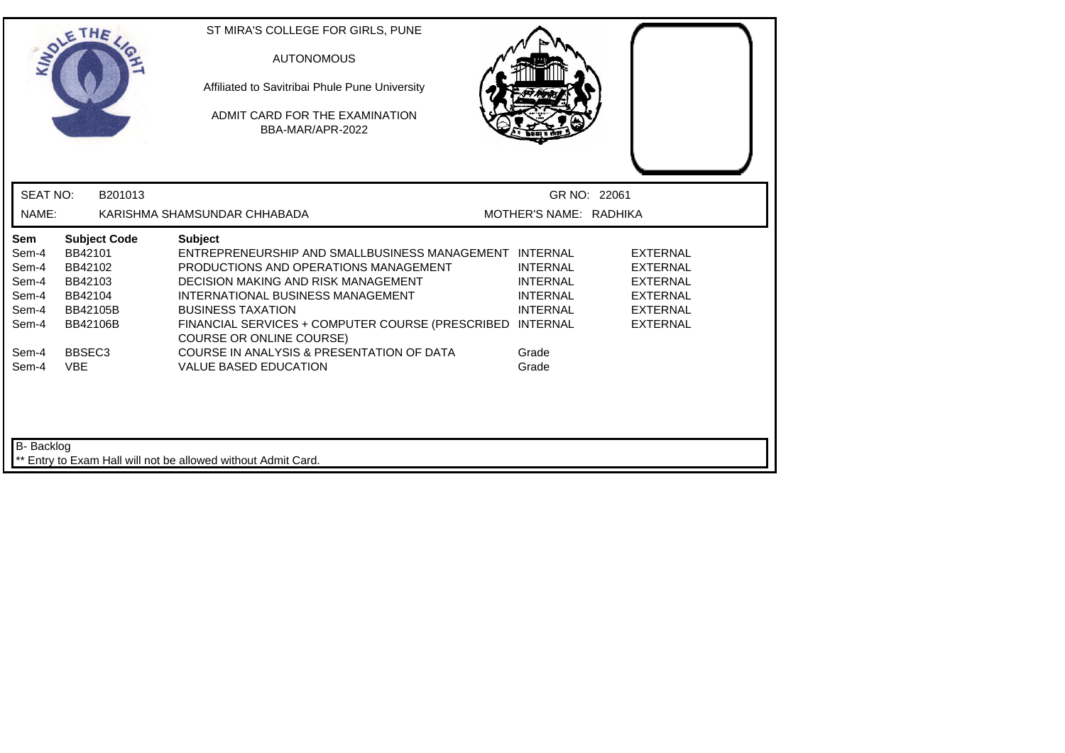ST MIRA'S COLLEGE FOR GIRLS, PUNE

AUTONOMOUS

Affiliated to Savitribai Phule Pune University

ADMIT CARD FOR THE EXAMINATION
BBA-MAR/APR-2022

SEAT NO: B201013 GR NO: 22061

NAME: KARISHMA SHAMSUNDAR CHHABADA MOTHER'S NAME: RADHIKA

| Sem | Subject Code | Subject | | |
|---|---|---|---|---|
| Sem-4 | BB42101 | ENTREPRENEURSHIP AND SMALLBUSINESS MANAGEMENT | INTERNAL | EXTERNAL |
| Sem-4 | BB42102 | PRODUCTIONS AND OPERATIONS MANAGEMENT | INTERNAL | EXTERNAL |
| Sem-4 | BB42103 | DECISION MAKING AND RISK MANAGEMENT | INTERNAL | EXTERNAL |
| Sem-4 | BB42104 | INTERNATIONAL BUSINESS MANAGEMENT | INTERNAL | EXTERNAL |
| Sem-4 | BB42105B | BUSINESS TAXATION | INTERNAL | EXTERNAL |
| Sem-4 | BB42106B | FINANCIAL SERVICES + COMPUTER COURSE (PRESCRIBED COURSE OR ONLINE COURSE) | INTERNAL | EXTERNAL |
| Sem-4 | BBSEC3 | COURSE IN ANALYSIS & PRESENTATION OF DATA | Grade | |
| Sem-4 | VBE | VALUE BASED EDUCATION | Grade | |

B- Backlog

** Entry to Exam Hall will not be allowed without Admit Card.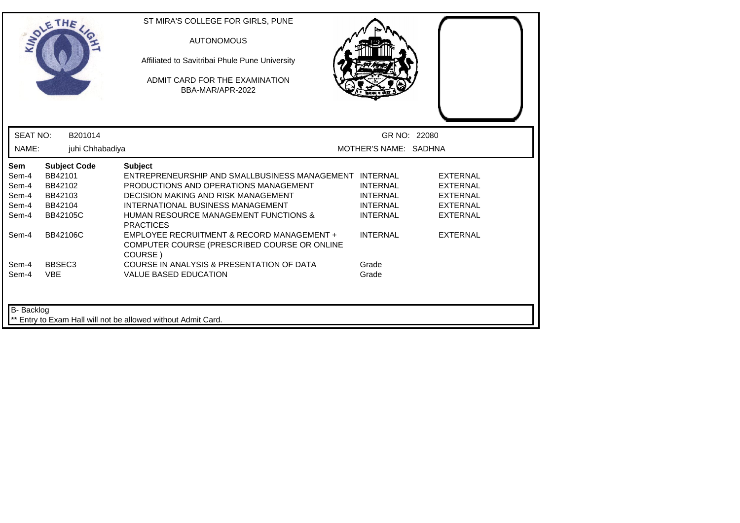ST MIRA'S COLLEGE FOR GIRLS, PUNE

AUTONOMOUS

Affiliated to Savitribai Phule Pune University

ADMIT CARD FOR THE EXAMINATION
BBA-MAR/APR-2022

SEAT NO: B201014 GR NO: 22080

NAME: juhi Chhabadiya MOTHER'S NAME: SADHNA

| Sem | Subject Code | Subject | | |
|---|---|---|---|---|
| Sem-4 | BB42101 | ENTREPRENEURSHIP AND SMALLBUSINESS MANAGEMENT | INTERNAL | EXTERNAL |
| Sem-4 | BB42102 | PRODUCTIONS AND OPERATIONS MANAGEMENT | INTERNAL | EXTERNAL |
| Sem-4 | BB42103 | DECISION MAKING AND RISK MANAGEMENT | INTERNAL | EXTERNAL |
| Sem-4 | BB42104 | INTERNATIONAL BUSINESS MANAGEMENT | INTERNAL | EXTERNAL |
| Sem-4 | BB42105C | HUMAN RESOURCE MANAGEMENT FUNCTIONS & PRACTICES | INTERNAL | EXTERNAL |
| Sem-4 | BB42106C | EMPLOYEE RECRUITMENT & RECORD MANAGEMENT + COMPUTER COURSE (PRESCRIBED COURSE OR ONLINE COURSE ) | INTERNAL | EXTERNAL |
| Sem-4 | BBSEC3 | COURSE IN ANALYSIS & PRESENTATION OF DATA | Grade | |
| Sem-4 | VBE | VALUE BASED EDUCATION | Grade | |

B- Backlog

** Entry to Exam Hall will not be allowed without Admit Card.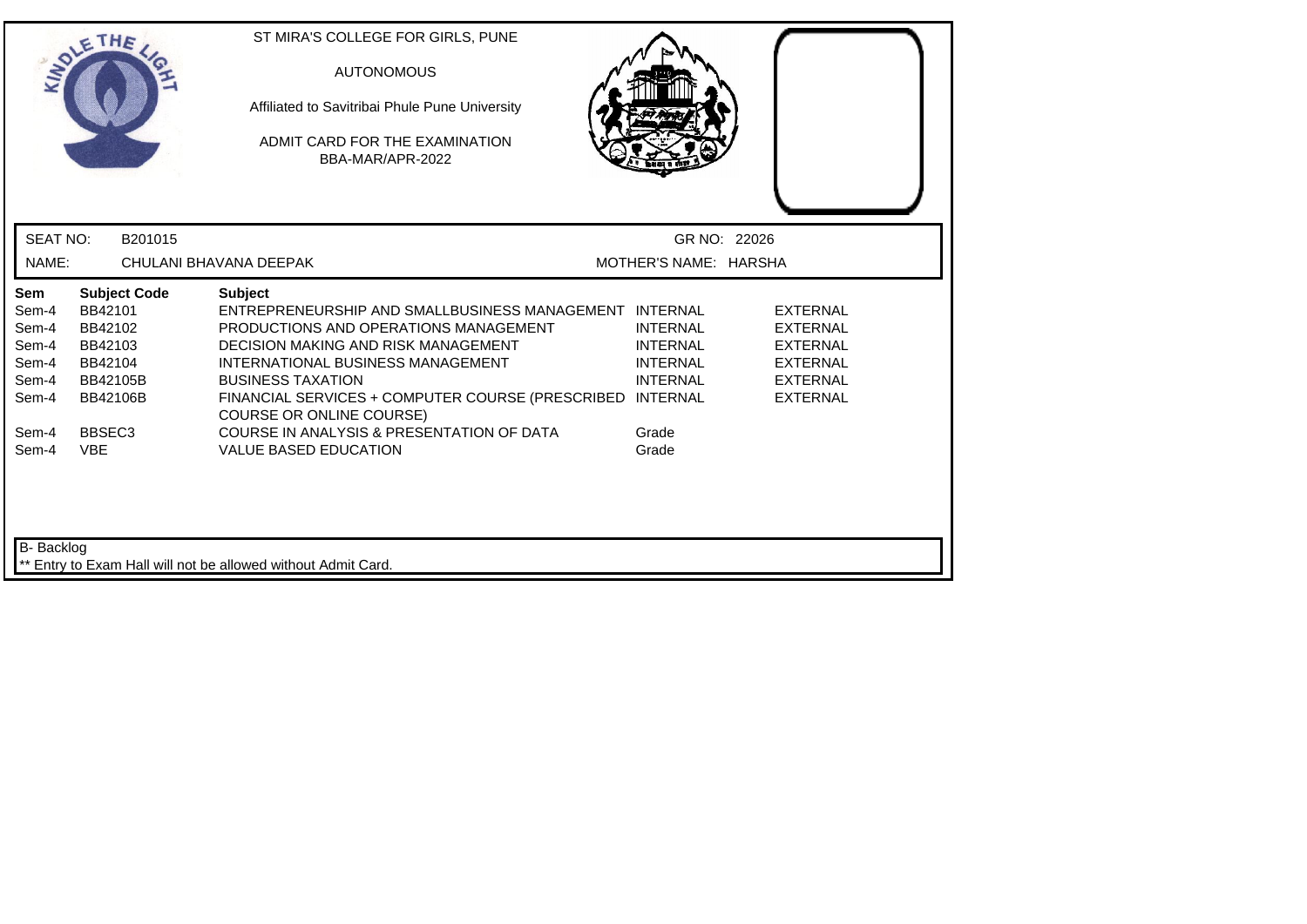ST MIRA'S COLLEGE FOR GIRLS, PUNE

AUTONOMOUS

Affiliated to Savitribai Phule Pune University

ADMIT CARD FOR THE EXAMINATION
BBA-MAR/APR-2022

SEAT NO: B201015 GR NO: 22026

NAME: CHULANI BHAVANA DEEPAK MOTHER'S NAME: HARSHA

| Sem | Subject Code | Subject | | |
|---|---|---|---|---|
| Sem-4 | BB42101 | ENTREPRENEURSHIP AND SMALLBUSINESS MANAGEMENT | INTERNAL | EXTERNAL |
| Sem-4 | BB42102 | PRODUCTIONS AND OPERATIONS MANAGEMENT | INTERNAL | EXTERNAL |
| Sem-4 | BB42103 | DECISION MAKING AND RISK MANAGEMENT | INTERNAL | EXTERNAL |
| Sem-4 | BB42104 | INTERNATIONAL BUSINESS MANAGEMENT | INTERNAL | EXTERNAL |
| Sem-4 | BB42105B | BUSINESS TAXATION | INTERNAL | EXTERNAL |
| Sem-4 | BB42106B | FINANCIAL SERVICES + COMPUTER COURSE (PRESCRIBED COURSE OR ONLINE COURSE) | INTERNAL | EXTERNAL |
| Sem-4 | BBSEC3 | COURSE IN ANALYSIS & PRESENTATION OF DATA | Grade | |
| Sem-4 | VBE | VALUE BASED EDUCATION | Grade | |

B- Backlog

** Entry to Exam Hall will not be allowed without Admit Card.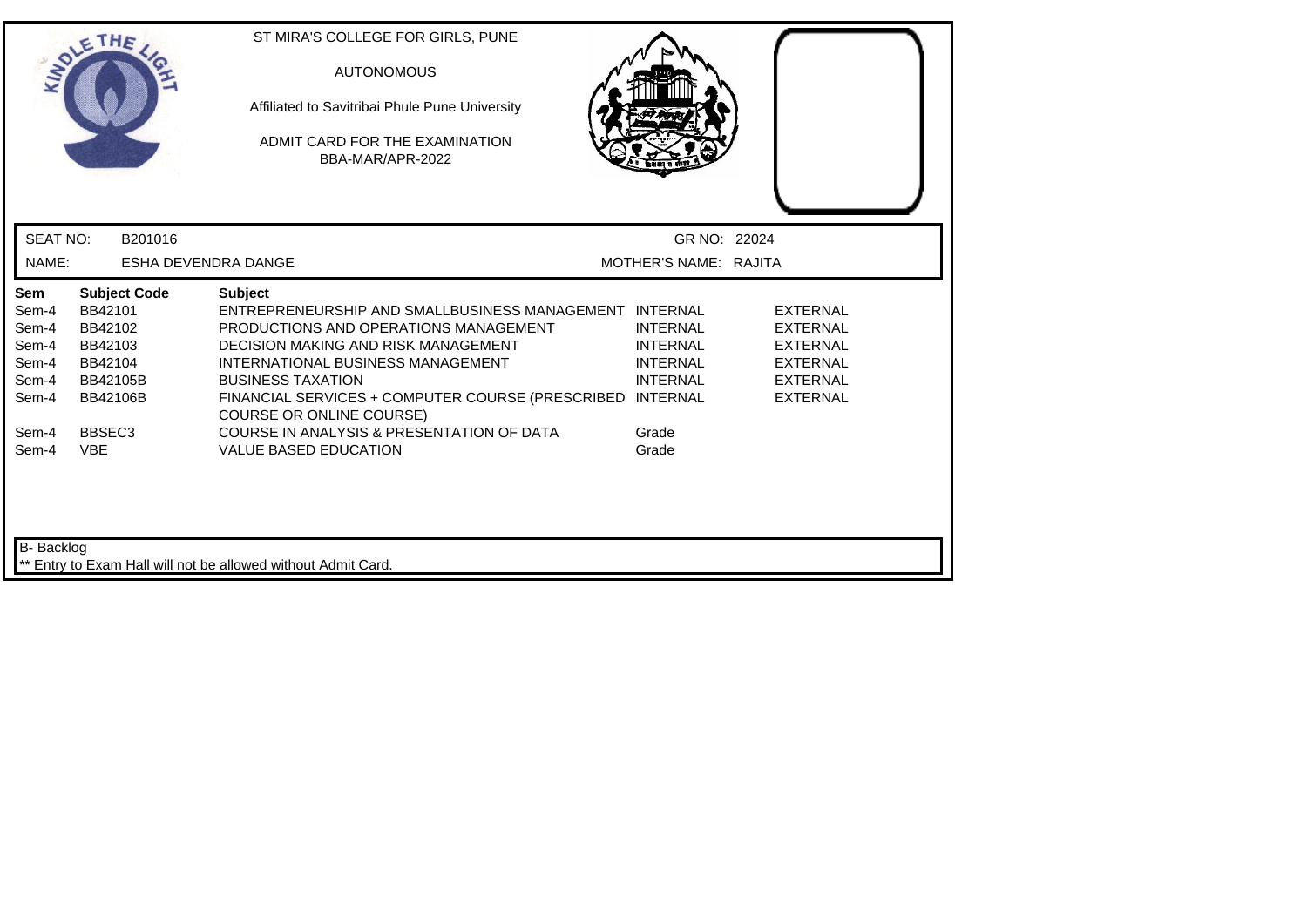ST MIRA'S COLLEGE FOR GIRLS, PUNE

AUTONOMOUS

Affiliated to Savitribai Phule Pune University

ADMIT CARD FOR THE EXAMINATION
BBA-MAR/APR-2022

SEAT NO: B201016 GR NO: 22024

NAME: ESHA DEVENDRA DANGE MOTHER'S NAME: RAJITA

| Sem | Subject Code | Subject | | |
|---|---|---|---|---|
| Sem-4 | BB42101 | ENTREPRENEURSHIP AND SMALLBUSINESS MANAGEMENT | INTERNAL | EXTERNAL |
| Sem-4 | BB42102 | PRODUCTIONS AND OPERATIONS MANAGEMENT | INTERNAL | EXTERNAL |
| Sem-4 | BB42103 | DECISION MAKING AND RISK MANAGEMENT | INTERNAL | EXTERNAL |
| Sem-4 | BB42104 | INTERNATIONAL BUSINESS MANAGEMENT | INTERNAL | EXTERNAL |
| Sem-4 | BB42105B | BUSINESS TAXATION | INTERNAL | EXTERNAL |
| Sem-4 | BB42106B | FINANCIAL SERVICES + COMPUTER COURSE (PRESCRIBED COURSE OR ONLINE COURSE) | INTERNAL | EXTERNAL |
| Sem-4 | BBSEC3 | COURSE IN ANALYSIS & PRESENTATION OF DATA | Grade | |
| Sem-4 | VBE | VALUE BASED EDUCATION | Grade | |

B- Backlog

** Entry to Exam Hall will not be allowed without Admit Card.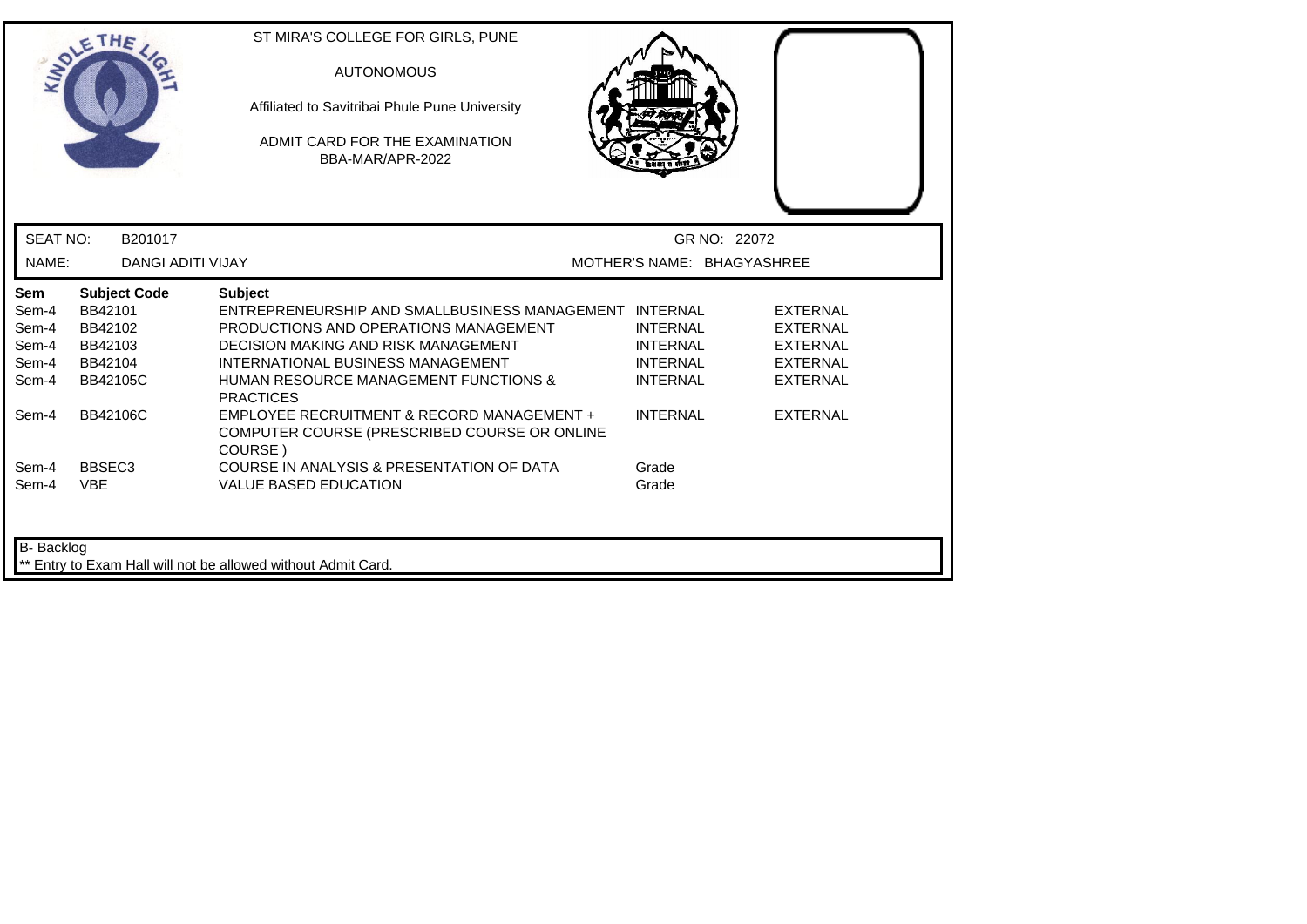ST MIRA'S COLLEGE FOR GIRLS, PUNE

AUTONOMOUS

Affiliated to Savitribai Phule Pune University

ADMIT CARD FOR THE EXAMINATION
BBA-MAR/APR-2022

SEAT NO: B201017 GR NO: 22072

NAME: DANGI ADITI VIJAY MOTHER'S NAME: BHAGYASHREE

| Sem | Subject Code | Subject | | |
|---|---|---|---|---|
| Sem-4 | BB42101 | ENTREPRENEURSHIP AND SMALLBUSINESS MANAGEMENT | INTERNAL | EXTERNAL |
| Sem-4 | BB42102 | PRODUCTIONS AND OPERATIONS MANAGEMENT | INTERNAL | EXTERNAL |
| Sem-4 | BB42103 | DECISION MAKING AND RISK MANAGEMENT | INTERNAL | EXTERNAL |
| Sem-4 | BB42104 | INTERNATIONAL BUSINESS MANAGEMENT | INTERNAL | EXTERNAL |
| Sem-4 | BB42105C | HUMAN RESOURCE MANAGEMENT FUNCTIONS & PRACTICES | INTERNAL | EXTERNAL |
| Sem-4 | BB42106C | EMPLOYEE RECRUITMENT & RECORD MANAGEMENT + COMPUTER COURSE (PRESCRIBED COURSE OR ONLINE COURSE ) | INTERNAL | EXTERNAL |
| Sem-4 | BBSEC3 | COURSE IN ANALYSIS & PRESENTATION OF DATA | Grade | |
| Sem-4 | VBE | VALUE BASED EDUCATION | Grade | |

B- Backlog

** Entry to Exam Hall will not be allowed without Admit Card.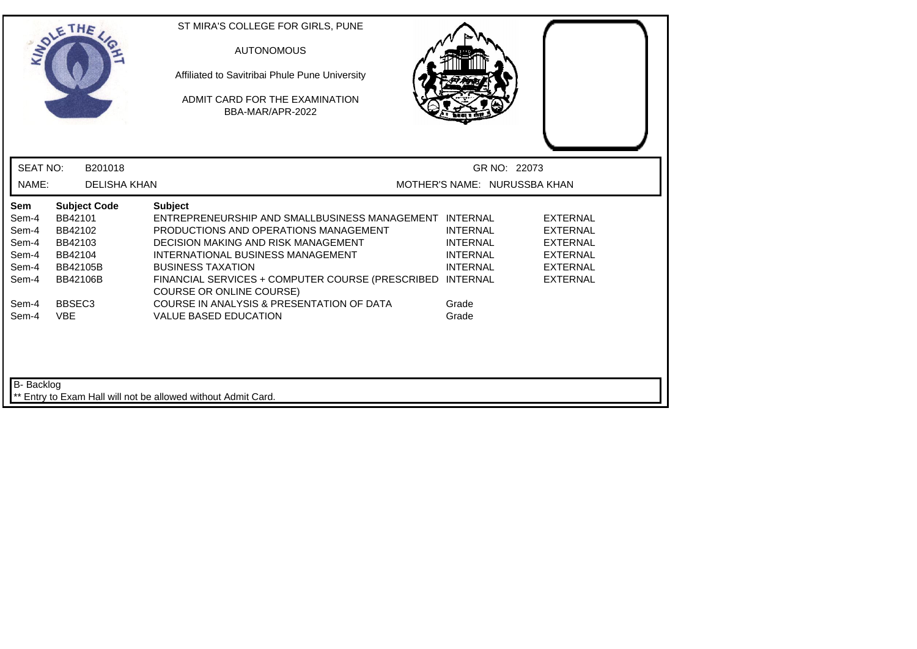ST MIRA'S COLLEGE FOR GIRLS, PUNE

AUTONOMOUS

Affiliated to Savitribai Phule Pune University

ADMIT CARD FOR THE EXAMINATION
BBA-MAR/APR-2022

SEAT NO: B201018 GR NO: 22073

NAME: DELISHA KHAN MOTHER'S NAME: NURUSSBA KHAN

| Sem | Subject Code | Subject | | |
|---|---|---|---|---|
| Sem-4 | BB42101 | ENTREPRENEURSHIP AND SMALLBUSINESS MANAGEMENT | INTERNAL | EXTERNAL |
| Sem-4 | BB42102 | PRODUCTIONS AND OPERATIONS MANAGEMENT | INTERNAL | EXTERNAL |
| Sem-4 | BB42103 | DECISION MAKING AND RISK MANAGEMENT | INTERNAL | EXTERNAL |
| Sem-4 | BB42104 | INTERNATIONAL BUSINESS MANAGEMENT | INTERNAL | EXTERNAL |
| Sem-4 | BB42105B | BUSINESS TAXATION | INTERNAL | EXTERNAL |
| Sem-4 | BB42106B | FINANCIAL SERVICES + COMPUTER COURSE (PRESCRIBED COURSE OR ONLINE COURSE) | INTERNAL | EXTERNAL |
| Sem-4 | BBSEC3 | COURSE IN ANALYSIS & PRESENTATION OF DATA | Grade | |
| Sem-4 | VBE | VALUE BASED EDUCATION | Grade | |

B- Backlog

** Entry to Exam Hall will not be allowed without Admit Card.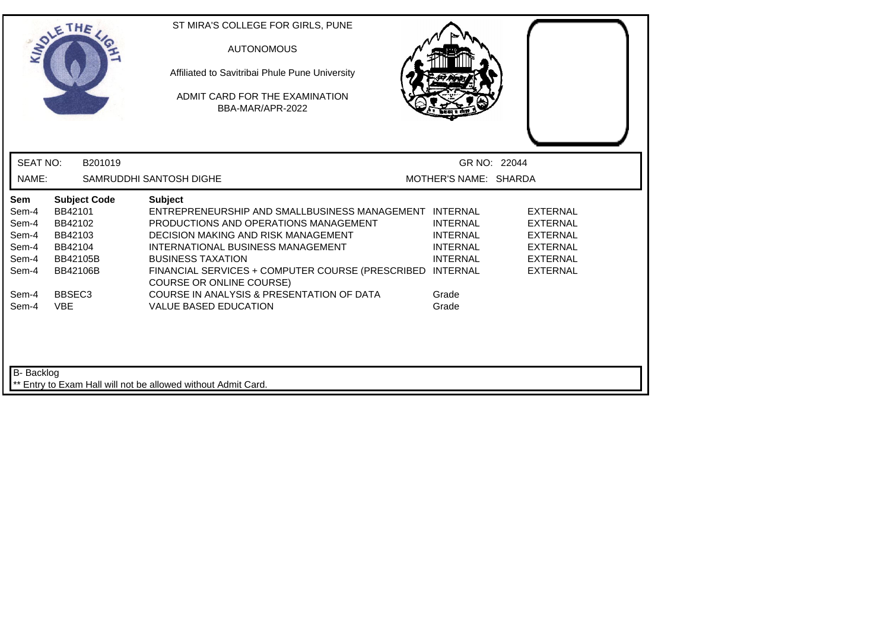ST MIRA'S COLLEGE FOR GIRLS, PUNE

AUTONOMOUS

Affiliated to Savitribai Phule Pune University

ADMIT CARD FOR THE EXAMINATION
BBA-MAR/APR-2022

SEAT NO: B201019 GR NO: 22044

NAME: SAMRUDDHI SANTOSH DIGHE MOTHER'S NAME: SHARDA

| Sem | Subject Code | Subject | | |
|---|---|---|---|---|
| Sem-4 | BB42101 | ENTREPRENEURSHIP AND SMALLBUSINESS MANAGEMENT | INTERNAL | EXTERNAL |
| Sem-4 | BB42102 | PRODUCTIONS AND OPERATIONS MANAGEMENT | INTERNAL | EXTERNAL |
| Sem-4 | BB42103 | DECISION MAKING AND RISK MANAGEMENT | INTERNAL | EXTERNAL |
| Sem-4 | BB42104 | INTERNATIONAL BUSINESS MANAGEMENT | INTERNAL | EXTERNAL |
| Sem-4 | BB42105B | BUSINESS TAXATION | INTERNAL | EXTERNAL |
| Sem-4 | BB42106B | FINANCIAL SERVICES + COMPUTER COURSE (PRESCRIBED COURSE OR ONLINE COURSE) | INTERNAL | EXTERNAL |
| Sem-4 | BBSEC3 | COURSE IN ANALYSIS & PRESENTATION OF DATA | Grade | |
| Sem-4 | VBE | VALUE BASED EDUCATION | Grade | |

B- Backlog

** Entry to Exam Hall will not be allowed without Admit Card.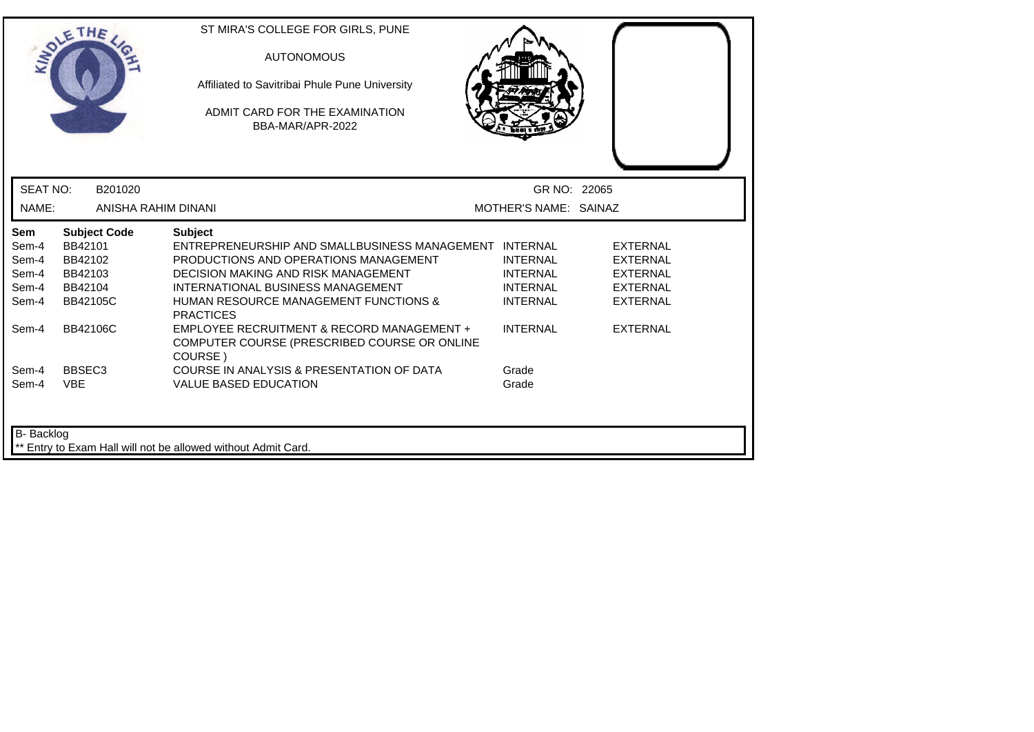ST MIRA'S COLLEGE FOR GIRLS, PUNE

AUTONOMOUS

Affiliated to Savitribai Phule Pune University

ADMIT CARD FOR THE EXAMINATION
BBA-MAR/APR-2022

SEAT NO: B201020 GR NO: 22065

NAME: ANISHA RAHIM DINANI MOTHER'S NAME: SAINAZ

| Sem | Subject Code | Subject | | |
|---|---|---|---|---|
| Sem-4 | BB42101 | ENTREPRENEURSHIP AND SMALLBUSINESS MANAGEMENT | INTERNAL | EXTERNAL |
| Sem-4 | BB42102 | PRODUCTIONS AND OPERATIONS MANAGEMENT | INTERNAL | EXTERNAL |
| Sem-4 | BB42103 | DECISION MAKING AND RISK MANAGEMENT | INTERNAL | EXTERNAL |
| Sem-4 | BB42104 | INTERNATIONAL BUSINESS MANAGEMENT | INTERNAL | EXTERNAL |
| Sem-4 | BB42105C | HUMAN RESOURCE MANAGEMENT FUNCTIONS & PRACTICES | INTERNAL | EXTERNAL |
| Sem-4 | BB42106C | EMPLOYEE RECRUITMENT & RECORD MANAGEMENT + COMPUTER COURSE (PRESCRIBED COURSE OR ONLINE COURSE ) | INTERNAL | EXTERNAL |
| Sem-4 | BBSEC3 | COURSE IN ANALYSIS & PRESENTATION OF DATA | Grade | |
| Sem-4 | VBE | VALUE BASED EDUCATION | Grade | |

B- Backlog

** Entry to Exam Hall will not be allowed without Admit Card.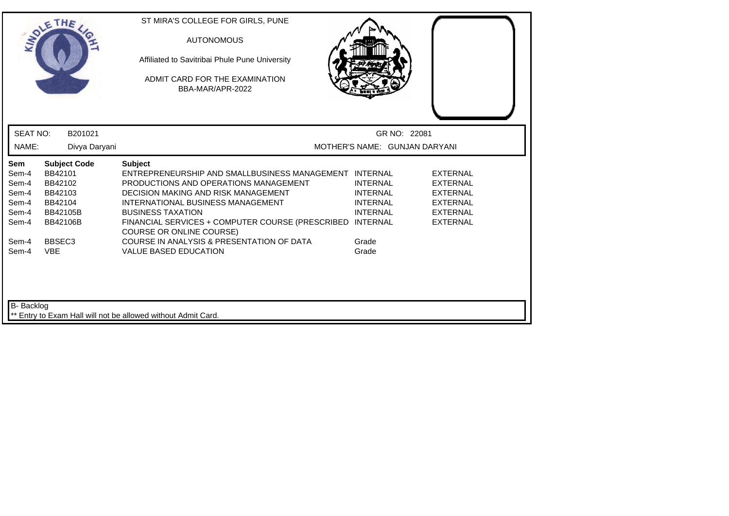ST MIRA'S COLLEGE FOR GIRLS, PUNE

AUTONOMOUS

Affiliated to Savitribai Phule Pune University

ADMIT CARD FOR THE EXAMINATION

BBA-MAR/APR-2022

SEAT NO: B201021 GR NO: 22081

NAME: Divya Daryani MOTHER'S NAME: GUNJAN DARYANI

| Sem | Subject Code | Subject | | |
|---|---|---|---|---|
| Sem-4 | BB42101 | ENTREPRENEURSHIP AND SMALLBUSINESS MANAGEMENT | INTERNAL | EXTERNAL |
| Sem-4 | BB42102 | PRODUCTIONS AND OPERATIONS MANAGEMENT | INTERNAL | EXTERNAL |
| Sem-4 | BB42103 | DECISION MAKING AND RISK MANAGEMENT | INTERNAL | EXTERNAL |
| Sem-4 | BB42104 | INTERNATIONAL BUSINESS MANAGEMENT | INTERNAL | EXTERNAL |
| Sem-4 | BB42105B | BUSINESS TAXATION | INTERNAL | EXTERNAL |
| Sem-4 | BB42106B | FINANCIAL SERVICES + COMPUTER COURSE (PRESCRIBED COURSE OR ONLINE COURSE) | INTERNAL | EXTERNAL |
| Sem-4 | BBSEC3 | COURSE IN ANALYSIS & PRESENTATION OF DATA | Grade | |
| Sem-4 | VBE | VALUE BASED EDUCATION | Grade | |

B- Backlog

** Entry to Exam Hall will not be allowed without Admit Card.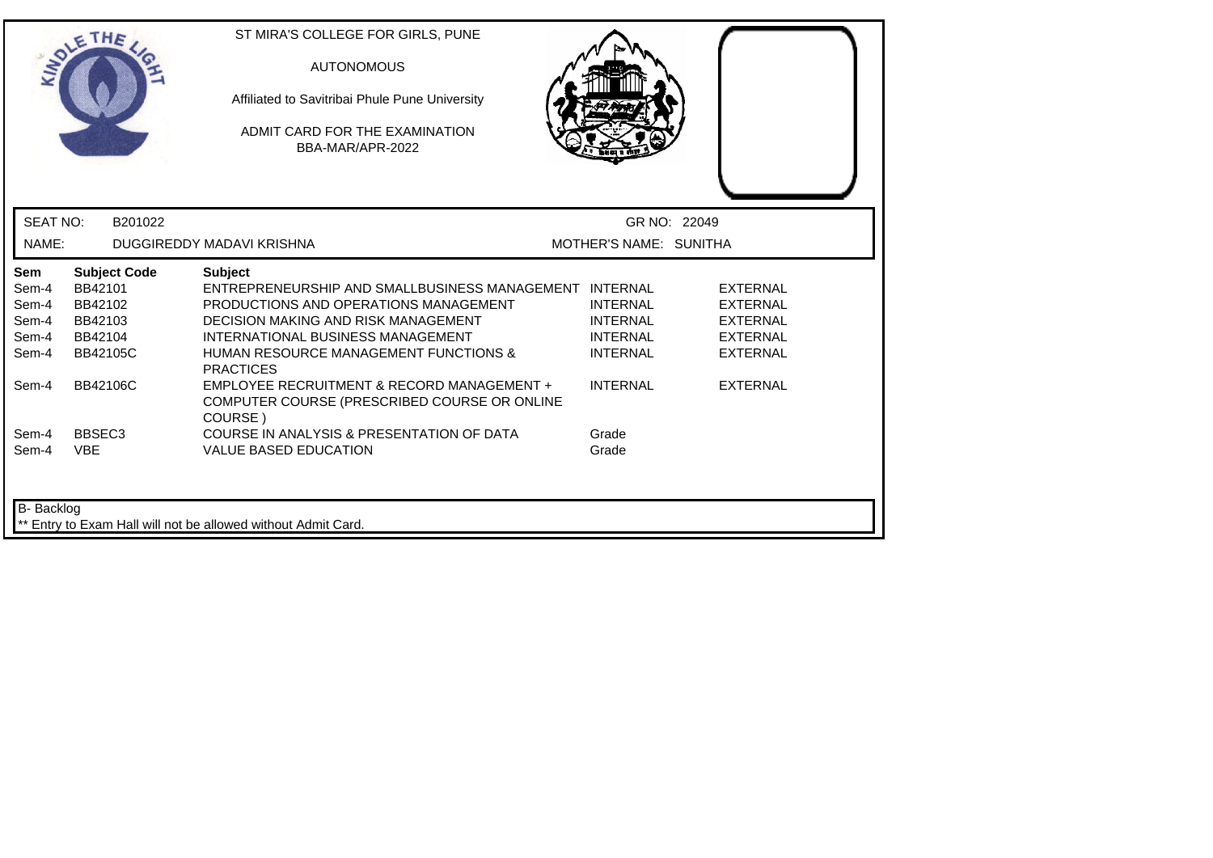ST MIRA'S COLLEGE FOR GIRLS, PUNE

AUTONOMOUS

Affiliated to Savitribai Phule Pune University

ADMIT CARD FOR THE EXAMINATION
BBA-MAR/APR-2022

SEAT NO: B201022 GR NO: 22049

NAME: DUGGIREDDY MADAVI KRISHNA MOTHER'S NAME: SUNITHA

| Sem | Subject Code | Subject | | |
|---|---|---|---|---|
| Sem-4 | BB42101 | ENTREPRENEURSHIP AND SMALLBUSINESS MANAGEMENT | INTERNAL | EXTERNAL |
| Sem-4 | BB42102 | PRODUCTIONS AND OPERATIONS MANAGEMENT | INTERNAL | EXTERNAL |
| Sem-4 | BB42103 | DECISION MAKING AND RISK MANAGEMENT | INTERNAL | EXTERNAL |
| Sem-4 | BB42104 | INTERNATIONAL BUSINESS MANAGEMENT | INTERNAL | EXTERNAL |
| Sem-4 | BB42105C | HUMAN RESOURCE MANAGEMENT FUNCTIONS & PRACTICES | INTERNAL | EXTERNAL |
| Sem-4 | BB42106C | EMPLOYEE RECRUITMENT & RECORD MANAGEMENT + COMPUTER COURSE (PRESCRIBED COURSE OR ONLINE COURSE ) | INTERNAL | EXTERNAL |
| Sem-4 | BBSEC3 | COURSE IN ANALYSIS & PRESENTATION OF DATA | Grade | |
| Sem-4 | VBE | VALUE BASED EDUCATION | Grade | |

B- Backlog

** Entry to Exam Hall will not be allowed without Admit Card.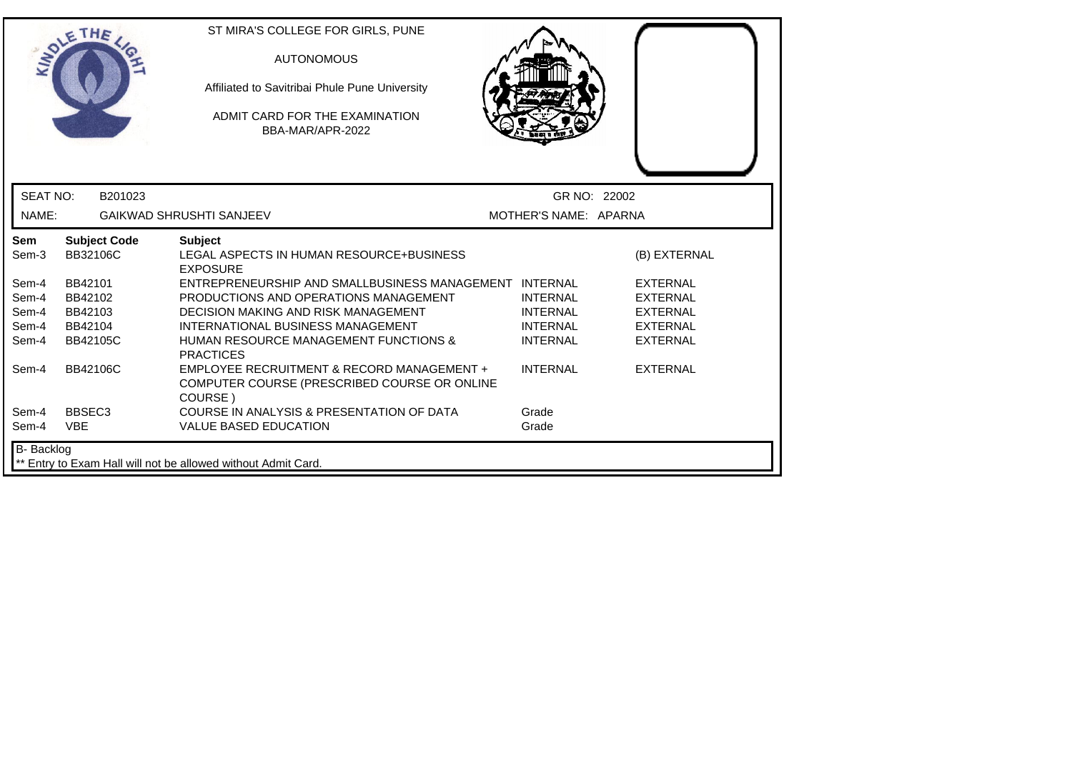ST MIRA'S COLLEGE FOR GIRLS, PUNE

AUTONOMOUS

Affiliated to Savitribai Phule Pune University

ADMIT CARD FOR THE EXAMINATION
BBA-MAR/APR-2022

SEAT NO: B201023 GR NO: 22002

NAME: GAIKWAD SHRUSHTI SANJEEV MOTHER'S NAME: APARNA

| Sem | Subject Code | Subject | | |
|---|---|---|---|---|
| Sem-3 | BB32106C | LEGAL ASPECTS IN HUMAN RESOURCE+BUSINESS EXPOSURE | | (B) EXTERNAL |
| Sem-4 | BB42101 | ENTREPRENEURSHIP AND SMALLBUSINESS MANAGEMENT | INTERNAL | EXTERNAL |
| Sem-4 | BB42102 | PRODUCTIONS AND OPERATIONS MANAGEMENT | INTERNAL | EXTERNAL |
| Sem-4 | BB42103 | DECISION MAKING AND RISK MANAGEMENT | INTERNAL | EXTERNAL |
| Sem-4 | BB42104 | INTERNATIONAL BUSINESS MANAGEMENT | INTERNAL | EXTERNAL |
| Sem-4 | BB42105C | HUMAN RESOURCE MANAGEMENT FUNCTIONS & PRACTICES | INTERNAL | EXTERNAL |
| Sem-4 | BB42106C | EMPLOYEE RECRUITMENT & RECORD MANAGEMENT + COMPUTER COURSE (PRESCRIBED COURSE OR ONLINE COURSE ) | INTERNAL | EXTERNAL |
| Sem-4 | BBSEC3 | COURSE IN ANALYSIS & PRESENTATION OF DATA | Grade | |
| Sem-4 | VBE | VALUE BASED EDUCATION | Grade | |

B- Backlog

** Entry to Exam Hall will not be allowed without Admit Card.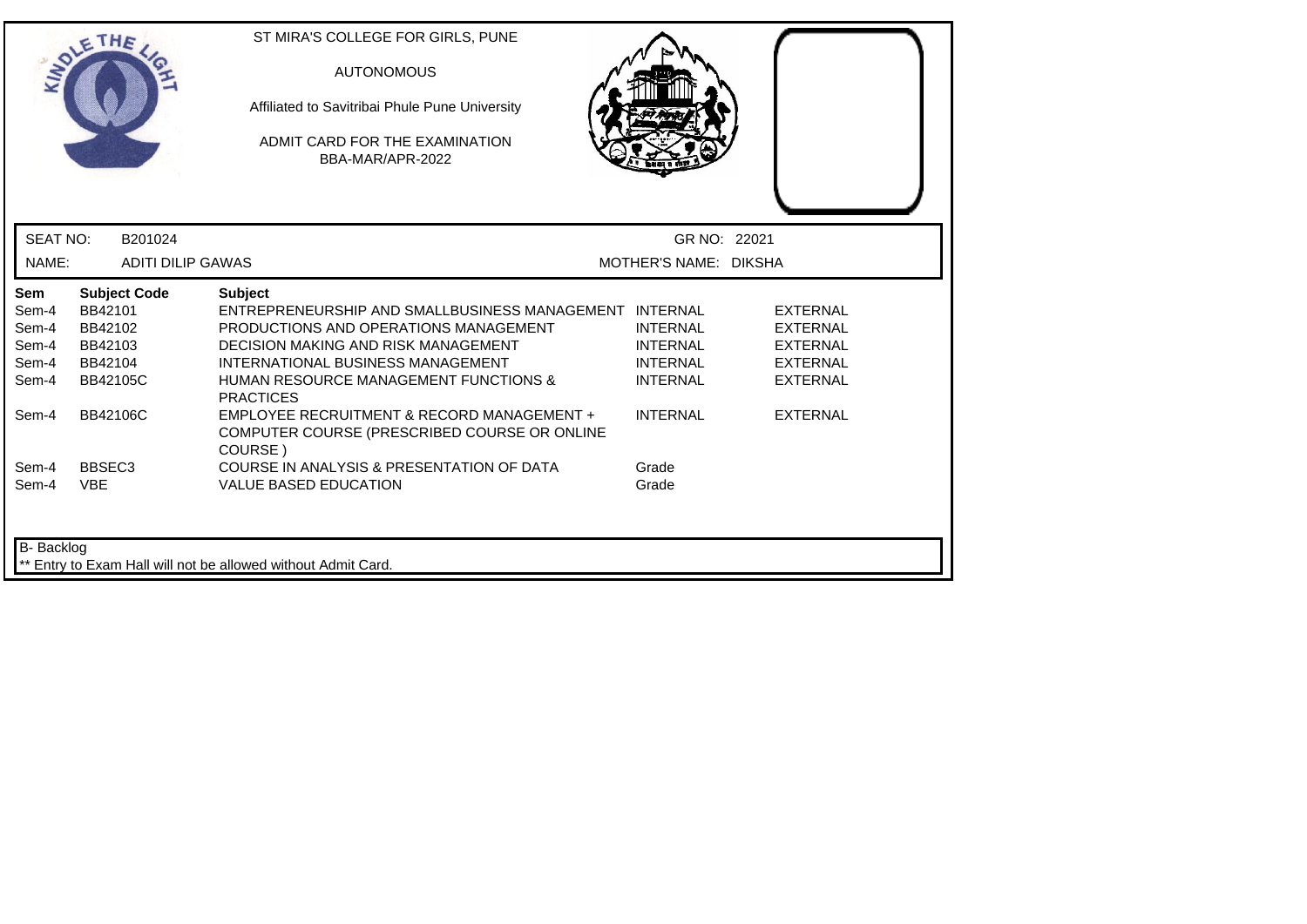ST MIRA'S COLLEGE FOR GIRLS, PUNE

AUTONOMOUS

Affiliated to Savitribai Phule Pune University

ADMIT CARD FOR THE EXAMINATION
BBA-MAR/APR-2022

SEAT NO: B201024 GR NO: 22021

NAME: ADITI DILIP GAWAS MOTHER'S NAME: DIKSHA

| Sem | Subject Code | Subject | | |
|---|---|---|---|---|
| Sem-4 | BB42101 | ENTREPRENEURSHIP AND SMALLBUSINESS MANAGEMENT | INTERNAL | EXTERNAL |
| Sem-4 | BB42102 | PRODUCTIONS AND OPERATIONS MANAGEMENT | INTERNAL | EXTERNAL |
| Sem-4 | BB42103 | DECISION MAKING AND RISK MANAGEMENT | INTERNAL | EXTERNAL |
| Sem-4 | BB42104 | INTERNATIONAL BUSINESS MANAGEMENT | INTERNAL | EXTERNAL |
| Sem-4 | BB42105C | HUMAN RESOURCE MANAGEMENT FUNCTIONS & PRACTICES | INTERNAL | EXTERNAL |
| Sem-4 | BB42106C | EMPLOYEE RECRUITMENT & RECORD MANAGEMENT + COMPUTER COURSE (PRESCRIBED COURSE OR ONLINE COURSE ) | INTERNAL | EXTERNAL |
| Sem-4 | BBSEC3 | COURSE IN ANALYSIS & PRESENTATION OF DATA | Grade | |
| Sem-4 | VBE | VALUE BASED EDUCATION | Grade | |

B- Backlog

** Entry to Exam Hall will not be allowed without Admit Card.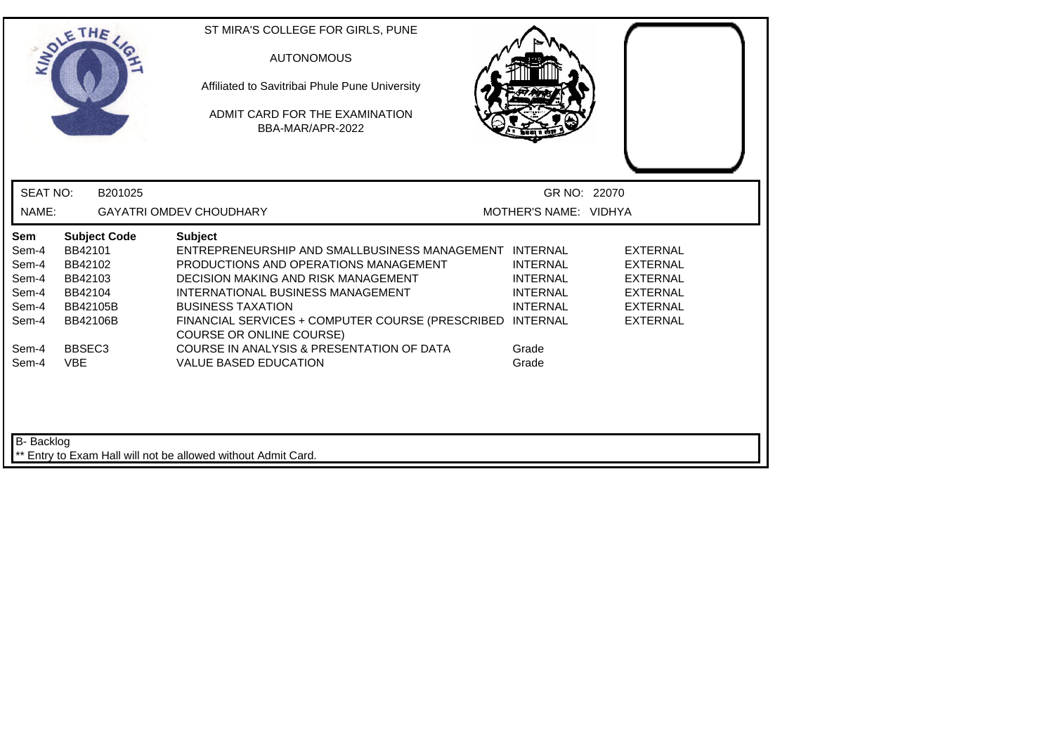ST MIRA'S COLLEGE FOR GIRLS, PUNE

AUTONOMOUS

Affiliated to Savitribai Phule Pune University

ADMIT CARD FOR THE EXAMINATION
BBA-MAR/APR-2022

SEAT NO: B201025 GR NO: 22070

NAME: GAYATRI OMDEV CHOUDHARY MOTHER'S NAME: VIDHYA

| Sem | Subject Code | Subject | | |
|---|---|---|---|---|
| Sem-4 | BB42101 | ENTREPRENEURSHIP AND SMALLBUSINESS MANAGEMENT | INTERNAL | EXTERNAL |
| Sem-4 | BB42102 | PRODUCTIONS AND OPERATIONS MANAGEMENT | INTERNAL | EXTERNAL |
| Sem-4 | BB42103 | DECISION MAKING AND RISK MANAGEMENT | INTERNAL | EXTERNAL |
| Sem-4 | BB42104 | INTERNATIONAL BUSINESS MANAGEMENT | INTERNAL | EXTERNAL |
| Sem-4 | BB42105B | BUSINESS TAXATION | INTERNAL | EXTERNAL |
| Sem-4 | BB42106B | FINANCIAL SERVICES + COMPUTER COURSE (PRESCRIBED COURSE OR ONLINE COURSE) | INTERNAL | EXTERNAL |
| Sem-4 | BBSEC3 | COURSE IN ANALYSIS & PRESENTATION OF DATA | Grade | |
| Sem-4 | VBE | VALUE BASED EDUCATION | Grade | |

B- Backlog

** Entry to Exam Hall will not be allowed without Admit Card.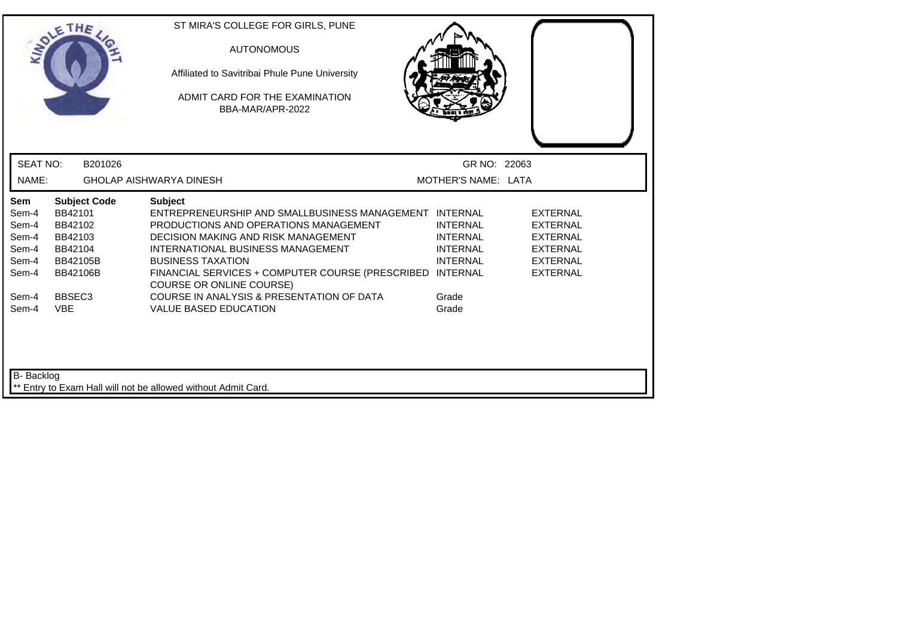ST MIRA'S COLLEGE FOR GIRLS, PUNE

AUTONOMOUS

Affiliated to Savitribai Phule Pune University

ADMIT CARD FOR THE EXAMINATION
BBA-MAR/APR-2022

| SEAT NO: | B201026 | GR NO: | 22063 |
|---|---|---|---|
| NAME: | GHOLAP AISHWARYA DINESH | MOTHER'S NAME: | LATA |

| Sem | Subject Code | Subject | | |
|---|---|---|---|---|
| Sem-4 | BB42101 | ENTREPRENEURSHIP AND SMALLBUSINESS MANAGEMENT | INTERNAL | EXTERNAL |
| Sem-4 | BB42102 | PRODUCTIONS AND OPERATIONS MANAGEMENT | INTERNAL | EXTERNAL |
| Sem-4 | BB42103 | DECISION MAKING AND RISK MANAGEMENT | INTERNAL | EXTERNAL |
| Sem-4 | BB42104 | INTERNATIONAL BUSINESS MANAGEMENT | INTERNAL | EXTERNAL |
| Sem-4 | BB42105B | BUSINESS TAXATION | INTERNAL | EXTERNAL |
| Sem-4 | BB42106B | FINANCIAL SERVICES + COMPUTER COURSE (PRESCRIBED COURSE OR ONLINE COURSE) | INTERNAL | EXTERNAL |
| Sem-4 | BBSEC3 | COURSE IN ANALYSIS & PRESENTATION OF DATA | Grade | |
| Sem-4 | VBE | VALUE BASED EDUCATION | Grade | |

B- Backlog

** Entry to Exam Hall will not be allowed without Admit Card.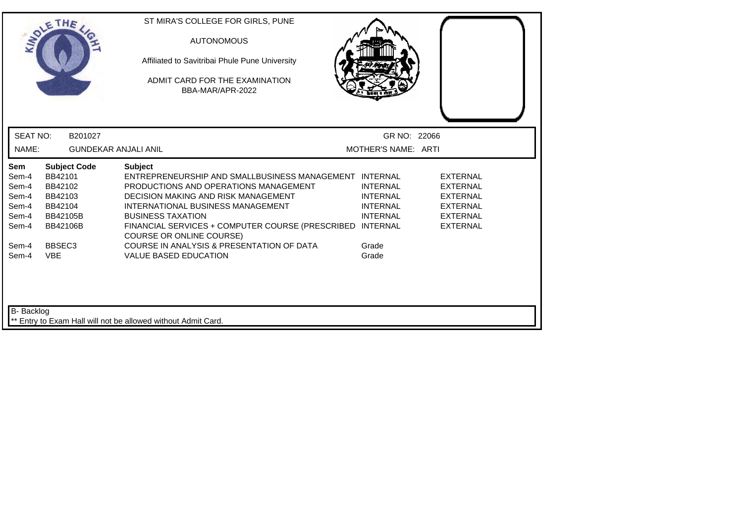ST MIRA'S COLLEGE FOR GIRLS, PUNE

AUTONOMOUS

Affiliated to Savitribai Phule Pune University

ADMIT CARD FOR THE EXAMINATION

BBA-MAR/APR-2022

SEAT NO: B201027 GR NO: 22066

NAME: GUNDEKAR ANJALI ANIL MOTHER'S NAME: ARTI

| Sem | Subject Code | Subject | | |
|---|---|---|---|---|
| Sem-4 | BB42101 | ENTREPRENEURSHIP AND SMALLBUSINESS MANAGEMENT | INTERNAL | EXTERNAL |
| Sem-4 | BB42102 | PRODUCTIONS AND OPERATIONS MANAGEMENT | INTERNAL | EXTERNAL |
| Sem-4 | BB42103 | DECISION MAKING AND RISK MANAGEMENT | INTERNAL | EXTERNAL |
| Sem-4 | BB42104 | INTERNATIONAL BUSINESS MANAGEMENT | INTERNAL | EXTERNAL |
| Sem-4 | BB42105B | BUSINESS TAXATION | INTERNAL | EXTERNAL |
| Sem-4 | BB42106B | FINANCIAL SERVICES + COMPUTER COURSE (PRESCRIBED COURSE OR ONLINE COURSE) | INTERNAL | EXTERNAL |
| Sem-4 | BBSEC3 | COURSE IN ANALYSIS & PRESENTATION OF DATA | Grade | |
| Sem-4 | VBE | VALUE BASED EDUCATION | Grade | |

B- Backlog

** Entry to Exam Hall will not be allowed without Admit Card.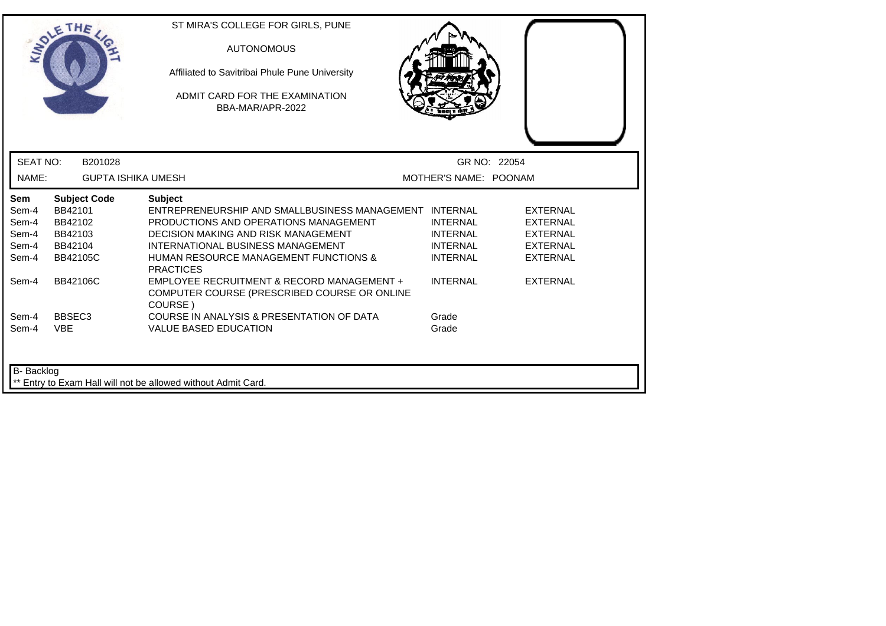ST MIRA'S COLLEGE FOR GIRLS, PUNE

AUTONOMOUS

Affiliated to Savitribai Phule Pune University

ADMIT CARD FOR THE EXAMINATION
BBA-MAR/APR-2022

SEAT NO: B201028 GR NO: 22054

NAME: GUPTA ISHIKA UMESH MOTHER'S NAME: POONAM

| Sem | Subject Code | Subject | | |
|---|---|---|---|---|
| Sem-4 | BB42101 | ENTREPRENEURSHIP AND SMALLBUSINESS MANAGEMENT | INTERNAL | EXTERNAL |
| Sem-4 | BB42102 | PRODUCTIONS AND OPERATIONS MANAGEMENT | INTERNAL | EXTERNAL |
| Sem-4 | BB42103 | DECISION MAKING AND RISK MANAGEMENT | INTERNAL | EXTERNAL |
| Sem-4 | BB42104 | INTERNATIONAL BUSINESS MANAGEMENT | INTERNAL | EXTERNAL |
| Sem-4 | BB42105C | HUMAN RESOURCE MANAGEMENT FUNCTIONS & PRACTICES | INTERNAL | EXTERNAL |
| Sem-4 | BB42106C | EMPLOYEE RECRUITMENT & RECORD MANAGEMENT + COMPUTER COURSE (PRESCRIBED COURSE OR ONLINE COURSE ) | INTERNAL | EXTERNAL |
| Sem-4 | BBSEC3 | COURSE IN ANALYSIS & PRESENTATION OF DATA | Grade | |
| Sem-4 | VBE | VALUE BASED EDUCATION | Grade | |

B- Backlog

** Entry to Exam Hall will not be allowed without Admit Card.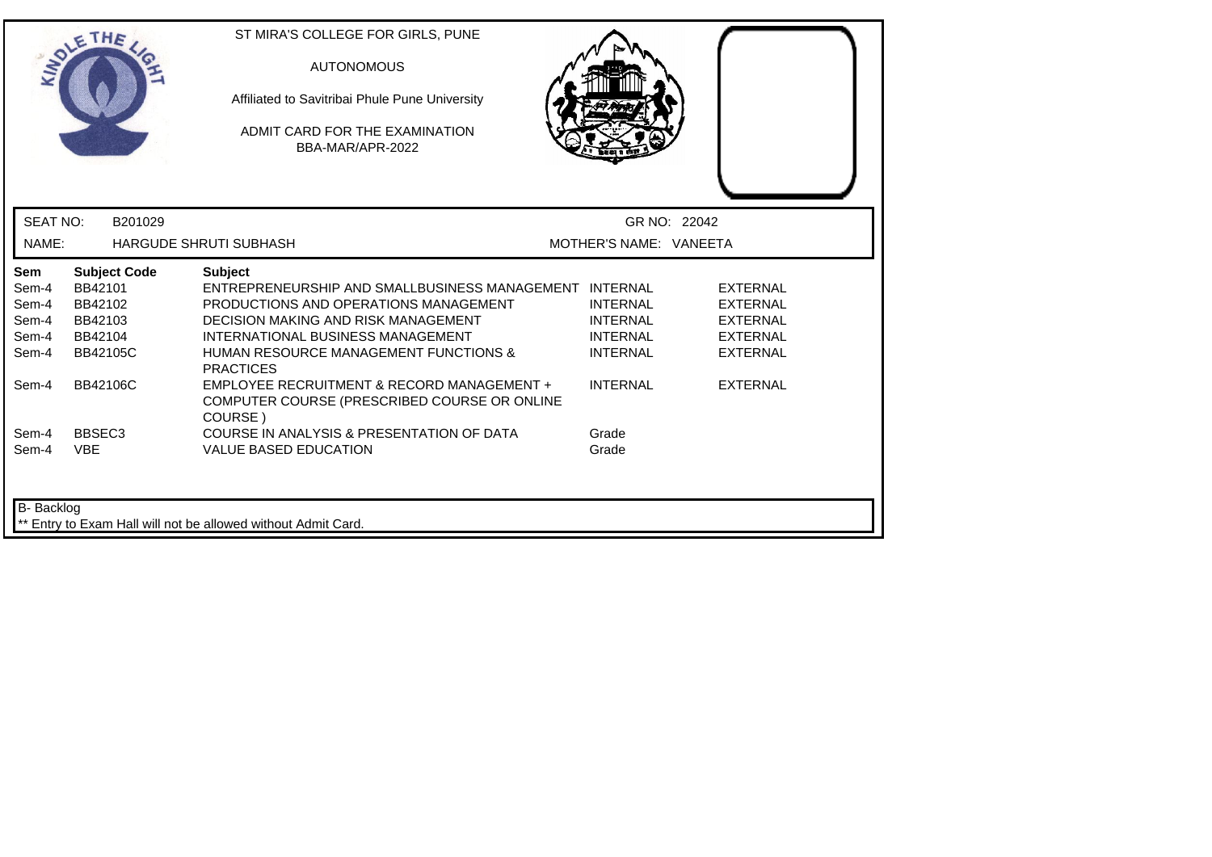ST MIRA'S COLLEGE FOR GIRLS, PUNE

AUTONOMOUS

Affiliated to Savitribai Phule Pune University

ADMIT CARD FOR THE EXAMINATION
BBA-MAR/APR-2022

SEAT NO: B201029 | GR NO: 22042

NAME: HARGUDE SHRUTI SUBHASH | MOTHER'S NAME: VANEETA

| Sem | Subject Code | Subject | | |
|---|---|---|---|---|
| Sem-4 | BB42101 | ENTREPRENEURSHIP AND SMALLBUSINESS MANAGEMENT | INTERNAL | EXTERNAL |
| Sem-4 | BB42102 | PRODUCTIONS AND OPERATIONS MANAGEMENT | INTERNAL | EXTERNAL |
| Sem-4 | BB42103 | DECISION MAKING AND RISK MANAGEMENT | INTERNAL | EXTERNAL |
| Sem-4 | BB42104 | INTERNATIONAL BUSINESS MANAGEMENT | INTERNAL | EXTERNAL |
| Sem-4 | BB42105C | HUMAN RESOURCE MANAGEMENT FUNCTIONS & PRACTICES | INTERNAL | EXTERNAL |
| Sem-4 | BB42106C | EMPLOYEE RECRUITMENT & RECORD MANAGEMENT + COMPUTER COURSE (PRESCRIBED COURSE OR ONLINE COURSE ) | INTERNAL | EXTERNAL |
| Sem-4 | BBSEC3 | COURSE IN ANALYSIS & PRESENTATION OF DATA | Grade | |
| Sem-4 | VBE | VALUE BASED EDUCATION | Grade | |

B- Backlog

** Entry to Exam Hall will not be allowed without Admit Card.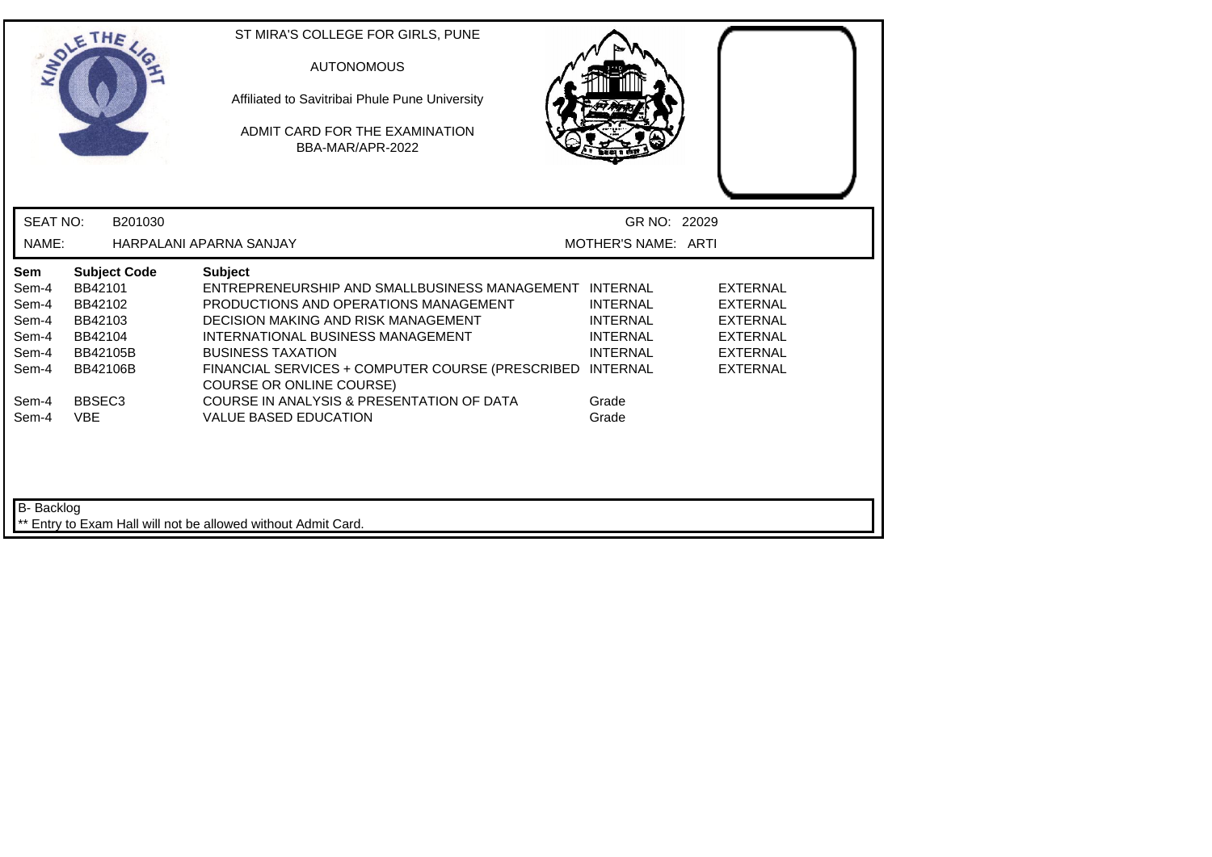ST MIRA'S COLLEGE FOR GIRLS, PUNE

AUTONOMOUS

Affiliated to Savitribai Phule Pune University

ADMIT CARD FOR THE EXAMINATION
BBA-MAR/APR-2022

SEAT NO: B201030 | GR NO: 22029

NAME: HARPALANI APARNA SANJAY | MOTHER'S NAME: ARTI

| Sem | Subject Code | Subject | | |
|---|---|---|---|---|
| Sem-4 | BB42101 | ENTREPRENEURSHIP AND SMALLBUSINESS MANAGEMENT | INTERNAL | EXTERNAL |
| Sem-4 | BB42102 | PRODUCTIONS AND OPERATIONS MANAGEMENT | INTERNAL | EXTERNAL |
| Sem-4 | BB42103 | DECISION MAKING AND RISK MANAGEMENT | INTERNAL | EXTERNAL |
| Sem-4 | BB42104 | INTERNATIONAL BUSINESS MANAGEMENT | INTERNAL | EXTERNAL |
| Sem-4 | BB42105B | BUSINESS TAXATION | INTERNAL | EXTERNAL |
| Sem-4 | BB42106B | FINANCIAL SERVICES + COMPUTER COURSE (PRESCRIBED COURSE OR ONLINE COURSE) | INTERNAL | EXTERNAL |
| Sem-4 | BBSEC3 | COURSE IN ANALYSIS & PRESENTATION OF DATA | Grade | |
| Sem-4 | VBE | VALUE BASED EDUCATION | Grade | |

B- Backlog

** Entry to Exam Hall will not be allowed without Admit Card.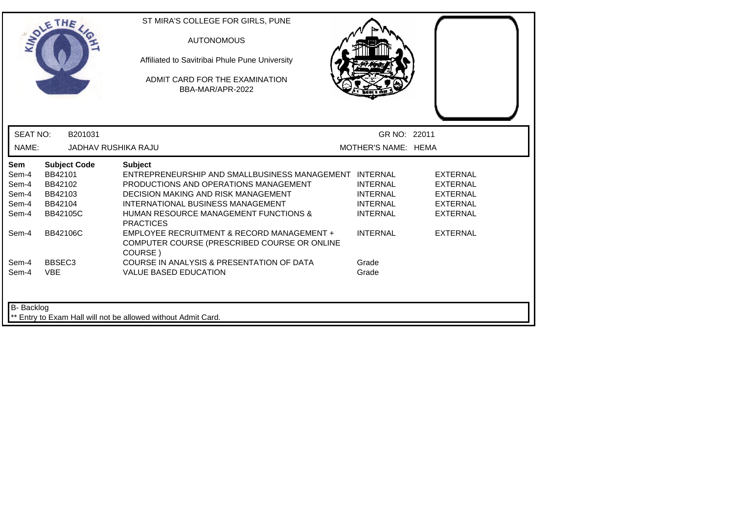ST MIRA'S COLLEGE FOR GIRLS, PUNE

AUTONOMOUS

Affiliated to Savitribai Phule Pune University

ADMIT CARD FOR THE EXAMINATION
BBA-MAR/APR-2022

SEAT NO: B201031 GR NO: 22011

NAME: JADHAV RUSHIKA RAJU MOTHER'S NAME: HEMA

| Sem | Subject Code | Subject | | |
|---|---|---|---|---|
| Sem-4 | BB42101 | ENTREPRENEURSHIP AND SMALLBUSINESS MANAGEMENT | INTERNAL | EXTERNAL |
| Sem-4 | BB42102 | PRODUCTIONS AND OPERATIONS MANAGEMENT | INTERNAL | EXTERNAL |
| Sem-4 | BB42103 | DECISION MAKING AND RISK MANAGEMENT | INTERNAL | EXTERNAL |
| Sem-4 | BB42104 | INTERNATIONAL BUSINESS MANAGEMENT | INTERNAL | EXTERNAL |
| Sem-4 | BB42105C | HUMAN RESOURCE MANAGEMENT FUNCTIONS & PRACTICES | INTERNAL | EXTERNAL |
| Sem-4 | BB42106C | EMPLOYEE RECRUITMENT & RECORD MANAGEMENT + COMPUTER COURSE (PRESCRIBED COURSE OR ONLINE COURSE ) | INTERNAL | EXTERNAL |
| Sem-4 | BBSEC3 | COURSE IN ANALYSIS & PRESENTATION OF DATA | Grade | |
| Sem-4 | VBE | VALUE BASED EDUCATION | Grade | |

B- Backlog

** Entry to Exam Hall will not be allowed without Admit Card.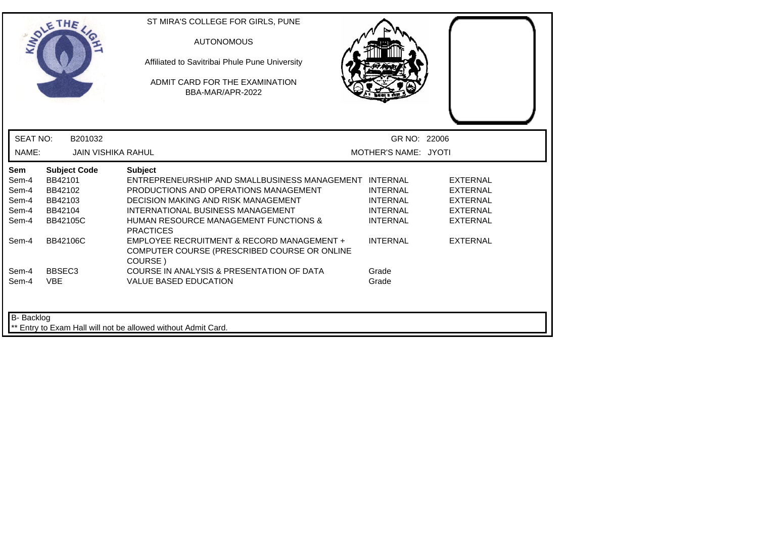ST MIRA'S COLLEGE FOR GIRLS, PUNE

AUTONOMOUS

Affiliated to Savitribai Phule Pune University

ADMIT CARD FOR THE EXAMINATION
BBA-MAR/APR-2022

SEAT NO: B201032 GR NO: 22006

NAME: JAIN VISHIKA RAHUL MOTHER'S NAME: JYOTI

| Sem | Subject Code | Subject | | |
|---|---|---|---|---|
| Sem-4 | BB42101 | ENTREPRENEURSHIP AND SMALLBUSINESS MANAGEMENT | INTERNAL | EXTERNAL |
| Sem-4 | BB42102 | PRODUCTIONS AND OPERATIONS MANAGEMENT | INTERNAL | EXTERNAL |
| Sem-4 | BB42103 | DECISION MAKING AND RISK MANAGEMENT | INTERNAL | EXTERNAL |
| Sem-4 | BB42104 | INTERNATIONAL BUSINESS MANAGEMENT | INTERNAL | EXTERNAL |
| Sem-4 | BB42105C | HUMAN RESOURCE MANAGEMENT FUNCTIONS & PRACTICES | INTERNAL | EXTERNAL |
| Sem-4 | BB42106C | EMPLOYEE RECRUITMENT & RECORD MANAGEMENT + COMPUTER COURSE (PRESCRIBED COURSE OR ONLINE COURSE ) | INTERNAL | EXTERNAL |
| Sem-4 | BBSEC3 | COURSE IN ANALYSIS & PRESENTATION OF DATA | Grade | |
| Sem-4 | VBE | VALUE BASED EDUCATION | Grade | |

B- Backlog

** Entry to Exam Hall will not be allowed without Admit Card.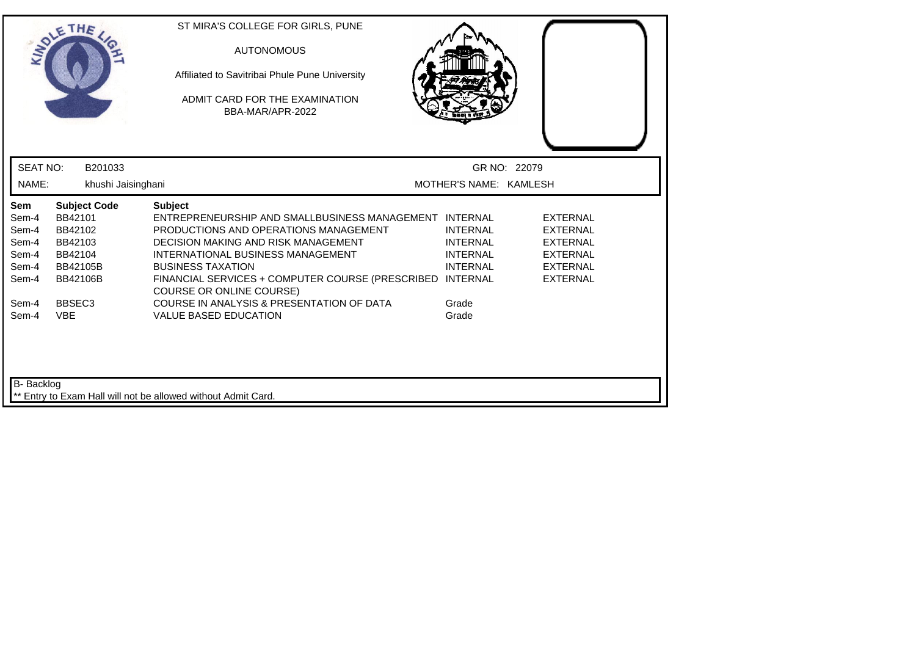ST MIRA'S COLLEGE FOR GIRLS, PUNE

AUTONOMOUS

Affiliated to Savitribai Phule Pune University

ADMIT CARD FOR THE EXAMINATION

BBA-MAR/APR-2022

SEAT NO: B201033 GR NO: 22079

NAME: khushi Jaisinghani MOTHER'S NAME: KAMLESH

| Sem | Subject Code | Subject | | |
|---|---|---|---|---|
| Sem-4 | BB42101 | ENTREPRENEURSHIP AND SMALLBUSINESS MANAGEMENT | INTERNAL | EXTERNAL |
| Sem-4 | BB42102 | PRODUCTIONS AND OPERATIONS MANAGEMENT | INTERNAL | EXTERNAL |
| Sem-4 | BB42103 | DECISION MAKING AND RISK MANAGEMENT | INTERNAL | EXTERNAL |
| Sem-4 | BB42104 | INTERNATIONAL BUSINESS MANAGEMENT | INTERNAL | EXTERNAL |
| Sem-4 | BB42105B | BUSINESS TAXATION | INTERNAL | EXTERNAL |
| Sem-4 | BB42106B | FINANCIAL SERVICES + COMPUTER COURSE (PRESCRIBED COURSE OR ONLINE COURSE) | INTERNAL | EXTERNAL |
| Sem-4 | BBSEC3 | COURSE IN ANALYSIS & PRESENTATION OF DATA | Grade | |
| Sem-4 | VBE | VALUE BASED EDUCATION | Grade | |

B- Backlog

** Entry to Exam Hall will not be allowed without Admit Card.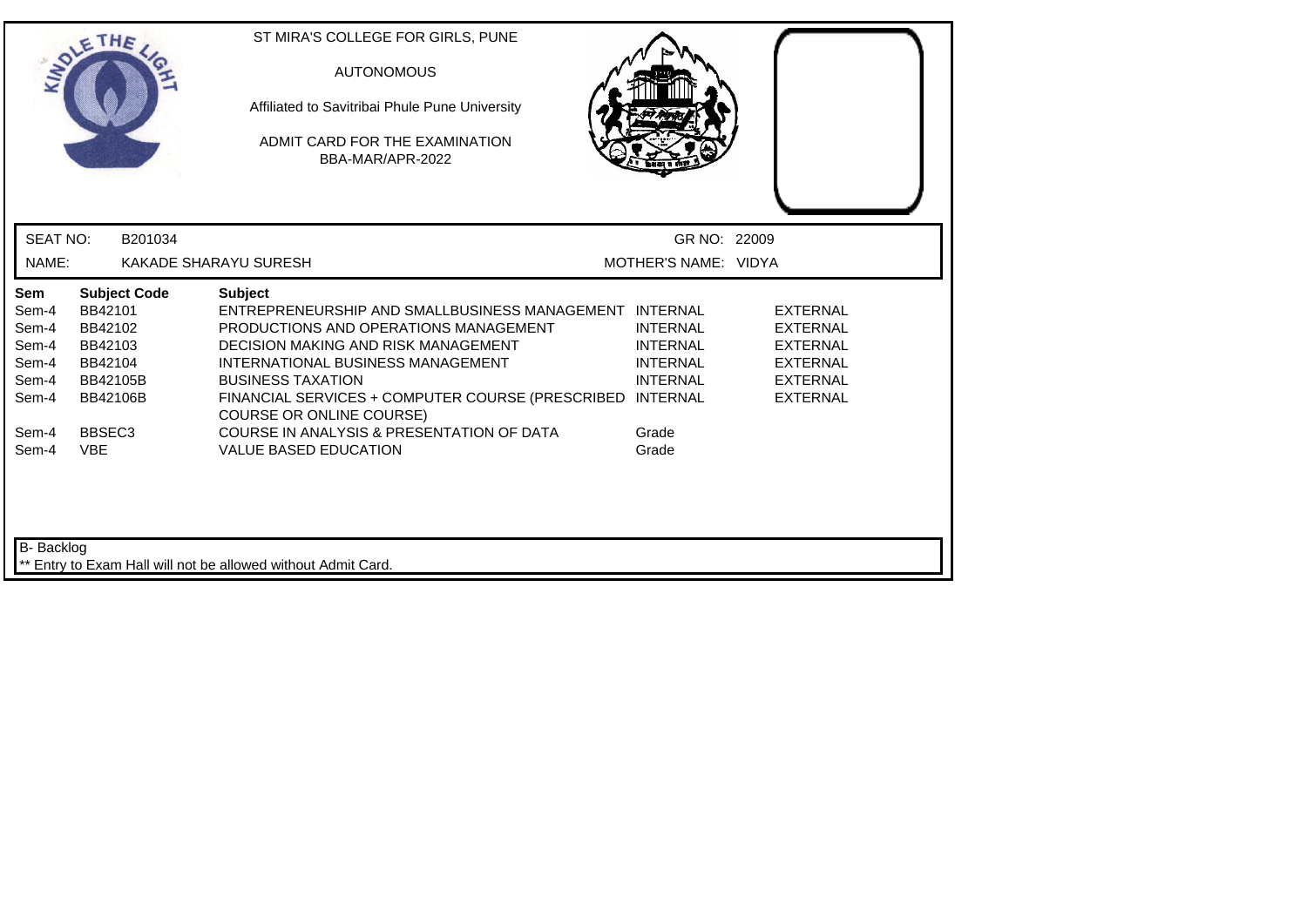ST MIRA'S COLLEGE FOR GIRLS, PUNE

AUTONOMOUS

Affiliated to Savitribai Phule Pune University

ADMIT CARD FOR THE EXAMINATION
BBA-MAR/APR-2022

SEAT NO: B201034 GR NO: 22009

NAME: KAKADE SHARAYU SURESH MOTHER'S NAME: VIDYA

| Sem | Subject Code | Subject | | |
|---|---|---|---|---|
| Sem-4 | BB42101 | ENTREPRENEURSHIP AND SMALLBUSINESS MANAGEMENT | INTERNAL | EXTERNAL |
| Sem-4 | BB42102 | PRODUCTIONS AND OPERATIONS MANAGEMENT | INTERNAL | EXTERNAL |
| Sem-4 | BB42103 | DECISION MAKING AND RISK MANAGEMENT | INTERNAL | EXTERNAL |
| Sem-4 | BB42104 | INTERNATIONAL BUSINESS MANAGEMENT | INTERNAL | EXTERNAL |
| Sem-4 | BB42105B | BUSINESS TAXATION | INTERNAL | EXTERNAL |
| Sem-4 | BB42106B | FINANCIAL SERVICES + COMPUTER COURSE (PRESCRIBED COURSE OR ONLINE COURSE) | INTERNAL | EXTERNAL |
| Sem-4 | BBSEC3 | COURSE IN ANALYSIS & PRESENTATION OF DATA | Grade | |
| Sem-4 | VBE | VALUE BASED EDUCATION | Grade | |

B- Backlog

** Entry to Exam Hall will not be allowed without Admit Card.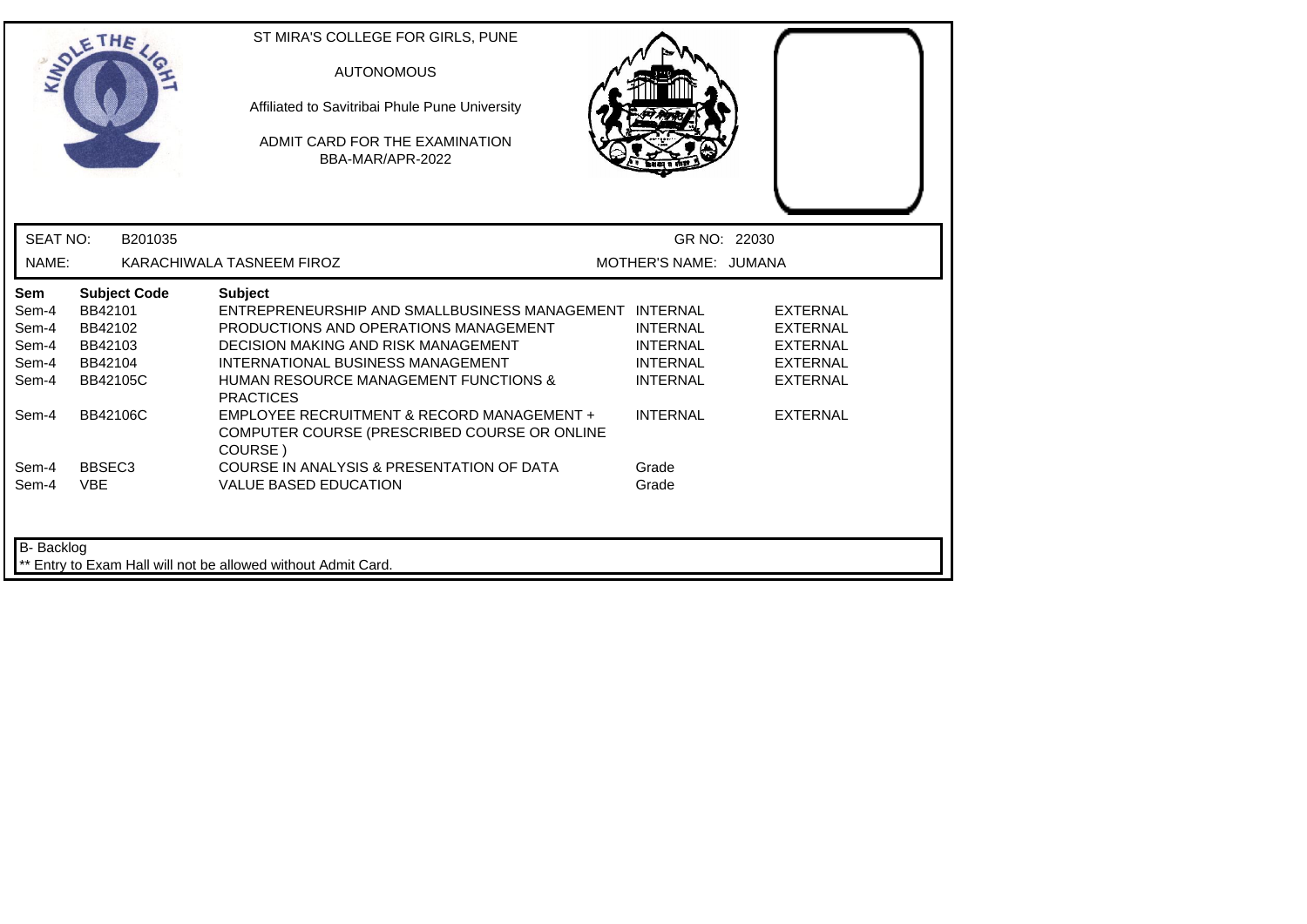ST MIRA'S COLLEGE FOR GIRLS, PUNE

AUTONOMOUS

Affiliated to Savitribai Phule Pune University

ADMIT CARD FOR THE EXAMINATION
BBA-MAR/APR-2022

SEAT NO: B201035 GR NO: 22030

NAME: KARACHIWALA TASNEEM FIROZ MOTHER'S NAME: JUMANA

| Sem | Subject Code | Subject | | |
|---|---|---|---|---|
| Sem-4 | BB42101 | ENTREPRENEURSHIP AND SMALLBUSINESS MANAGEMENT | INTERNAL | EXTERNAL |
| Sem-4 | BB42102 | PRODUCTIONS AND OPERATIONS MANAGEMENT | INTERNAL | EXTERNAL |
| Sem-4 | BB42103 | DECISION MAKING AND RISK MANAGEMENT | INTERNAL | EXTERNAL |
| Sem-4 | BB42104 | INTERNATIONAL BUSINESS MANAGEMENT | INTERNAL | EXTERNAL |
| Sem-4 | BB42105C | HUMAN RESOURCE MANAGEMENT FUNCTIONS & PRACTICES | INTERNAL | EXTERNAL |
| Sem-4 | BB42106C | EMPLOYEE RECRUITMENT & RECORD MANAGEMENT + COMPUTER COURSE (PRESCRIBED COURSE OR ONLINE COURSE ) | INTERNAL | EXTERNAL |
| Sem-4 | BBSEC3 | COURSE IN ANALYSIS & PRESENTATION OF DATA | Grade | |
| Sem-4 | VBE | VALUE BASED EDUCATION | Grade | |

B- Backlog

** Entry to Exam Hall will not be allowed without Admit Card.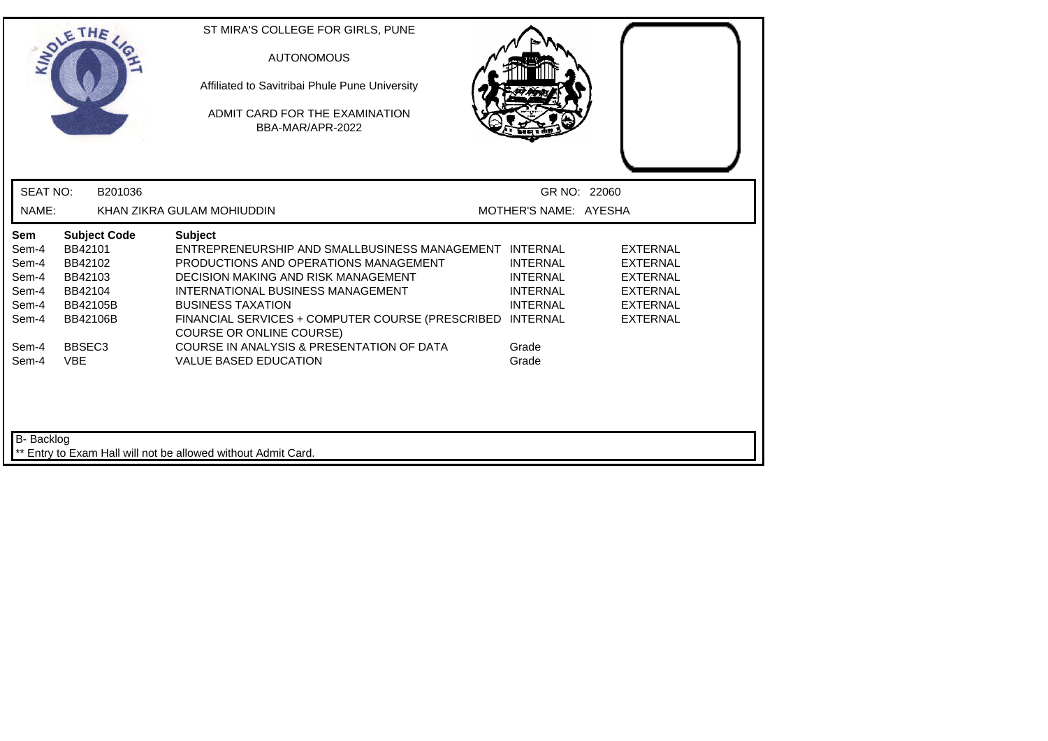ST MIRA'S COLLEGE FOR GIRLS, PUNE

AUTONOMOUS

Affiliated to Savitribai Phule Pune University

ADMIT CARD FOR THE EXAMINATION
BBA-MAR/APR-2022

SEAT NO: B201036 GR NO: 22060

NAME: KHAN ZIKRA GULAM MOHIUDDIN MOTHER'S NAME: AYESHA

| Sem | Subject Code | Subject | | |
|---|---|---|---|---|
| Sem-4 | BB42101 | ENTREPRENEURSHIP AND SMALLBUSINESS MANAGEMENT | INTERNAL | EXTERNAL |
| Sem-4 | BB42102 | PRODUCTIONS AND OPERATIONS MANAGEMENT | INTERNAL | EXTERNAL |
| Sem-4 | BB42103 | DECISION MAKING AND RISK MANAGEMENT | INTERNAL | EXTERNAL |
| Sem-4 | BB42104 | INTERNATIONAL BUSINESS MANAGEMENT | INTERNAL | EXTERNAL |
| Sem-4 | BB42105B | BUSINESS TAXATION | INTERNAL | EXTERNAL |
| Sem-4 | BB42106B | FINANCIAL SERVICES + COMPUTER COURSE (PRESCRIBED COURSE OR ONLINE COURSE) | INTERNAL | EXTERNAL |
| Sem-4 | BBSEC3 | COURSE IN ANALYSIS & PRESENTATION OF DATA | Grade | |
| Sem-4 | VBE | VALUE BASED EDUCATION | Grade | |

B- Backlog

** Entry to Exam Hall will not be allowed without Admit Card.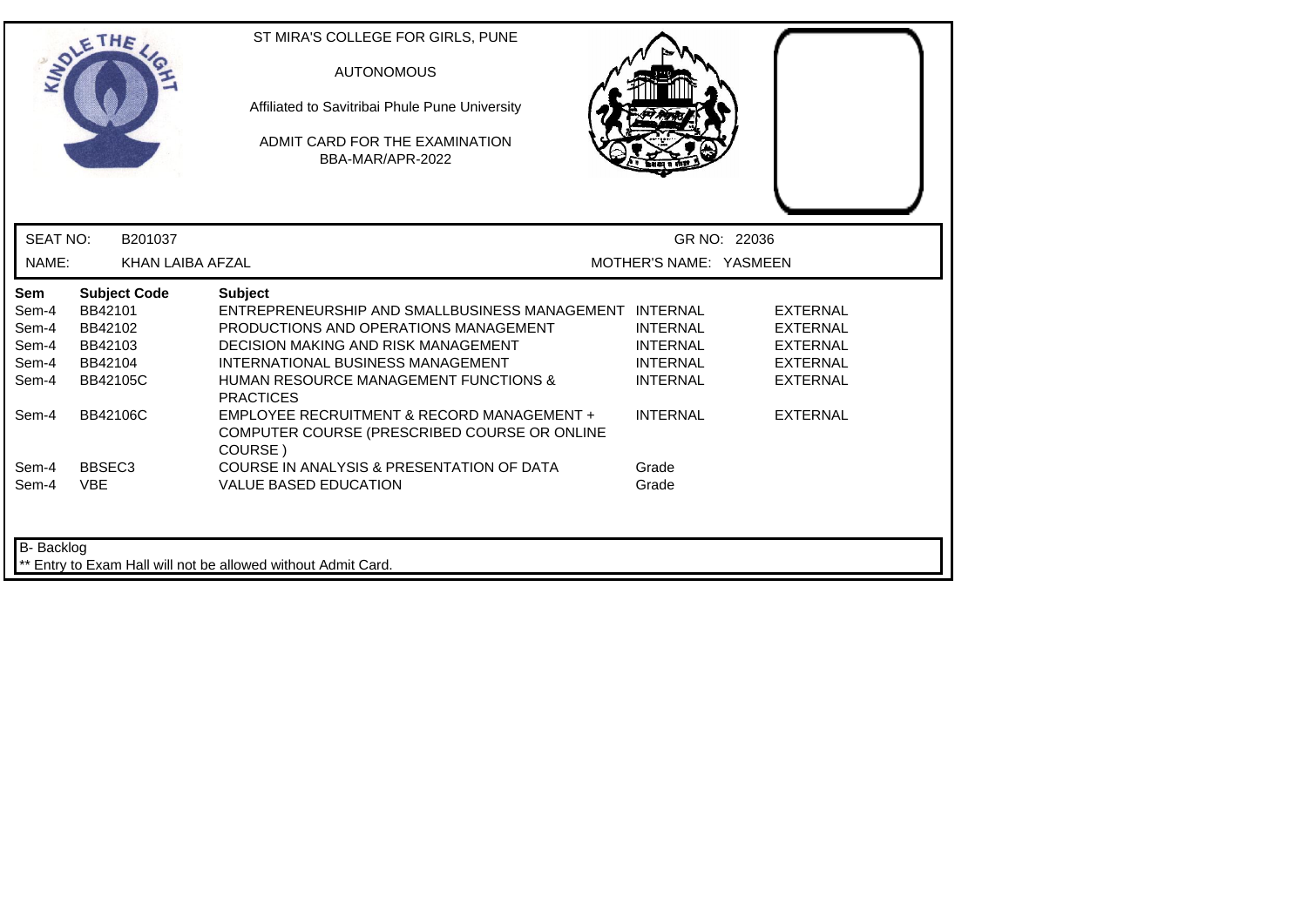ST MIRA'S COLLEGE FOR GIRLS, PUNE

AUTONOMOUS

Affiliated to Savitribai Phule Pune University

ADMIT CARD FOR THE EXAMINATION
BBA-MAR/APR-2022

SEAT NO: B201037 GR NO: 22036

NAME: KHAN LAIBA AFZAL MOTHER'S NAME: YASMEEN

| Sem | Subject Code | Subject | | |
|---|---|---|---|---|
| Sem-4 | BB42101 | ENTREPRENEURSHIP AND SMALLBUSINESS MANAGEMENT | INTERNAL | EXTERNAL |
| Sem-4 | BB42102 | PRODUCTIONS AND OPERATIONS MANAGEMENT | INTERNAL | EXTERNAL |
| Sem-4 | BB42103 | DECISION MAKING AND RISK MANAGEMENT | INTERNAL | EXTERNAL |
| Sem-4 | BB42104 | INTERNATIONAL BUSINESS MANAGEMENT | INTERNAL | EXTERNAL |
| Sem-4 | BB42105C | HUMAN RESOURCE MANAGEMENT FUNCTIONS & PRACTICES | INTERNAL | EXTERNAL |
| Sem-4 | BB42106C | EMPLOYEE RECRUITMENT & RECORD MANAGEMENT + COMPUTER COURSE (PRESCRIBED COURSE OR ONLINE COURSE ) | INTERNAL | EXTERNAL |
| Sem-4 | BBSEC3 | COURSE IN ANALYSIS & PRESENTATION OF DATA | Grade | |
| Sem-4 | VBE | VALUE BASED EDUCATION | Grade | |

B- Backlog

** Entry to Exam Hall will not be allowed without Admit Card.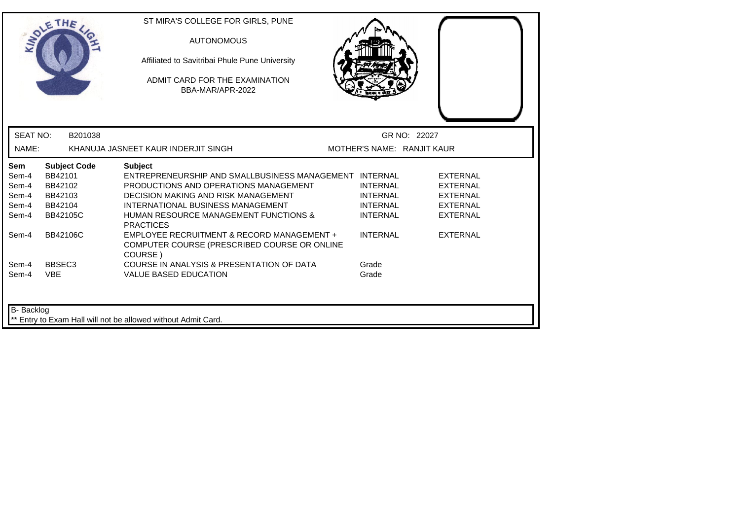ST MIRA'S COLLEGE FOR GIRLS, PUNE

AUTONOMOUS

Affiliated to Savitribai Phule Pune University

ADMIT CARD FOR THE EXAMINATION
BBA-MAR/APR-2022

SEAT NO: B201038 | GR NO: 22027

NAME: KHANUJA JASNEET KAUR INDERJIT SINGH | MOTHER'S NAME: RANJIT KAUR

| Sem | Subject Code | Subject | | |
|---|---|---|---|---|
| Sem-4 | BB42101 | ENTREPRENEURSHIP AND SMALLBUSINESS MANAGEMENT | INTERNAL | EXTERNAL |
| Sem-4 | BB42102 | PRODUCTIONS AND OPERATIONS MANAGEMENT | INTERNAL | EXTERNAL |
| Sem-4 | BB42103 | DECISION MAKING AND RISK MANAGEMENT | INTERNAL | EXTERNAL |
| Sem-4 | BB42104 | INTERNATIONAL BUSINESS MANAGEMENT | INTERNAL | EXTERNAL |
| Sem-4 | BB42105C | HUMAN RESOURCE MANAGEMENT FUNCTIONS & PRACTICES | INTERNAL | EXTERNAL |
| Sem-4 | BB42106C | EMPLOYEE RECRUITMENT & RECORD MANAGEMENT + COMPUTER COURSE (PRESCRIBED COURSE OR ONLINE COURSE ) | INTERNAL | EXTERNAL |
| Sem-4 | BBSEC3 | COURSE IN ANALYSIS & PRESENTATION OF DATA | Grade | |
| Sem-4 | VBE | VALUE BASED EDUCATION | Grade | |

B- Backlog

** Entry to Exam Hall will not be allowed without Admit Card.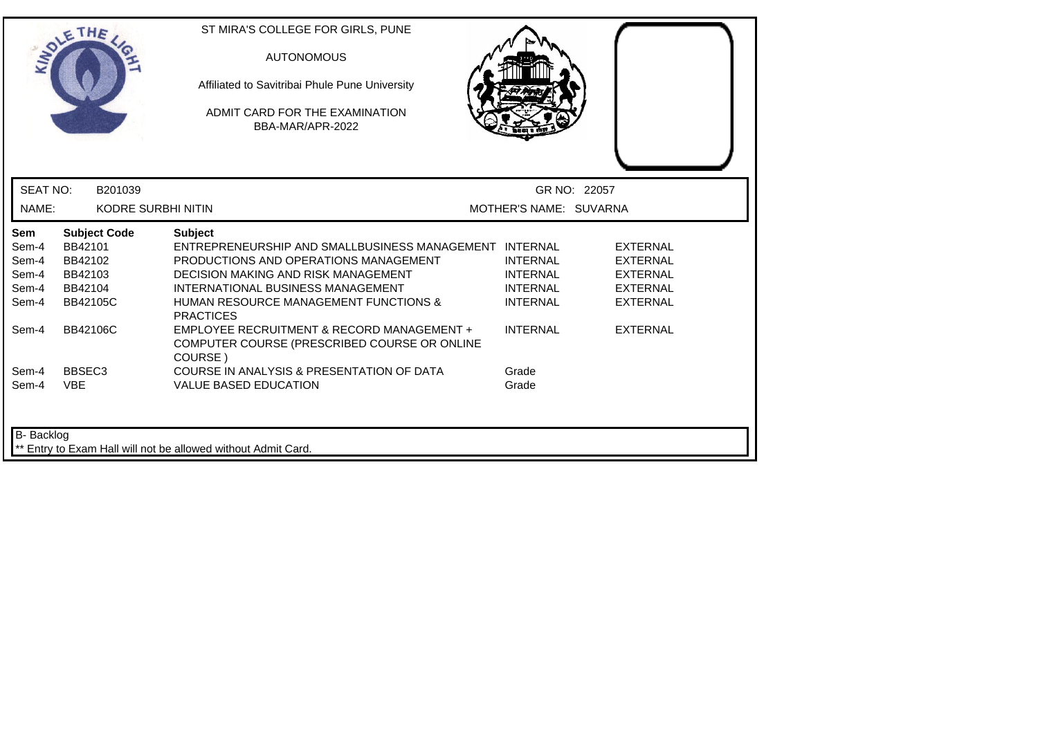ST MIRA'S COLLEGE FOR GIRLS, PUNE

AUTONOMOUS

Affiliated to Savitribai Phule Pune University

ADMIT CARD FOR THE EXAMINATION
BBA-MAR/APR-2022

SEAT NO: B201039 GR NO: 22057

NAME: KODRE SURBHI NITIN MOTHER'S NAME: SUVARNA

| Sem | Subject Code | Subject | | |
|---|---|---|---|---|
| Sem-4 | BB42101 | ENTREPRENEURSHIP AND SMALLBUSINESS MANAGEMENT | INTERNAL | EXTERNAL |
| Sem-4 | BB42102 | PRODUCTIONS AND OPERATIONS MANAGEMENT | INTERNAL | EXTERNAL |
| Sem-4 | BB42103 | DECISION MAKING AND RISK MANAGEMENT | INTERNAL | EXTERNAL |
| Sem-4 | BB42104 | INTERNATIONAL BUSINESS MANAGEMENT | INTERNAL | EXTERNAL |
| Sem-4 | BB42105C | HUMAN RESOURCE MANAGEMENT FUNCTIONS & PRACTICES | INTERNAL | EXTERNAL |
| Sem-4 | BB42106C | EMPLOYEE RECRUITMENT & RECORD MANAGEMENT + COMPUTER COURSE (PRESCRIBED COURSE OR ONLINE COURSE ) | INTERNAL | EXTERNAL |
| Sem-4 | BBSEC3 | COURSE IN ANALYSIS & PRESENTATION OF DATA | Grade | |
| Sem-4 | VBE | VALUE BASED EDUCATION | Grade | |

B- Backlog

** Entry to Exam Hall will not be allowed without Admit Card.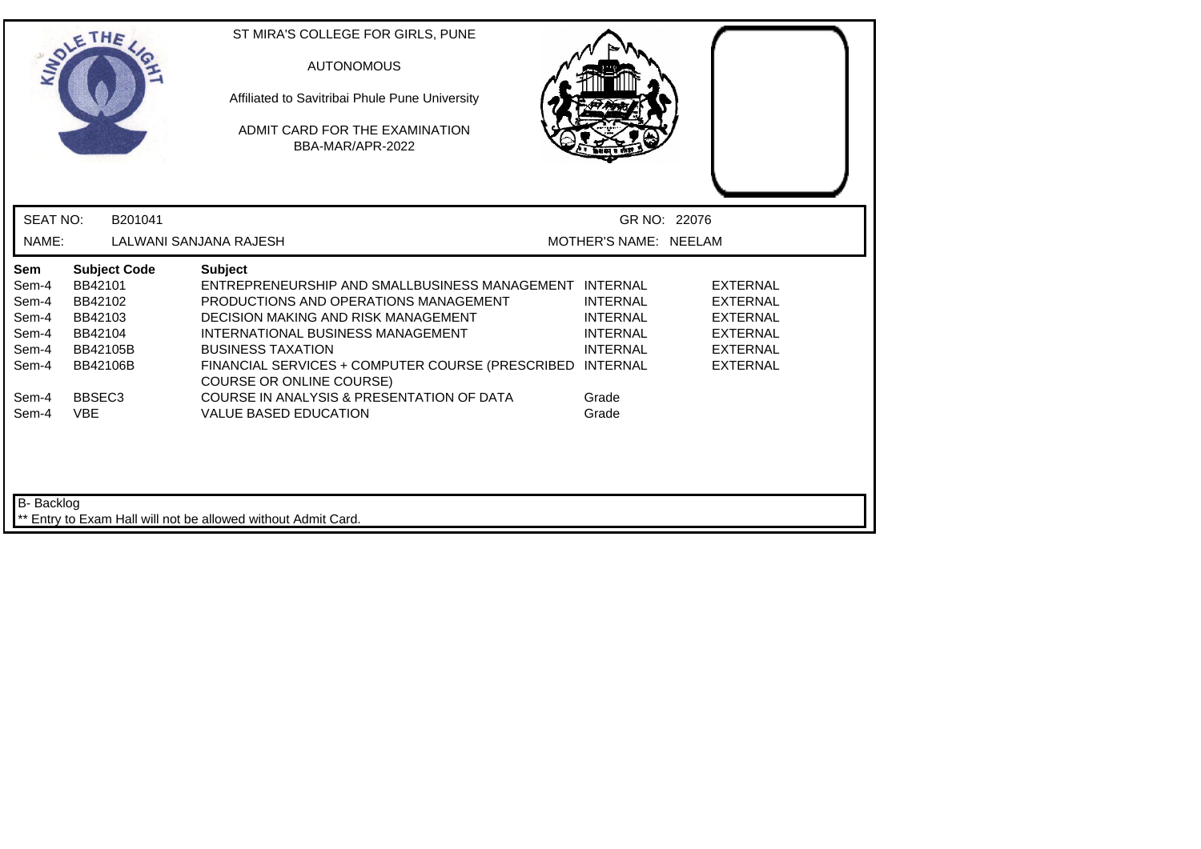ST MIRA'S COLLEGE FOR GIRLS, PUNE

AUTONOMOUS

Affiliated to Savitribai Phule Pune University

ADMIT CARD FOR THE EXAMINATION
BBA-MAR/APR-2022

SEAT NO: B201041 GR NO: 22076

NAME: LALWANI SANJANA RAJESH MOTHER'S NAME: NEELAM

| Sem | Subject Code | Subject | | |
|---|---|---|---|---|
| Sem-4 | BB42101 | ENTREPRENEURSHIP AND SMALLBUSINESS MANAGEMENT | INTERNAL | EXTERNAL |
| Sem-4 | BB42102 | PRODUCTIONS AND OPERATIONS MANAGEMENT | INTERNAL | EXTERNAL |
| Sem-4 | BB42103 | DECISION MAKING AND RISK MANAGEMENT | INTERNAL | EXTERNAL |
| Sem-4 | BB42104 | INTERNATIONAL BUSINESS MANAGEMENT | INTERNAL | EXTERNAL |
| Sem-4 | BB42105B | BUSINESS TAXATION | INTERNAL | EXTERNAL |
| Sem-4 | BB42106B | FINANCIAL SERVICES + COMPUTER COURSE (PRESCRIBED COURSE OR ONLINE COURSE) | INTERNAL | EXTERNAL |
| Sem-4 | BBSEC3 | COURSE IN ANALYSIS & PRESENTATION OF DATA | Grade | |
| Sem-4 | VBE | VALUE BASED EDUCATION | Grade | |

B- Backlog

** Entry to Exam Hall will not be allowed without Admit Card.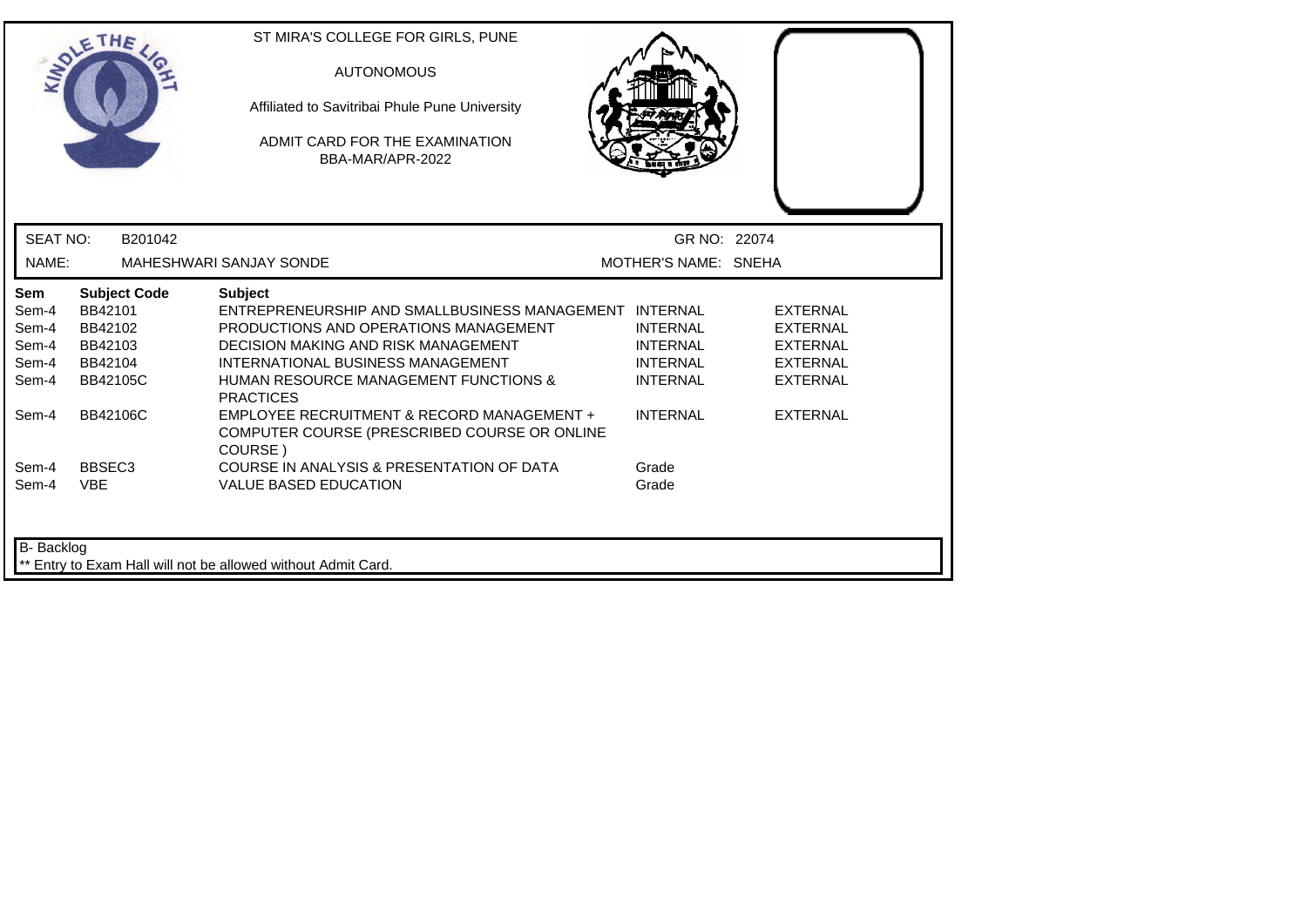ST MIRA'S COLLEGE FOR GIRLS, PUNE

AUTONOMOUS

Affiliated to Savitribai Phule Pune University

ADMIT CARD FOR THE EXAMINATION
BBA-MAR/APR-2022

SEAT NO: B201042 | GR NO: 22074

NAME: MAHESHWARI SANJAY SONDE | MOTHER'S NAME: SNEHA

| Sem | Subject Code | Subject | | |
|---|---|---|---|---|
| Sem-4 | BB42101 | ENTREPRENEURSHIP AND SMALLBUSINESS MANAGEMENT | INTERNAL | EXTERNAL |
| Sem-4 | BB42102 | PRODUCTIONS AND OPERATIONS MANAGEMENT | INTERNAL | EXTERNAL |
| Sem-4 | BB42103 | DECISION MAKING AND RISK MANAGEMENT | INTERNAL | EXTERNAL |
| Sem-4 | BB42104 | INTERNATIONAL BUSINESS MANAGEMENT | INTERNAL | EXTERNAL |
| Sem-4 | BB42105C | HUMAN RESOURCE MANAGEMENT FUNCTIONS & PRACTICES | INTERNAL | EXTERNAL |
| Sem-4 | BB42106C | EMPLOYEE RECRUITMENT & RECORD MANAGEMENT + COMPUTER COURSE (PRESCRIBED COURSE OR ONLINE COURSE ) | INTERNAL | EXTERNAL |
| Sem-4 | BBSEC3 | COURSE IN ANALYSIS & PRESENTATION OF DATA | Grade | |
| Sem-4 | VBE | VALUE BASED EDUCATION | Grade | |

B- Backlog

** Entry to Exam Hall will not be allowed without Admit Card.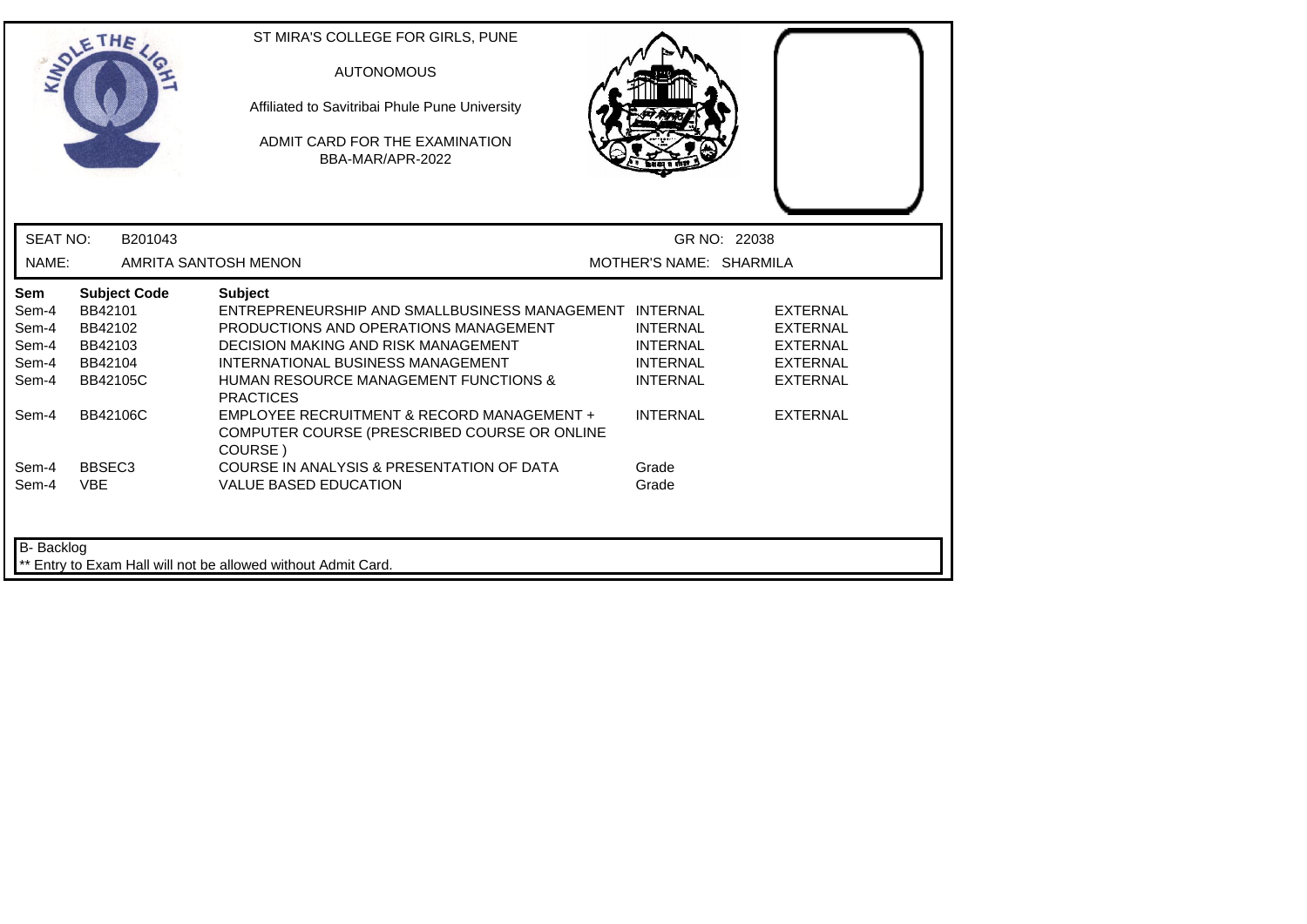ST MIRA'S COLLEGE FOR GIRLS, PUNE

AUTONOMOUS

Affiliated to Savitribai Phule Pune University

ADMIT CARD FOR THE EXAMINATION

BBA-MAR/APR-2022

SEAT NO: B201043 GR NO: 22038

NAME: AMRITA SANTOSH MENON MOTHER'S NAME: SHARMILA

| Sem | Subject Code | Subject | | |
|---|---|---|---|---|
| Sem-4 | BB42101 | ENTREPRENEURSHIP AND SMALLBUSINESS MANAGEMENT | INTERNAL | EXTERNAL |
| Sem-4 | BB42102 | PRODUCTIONS AND OPERATIONS MANAGEMENT | INTERNAL | EXTERNAL |
| Sem-4 | BB42103 | DECISION MAKING AND RISK MANAGEMENT | INTERNAL | EXTERNAL |
| Sem-4 | BB42104 | INTERNATIONAL BUSINESS MANAGEMENT | INTERNAL | EXTERNAL |
| Sem-4 | BB42105C | HUMAN RESOURCE MANAGEMENT FUNCTIONS & PRACTICES | INTERNAL | EXTERNAL |
| Sem-4 | BB42106C | EMPLOYEE RECRUITMENT & RECORD MANAGEMENT + COMPUTER COURSE (PRESCRIBED COURSE OR ONLINE COURSE ) | INTERNAL | EXTERNAL |
| Sem-4 | BBSEC3 | COURSE IN ANALYSIS & PRESENTATION OF DATA | Grade | |
| Sem-4 | VBE | VALUE BASED EDUCATION | Grade | |

B- Backlog

** Entry to Exam Hall will not be allowed without Admit Card.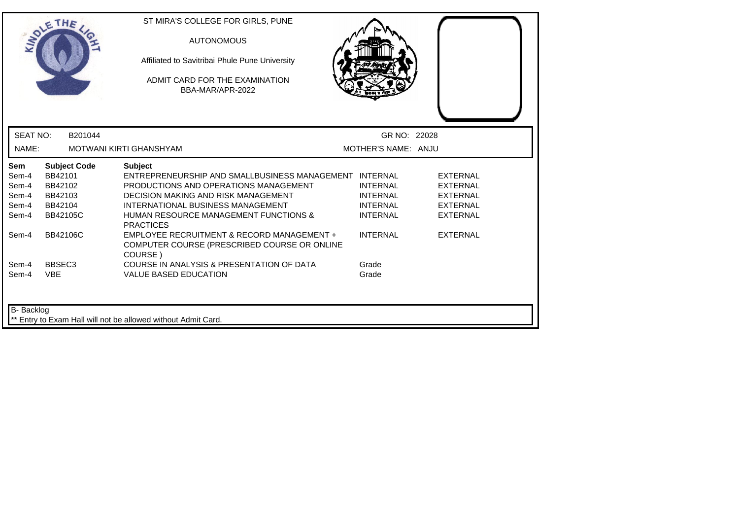ST MIRA'S COLLEGE FOR GIRLS, PUNE

AUTONOMOUS

Affiliated to Savitribai Phule Pune University

ADMIT CARD FOR THE EXAMINATION

BBA-MAR/APR-2022

SEAT NO: B201044 GR NO: 22028

NAME: MOTWANI KIRTI GHANSHYAM MOTHER'S NAME: ANJU

| Sem | Subject Code | Subject | | |
|---|---|---|---|---|
| Sem-4 | BB42101 | ENTREPRENEURSHIP AND SMALLBUSINESS MANAGEMENT | INTERNAL | EXTERNAL |
| Sem-4 | BB42102 | PRODUCTIONS AND OPERATIONS MANAGEMENT | INTERNAL | EXTERNAL |
| Sem-4 | BB42103 | DECISION MAKING AND RISK MANAGEMENT | INTERNAL | EXTERNAL |
| Sem-4 | BB42104 | INTERNATIONAL BUSINESS MANAGEMENT | INTERNAL | EXTERNAL |
| Sem-4 | BB42105C | HUMAN RESOURCE MANAGEMENT FUNCTIONS & PRACTICES | INTERNAL | EXTERNAL |
| Sem-4 | BB42106C | EMPLOYEE RECRUITMENT & RECORD MANAGEMENT + COMPUTER COURSE (PRESCRIBED COURSE OR ONLINE COURSE ) | INTERNAL | EXTERNAL |
| Sem-4 | BBSEC3 | COURSE IN ANALYSIS & PRESENTATION OF DATA | Grade | |
| Sem-4 | VBE | VALUE BASED EDUCATION | Grade | |

B- Backlog

** Entry to Exam Hall will not be allowed without Admit Card.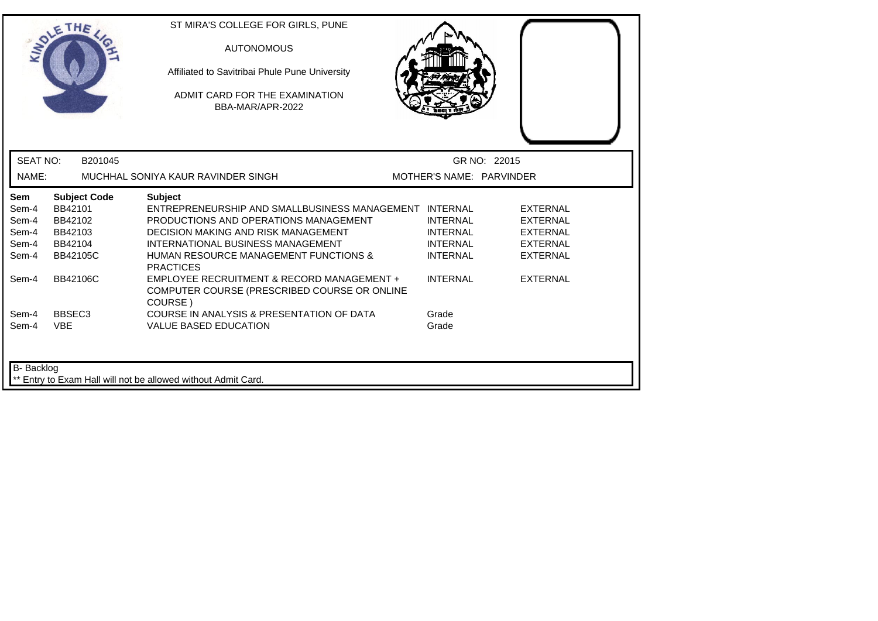ST MIRA'S COLLEGE FOR GIRLS, PUNE

AUTONOMOUS

Affiliated to Savitribai Phule Pune University

ADMIT CARD FOR THE EXAMINATION
BBA-MAR/APR-2022

SEAT NO: B201045 GR NO: 22015

NAME: MUCHHAL SONIYA KAUR RAVINDER SINGH MOTHER'S NAME: PARVINDER

| Sem | Subject Code | Subject | | |
|---|---|---|---|---|
| Sem-4 | BB42101 | ENTREPRENEURSHIP AND SMALLBUSINESS MANAGEMENT | INTERNAL | EXTERNAL |
| Sem-4 | BB42102 | PRODUCTIONS AND OPERATIONS MANAGEMENT | INTERNAL | EXTERNAL |
| Sem-4 | BB42103 | DECISION MAKING AND RISK MANAGEMENT | INTERNAL | EXTERNAL |
| Sem-4 | BB42104 | INTERNATIONAL BUSINESS MANAGEMENT | INTERNAL | EXTERNAL |
| Sem-4 | BB42105C | HUMAN RESOURCE MANAGEMENT FUNCTIONS & PRACTICES | INTERNAL | EXTERNAL |
| Sem-4 | BB42106C | EMPLOYEE RECRUITMENT & RECORD MANAGEMENT + COMPUTER COURSE (PRESCRIBED COURSE OR ONLINE COURSE ) | INTERNAL | EXTERNAL |
| Sem-4 | BBSEC3 | COURSE IN ANALYSIS & PRESENTATION OF DATA | Grade | |
| Sem-4 | VBE | VALUE BASED EDUCATION | Grade | |

B- Backlog

** Entry to Exam Hall will not be allowed without Admit Card.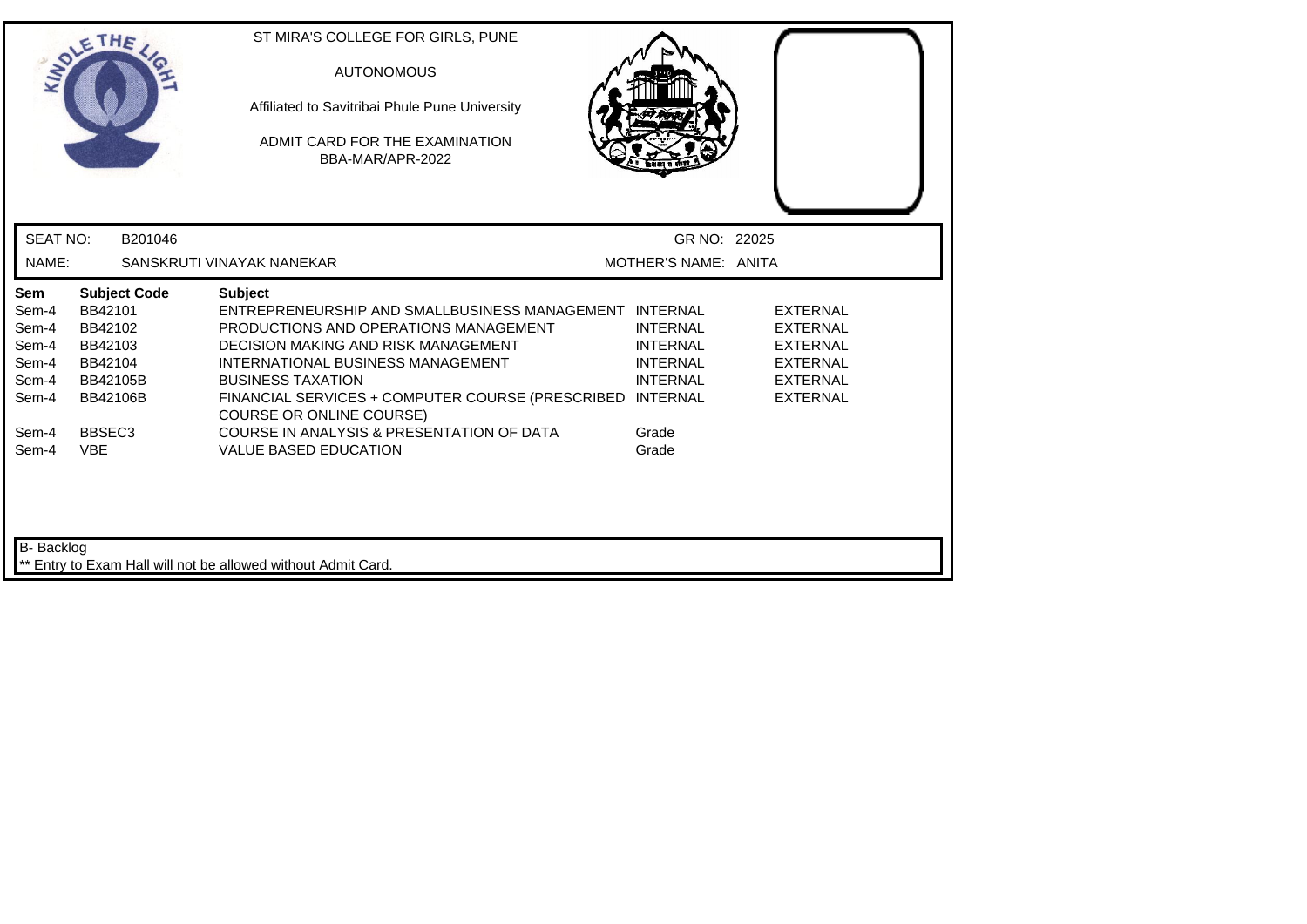ST MIRA'S COLLEGE FOR GIRLS, PUNE

AUTONOMOUS

Affiliated to Savitribai Phule Pune University

ADMIT CARD FOR THE EXAMINATION
BBA-MAR/APR-2022

| SEAT NO: | B201046 | GR NO: | 22025 |
|---|---|---|---|
| NAME: | SANSKRUTI VINAYAK NANEKAR | MOTHER'S NAME: | ANITA |

| Sem | Subject Code | Subject | | |
|---|---|---|---|---|
| Sem-4 | BB42101 | ENTREPRENEURSHIP AND SMALLBUSINESS MANAGEMENT | INTERNAL | EXTERNAL |
| Sem-4 | BB42102 | PRODUCTIONS AND OPERATIONS MANAGEMENT | INTERNAL | EXTERNAL |
| Sem-4 | BB42103 | DECISION MAKING AND RISK MANAGEMENT | INTERNAL | EXTERNAL |
| Sem-4 | BB42104 | INTERNATIONAL BUSINESS MANAGEMENT | INTERNAL | EXTERNAL |
| Sem-4 | BB42105B | BUSINESS TAXATION | INTERNAL | EXTERNAL |
| Sem-4 | BB42106B | FINANCIAL SERVICES + COMPUTER COURSE (PRESCRIBED COURSE OR ONLINE COURSE) | INTERNAL | EXTERNAL |
| Sem-4 | BBSEC3 | COURSE IN ANALYSIS & PRESENTATION OF DATA | Grade | |
| Sem-4 | VBE | VALUE BASED EDUCATION | Grade | |

B- Backlog

** Entry to Exam Hall will not be allowed without Admit Card.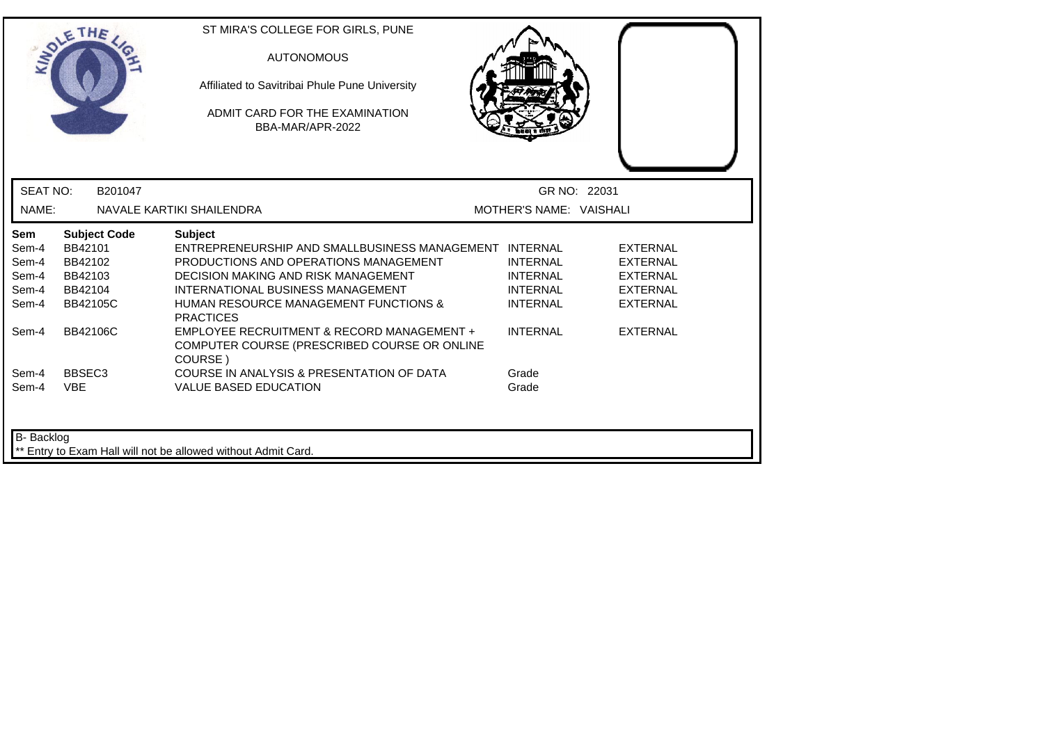ST MIRA'S COLLEGE FOR GIRLS, PUNE

AUTONOMOUS

Affiliated to Savitribai Phule Pune University

ADMIT CARD FOR THE EXAMINATION
BBA-MAR/APR-2022

SEAT NO: B201047 GR NO: 22031

NAME: NAVALE KARTIKI SHAILENDRA MOTHER'S NAME: VAISHALI

| Sem | Subject Code | Subject | | |
|---|---|---|---|---|
| Sem-4 | BB42101 | ENTREPRENEURSHIP AND SMALLBUSINESS MANAGEMENT | INTERNAL | EXTERNAL |
| Sem-4 | BB42102 | PRODUCTIONS AND OPERATIONS MANAGEMENT | INTERNAL | EXTERNAL |
| Sem-4 | BB42103 | DECISION MAKING AND RISK MANAGEMENT | INTERNAL | EXTERNAL |
| Sem-4 | BB42104 | INTERNATIONAL BUSINESS MANAGEMENT | INTERNAL | EXTERNAL |
| Sem-4 | BB42105C | HUMAN RESOURCE MANAGEMENT FUNCTIONS & PRACTICES | INTERNAL | EXTERNAL |
| Sem-4 | BB42106C | EMPLOYEE RECRUITMENT & RECORD MANAGEMENT + COMPUTER COURSE (PRESCRIBED COURSE OR ONLINE COURSE ) | INTERNAL | EXTERNAL |
| Sem-4 | BBSEC3 | COURSE IN ANALYSIS & PRESENTATION OF DATA | Grade | |
| Sem-4 | VBE | VALUE BASED EDUCATION | Grade | |

B- Backlog

** Entry to Exam Hall will not be allowed without Admit Card.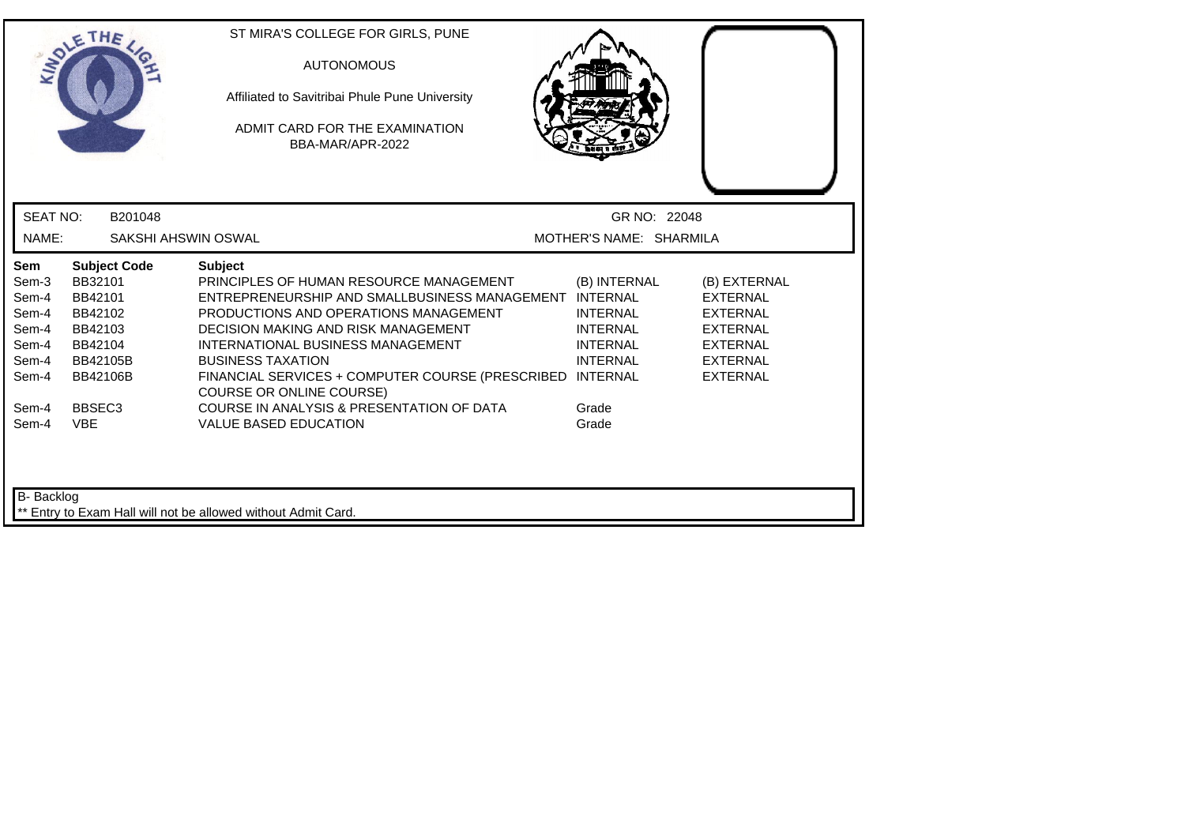ST MIRA'S COLLEGE FOR GIRLS, PUNE

AUTONOMOUS

Affiliated to Savitribai Phule Pune University

ADMIT CARD FOR THE EXAMINATION
BBA-MAR/APR-2022

SEAT NO: B201048 | GR NO: 22048

NAME: SAKSHI AHSWIN OSWAL | MOTHER'S NAME: SHARMILA

| Sem | Subject Code | Subject | | |
|---|---|---|---|---|
| Sem-3 | BB32101 | PRINCIPLES OF HUMAN RESOURCE MANAGEMENT | (B) INTERNAL | (B) EXTERNAL |
| Sem-4 | BB42101 | ENTREPRENEURSHIP AND SMALLBUSINESS MANAGEMENT | INTERNAL | EXTERNAL |
| Sem-4 | BB42102 | PRODUCTIONS AND OPERATIONS MANAGEMENT | INTERNAL | EXTERNAL |
| Sem-4 | BB42103 | DECISION MAKING AND RISK MANAGEMENT | INTERNAL | EXTERNAL |
| Sem-4 | BB42104 | INTERNATIONAL BUSINESS MANAGEMENT | INTERNAL | EXTERNAL |
| Sem-4 | BB42105B | BUSINESS TAXATION | INTERNAL | EXTERNAL |
| Sem-4 | BB42106B | FINANCIAL SERVICES + COMPUTER COURSE (PRESCRIBED COURSE OR ONLINE COURSE) | INTERNAL | EXTERNAL |
| Sem-4 | BBSEC3 | COURSE IN ANALYSIS & PRESENTATION OF DATA | Grade | |
| Sem-4 | VBE | VALUE BASED EDUCATION | Grade | |

B- Backlog

** Entry to Exam Hall will not be allowed without Admit Card.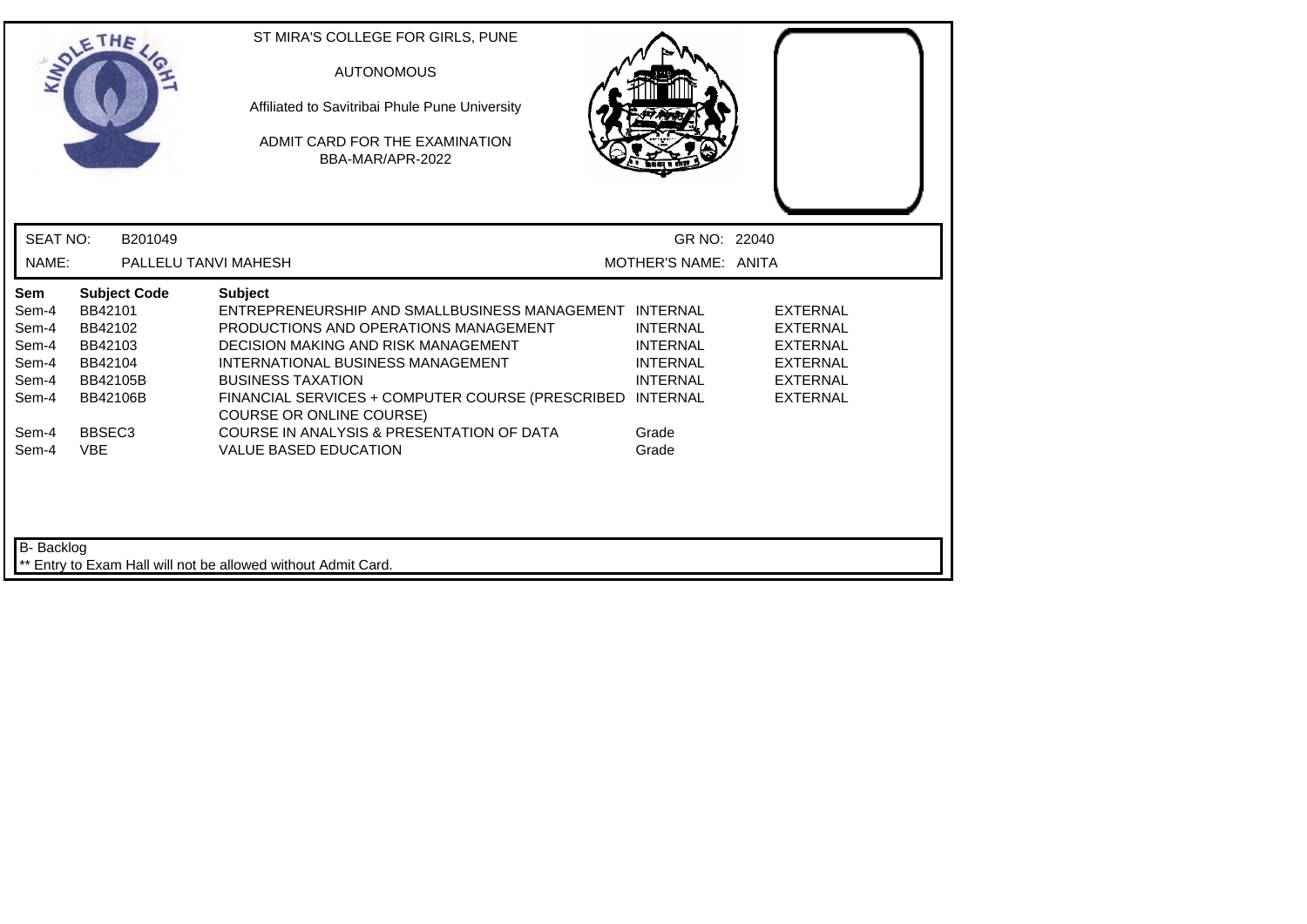ST MIRA'S COLLEGE FOR GIRLS, PUNE

AUTONOMOUS

Affiliated to Savitribai Phule Pune University

ADMIT CARD FOR THE EXAMINATION

BBA-MAR/APR-2022

SEAT NO: B201049 GR NO: 22040

NAME: PALLELU TANVI MAHESH MOTHER'S NAME: ANITA

| Sem | Subject Code | Subject | | |
|---|---|---|---|---|
| Sem-4 | BB42101 | ENTREPRENEURSHIP AND SMALLBUSINESS MANAGEMENT | INTERNAL | EXTERNAL |
| Sem-4 | BB42102 | PRODUCTIONS AND OPERATIONS MANAGEMENT | INTERNAL | EXTERNAL |
| Sem-4 | BB42103 | DECISION MAKING AND RISK MANAGEMENT | INTERNAL | EXTERNAL |
| Sem-4 | BB42104 | INTERNATIONAL BUSINESS MANAGEMENT | INTERNAL | EXTERNAL |
| Sem-4 | BB42105B | BUSINESS TAXATION | INTERNAL | EXTERNAL |
| Sem-4 | BB42106B | FINANCIAL SERVICES + COMPUTER COURSE (PRESCRIBED COURSE OR ONLINE COURSE) | INTERNAL | EXTERNAL |
| Sem-4 | BBSEC3 | COURSE IN ANALYSIS & PRESENTATION OF DATA | Grade | |
| Sem-4 | VBE | VALUE BASED EDUCATION | Grade | |

B- Backlog

** Entry to Exam Hall will not be allowed without Admit Card.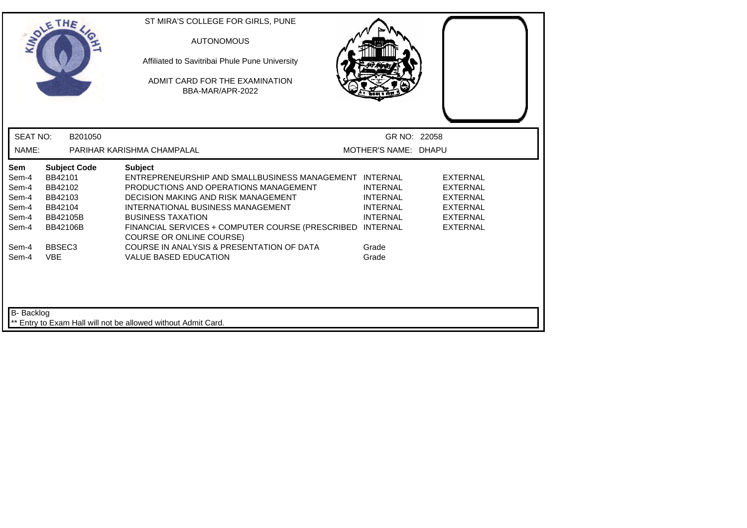ST MIRA'S COLLEGE FOR GIRLS, PUNE

AUTONOMOUS

Affiliated to Savitribai Phule Pune University

ADMIT CARD FOR THE EXAMINATION
BBA-MAR/APR-2022

SEAT NO: B201050 GR NO: 22058

NAME: PARIHAR KARISHMA CHAMPALAL MOTHER'S NAME: DHAPU

| Sem | Subject Code | Subject | | |
|---|---|---|---|---|
| Sem-4 | BB42101 | ENTREPRENEURSHIP AND SMALLBUSINESS MANAGEMENT | INTERNAL | EXTERNAL |
| Sem-4 | BB42102 | PRODUCTIONS AND OPERATIONS MANAGEMENT | INTERNAL | EXTERNAL |
| Sem-4 | BB42103 | DECISION MAKING AND RISK MANAGEMENT | INTERNAL | EXTERNAL |
| Sem-4 | BB42104 | INTERNATIONAL BUSINESS MANAGEMENT | INTERNAL | EXTERNAL |
| Sem-4 | BB42105B | BUSINESS TAXATION | INTERNAL | EXTERNAL |
| Sem-4 | BB42106B | FINANCIAL SERVICES + COMPUTER COURSE (PRESCRIBED COURSE OR ONLINE COURSE) | INTERNAL | EXTERNAL |
| Sem-4 | BBSEC3 | COURSE IN ANALYSIS & PRESENTATION OF DATA | Grade | |
| Sem-4 | VBE | VALUE BASED EDUCATION | Grade | |

B- Backlog

** Entry to Exam Hall will not be allowed without Admit Card.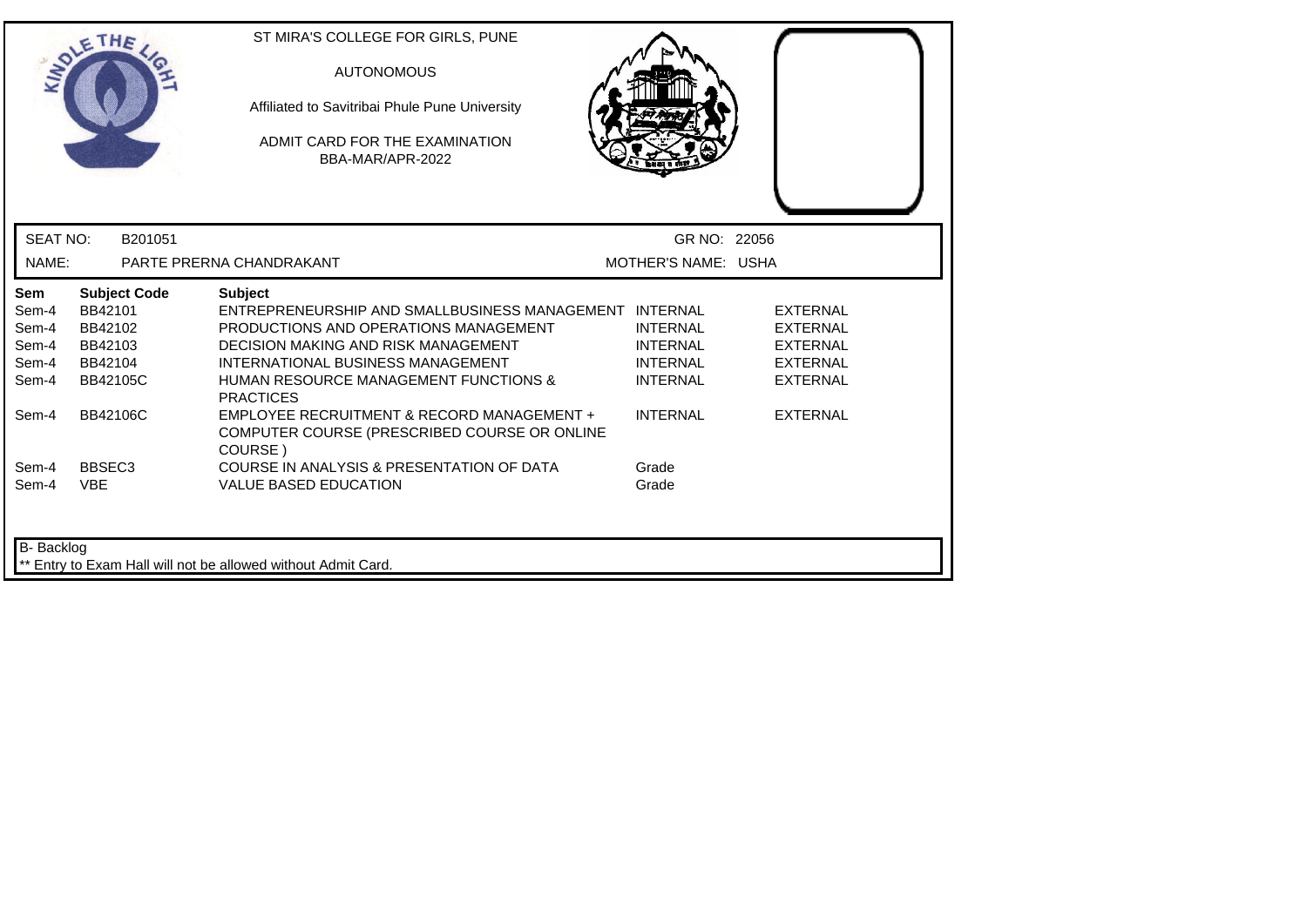ST MIRA'S COLLEGE FOR GIRLS, PUNE

AUTONOMOUS

Affiliated to Savitribai Phule Pune University

ADMIT CARD FOR THE EXAMINATION

BBA-MAR/APR-2022

| SEAT NO: | B201051 | GR NO: | 22056 |
|---|---|---|---|
| NAME: | PARTE PRERNA CHANDRAKANT | MOTHER'S NAME: | USHA |

| Sem | Subject Code | Subject | | |
|---|---|---|---|---|
| Sem-4 | BB42101 | ENTREPRENEURSHIP AND SMALLBUSINESS MANAGEMENT | INTERNAL | EXTERNAL |
| Sem-4 | BB42102 | PRODUCTIONS AND OPERATIONS MANAGEMENT | INTERNAL | EXTERNAL |
| Sem-4 | BB42103 | DECISION MAKING AND RISK MANAGEMENT | INTERNAL | EXTERNAL |
| Sem-4 | BB42104 | INTERNATIONAL BUSINESS MANAGEMENT | INTERNAL | EXTERNAL |
| Sem-4 | BB42105C | HUMAN RESOURCE MANAGEMENT FUNCTIONS & PRACTICES | INTERNAL | EXTERNAL |
| Sem-4 | BB42106C | EMPLOYEE RECRUITMENT & RECORD MANAGEMENT + COMPUTER COURSE (PRESCRIBED COURSE OR ONLINE COURSE ) | INTERNAL | EXTERNAL |
| Sem-4 | BBSEC3 | COURSE IN ANALYSIS & PRESENTATION OF DATA | Grade | |
| Sem-4 | VBE | VALUE BASED EDUCATION | Grade | |

B- Backlog

** Entry to Exam Hall will not be allowed without Admit Card.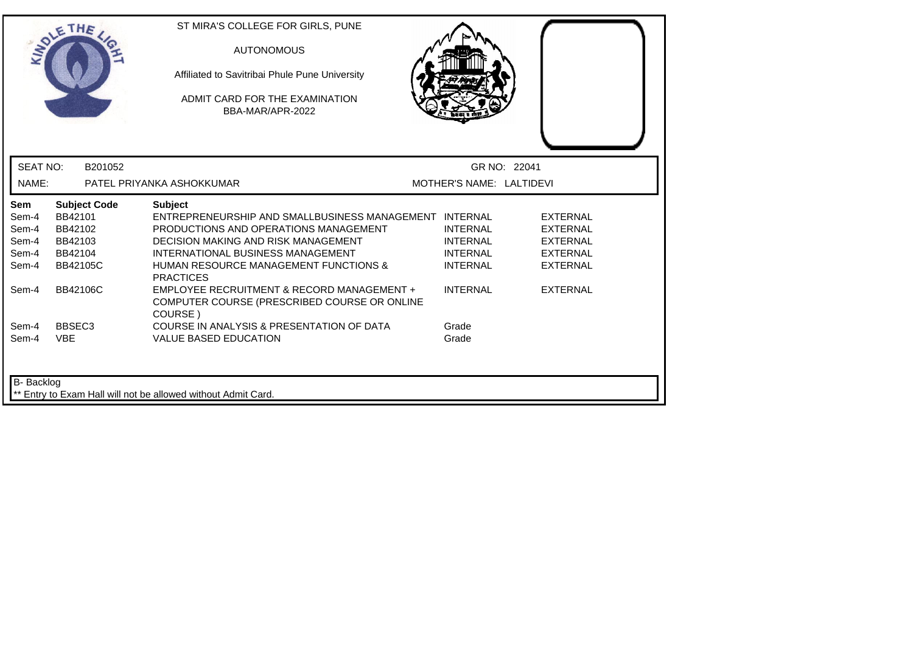ST MIRA'S COLLEGE FOR GIRLS, PUNE

AUTONOMOUS

Affiliated to Savitribai Phule Pune University

ADMIT CARD FOR THE EXAMINATION
BBA-MAR/APR-2022

SEAT NO: B201052 GR NO: 22041

NAME: PATEL PRIYANKA ASHOKKUMAR MOTHER'S NAME: LALTIDEVI

| Sem | Subject Code | Subject | | |
|---|---|---|---|---|
| Sem-4 | BB42101 | ENTREPRENEURSHIP AND SMALLBUSINESS MANAGEMENT | INTERNAL | EXTERNAL |
| Sem-4 | BB42102 | PRODUCTIONS AND OPERATIONS MANAGEMENT | INTERNAL | EXTERNAL |
| Sem-4 | BB42103 | DECISION MAKING AND RISK MANAGEMENT | INTERNAL | EXTERNAL |
| Sem-4 | BB42104 | INTERNATIONAL BUSINESS MANAGEMENT | INTERNAL | EXTERNAL |
| Sem-4 | BB42105C | HUMAN RESOURCE MANAGEMENT FUNCTIONS & PRACTICES | INTERNAL | EXTERNAL |
| Sem-4 | BB42106C | EMPLOYEE RECRUITMENT & RECORD MANAGEMENT + COMPUTER COURSE (PRESCRIBED COURSE OR ONLINE COURSE ) | INTERNAL | EXTERNAL |
| Sem-4 | BBSEC3 | COURSE IN ANALYSIS & PRESENTATION OF DATA | Grade | |
| Sem-4 | VBE | VALUE BASED EDUCATION | Grade | |

B- Backlog

** Entry to Exam Hall will not be allowed without Admit Card.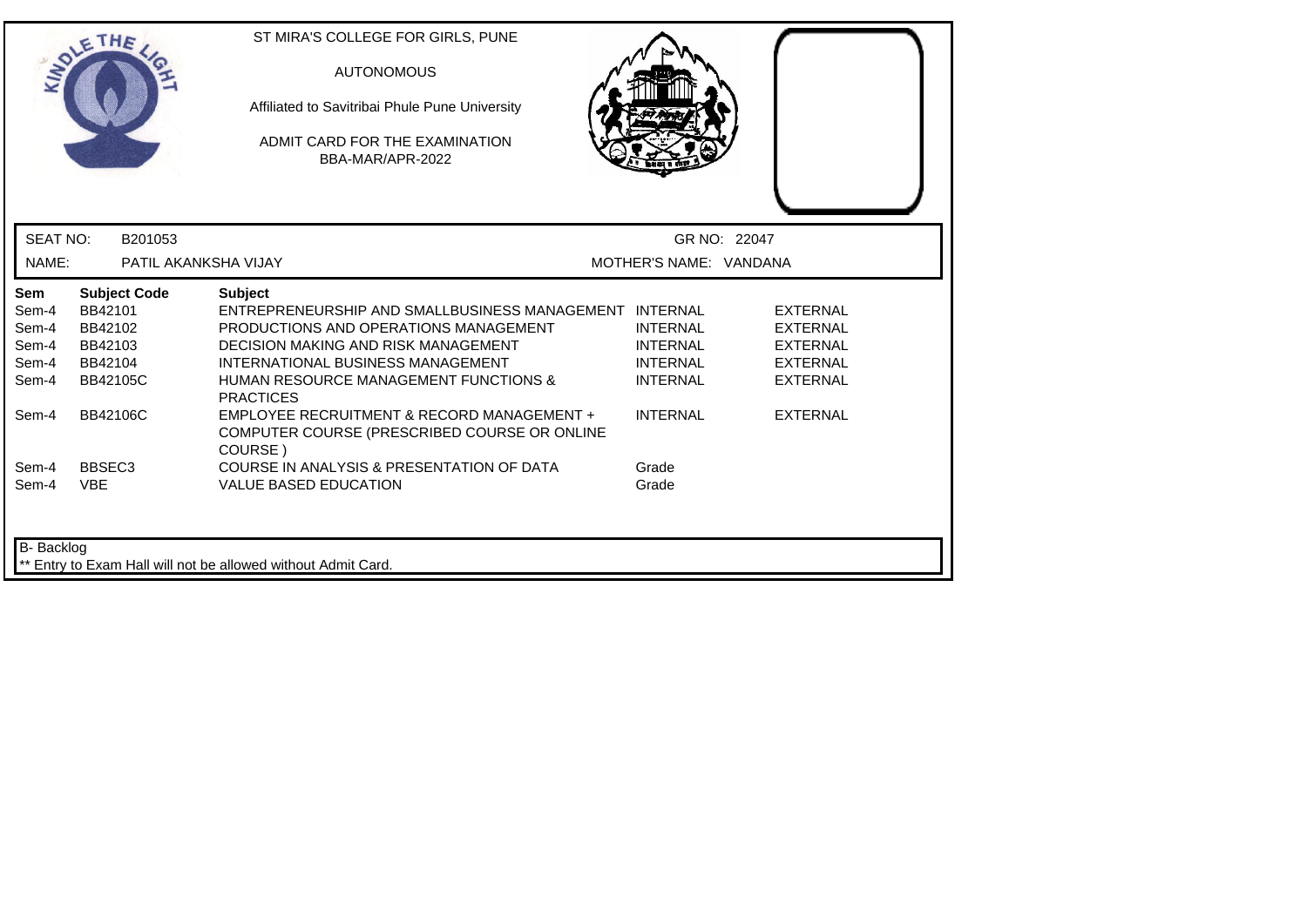ST MIRA'S COLLEGE FOR GIRLS, PUNE

AUTONOMOUS

Affiliated to Savitribai Phule Pune University

ADMIT CARD FOR THE EXAMINATION
BBA-MAR/APR-2022

SEAT NO: B201053 GR NO: 22047

NAME: PATIL AKANKSHA VIJAY MOTHER'S NAME: VANDANA

| Sem | Subject Code | Subject | | |
|---|---|---|---|---|
| Sem-4 | BB42101 | ENTREPRENEURSHIP AND SMALLBUSINESS MANAGEMENT | INTERNAL | EXTERNAL |
| Sem-4 | BB42102 | PRODUCTIONS AND OPERATIONS MANAGEMENT | INTERNAL | EXTERNAL |
| Sem-4 | BB42103 | DECISION MAKING AND RISK MANAGEMENT | INTERNAL | EXTERNAL |
| Sem-4 | BB42104 | INTERNATIONAL BUSINESS MANAGEMENT | INTERNAL | EXTERNAL |
| Sem-4 | BB42105C | HUMAN RESOURCE MANAGEMENT FUNCTIONS & PRACTICES | INTERNAL | EXTERNAL |
| Sem-4 | BB42106C | EMPLOYEE RECRUITMENT & RECORD MANAGEMENT + COMPUTER COURSE (PRESCRIBED COURSE OR ONLINE COURSE ) | INTERNAL | EXTERNAL |
| Sem-4 | BBSEC3 | COURSE IN ANALYSIS & PRESENTATION OF DATA | Grade | |
| Sem-4 | VBE | VALUE BASED EDUCATION | Grade | |

B- Backlog

** Entry to Exam Hall will not be allowed without Admit Card.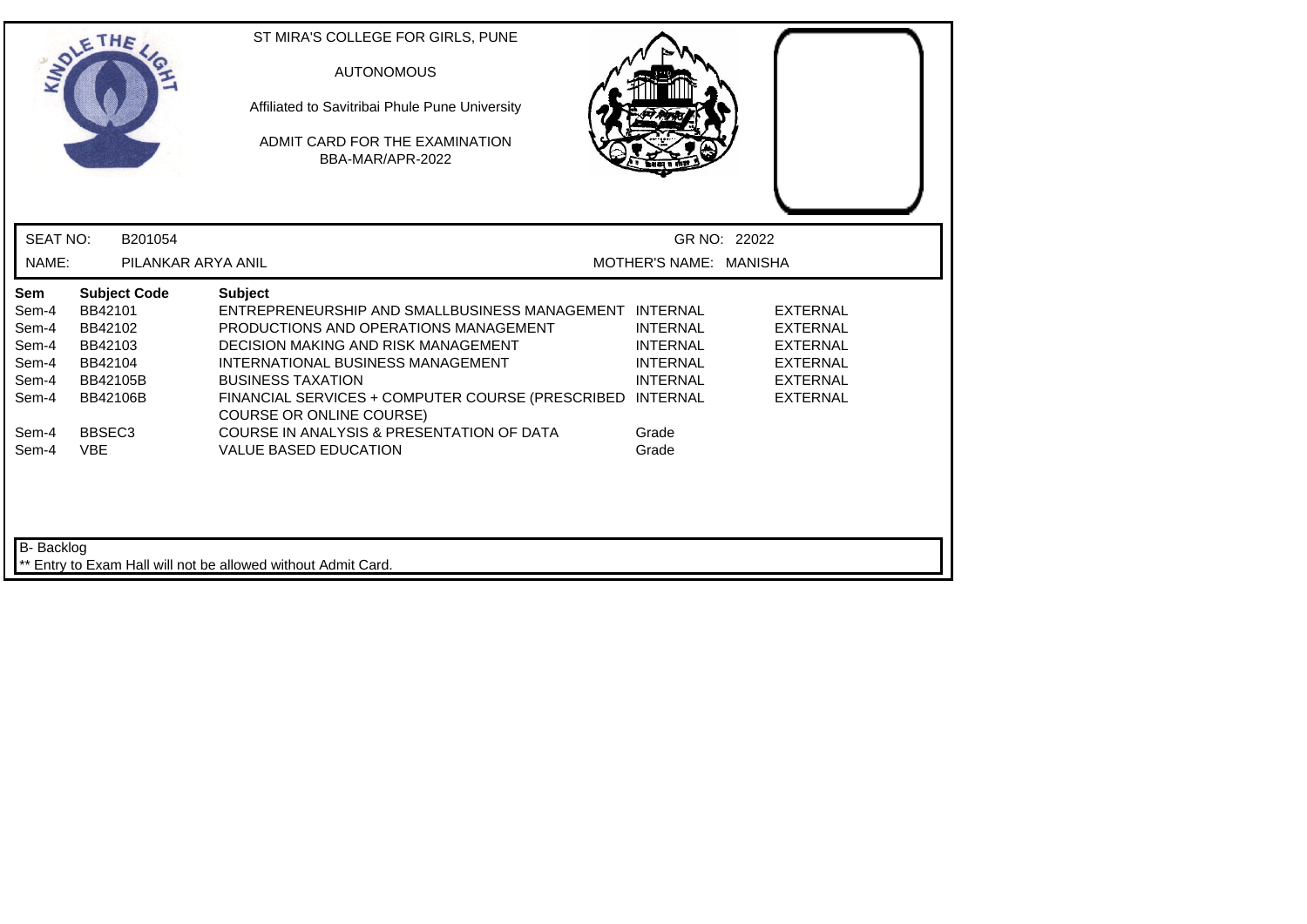ST MIRA'S COLLEGE FOR GIRLS, PUNE

AUTONOMOUS

Affiliated to Savitribai Phule Pune University

ADMIT CARD FOR THE EXAMINATION
BBA-MAR/APR-2022

SEAT NO: B201054 GR NO: 22022

NAME: PILANKAR ARYA ANIL MOTHER'S NAME: MANISHA

| Sem | Subject Code | Subject | | |
|---|---|---|---|---|
| Sem-4 | BB42101 | ENTREPRENEURSHIP AND SMALLBUSINESS MANAGEMENT | INTERNAL | EXTERNAL |
| Sem-4 | BB42102 | PRODUCTIONS AND OPERATIONS MANAGEMENT | INTERNAL | EXTERNAL |
| Sem-4 | BB42103 | DECISION MAKING AND RISK MANAGEMENT | INTERNAL | EXTERNAL |
| Sem-4 | BB42104 | INTERNATIONAL BUSINESS MANAGEMENT | INTERNAL | EXTERNAL |
| Sem-4 | BB42105B | BUSINESS TAXATION | INTERNAL | EXTERNAL |
| Sem-4 | BB42106B | FINANCIAL SERVICES + COMPUTER COURSE (PRESCRIBED COURSE OR ONLINE COURSE) | INTERNAL | EXTERNAL |
| Sem-4 | BBSEC3 | COURSE IN ANALYSIS & PRESENTATION OF DATA | Grade | |
| Sem-4 | VBE | VALUE BASED EDUCATION | Grade | |

B- Backlog

** Entry to Exam Hall will not be allowed without Admit Card.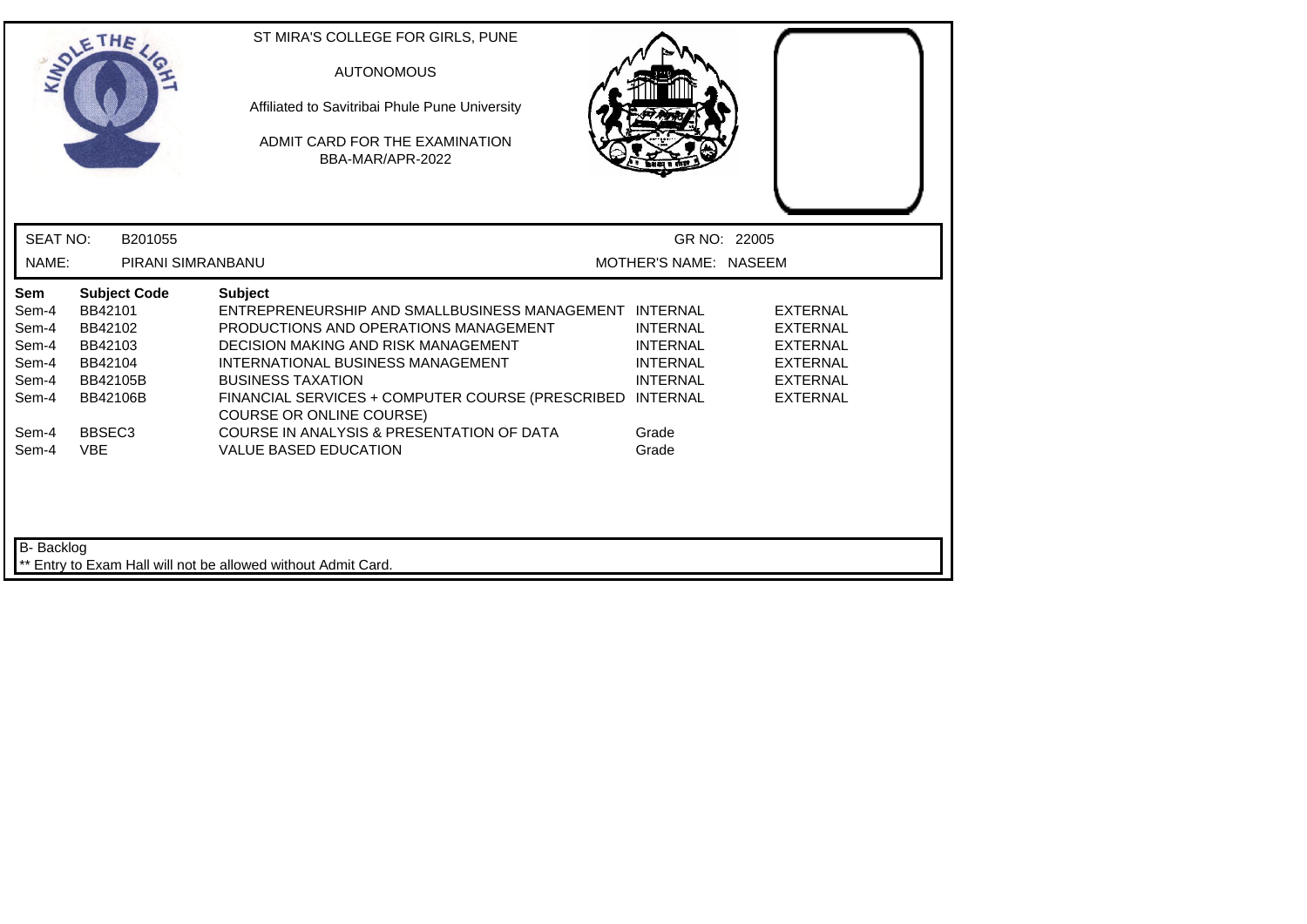ST MIRA'S COLLEGE FOR GIRLS, PUNE

AUTONOMOUS

Affiliated to Savitribai Phule Pune University

ADMIT CARD FOR THE EXAMINATION

BBA-MAR/APR-2022

SEAT NO: B201055 GR NO: 22005

NAME: PIRANI SIMRANBANU MOTHER'S NAME: NASEEM

| Sem | Subject Code | Subject | | |
|---|---|---|---|---|
| Sem-4 | BB42101 | ENTREPRENEURSHIP AND SMALLBUSINESS MANAGEMENT | INTERNAL | EXTERNAL |
| Sem-4 | BB42102 | PRODUCTIONS AND OPERATIONS MANAGEMENT | INTERNAL | EXTERNAL |
| Sem-4 | BB42103 | DECISION MAKING AND RISK MANAGEMENT | INTERNAL | EXTERNAL |
| Sem-4 | BB42104 | INTERNATIONAL BUSINESS MANAGEMENT | INTERNAL | EXTERNAL |
| Sem-4 | BB42105B | BUSINESS TAXATION | INTERNAL | EXTERNAL |
| Sem-4 | BB42106B | FINANCIAL SERVICES + COMPUTER COURSE (PRESCRIBED COURSE OR ONLINE COURSE) | INTERNAL | EXTERNAL |
| Sem-4 | BBSEC3 | COURSE IN ANALYSIS & PRESENTATION OF DATA | Grade | |
| Sem-4 | VBE | VALUE BASED EDUCATION | Grade | |

B- Backlog

** Entry to Exam Hall will not be allowed without Admit Card.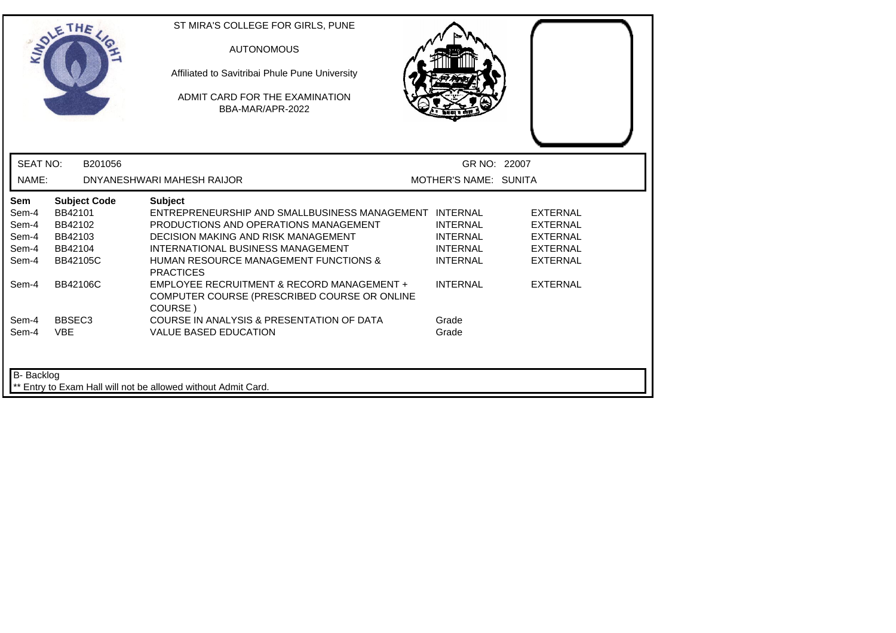ST MIRA'S COLLEGE FOR GIRLS, PUNE

AUTONOMOUS

Affiliated to Savitribai Phule Pune University

ADMIT CARD FOR THE EXAMINATION
BBA-MAR/APR-2022

SEAT NO: B201056 GR NO: 22007

NAME: DNYANESHWARI MAHESH RAIJOR MOTHER'S NAME: SUNITA

| Sem | Subject Code | Subject | | |
|---|---|---|---|---|
| Sem-4 | BB42101 | ENTREPRENEURSHIP AND SMALLBUSINESS MANAGEMENT | INTERNAL | EXTERNAL |
| Sem-4 | BB42102 | PRODUCTIONS AND OPERATIONS MANAGEMENT | INTERNAL | EXTERNAL |
| Sem-4 | BB42103 | DECISION MAKING AND RISK MANAGEMENT | INTERNAL | EXTERNAL |
| Sem-4 | BB42104 | INTERNATIONAL BUSINESS MANAGEMENT | INTERNAL | EXTERNAL |
| Sem-4 | BB42105C | HUMAN RESOURCE MANAGEMENT FUNCTIONS & PRACTICES | INTERNAL | EXTERNAL |
| Sem-4 | BB42106C | EMPLOYEE RECRUITMENT & RECORD MANAGEMENT + COMPUTER COURSE (PRESCRIBED COURSE OR ONLINE COURSE ) | INTERNAL | EXTERNAL |
| Sem-4 | BBSEC3 | COURSE IN ANALYSIS & PRESENTATION OF DATA | Grade | |
| Sem-4 | VBE | VALUE BASED EDUCATION | Grade | |

B- Backlog

** Entry to Exam Hall will not be allowed without Admit Card.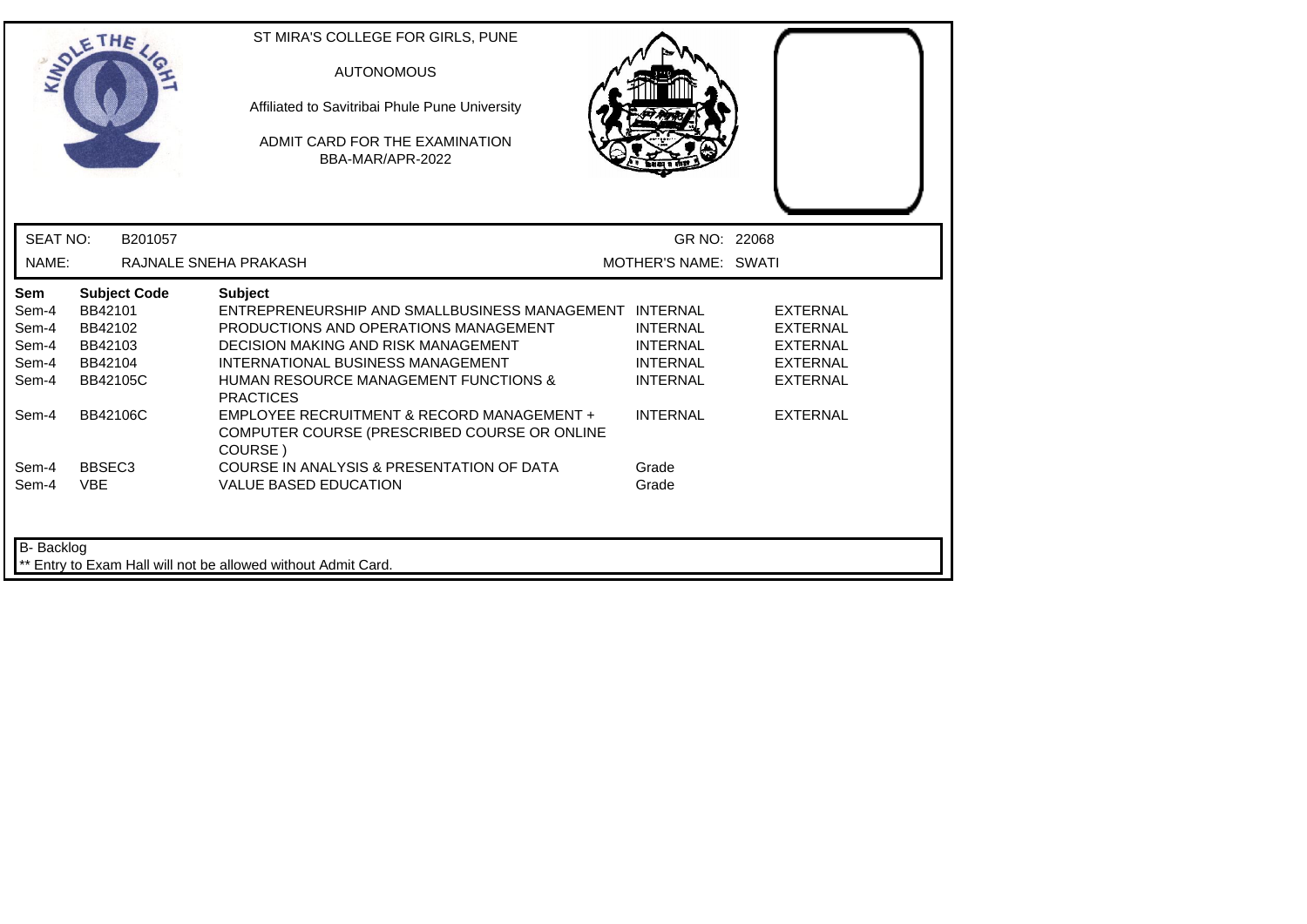ST MIRA'S COLLEGE FOR GIRLS, PUNE

AUTONOMOUS

Affiliated to Savitribai Phule Pune University

ADMIT CARD FOR THE EXAMINATION
BBA-MAR/APR-2022

SEAT NO: B201057 | GR NO: 22068

NAME: RAJNALE SNEHA PRAKASH | MOTHER'S NAME: SWATI

| Sem | Subject Code | Subject | | |
|---|---|---|---|---|
| Sem-4 | BB42101 | ENTREPRENEURSHIP AND SMALLBUSINESS MANAGEMENT | INTERNAL | EXTERNAL |
| Sem-4 | BB42102 | PRODUCTIONS AND OPERATIONS MANAGEMENT | INTERNAL | EXTERNAL |
| Sem-4 | BB42103 | DECISION MAKING AND RISK MANAGEMENT | INTERNAL | EXTERNAL |
| Sem-4 | BB42104 | INTERNATIONAL BUSINESS MANAGEMENT | INTERNAL | EXTERNAL |
| Sem-4 | BB42105C | HUMAN RESOURCE MANAGEMENT FUNCTIONS & PRACTICES | INTERNAL | EXTERNAL |
| Sem-4 | BB42106C | EMPLOYEE RECRUITMENT & RECORD MANAGEMENT + COMPUTER COURSE (PRESCRIBED COURSE OR ONLINE COURSE ) | INTERNAL | EXTERNAL |
| Sem-4 | BBSEC3 | COURSE IN ANALYSIS & PRESENTATION OF DATA | Grade | |
| Sem-4 | VBE | VALUE BASED EDUCATION | Grade | |

B- Backlog

** Entry to Exam Hall will not be allowed without Admit Card.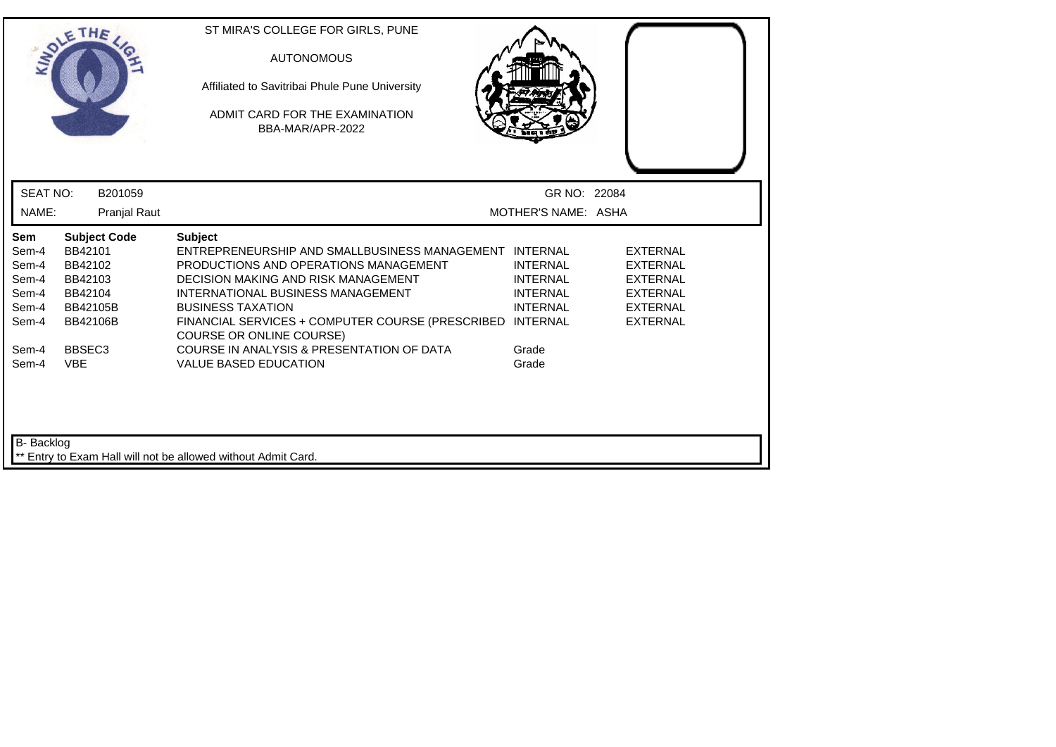ST MIRA'S COLLEGE FOR GIRLS, PUNE

AUTONOMOUS

Affiliated to Savitribai Phule Pune University

ADMIT CARD FOR THE EXAMINATION
BBA-MAR/APR-2022

SEAT NO: B201059 | GR NO: 22084

NAME: Pranjal Raut | MOTHER'S NAME: ASHA

| Sem | Subject Code | Subject | | |
|---|---|---|---|---|
| Sem-4 | BB42101 | ENTREPRENEURSHIP AND SMALLBUSINESS MANAGEMENT | INTERNAL | EXTERNAL |
| Sem-4 | BB42102 | PRODUCTIONS AND OPERATIONS MANAGEMENT | INTERNAL | EXTERNAL |
| Sem-4 | BB42103 | DECISION MAKING AND RISK MANAGEMENT | INTERNAL | EXTERNAL |
| Sem-4 | BB42104 | INTERNATIONAL BUSINESS MANAGEMENT | INTERNAL | EXTERNAL |
| Sem-4 | BB42105B | BUSINESS TAXATION | INTERNAL | EXTERNAL |
| Sem-4 | BB42106B | FINANCIAL SERVICES + COMPUTER COURSE (PRESCRIBED COURSE OR ONLINE COURSE) | INTERNAL | EXTERNAL |
| Sem-4 | BBSEC3 | COURSE IN ANALYSIS & PRESENTATION OF DATA | Grade | |
| Sem-4 | VBE | VALUE BASED EDUCATION | Grade | |

B- Backlog

** Entry to Exam Hall will not be allowed without Admit Card.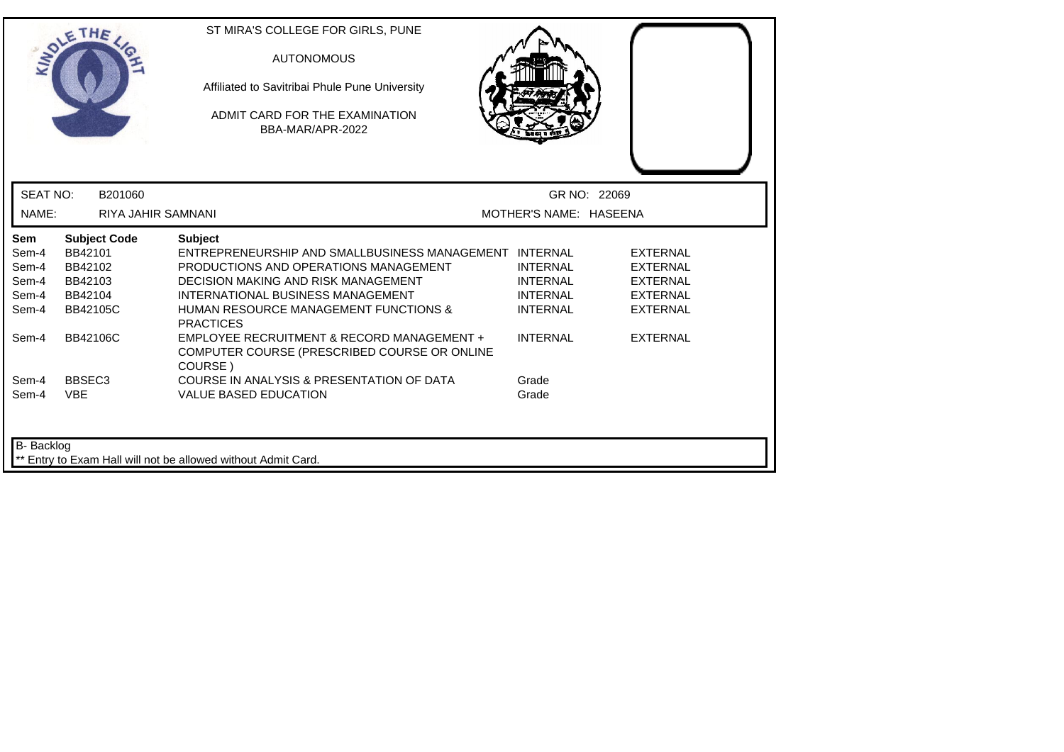ST MIRA'S COLLEGE FOR GIRLS, PUNE

AUTONOMOUS

Affiliated to Savitribai Phule Pune University

ADMIT CARD FOR THE EXAMINATION
BBA-MAR/APR-2022

SEAT NO: B201060 GR NO: 22069

NAME: RIYA JAHIR SAMNANI MOTHER'S NAME: HASEENA

| Sem | Subject Code | Subject | | |
|---|---|---|---|---|
| Sem-4 | BB42101 | ENTREPRENEURSHIP AND SMALLBUSINESS MANAGEMENT | INTERNAL | EXTERNAL |
| Sem-4 | BB42102 | PRODUCTIONS AND OPERATIONS MANAGEMENT | INTERNAL | EXTERNAL |
| Sem-4 | BB42103 | DECISION MAKING AND RISK MANAGEMENT | INTERNAL | EXTERNAL |
| Sem-4 | BB42104 | INTERNATIONAL BUSINESS MANAGEMENT | INTERNAL | EXTERNAL |
| Sem-4 | BB42105C | HUMAN RESOURCE MANAGEMENT FUNCTIONS & PRACTICES | INTERNAL | EXTERNAL |
| Sem-4 | BB42106C | EMPLOYEE RECRUITMENT & RECORD MANAGEMENT + COMPUTER COURSE (PRESCRIBED COURSE OR ONLINE COURSE ) | INTERNAL | EXTERNAL |
| Sem-4 | BBSEC3 | COURSE IN ANALYSIS & PRESENTATION OF DATA | Grade | |
| Sem-4 | VBE | VALUE BASED EDUCATION | Grade | |

B- Backlog

** Entry to Exam Hall will not be allowed without Admit Card.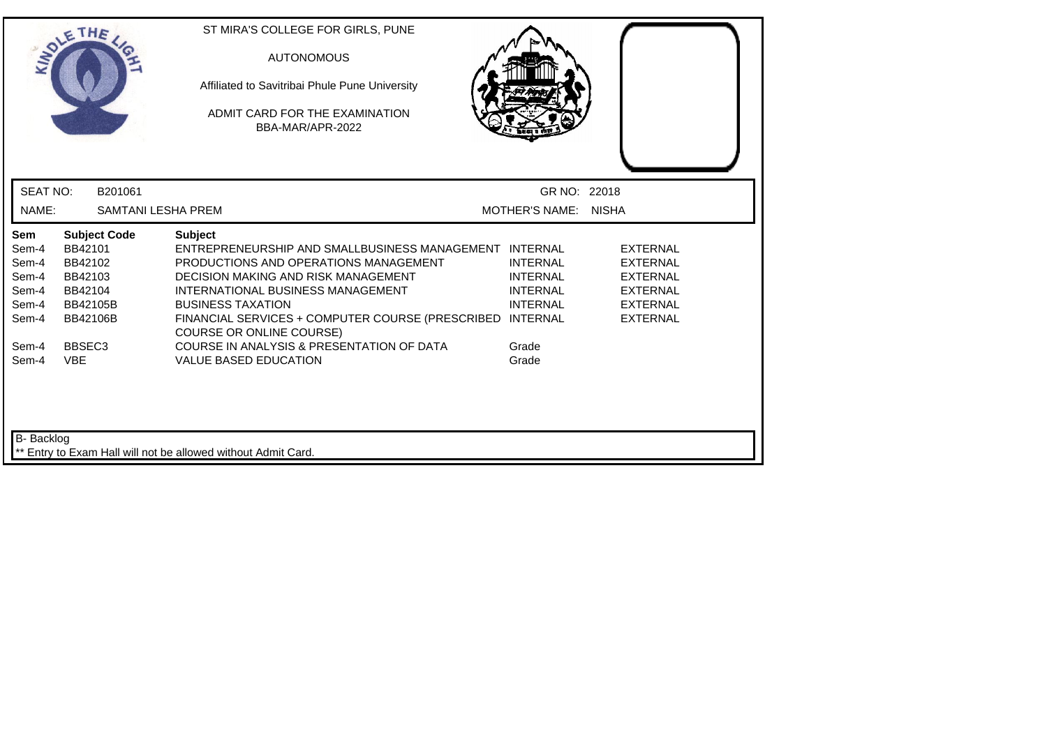ST MIRA'S COLLEGE FOR GIRLS, PUNE

AUTONOMOUS

Affiliated to Savitribai Phule Pune University

ADMIT CARD FOR THE EXAMINATION
BBA-MAR/APR-2022

SEAT NO: B201061 GR NO: 22018

NAME: SAMTANI LESHA PREM MOTHER'S NAME: NISHA

| Sem | Subject Code | Subject | | |
|---|---|---|---|---|
| Sem-4 | BB42101 | ENTREPRENEURSHIP AND SMALLBUSINESS MANAGEMENT | INTERNAL | EXTERNAL |
| Sem-4 | BB42102 | PRODUCTIONS AND OPERATIONS MANAGEMENT | INTERNAL | EXTERNAL |
| Sem-4 | BB42103 | DECISION MAKING AND RISK MANAGEMENT | INTERNAL | EXTERNAL |
| Sem-4 | BB42104 | INTERNATIONAL BUSINESS MANAGEMENT | INTERNAL | EXTERNAL |
| Sem-4 | BB42105B | BUSINESS TAXATION | INTERNAL | EXTERNAL |
| Sem-4 | BB42106B | FINANCIAL SERVICES + COMPUTER COURSE (PRESCRIBED COURSE OR ONLINE COURSE) | INTERNAL | EXTERNAL |
| Sem-4 | BBSEC3 | COURSE IN ANALYSIS & PRESENTATION OF DATA | Grade | |
| Sem-4 | VBE | VALUE BASED EDUCATION | Grade | |

B- Backlog

** Entry to Exam Hall will not be allowed without Admit Card.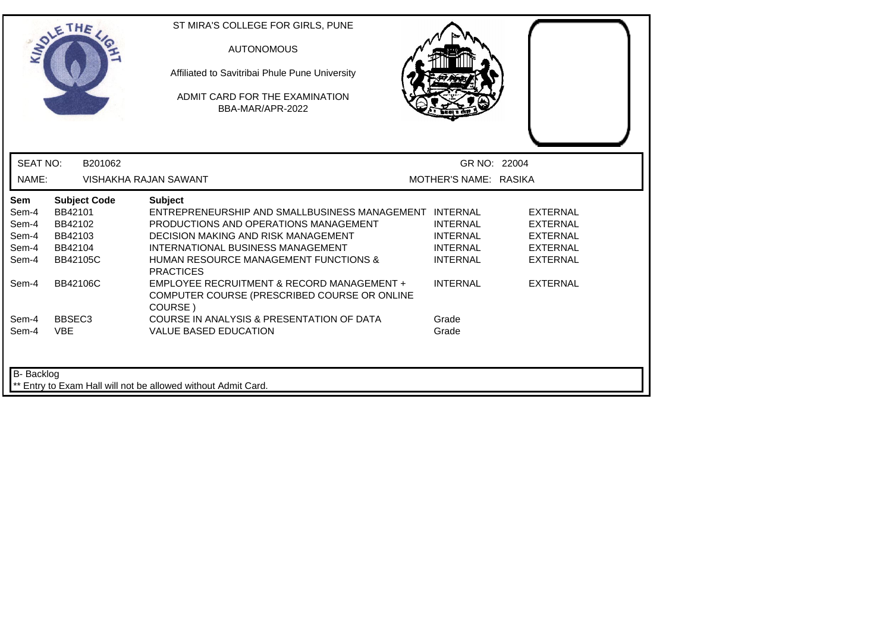ST MIRA'S COLLEGE FOR GIRLS, PUNE

AUTONOMOUS

Affiliated to Savitribai Phule Pune University

ADMIT CARD FOR THE EXAMINATION
BBA-MAR/APR-2022

SEAT NO: B201062 GR NO: 22004

NAME: VISHAKHA RAJAN SAWANT MOTHER'S NAME: RASIKA

| Sem | Subject Code | Subject | | |
|---|---|---|---|---|
| Sem-4 | BB42101 | ENTREPRENEURSHIP AND SMALLBUSINESS MANAGEMENT | INTERNAL | EXTERNAL |
| Sem-4 | BB42102 | PRODUCTIONS AND OPERATIONS MANAGEMENT | INTERNAL | EXTERNAL |
| Sem-4 | BB42103 | DECISION MAKING AND RISK MANAGEMENT | INTERNAL | EXTERNAL |
| Sem-4 | BB42104 | INTERNATIONAL BUSINESS MANAGEMENT | INTERNAL | EXTERNAL |
| Sem-4 | BB42105C | HUMAN RESOURCE MANAGEMENT FUNCTIONS & PRACTICES | INTERNAL | EXTERNAL |
| Sem-4 | BB42106C | EMPLOYEE RECRUITMENT & RECORD MANAGEMENT + COMPUTER COURSE (PRESCRIBED COURSE OR ONLINE COURSE ) | INTERNAL | EXTERNAL |
| Sem-4 | BBSEC3 | COURSE IN ANALYSIS & PRESENTATION OF DATA | Grade | |
| Sem-4 | VBE | VALUE BASED EDUCATION | Grade | |

B- Backlog

** Entry to Exam Hall will not be allowed without Admit Card.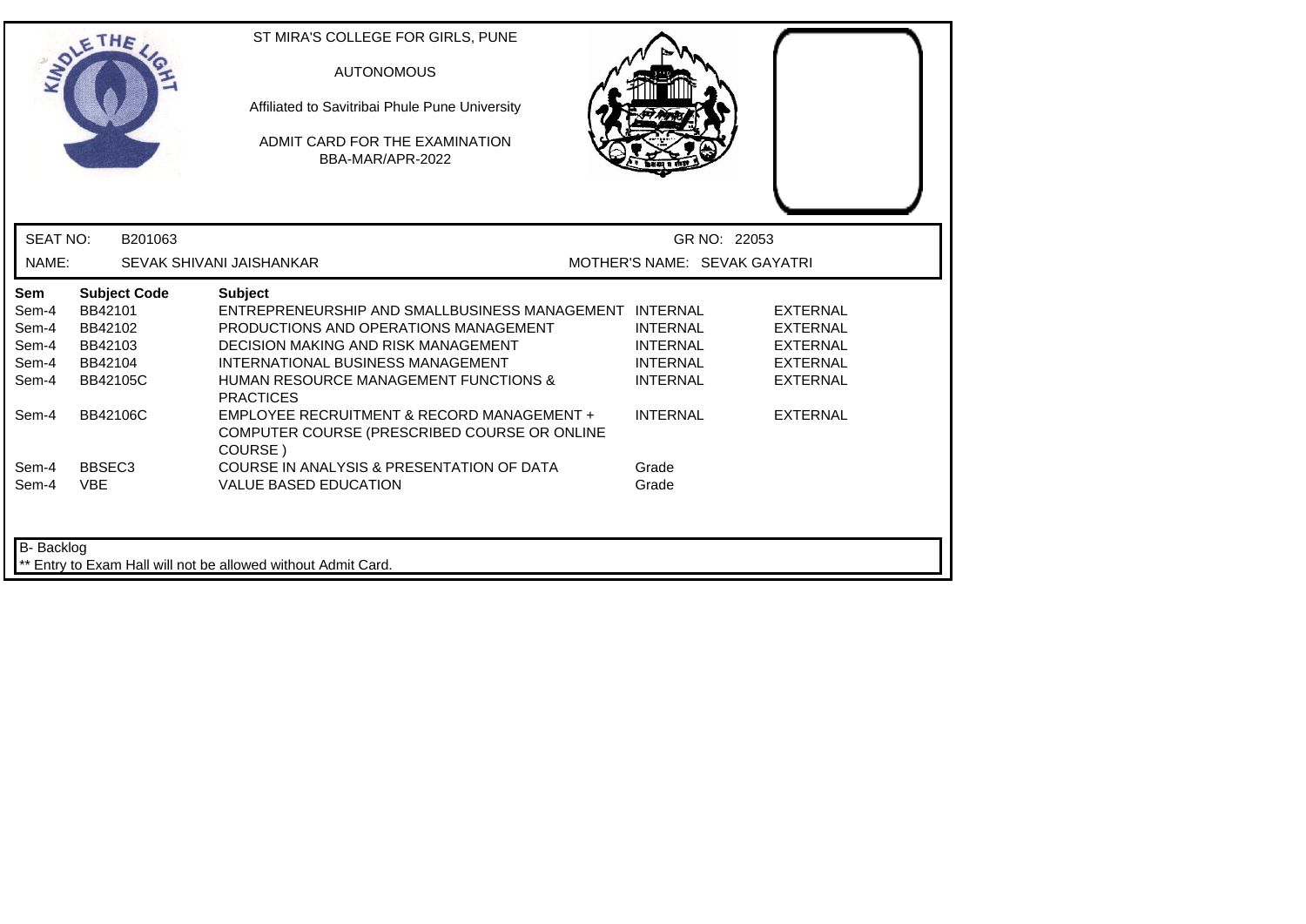ST MIRA'S COLLEGE FOR GIRLS, PUNE

AUTONOMOUS

Affiliated to Savitribai Phule Pune University

ADMIT CARD FOR THE EXAMINATION
BBA-MAR/APR-2022

SEAT NO: B201063 GR NO: 22053

NAME: SEVAK SHIVANI JAISHANKAR MOTHER'S NAME: SEVAK GAYATRI

| Sem | Subject Code | Subject | | |
|---|---|---|---|---|
| Sem-4 | BB42101 | ENTREPRENEURSHIP AND SMALLBUSINESS MANAGEMENT | INTERNAL | EXTERNAL |
| Sem-4 | BB42102 | PRODUCTIONS AND OPERATIONS MANAGEMENT | INTERNAL | EXTERNAL |
| Sem-4 | BB42103 | DECISION MAKING AND RISK MANAGEMENT | INTERNAL | EXTERNAL |
| Sem-4 | BB42104 | INTERNATIONAL BUSINESS MANAGEMENT | INTERNAL | EXTERNAL |
| Sem-4 | BB42105C | HUMAN RESOURCE MANAGEMENT FUNCTIONS & PRACTICES | INTERNAL | EXTERNAL |
| Sem-4 | BB42106C | EMPLOYEE RECRUITMENT & RECORD MANAGEMENT + COMPUTER COURSE (PRESCRIBED COURSE OR ONLINE COURSE ) | INTERNAL | EXTERNAL |
| Sem-4 | BBSEC3 | COURSE IN ANALYSIS & PRESENTATION OF DATA | Grade | |
| Sem-4 | VBE | VALUE BASED EDUCATION | Grade | |

B- Backlog

** Entry to Exam Hall will not be allowed without Admit Card.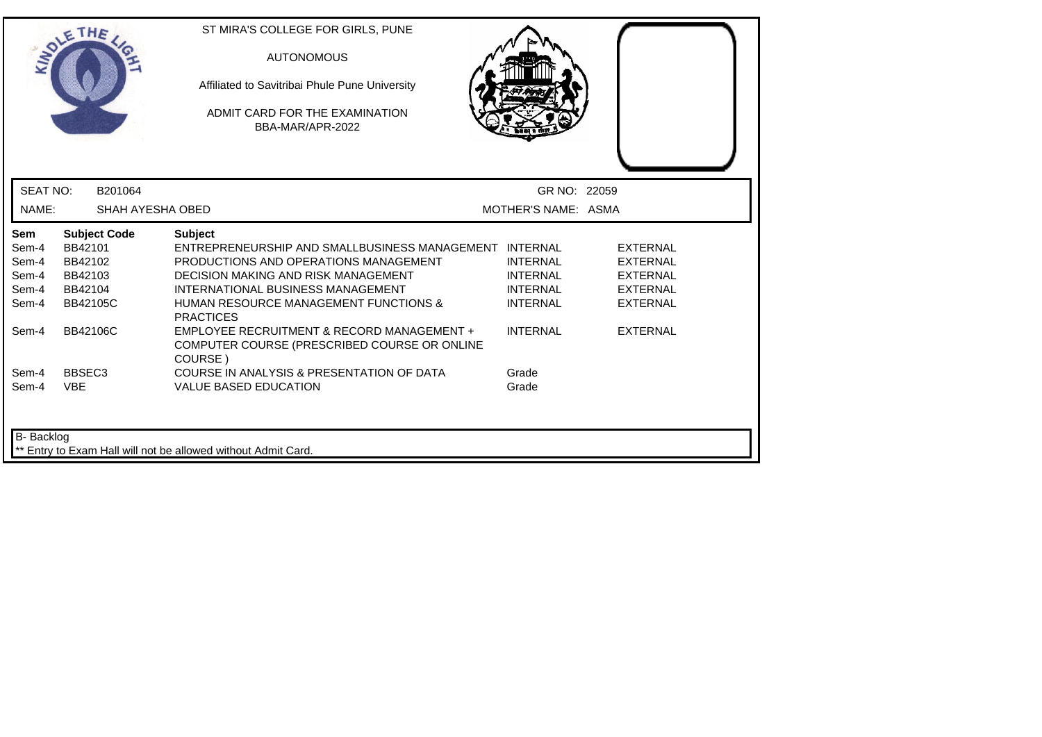ST MIRA'S COLLEGE FOR GIRLS, PUNE

AUTONOMOUS

Affiliated to Savitribai Phule Pune University

ADMIT CARD FOR THE EXAMINATION
BBA-MAR/APR-2022

SEAT NO: B201064 GR NO: 22059

NAME: SHAH AYESHA OBED MOTHER'S NAME: ASMA

| Sem | Subject Code | Subject | | |
|---|---|---|---|---|
| Sem-4 | BB42101 | ENTREPRENEURSHIP AND SMALLBUSINESS MANAGEMENT | INTERNAL | EXTERNAL |
| Sem-4 | BB42102 | PRODUCTIONS AND OPERATIONS MANAGEMENT | INTERNAL | EXTERNAL |
| Sem-4 | BB42103 | DECISION MAKING AND RISK MANAGEMENT | INTERNAL | EXTERNAL |
| Sem-4 | BB42104 | INTERNATIONAL BUSINESS MANAGEMENT | INTERNAL | EXTERNAL |
| Sem-4 | BB42105C | HUMAN RESOURCE MANAGEMENT FUNCTIONS & PRACTICES | INTERNAL | EXTERNAL |
| Sem-4 | BB42106C | EMPLOYEE RECRUITMENT & RECORD MANAGEMENT + COMPUTER COURSE (PRESCRIBED COURSE OR ONLINE COURSE ) | INTERNAL | EXTERNAL |
| Sem-4 | BBSEC3 | COURSE IN ANALYSIS & PRESENTATION OF DATA | Grade | |
| Sem-4 | VBE | VALUE BASED EDUCATION | Grade | |

B- Backlog

** Entry to Exam Hall will not be allowed without Admit Card.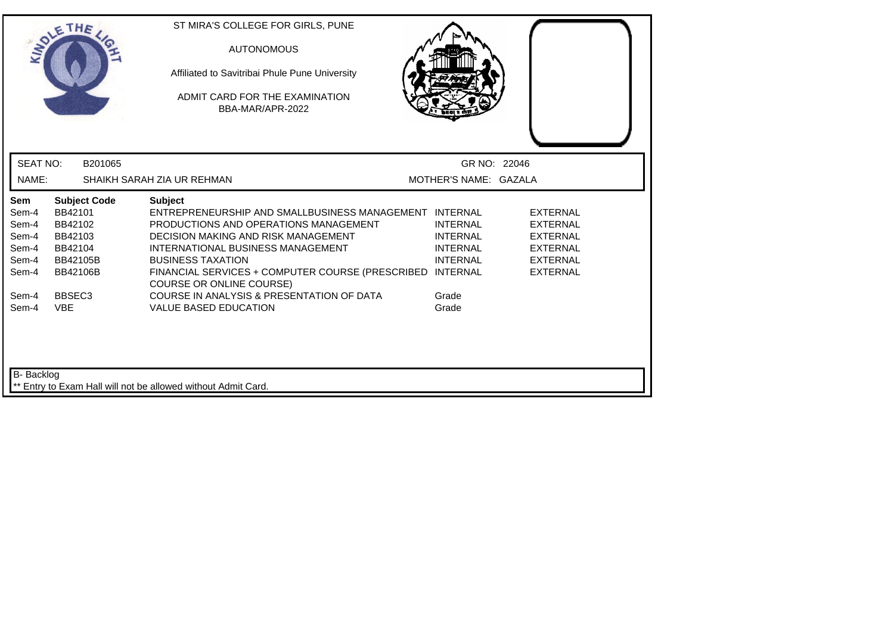ST MIRA'S COLLEGE FOR GIRLS, PUNE

AUTONOMOUS

Affiliated to Savitribai Phule Pune University

ADMIT CARD FOR THE EXAMINATION
BBA-MAR/APR-2022

SEAT NO: B201065 GR NO: 22046

NAME: SHAIKH SARAH ZIA UR REHMAN MOTHER'S NAME: GAZALA

| Sem | Subject Code | Subject | | |
|---|---|---|---|---|
| Sem-4 | BB42101 | ENTREPRENEURSHIP AND SMALLBUSINESS MANAGEMENT | INTERNAL | EXTERNAL |
| Sem-4 | BB42102 | PRODUCTIONS AND OPERATIONS MANAGEMENT | INTERNAL | EXTERNAL |
| Sem-4 | BB42103 | DECISION MAKING AND RISK MANAGEMENT | INTERNAL | EXTERNAL |
| Sem-4 | BB42104 | INTERNATIONAL BUSINESS MANAGEMENT | INTERNAL | EXTERNAL |
| Sem-4 | BB42105B | BUSINESS TAXATION | INTERNAL | EXTERNAL |
| Sem-4 | BB42106B | FINANCIAL SERVICES + COMPUTER COURSE (PRESCRIBED COURSE OR ONLINE COURSE) | INTERNAL | EXTERNAL |
| Sem-4 | BBSEC3 | COURSE IN ANALYSIS & PRESENTATION OF DATA | Grade | |
| Sem-4 | VBE | VALUE BASED EDUCATION | Grade | |

B- Backlog

** Entry to Exam Hall will not be allowed without Admit Card.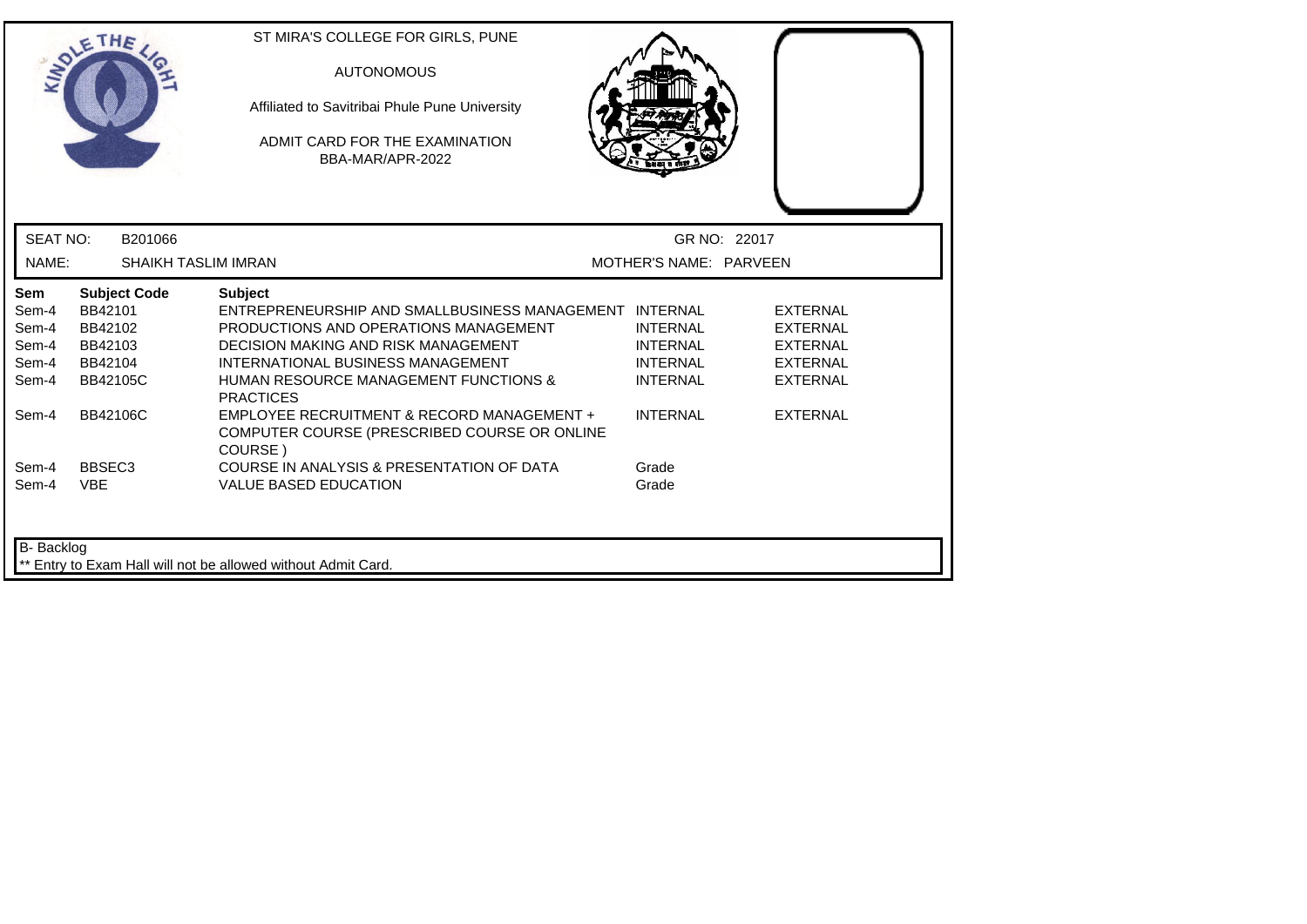ST MIRA'S COLLEGE FOR GIRLS, PUNE

AUTONOMOUS

Affiliated to Savitribai Phule Pune University

ADMIT CARD FOR THE EXAMINATION
BBA-MAR/APR-2022

SEAT NO: B201066 GR NO: 22017

NAME: SHAIKH TASLIM IMRAN MOTHER'S NAME: PARVEEN

| Sem | Subject Code | Subject | | |
|---|---|---|---|---|
| Sem-4 | BB42101 | ENTREPRENEURSHIP AND SMALLBUSINESS MANAGEMENT | INTERNAL | EXTERNAL |
| Sem-4 | BB42102 | PRODUCTIONS AND OPERATIONS MANAGEMENT | INTERNAL | EXTERNAL |
| Sem-4 | BB42103 | DECISION MAKING AND RISK MANAGEMENT | INTERNAL | EXTERNAL |
| Sem-4 | BB42104 | INTERNATIONAL BUSINESS MANAGEMENT | INTERNAL | EXTERNAL |
| Sem-4 | BB42105C | HUMAN RESOURCE MANAGEMENT FUNCTIONS & PRACTICES | INTERNAL | EXTERNAL |
| Sem-4 | BB42106C | EMPLOYEE RECRUITMENT & RECORD MANAGEMENT + COMPUTER COURSE (PRESCRIBED COURSE OR ONLINE COURSE ) | INTERNAL | EXTERNAL |
| Sem-4 | BBSEC3 | COURSE IN ANALYSIS & PRESENTATION OF DATA | Grade | |
| Sem-4 | VBE | VALUE BASED EDUCATION | Grade | |

B- Backlog

** Entry to Exam Hall will not be allowed without Admit Card.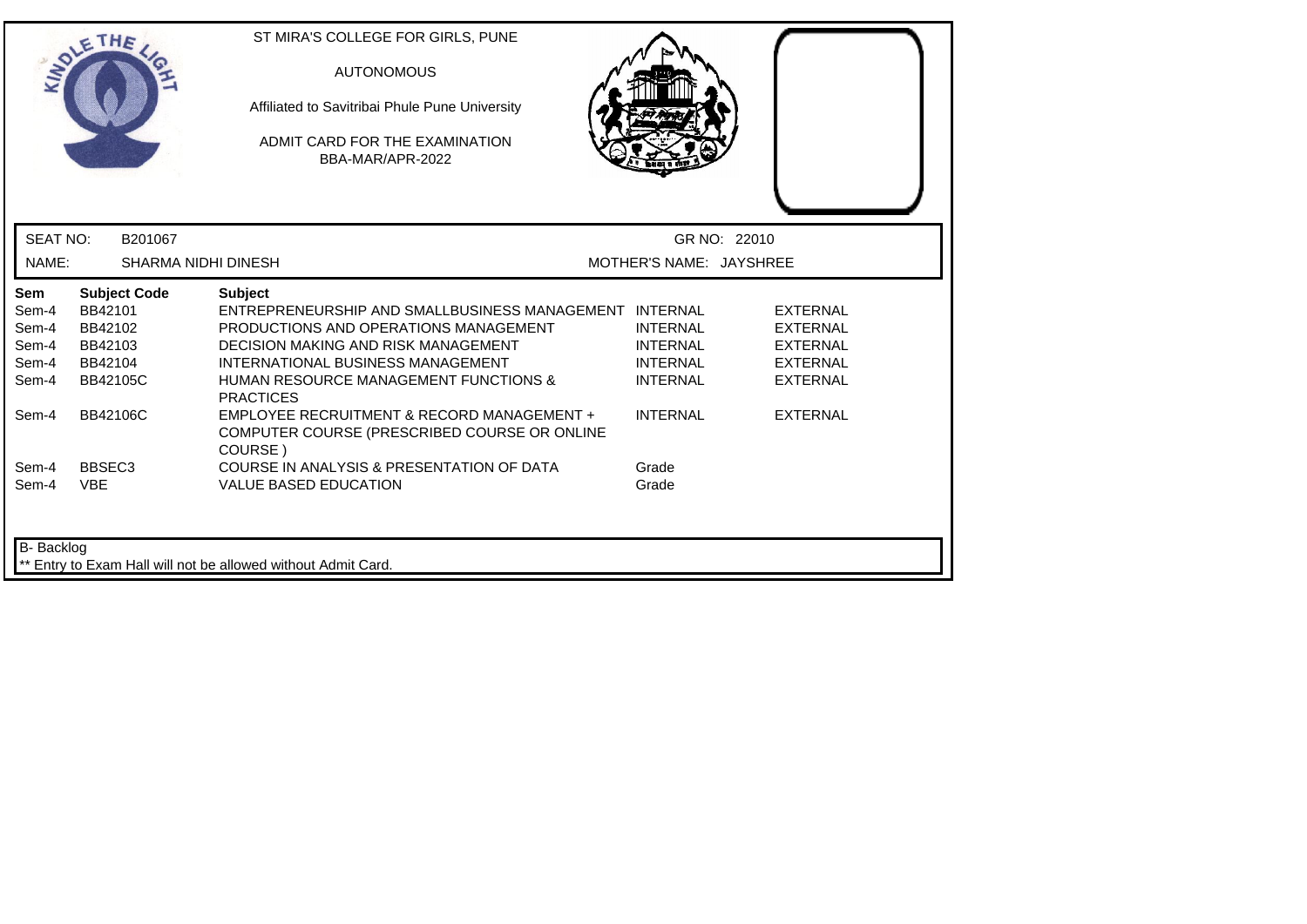ST MIRA'S COLLEGE FOR GIRLS, PUNE

AUTONOMOUS

Affiliated to Savitribai Phule Pune University

ADMIT CARD FOR THE EXAMINATION

BBA-MAR/APR-2022

SEAT NO: B201067 | GR NO: 22010

NAME: SHARMA NIDHI DINESH | MOTHER'S NAME: JAYSHREE

| Sem | Subject Code | Subject | | |
|---|---|---|---|---|
| Sem-4 | BB42101 | ENTREPRENEURSHIP AND SMALLBUSINESS MANAGEMENT | INTERNAL | EXTERNAL |
| Sem-4 | BB42102 | PRODUCTIONS AND OPERATIONS MANAGEMENT | INTERNAL | EXTERNAL |
| Sem-4 | BB42103 | DECISION MAKING AND RISK MANAGEMENT | INTERNAL | EXTERNAL |
| Sem-4 | BB42104 | INTERNATIONAL BUSINESS MANAGEMENT | INTERNAL | EXTERNAL |
| Sem-4 | BB42105C | HUMAN RESOURCE MANAGEMENT FUNCTIONS & PRACTICES | INTERNAL | EXTERNAL |
| Sem-4 | BB42106C | EMPLOYEE RECRUITMENT & RECORD MANAGEMENT + COMPUTER COURSE (PRESCRIBED COURSE OR ONLINE COURSE ) | INTERNAL | EXTERNAL |
| Sem-4 | BBSEC3 | COURSE IN ANALYSIS & PRESENTATION OF DATA | Grade | |
| Sem-4 | VBE | VALUE BASED EDUCATION | Grade | |

B- Backlog

** Entry to Exam Hall will not be allowed without Admit Card.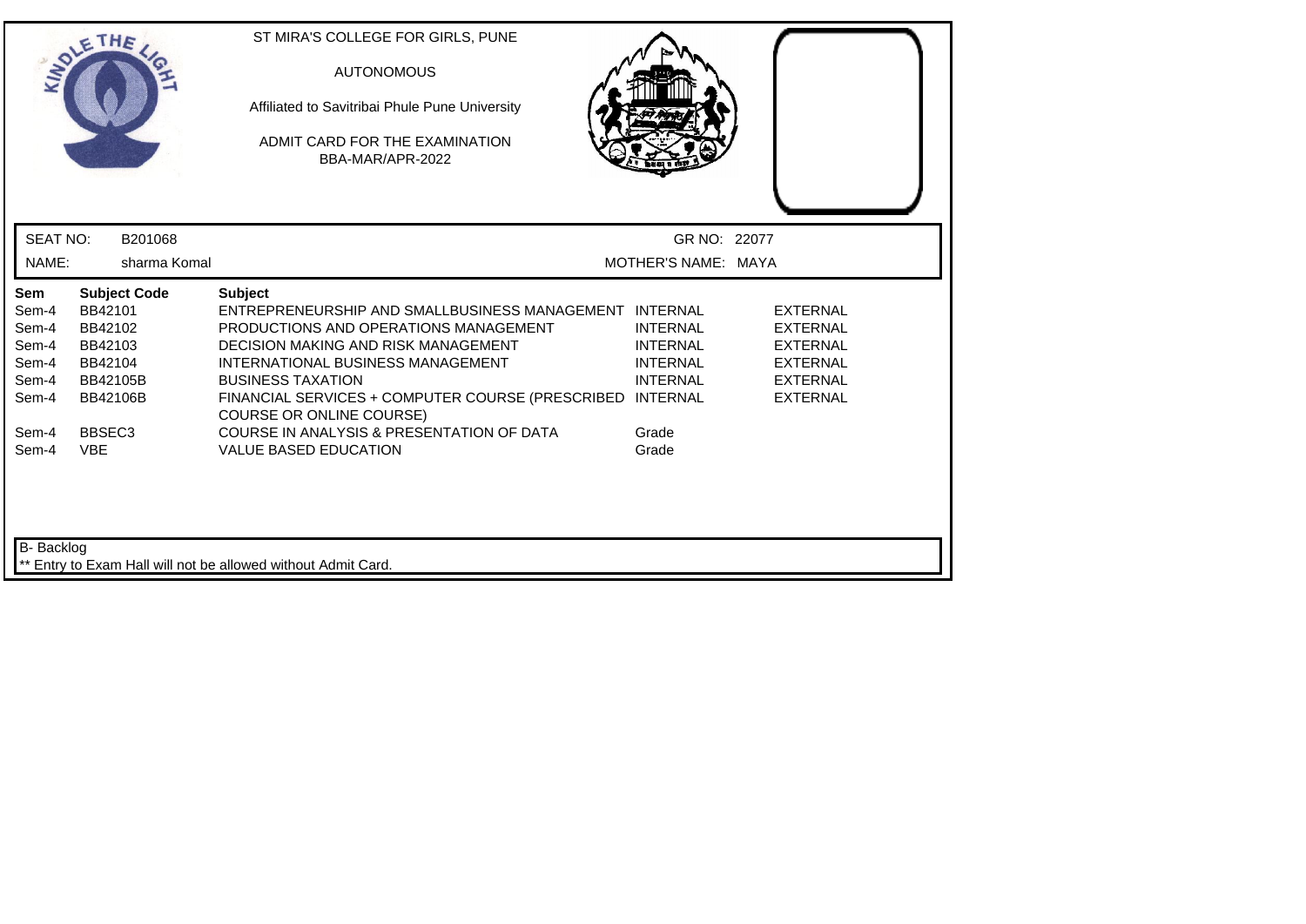ST MIRA'S COLLEGE FOR GIRLS, PUNE

AUTONOMOUS

Affiliated to Savitribai Phule Pune University

ADMIT CARD FOR THE EXAMINATION
BBA-MAR/APR-2022

SEAT NO: B201068 GR NO: 22077

NAME: sharma Komal MOTHER'S NAME: MAYA

| Sem | Subject Code | Subject | | |
|---|---|---|---|---|
| Sem-4 | BB42101 | ENTREPRENEURSHIP AND SMALLBUSINESS MANAGEMENT | INTERNAL | EXTERNAL |
| Sem-4 | BB42102 | PRODUCTIONS AND OPERATIONS MANAGEMENT | INTERNAL | EXTERNAL |
| Sem-4 | BB42103 | DECISION MAKING AND RISK MANAGEMENT | INTERNAL | EXTERNAL |
| Sem-4 | BB42104 | INTERNATIONAL BUSINESS MANAGEMENT | INTERNAL | EXTERNAL |
| Sem-4 | BB42105B | BUSINESS TAXATION | INTERNAL | EXTERNAL |
| Sem-4 | BB42106B | FINANCIAL SERVICES + COMPUTER COURSE (PRESCRIBED COURSE OR ONLINE COURSE) | INTERNAL | EXTERNAL |
| Sem-4 | BBSEC3 | COURSE IN ANALYSIS & PRESENTATION OF DATA | Grade | |
| Sem-4 | VBE | VALUE BASED EDUCATION | Grade | |

B- Backlog

** Entry to Exam Hall will not be allowed without Admit Card.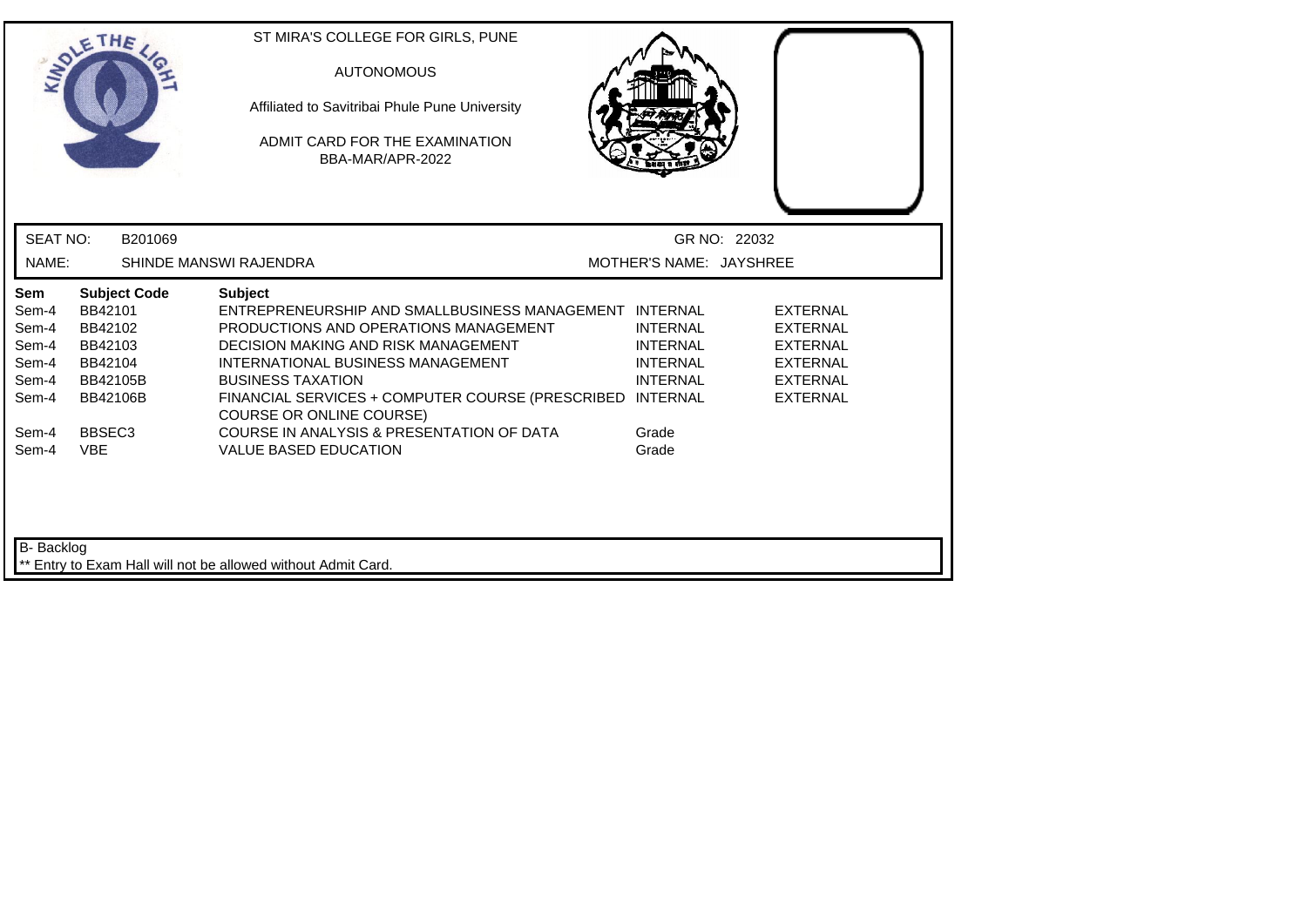ST MIRA'S COLLEGE FOR GIRLS, PUNE

AUTONOMOUS

Affiliated to Savitribai Phule Pune University

ADMIT CARD FOR THE EXAMINATION
BBA-MAR/APR-2022

SEAT NO: B201069 GR NO: 22032

NAME: SHINDE MANSWI RAJENDRA MOTHER'S NAME: JAYSHREE

| Sem | Subject Code | Subject | | |
|---|---|---|---|---|
| Sem-4 | BB42101 | ENTREPRENEURSHIP AND SMALLBUSINESS MANAGEMENT | INTERNAL | EXTERNAL |
| Sem-4 | BB42102 | PRODUCTIONS AND OPERATIONS MANAGEMENT | INTERNAL | EXTERNAL |
| Sem-4 | BB42103 | DECISION MAKING AND RISK MANAGEMENT | INTERNAL | EXTERNAL |
| Sem-4 | BB42104 | INTERNATIONAL BUSINESS MANAGEMENT | INTERNAL | EXTERNAL |
| Sem-4 | BB42105B | BUSINESS TAXATION | INTERNAL | EXTERNAL |
| Sem-4 | BB42106B | FINANCIAL SERVICES + COMPUTER COURSE (PRESCRIBED COURSE OR ONLINE COURSE) | INTERNAL | EXTERNAL |
| Sem-4 | BBSEC3 | COURSE IN ANALYSIS & PRESENTATION OF DATA | Grade | |
| Sem-4 | VBE | VALUE BASED EDUCATION | Grade | |

B- Backlog

** Entry to Exam Hall will not be allowed without Admit Card.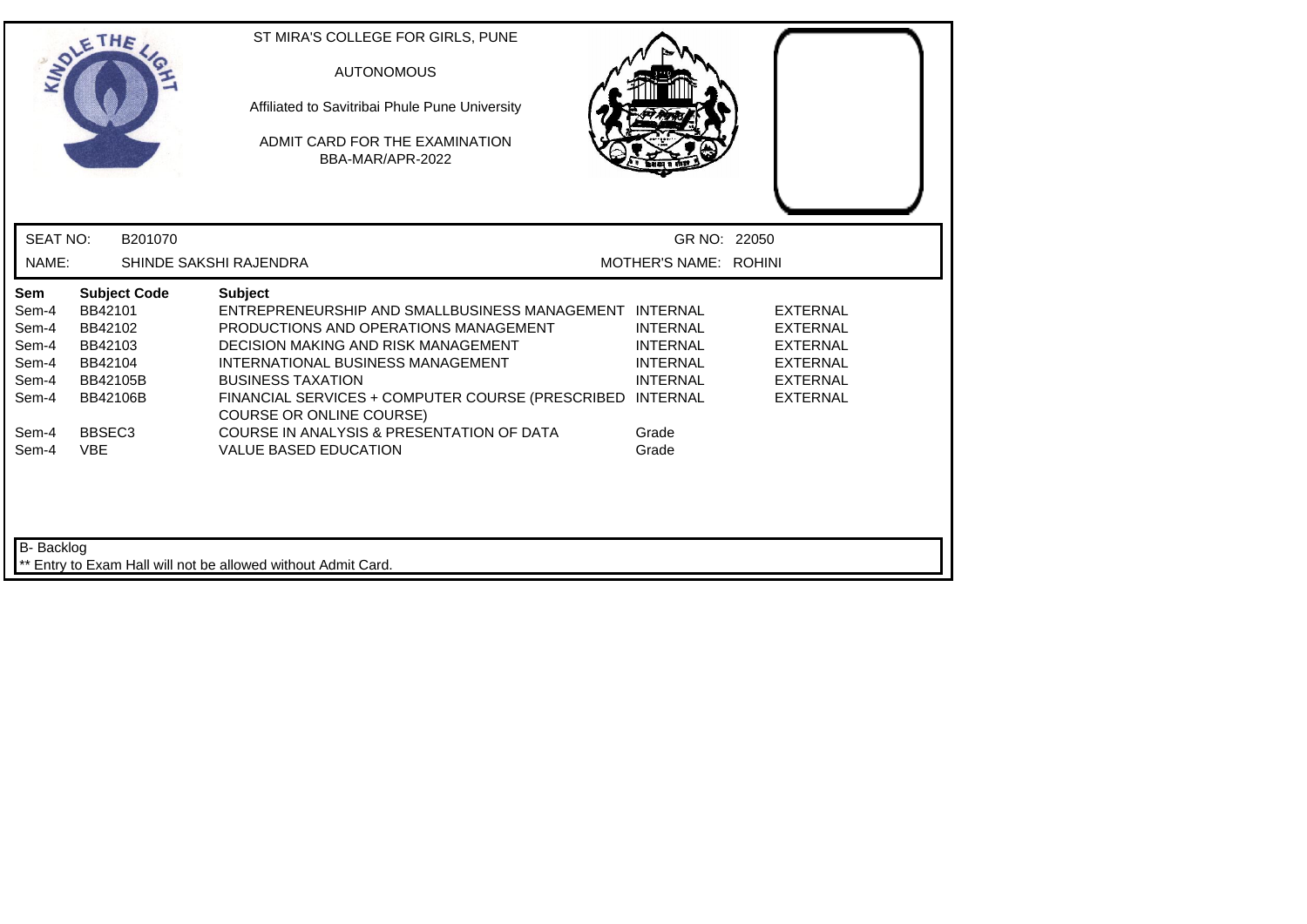ST MIRA'S COLLEGE FOR GIRLS, PUNE

AUTONOMOUS

Affiliated to Savitribai Phule Pune University

ADMIT CARD FOR THE EXAMINATION
BBA-MAR/APR-2022

SEAT NO: B201070 GR NO: 22050

NAME: SHINDE SAKSHI RAJENDRA MOTHER'S NAME: ROHINI

| Sem | Subject Code | Subject | | |
|---|---|---|---|---|
| Sem-4 | BB42101 | ENTREPRENEURSHIP AND SMALLBUSINESS MANAGEMENT | INTERNAL | EXTERNAL |
| Sem-4 | BB42102 | PRODUCTIONS AND OPERATIONS MANAGEMENT | INTERNAL | EXTERNAL |
| Sem-4 | BB42103 | DECISION MAKING AND RISK MANAGEMENT | INTERNAL | EXTERNAL |
| Sem-4 | BB42104 | INTERNATIONAL BUSINESS MANAGEMENT | INTERNAL | EXTERNAL |
| Sem-4 | BB42105B | BUSINESS TAXATION | INTERNAL | EXTERNAL |
| Sem-4 | BB42106B | FINANCIAL SERVICES + COMPUTER COURSE (PRESCRIBED COURSE OR ONLINE COURSE) | INTERNAL | EXTERNAL |
| Sem-4 | BBSEC3 | COURSE IN ANALYSIS & PRESENTATION OF DATA | Grade | |
| Sem-4 | VBE | VALUE BASED EDUCATION | Grade | |

B- Backlog

** Entry to Exam Hall will not be allowed without Admit Card.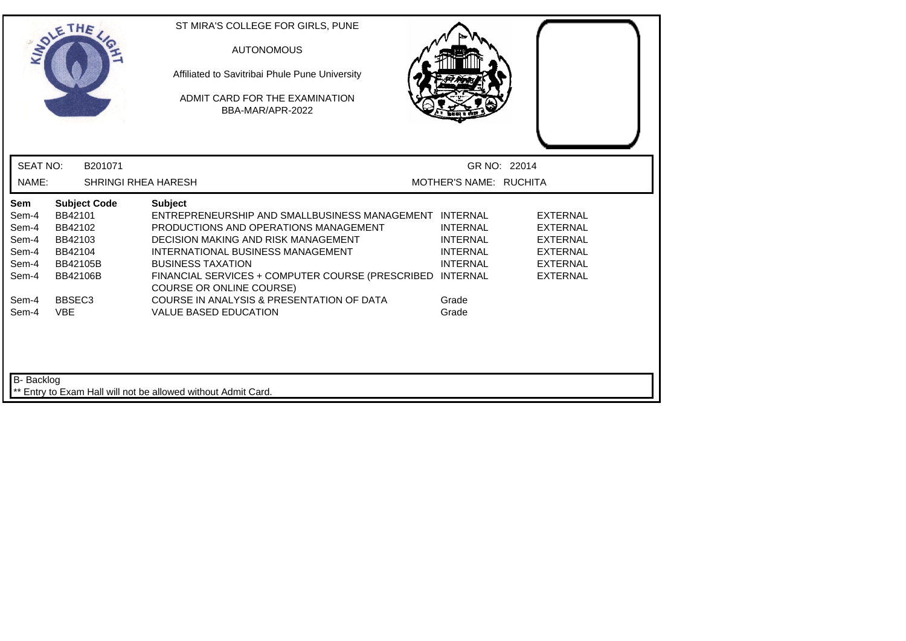ST MIRA'S COLLEGE FOR GIRLS, PUNE

AUTONOMOUS

Affiliated to Savitribai Phule Pune University

ADMIT CARD FOR THE EXAMINATION
BBA-MAR/APR-2022

SEAT NO: B201071 GR NO: 22014

NAME: SHRINGI RHEA HARESH MOTHER'S NAME: RUCHITA

| Sem | Subject Code | Subject | | |
|---|---|---|---|---|
| Sem-4 | BB42101 | ENTREPRENEURSHIP AND SMALLBUSINESS MANAGEMENT | INTERNAL | EXTERNAL |
| Sem-4 | BB42102 | PRODUCTIONS AND OPERATIONS MANAGEMENT | INTERNAL | EXTERNAL |
| Sem-4 | BB42103 | DECISION MAKING AND RISK MANAGEMENT | INTERNAL | EXTERNAL |
| Sem-4 | BB42104 | INTERNATIONAL BUSINESS MANAGEMENT | INTERNAL | EXTERNAL |
| Sem-4 | BB42105B | BUSINESS TAXATION | INTERNAL | EXTERNAL |
| Sem-4 | BB42106B | FINANCIAL SERVICES + COMPUTER COURSE (PRESCRIBED COURSE OR ONLINE COURSE) | INTERNAL | EXTERNAL |
| Sem-4 | BBSEC3 | COURSE IN ANALYSIS & PRESENTATION OF DATA | Grade | |
| Sem-4 | VBE | VALUE BASED EDUCATION | Grade | |

B- Backlog

** Entry to Exam Hall will not be allowed without Admit Card.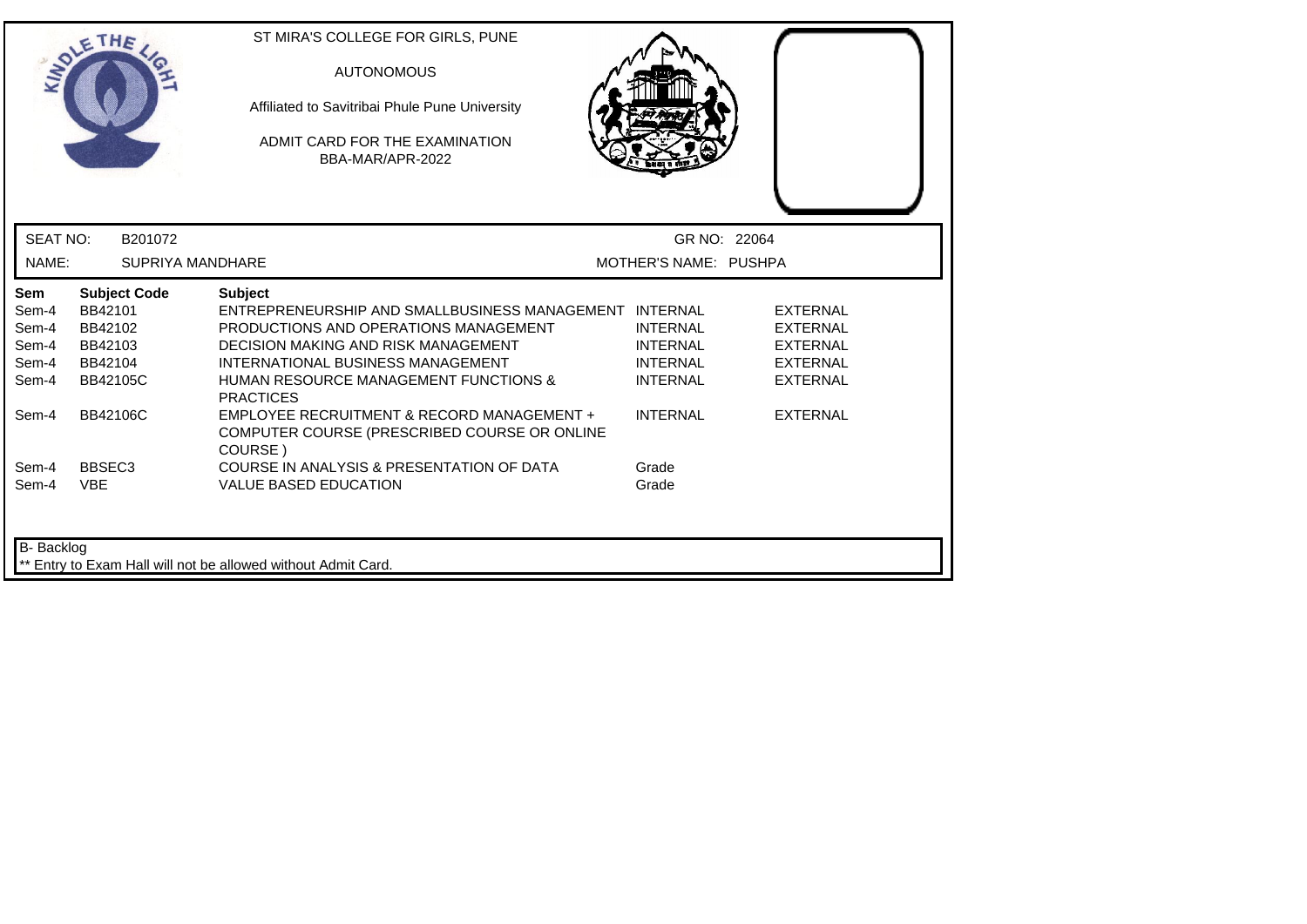ST MIRA'S COLLEGE FOR GIRLS, PUNE

AUTONOMOUS

Affiliated to Savitribai Phule Pune University

ADMIT CARD FOR THE EXAMINATION

BBA-MAR/APR-2022

SEAT NO: B201072 GR NO: 22064

NAME: SUPRIYA MANDHARE MOTHER'S NAME: PUSHPA

| Sem | Subject Code | Subject | | |
|---|---|---|---|---|
| Sem-4 | BB42101 | ENTREPRENEURSHIP AND SMALLBUSINESS MANAGEMENT | INTERNAL | EXTERNAL |
| Sem-4 | BB42102 | PRODUCTIONS AND OPERATIONS MANAGEMENT | INTERNAL | EXTERNAL |
| Sem-4 | BB42103 | DECISION MAKING AND RISK MANAGEMENT | INTERNAL | EXTERNAL |
| Sem-4 | BB42104 | INTERNATIONAL BUSINESS MANAGEMENT | INTERNAL | EXTERNAL |
| Sem-4 | BB42105C | HUMAN RESOURCE MANAGEMENT FUNCTIONS & PRACTICES | INTERNAL | EXTERNAL |
| Sem-4 | BB42106C | EMPLOYEE RECRUITMENT & RECORD MANAGEMENT + COMPUTER COURSE (PRESCRIBED COURSE OR ONLINE COURSE ) | INTERNAL | EXTERNAL |
| Sem-4 | BBSEC3 | COURSE IN ANALYSIS & PRESENTATION OF DATA | Grade | |
| Sem-4 | VBE | VALUE BASED EDUCATION | Grade | |

B- Backlog

** Entry to Exam Hall will not be allowed without Admit Card.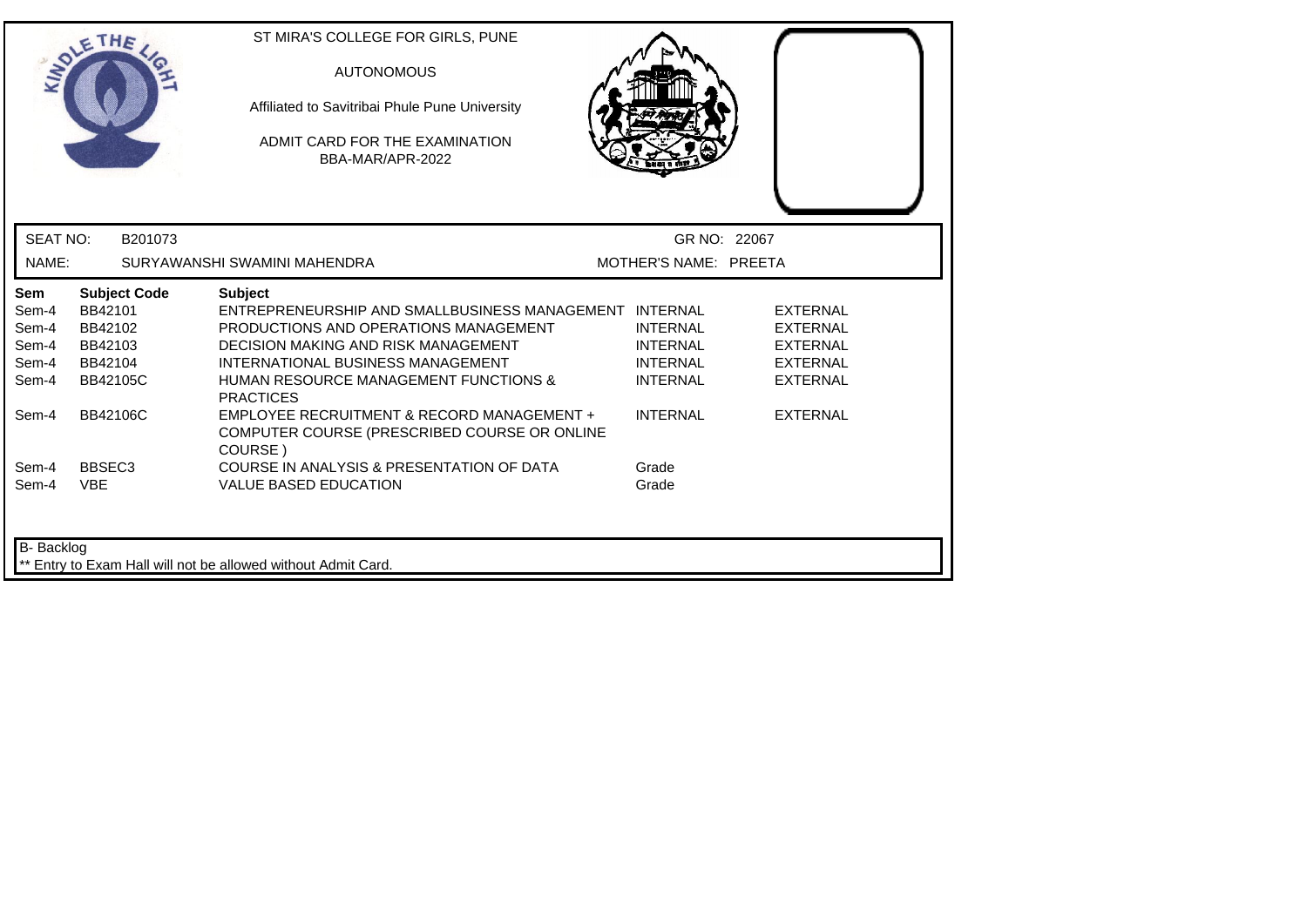ST MIRA'S COLLEGE FOR GIRLS, PUNE

AUTONOMOUS

Affiliated to Savitribai Phule Pune University

ADMIT CARD FOR THE EXAMINATION

BBA-MAR/APR-2022

SEAT NO: B201073 | GR NO: 22067

NAME: SURYAWANSHI SWAMINI MAHENDRA | MOTHER'S NAME: PREETA

| Sem | Subject Code | Subject | | |
|---|---|---|---|---|
| Sem-4 | BB42101 | ENTREPRENEURSHIP AND SMALLBUSINESS MANAGEMENT | INTERNAL | EXTERNAL |
| Sem-4 | BB42102 | PRODUCTIONS AND OPERATIONS MANAGEMENT | INTERNAL | EXTERNAL |
| Sem-4 | BB42103 | DECISION MAKING AND RISK MANAGEMENT | INTERNAL | EXTERNAL |
| Sem-4 | BB42104 | INTERNATIONAL BUSINESS MANAGEMENT | INTERNAL | EXTERNAL |
| Sem-4 | BB42105C | HUMAN RESOURCE MANAGEMENT FUNCTIONS & PRACTICES | INTERNAL | EXTERNAL |
| Sem-4 | BB42106C | EMPLOYEE RECRUITMENT & RECORD MANAGEMENT + COMPUTER COURSE (PRESCRIBED COURSE OR ONLINE COURSE ) | INTERNAL | EXTERNAL |
| Sem-4 | BBSEC3 | COURSE IN ANALYSIS & PRESENTATION OF DATA | Grade | |
| Sem-4 | VBE | VALUE BASED EDUCATION | Grade | |

B- Backlog

** Entry to Exam Hall will not be allowed without Admit Card.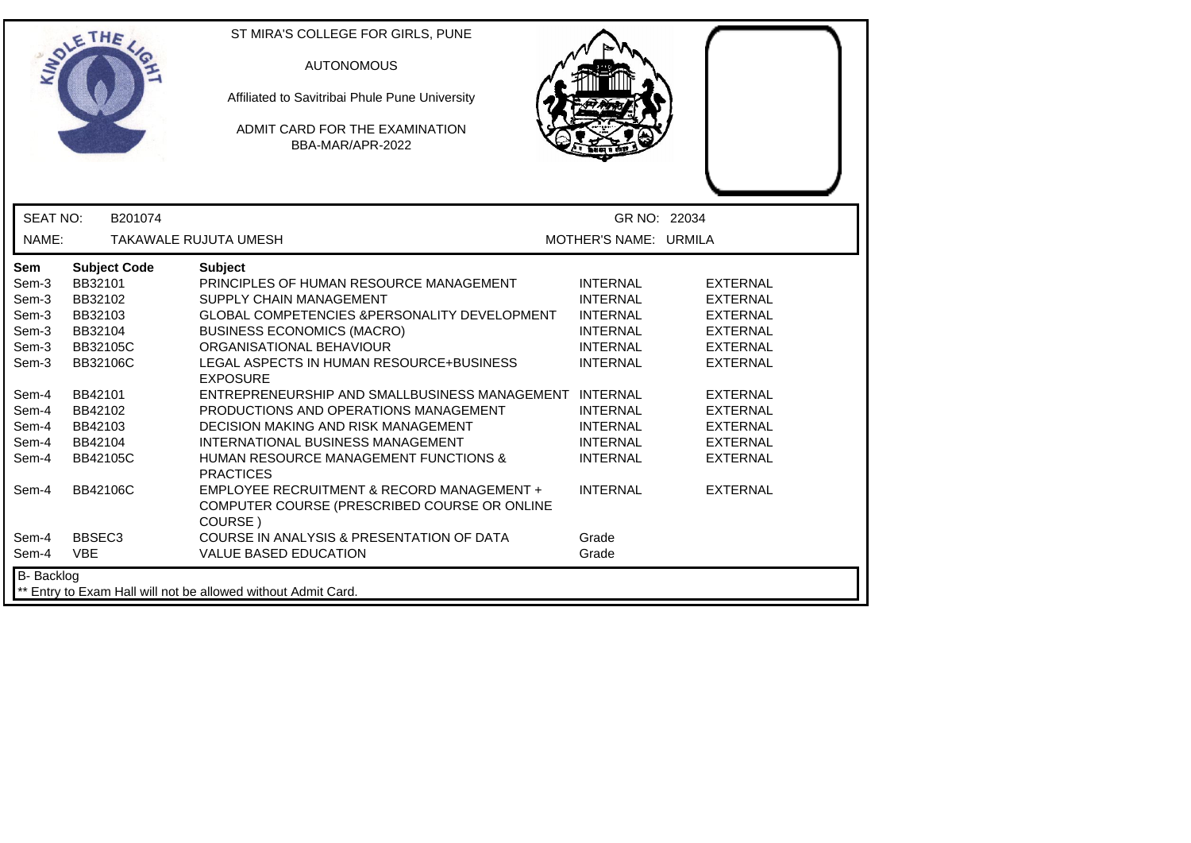ST MIRA'S COLLEGE FOR GIRLS, PUNE

AUTONOMOUS

Affiliated to Savitribai Phule Pune University

ADMIT CARD FOR THE EXAMINATION
BBA-MAR/APR-2022

| SEAT NO: | B201074 | GR NO: 22034 |
|---|---|---|
| NAME: | TAKAWALE RUJUTA UMESH | MOTHER'S NAME: URMILA |

| Sem | Subject Code | Subject | | |
|---|---|---|---|---|
| Sem-3 | BB32101 | PRINCIPLES OF HUMAN RESOURCE MANAGEMENT | INTERNAL | EXTERNAL |
| Sem-3 | BB32102 | SUPPLY CHAIN MANAGEMENT | INTERNAL | EXTERNAL |
| Sem-3 | BB32103 | GLOBAL COMPETENCIES &PERSONALITY DEVELOPMENT | INTERNAL | EXTERNAL |
| Sem-3 | BB32104 | BUSINESS ECONOMICS (MACRO) | INTERNAL | EXTERNAL |
| Sem-3 | BB32105C | ORGANISATIONAL BEHAVIOUR | INTERNAL | EXTERNAL |
| Sem-3 | BB32106C | LEGAL ASPECTS IN HUMAN RESOURCE+BUSINESS EXPOSURE | INTERNAL | EXTERNAL |
| Sem-4 | BB42101 | ENTREPRENEURSHIP AND SMALLBUSINESS MANAGEMENT | INTERNAL | EXTERNAL |
| Sem-4 | BB42102 | PRODUCTIONS AND OPERATIONS MANAGEMENT | INTERNAL | EXTERNAL |
| Sem-4 | BB42103 | DECISION MAKING AND RISK MANAGEMENT | INTERNAL | EXTERNAL |
| Sem-4 | BB42104 | INTERNATIONAL BUSINESS MANAGEMENT | INTERNAL | EXTERNAL |
| Sem-4 | BB42105C | HUMAN RESOURCE MANAGEMENT FUNCTIONS & PRACTICES | INTERNAL | EXTERNAL |
| Sem-4 | BB42106C | EMPLOYEE RECRUITMENT & RECORD MANAGEMENT + COMPUTER COURSE (PRESCRIBED COURSE OR ONLINE COURSE ) | INTERNAL | EXTERNAL |
| Sem-4 | BBSEC3 | COURSE IN ANALYSIS & PRESENTATION OF DATA | Grade | |
| Sem-4 | VBE | VALUE BASED EDUCATION | Grade | |

B- Backlog

** Entry to Exam Hall will not be allowed without Admit Card.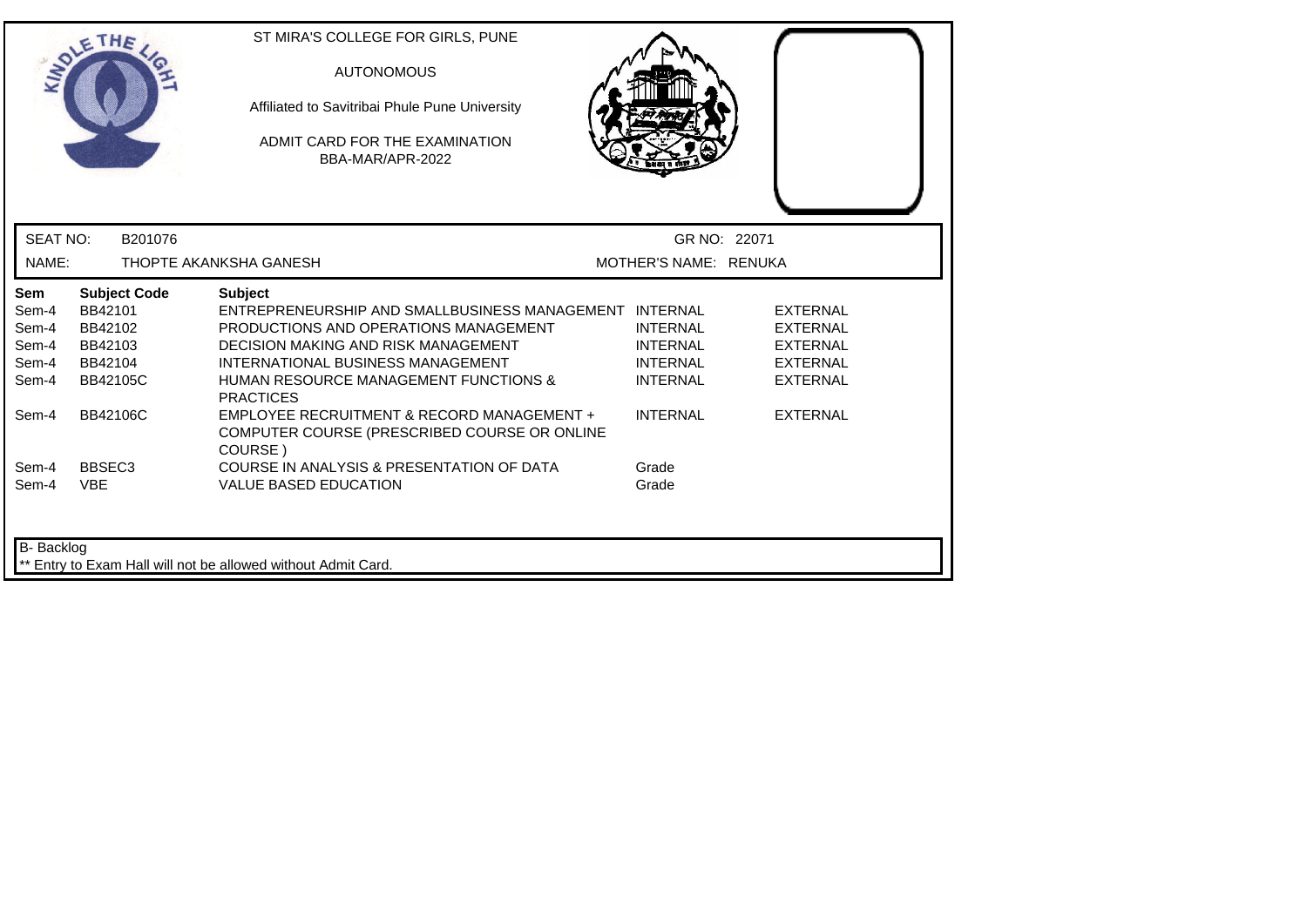ST MIRA'S COLLEGE FOR GIRLS, PUNE

AUTONOMOUS

Affiliated to Savitribai Phule Pune University

ADMIT CARD FOR THE EXAMINATION
BBA-MAR/APR-2022

SEAT NO: B201076 GR NO: 22071

NAME: THOPTE AKANKSHA GANESH MOTHER'S NAME: RENUKA

| Sem | Subject Code | Subject | | |
|---|---|---|---|---|
| Sem-4 | BB42101 | ENTREPRENEURSHIP AND SMALLBUSINESS MANAGEMENT | INTERNAL | EXTERNAL |
| Sem-4 | BB42102 | PRODUCTIONS AND OPERATIONS MANAGEMENT | INTERNAL | EXTERNAL |
| Sem-4 | BB42103 | DECISION MAKING AND RISK MANAGEMENT | INTERNAL | EXTERNAL |
| Sem-4 | BB42104 | INTERNATIONAL BUSINESS MANAGEMENT | INTERNAL | EXTERNAL |
| Sem-4 | BB42105C | HUMAN RESOURCE MANAGEMENT FUNCTIONS & PRACTICES | INTERNAL | EXTERNAL |
| Sem-4 | BB42106C | EMPLOYEE RECRUITMENT & RECORD MANAGEMENT + COMPUTER COURSE (PRESCRIBED COURSE OR ONLINE COURSE ) | INTERNAL | EXTERNAL |
| Sem-4 | BBSEC3 | COURSE IN ANALYSIS & PRESENTATION OF DATA | Grade | |
| Sem-4 | VBE | VALUE BASED EDUCATION | Grade | |

B- Backlog

** Entry to Exam Hall will not be allowed without Admit Card.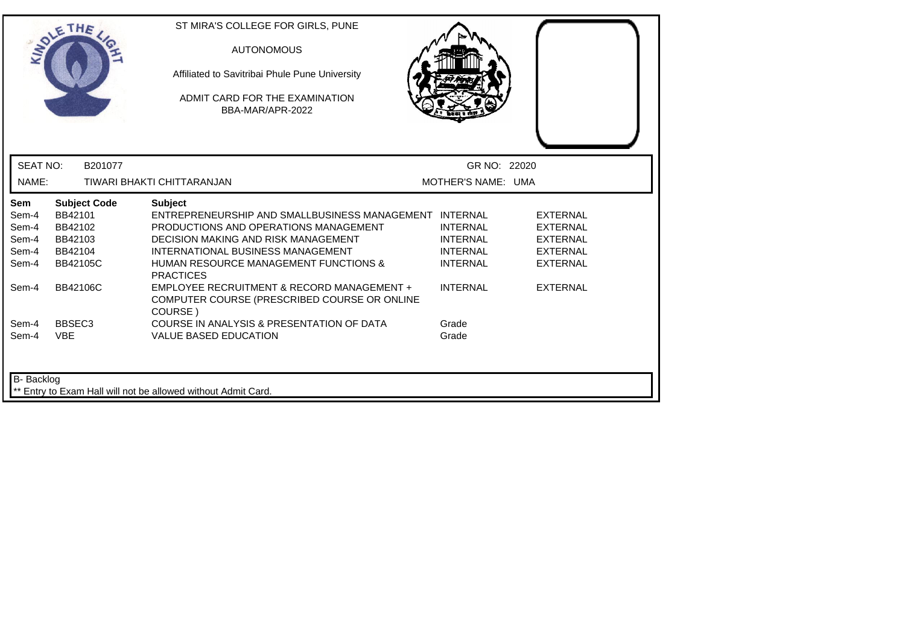ST MIRA'S COLLEGE FOR GIRLS, PUNE

AUTONOMOUS

Affiliated to Savitribai Phule Pune University

ADMIT CARD FOR THE EXAMINATION
BBA-MAR/APR-2022

SEAT NO: B201077 GR NO: 22020

NAME: TIWARI BHAKTI CHITTARANJAN MOTHER'S NAME: UMA

| Sem | Subject Code | Subject | | |
|---|---|---|---|---|
| Sem-4 | BB42101 | ENTREPRENEURSHIP AND SMALLBUSINESS MANAGEMENT | INTERNAL | EXTERNAL |
| Sem-4 | BB42102 | PRODUCTIONS AND OPERATIONS MANAGEMENT | INTERNAL | EXTERNAL |
| Sem-4 | BB42103 | DECISION MAKING AND RISK MANAGEMENT | INTERNAL | EXTERNAL |
| Sem-4 | BB42104 | INTERNATIONAL BUSINESS MANAGEMENT | INTERNAL | EXTERNAL |
| Sem-4 | BB42105C | HUMAN RESOURCE MANAGEMENT FUNCTIONS & PRACTICES | INTERNAL | EXTERNAL |
| Sem-4 | BB42106C | EMPLOYEE RECRUITMENT & RECORD MANAGEMENT + COMPUTER COURSE (PRESCRIBED COURSE OR ONLINE COURSE ) | INTERNAL | EXTERNAL |
| Sem-4 | BBSEC3 | COURSE IN ANALYSIS & PRESENTATION OF DATA | Grade | |
| Sem-4 | VBE | VALUE BASED EDUCATION | Grade | |

B- Backlog

** Entry to Exam Hall will not be allowed without Admit Card.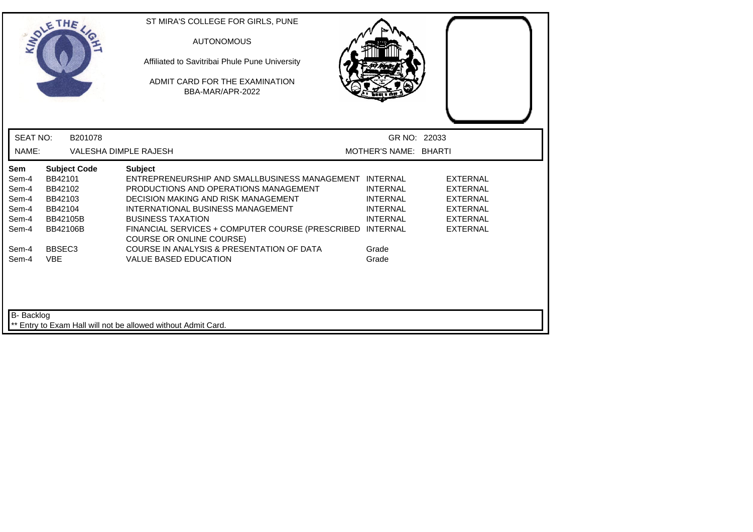ST MIRA'S COLLEGE FOR GIRLS, PUNE

AUTONOMOUS

Affiliated to Savitribai Phule Pune University

ADMIT CARD FOR THE EXAMINATION
BBA-MAR/APR-2022

SEAT NO: B201078 GR NO: 22033

NAME: VALESHA DIMPLE RAJESH MOTHER'S NAME: BHARTI

| Sem | Subject Code | Subject | | |
|---|---|---|---|---|
| Sem-4 | BB42101 | ENTREPRENEURSHIP AND SMALLBUSINESS MANAGEMENT | INTERNAL | EXTERNAL |
| Sem-4 | BB42102 | PRODUCTIONS AND OPERATIONS MANAGEMENT | INTERNAL | EXTERNAL |
| Sem-4 | BB42103 | DECISION MAKING AND RISK MANAGEMENT | INTERNAL | EXTERNAL |
| Sem-4 | BB42104 | INTERNATIONAL BUSINESS MANAGEMENT | INTERNAL | EXTERNAL |
| Sem-4 | BB42105B | BUSINESS TAXATION | INTERNAL | EXTERNAL |
| Sem-4 | BB42106B | FINANCIAL SERVICES + COMPUTER COURSE (PRESCRIBED COURSE OR ONLINE COURSE) | INTERNAL | EXTERNAL |
| Sem-4 | BBSEC3 | COURSE IN ANALYSIS & PRESENTATION OF DATA | Grade | |
| Sem-4 | VBE | VALUE BASED EDUCATION | Grade | |

B- Backlog

** Entry to Exam Hall will not be allowed without Admit Card.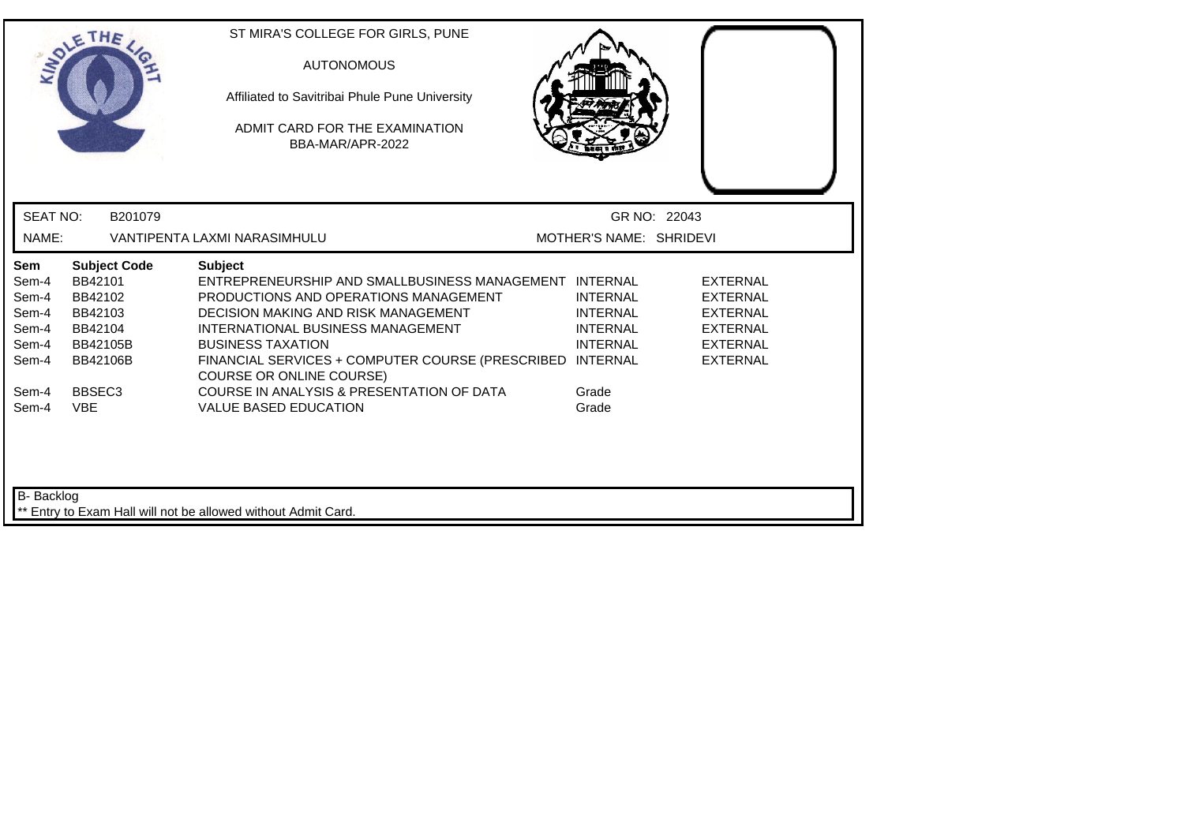ST MIRA'S COLLEGE FOR GIRLS, PUNE

AUTONOMOUS

Affiliated to Savitribai Phule Pune University

ADMIT CARD FOR THE EXAMINATION
BBA-MAR/APR-2022

SEAT NO: B201079 GR NO: 22043

NAME: VANTIPENTA LAXMI NARASIMHULU MOTHER'S NAME: SHRIDEVI

| Sem | Subject Code | Subject | | |
|---|---|---|---|---|
| Sem-4 | BB42101 | ENTREPRENEURSHIP AND SMALLBUSINESS MANAGEMENT | INTERNAL | EXTERNAL |
| Sem-4 | BB42102 | PRODUCTIONS AND OPERATIONS MANAGEMENT | INTERNAL | EXTERNAL |
| Sem-4 | BB42103 | DECISION MAKING AND RISK MANAGEMENT | INTERNAL | EXTERNAL |
| Sem-4 | BB42104 | INTERNATIONAL BUSINESS MANAGEMENT | INTERNAL | EXTERNAL |
| Sem-4 | BB42105B | BUSINESS TAXATION | INTERNAL | EXTERNAL |
| Sem-4 | BB42106B | FINANCIAL SERVICES + COMPUTER COURSE (PRESCRIBED COURSE OR ONLINE COURSE) | INTERNAL | EXTERNAL |
| Sem-4 | BBSEC3 | COURSE IN ANALYSIS & PRESENTATION OF DATA | Grade | |
| Sem-4 | VBE | VALUE BASED EDUCATION | Grade | |

B- Backlog

** Entry to Exam Hall will not be allowed without Admit Card.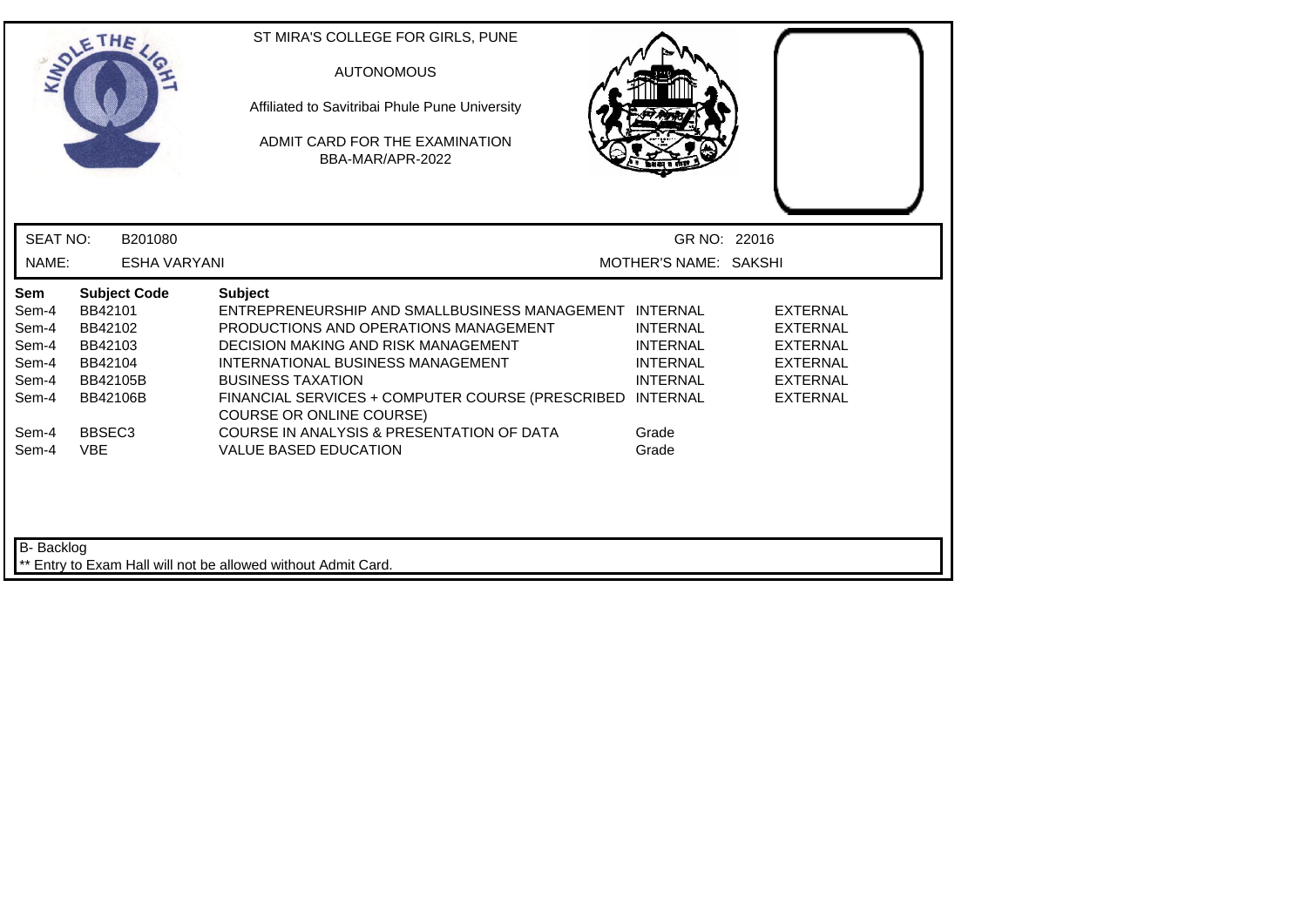ST MIRA'S COLLEGE FOR GIRLS, PUNE

AUTONOMOUS

Affiliated to Savitribai Phule Pune University

ADMIT CARD FOR THE EXAMINATION
BBA-MAR/APR-2022

SEAT NO: B201080 GR NO: 22016

NAME: ESHA VARYANI MOTHER'S NAME: SAKSHI

| Sem | Subject Code | Subject | | |
|---|---|---|---|---|
| Sem-4 | BB42101 | ENTREPRENEURSHIP AND SMALLBUSINESS MANAGEMENT | INTERNAL | EXTERNAL |
| Sem-4 | BB42102 | PRODUCTIONS AND OPERATIONS MANAGEMENT | INTERNAL | EXTERNAL |
| Sem-4 | BB42103 | DECISION MAKING AND RISK MANAGEMENT | INTERNAL | EXTERNAL |
| Sem-4 | BB42104 | INTERNATIONAL BUSINESS MANAGEMENT | INTERNAL | EXTERNAL |
| Sem-4 | BB42105B | BUSINESS TAXATION | INTERNAL | EXTERNAL |
| Sem-4 | BB42106B | FINANCIAL SERVICES + COMPUTER COURSE (PRESCRIBED COURSE OR ONLINE COURSE) | INTERNAL | EXTERNAL |
| Sem-4 | BBSEC3 | COURSE IN ANALYSIS & PRESENTATION OF DATA | Grade | |
| Sem-4 | VBE | VALUE BASED EDUCATION | Grade | |

B- Backlog

** Entry to Exam Hall will not be allowed without Admit Card.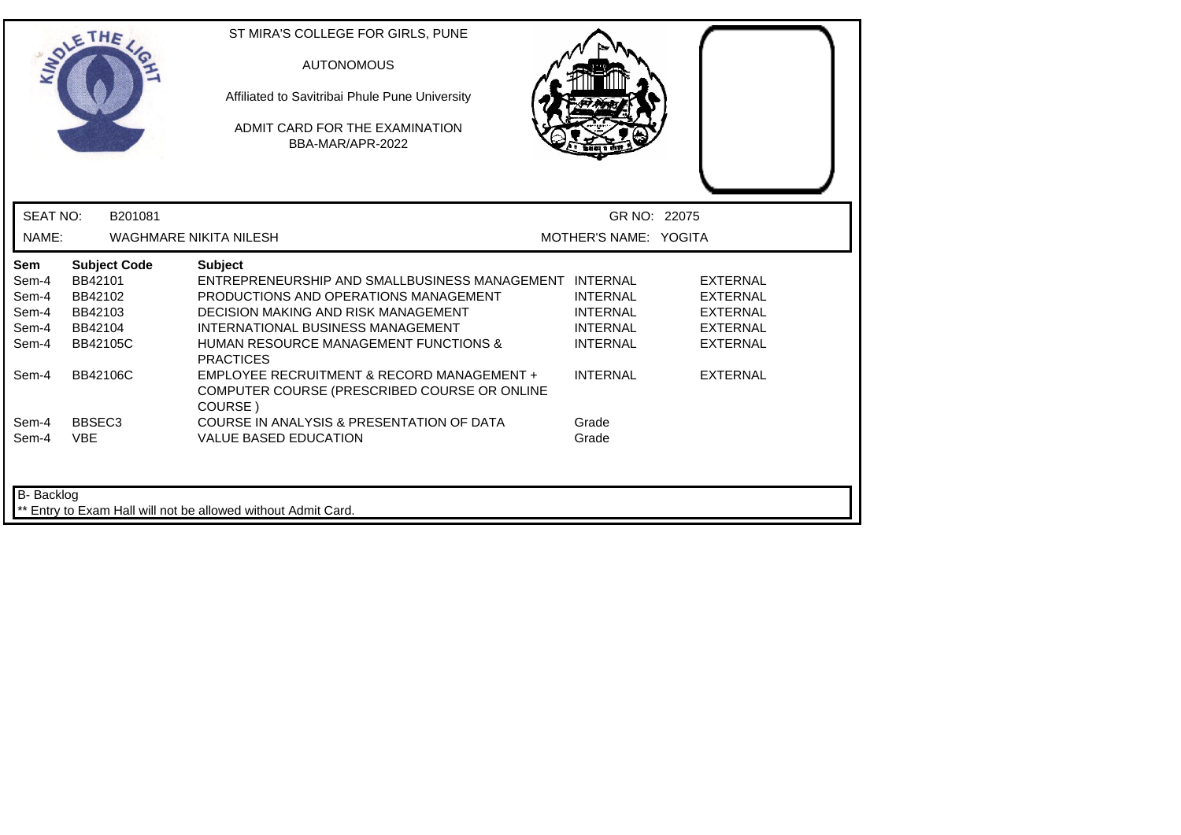ST MIRA'S COLLEGE FOR GIRLS, PUNE

AUTONOMOUS

Affiliated to Savitribai Phule Pune University

ADMIT CARD FOR THE EXAMINATION
BBA-MAR/APR-2022

SEAT NO: B201081 GR NO: 22075

NAME: WAGHMARE NIKITA NILESH MOTHER'S NAME: YOGITA

| Sem | Subject Code | Subject | | |
|---|---|---|---|---|
| Sem-4 | BB42101 | ENTREPRENEURSHIP AND SMALLBUSINESS MANAGEMENT | INTERNAL | EXTERNAL |
| Sem-4 | BB42102 | PRODUCTIONS AND OPERATIONS MANAGEMENT | INTERNAL | EXTERNAL |
| Sem-4 | BB42103 | DECISION MAKING AND RISK MANAGEMENT | INTERNAL | EXTERNAL |
| Sem-4 | BB42104 | INTERNATIONAL BUSINESS MANAGEMENT | INTERNAL | EXTERNAL |
| Sem-4 | BB42105C | HUMAN RESOURCE MANAGEMENT FUNCTIONS & PRACTICES | INTERNAL | EXTERNAL |
| Sem-4 | BB42106C | EMPLOYEE RECRUITMENT & RECORD MANAGEMENT + COMPUTER COURSE (PRESCRIBED COURSE OR ONLINE COURSE ) | INTERNAL | EXTERNAL |
| Sem-4 | BBSEC3 | COURSE IN ANALYSIS & PRESENTATION OF DATA | Grade | |
| Sem-4 | VBE | VALUE BASED EDUCATION | Grade | |

B- Backlog

** Entry to Exam Hall will not be allowed without Admit Card.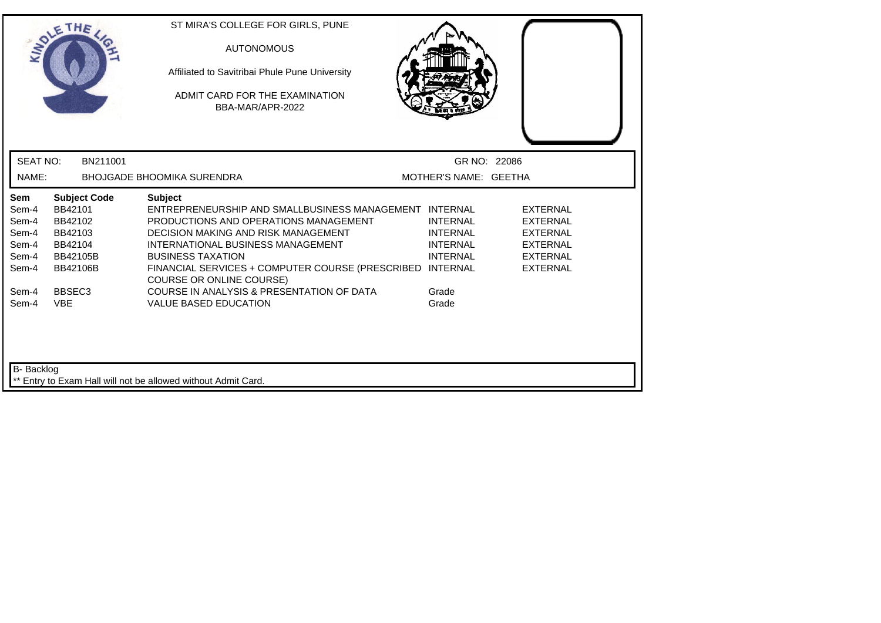ST MIRA'S COLLEGE FOR GIRLS, PUNE

AUTONOMOUS

Affiliated to Savitribai Phule Pune University

ADMIT CARD FOR THE EXAMINATION
BBA-MAR/APR-2022

SEAT NO: BN211001  GR NO: 22086

NAME: BHOJGADE BHOOMIKA SURENDRA  MOTHER'S NAME: GEETHA

| Sem | Subject Code | Subject | | |
|---|---|---|---|---|
| Sem-4 | BB42101 | ENTREPRENEURSHIP AND SMALLBUSINESS MANAGEMENT | INTERNAL | EXTERNAL |
| Sem-4 | BB42102 | PRODUCTIONS AND OPERATIONS MANAGEMENT | INTERNAL | EXTERNAL |
| Sem-4 | BB42103 | DECISION MAKING AND RISK MANAGEMENT | INTERNAL | EXTERNAL |
| Sem-4 | BB42104 | INTERNATIONAL BUSINESS MANAGEMENT | INTERNAL | EXTERNAL |
| Sem-4 | BB42105B | BUSINESS TAXATION | INTERNAL | EXTERNAL |
| Sem-4 | BB42106B | FINANCIAL SERVICES + COMPUTER COURSE (PRESCRIBED COURSE OR ONLINE COURSE) | INTERNAL | EXTERNAL |
| Sem-4 | BBSEC3 | COURSE IN ANALYSIS & PRESENTATION OF DATA | Grade | |
| Sem-4 | VBE | VALUE BASED EDUCATION | Grade | |

B- Backlog

** Entry to Exam Hall will not be allowed without Admit Card.